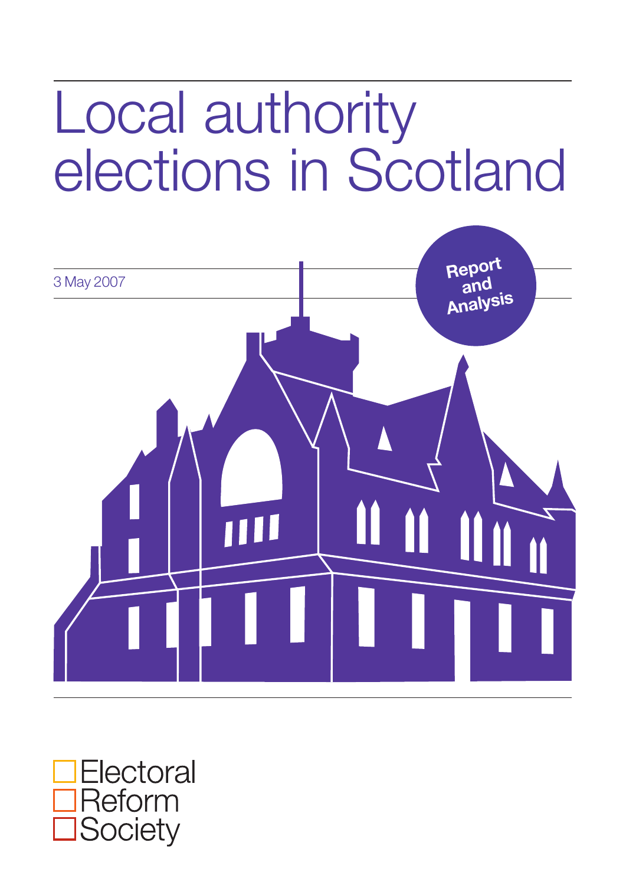# Local authority elections in Scotland

3 May 2007

Report and Analysis

Electoral Reform Society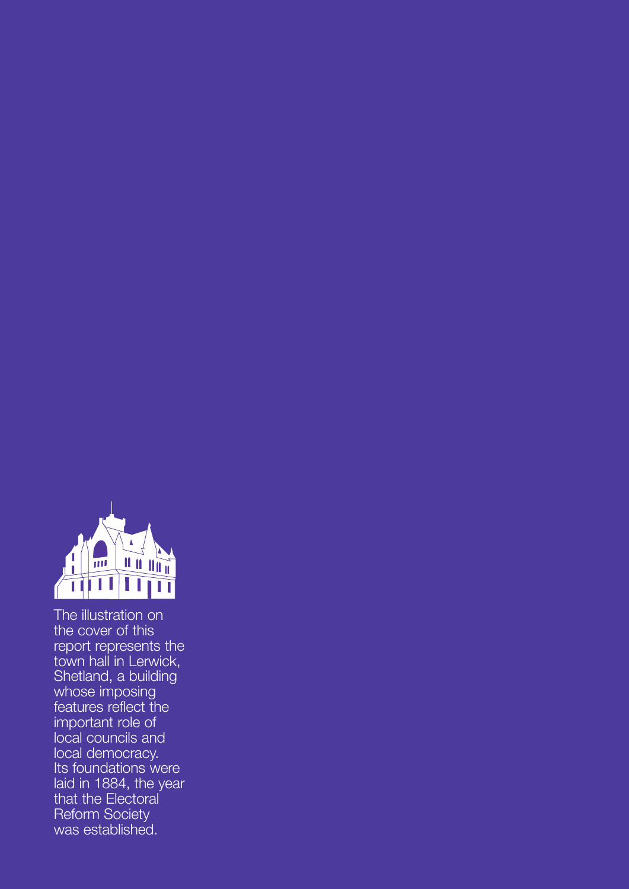The illustration on the cover of this report represents the town hall in Lerwick, Shetland, a building whose imposing features reflect the important role of local councils and local democracy. Its foundations were laid in 1884, the year that the Electoral Reform Society was established.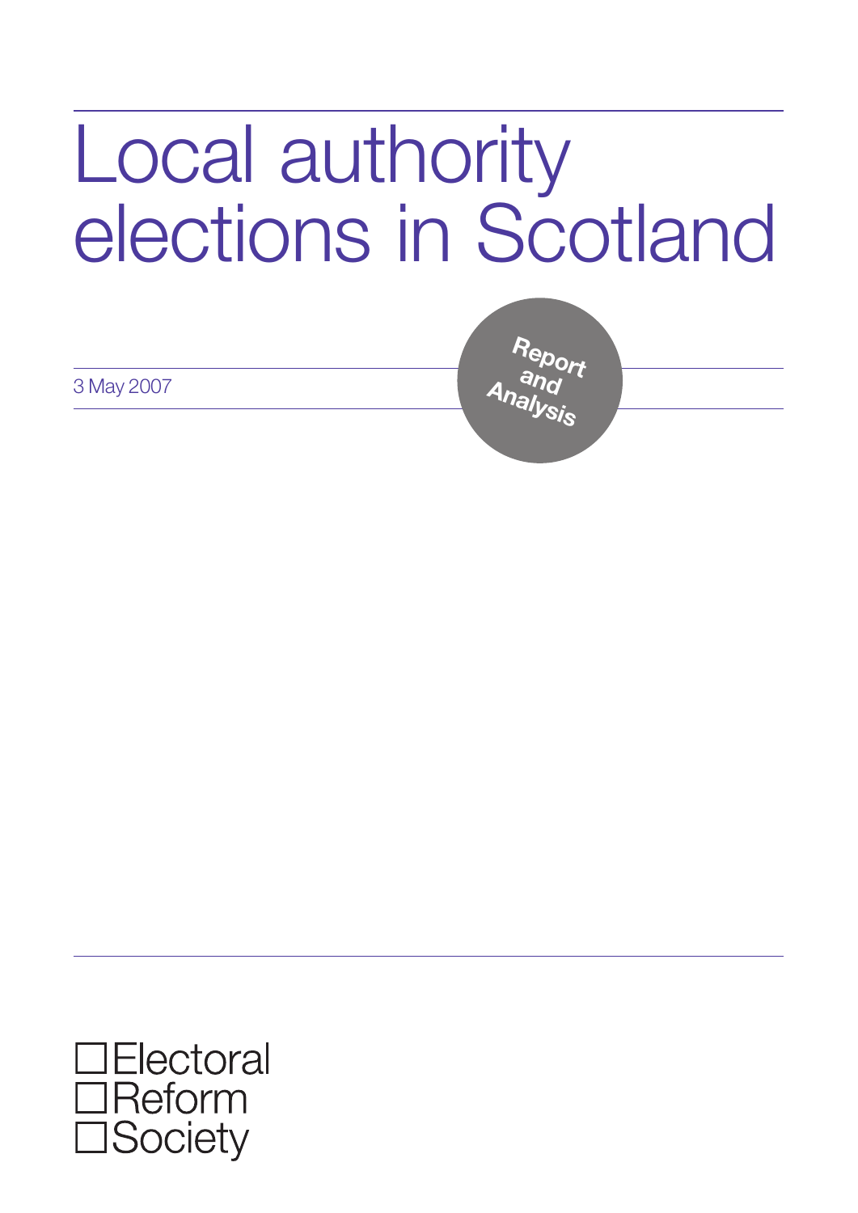# Local authority elections in Scotland

3 May 2007

**Report and Analysis**

Electoral Reform Society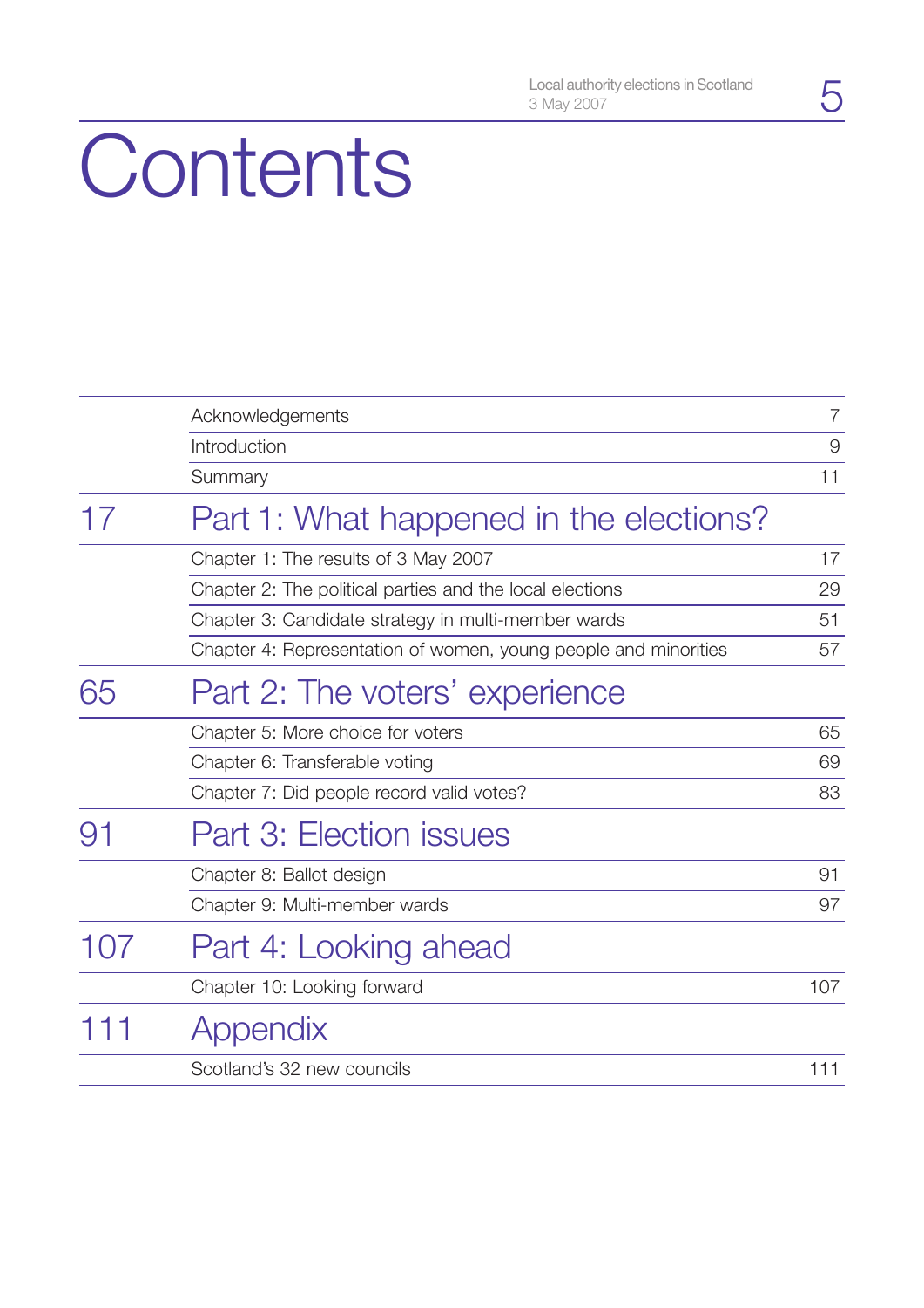# Contents

| | | |
|---|---|---|
| | Acknowledgements | 7 |
| | Introduction | 9 |
| | Summary | 11 |
| **17** | **Part 1: What happened in the elections?** | |
| | Chapter 1: The results of 3 May 2007 | 17 |
| | Chapter 2: The political parties and the local elections | 29 |
| | Chapter 3: Candidate strategy in multi-member wards | 51 |
| | Chapter 4: Representation of women, young people and minorities | 57 |
| **65** | **Part 2: The voters' experience** | |
| | Chapter 5: More choice for voters | 65 |
| | Chapter 6: Transferable voting | 69 |
| | Chapter 7: Did people record valid votes? | 83 |
| **91** | **Part 3: Election issues** | |
| | Chapter 8: Ballot design | 91 |
| | Chapter 9: Multi-member wards | 97 |
| **107** | **Part 4: Looking ahead** | |
| | Chapter 10: Looking forward | 107 |
| **111** | **Appendix** | |
| | Scotland's 32 new councils | 111 |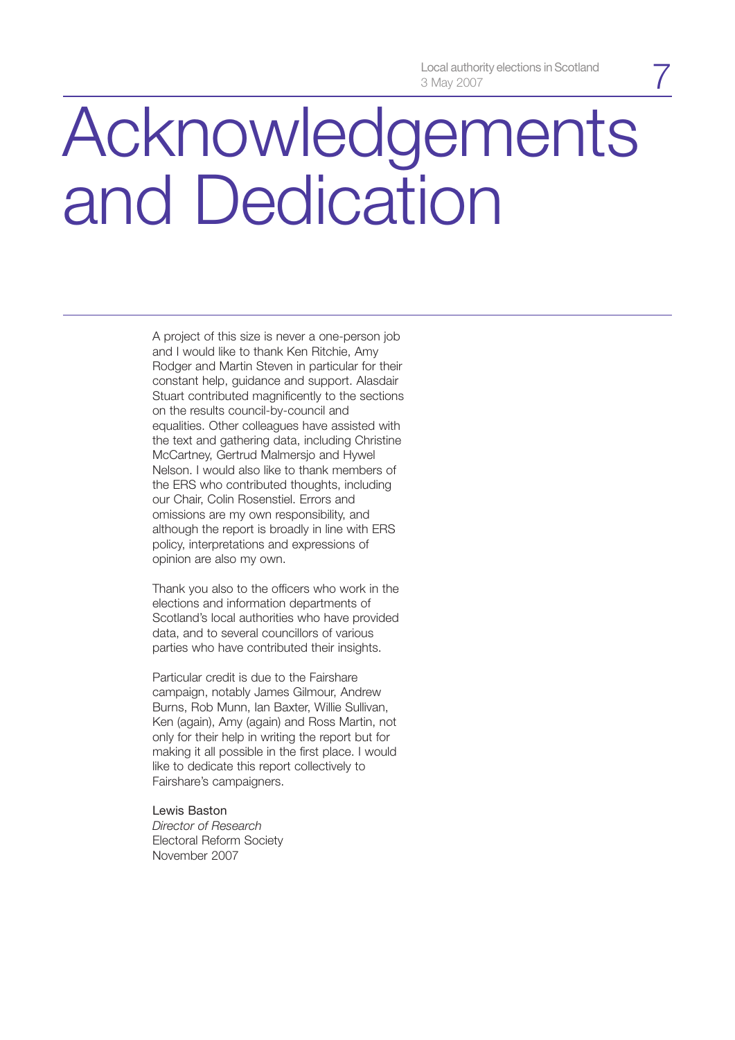# Acknowledgements and Dedication

A project of this size is never a one-person job and I would like to thank Ken Ritchie, Amy Rodger and Martin Steven in particular for their constant help, guidance and support. Alasdair Stuart contributed magnificently to the sections on the results council-by-council and equalities. Other colleagues have assisted with the text and gathering data, including Christine McCartney, Gertrud Malmersjo and Hywel Nelson. I would also like to thank members of the ERS who contributed thoughts, including our Chair, Colin Rosenstiel. Errors and omissions are my own responsibility, and although the report is broadly in line with ERS policy, interpretations and expressions of opinion are also my own.

Thank you also to the officers who work in the elections and information departments of Scotland's local authorities who have provided data, and to several councillors of various parties who have contributed their insights.

Particular credit is due to the Fairshare campaign, notably James Gilmour, Andrew Burns, Rob Munn, Ian Baxter, Willie Sullivan, Ken (again), Amy (again) and Ross Martin, not only for their help in writing the report but for making it all possible in the first place. I would like to dedicate this report collectively to Fairshare's campaigners.

Lewis Baston  
*Director of Research*  
Electoral Reform Society  
November 2007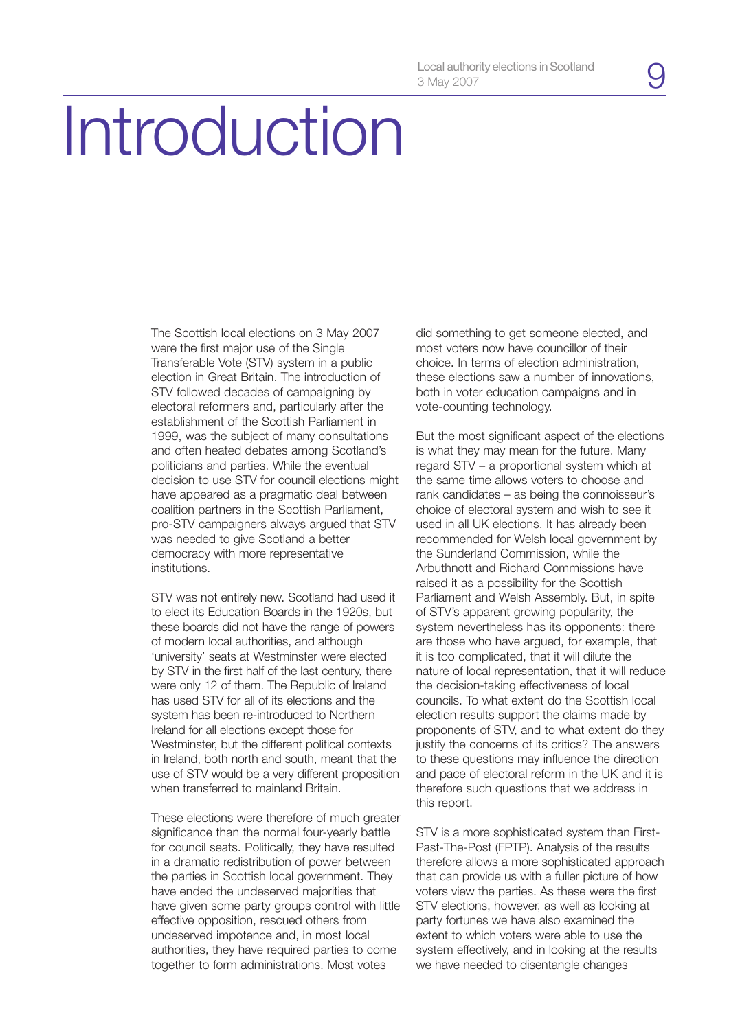# Introduction

The Scottish local elections on 3 May 2007 were the first major use of the Single Transferable Vote (STV) system in a public election in Great Britain. The introduction of STV followed decades of campaigning by electoral reformers and, particularly after the establishment of the Scottish Parliament in 1999, was the subject of many consultations and often heated debates among Scotland's politicians and parties. While the eventual decision to use STV for council elections might have appeared as a pragmatic deal between coalition partners in the Scottish Parliament, pro-STV campaigners always argued that STV was needed to give Scotland a better democracy with more representative institutions.

STV was not entirely new. Scotland had used it to elect its Education Boards in the 1920s, but these boards did not have the range of powers of modern local authorities, and although 'university' seats at Westminster were elected by STV in the first half of the last century, there were only 12 of them. The Republic of Ireland has used STV for all of its elections and the system has been re-introduced to Northern Ireland for all elections except those for Westminster, but the different political contexts in Ireland, both north and south, meant that the use of STV would be a very different proposition when transferred to mainland Britain.

These elections were therefore of much greater significance than the normal four-yearly battle for council seats. Politically, they have resulted in a dramatic redistribution of power between the parties in Scottish local government. They have ended the undeserved majorities that have given some party groups control with little effective opposition, rescued others from undeserved impotence and, in most local authorities, they have required parties to come together to form administrations. Most votes did something to get someone elected, and most voters now have councillor of their choice. In terms of election administration, these elections saw a number of innovations, both in voter education campaigns and in vote-counting technology.

But the most significant aspect of the elections is what they may mean for the future. Many regard STV – a proportional system which at the same time allows voters to choose and rank candidates – as being the connoisseur's choice of electoral system and wish to see it used in all UK elections. It has already been recommended for Welsh local government by the Sunderland Commission, while the Arbuthnott and Richard Commissions have raised it as a possibility for the Scottish Parliament and Welsh Assembly. But, in spite of STV's apparent growing popularity, the system nevertheless has its opponents: there are those who have argued, for example, that it is too complicated, that it will dilute the nature of local representation, that it will reduce the decision-taking effectiveness of local councils. To what extent do the Scottish local election results support the claims made by proponents of STV, and to what extent do they justify the concerns of its critics? The answers to these questions may influence the direction and pace of electoral reform in the UK and it is therefore such questions that we address in this report.

STV is a more sophisticated system than First-Past-The-Post (FPTP). Analysis of the results therefore allows a more sophisticated approach that can provide us with a fuller picture of how voters view the parties. As these were the first STV elections, however, as well as looking at party fortunes we have also examined the extent to which voters were able to use the system effectively, and in looking at the results we have needed to disentangle changes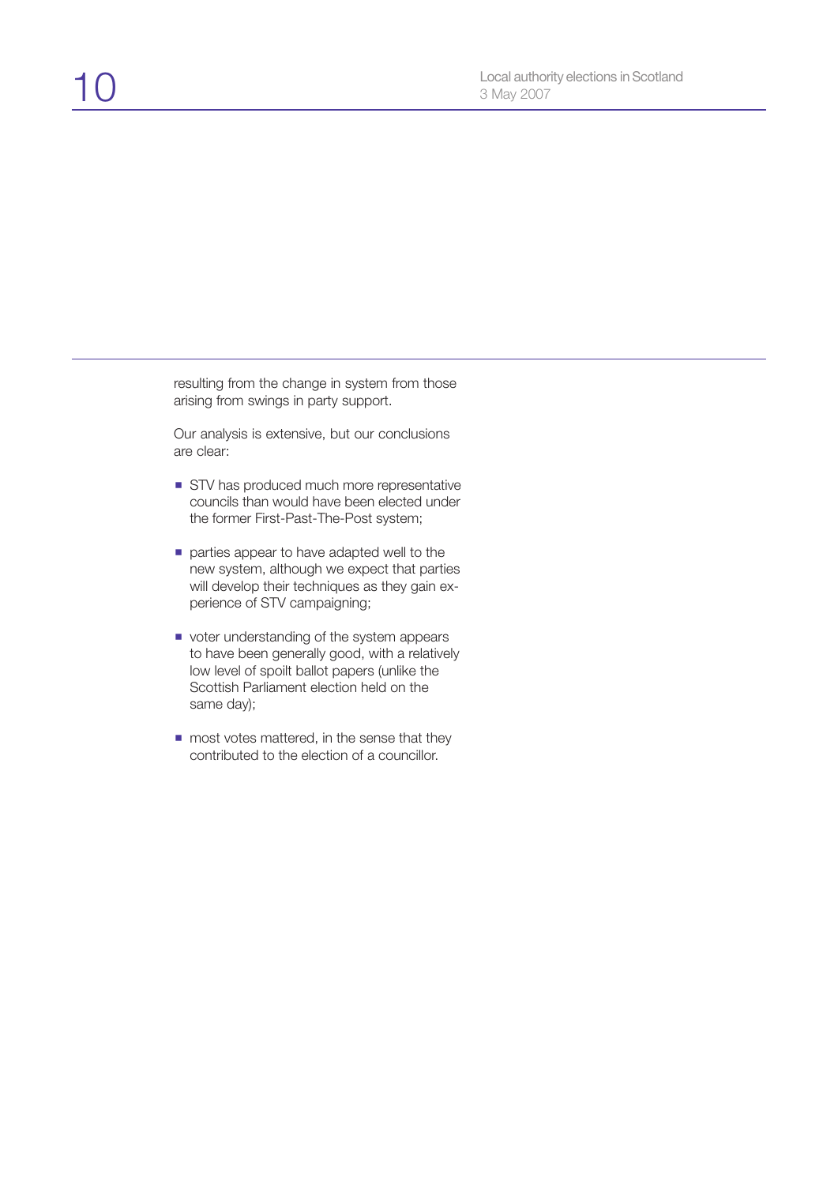resulting from the change in system from those arising from swings in party support.

Our analysis is extensive, but our conclusions are clear:

- STV has produced much more representative councils than would have been elected under the former First-Past-The-Post system;
- parties appear to have adapted well to the new system, although we expect that parties will develop their techniques as they gain experience of STV campaigning;
- voter understanding of the system appears to have been generally good, with a relatively low level of spoilt ballot papers (unlike the Scottish Parliament election held on the same day);
- most votes mattered, in the sense that they contributed to the election of a councillor.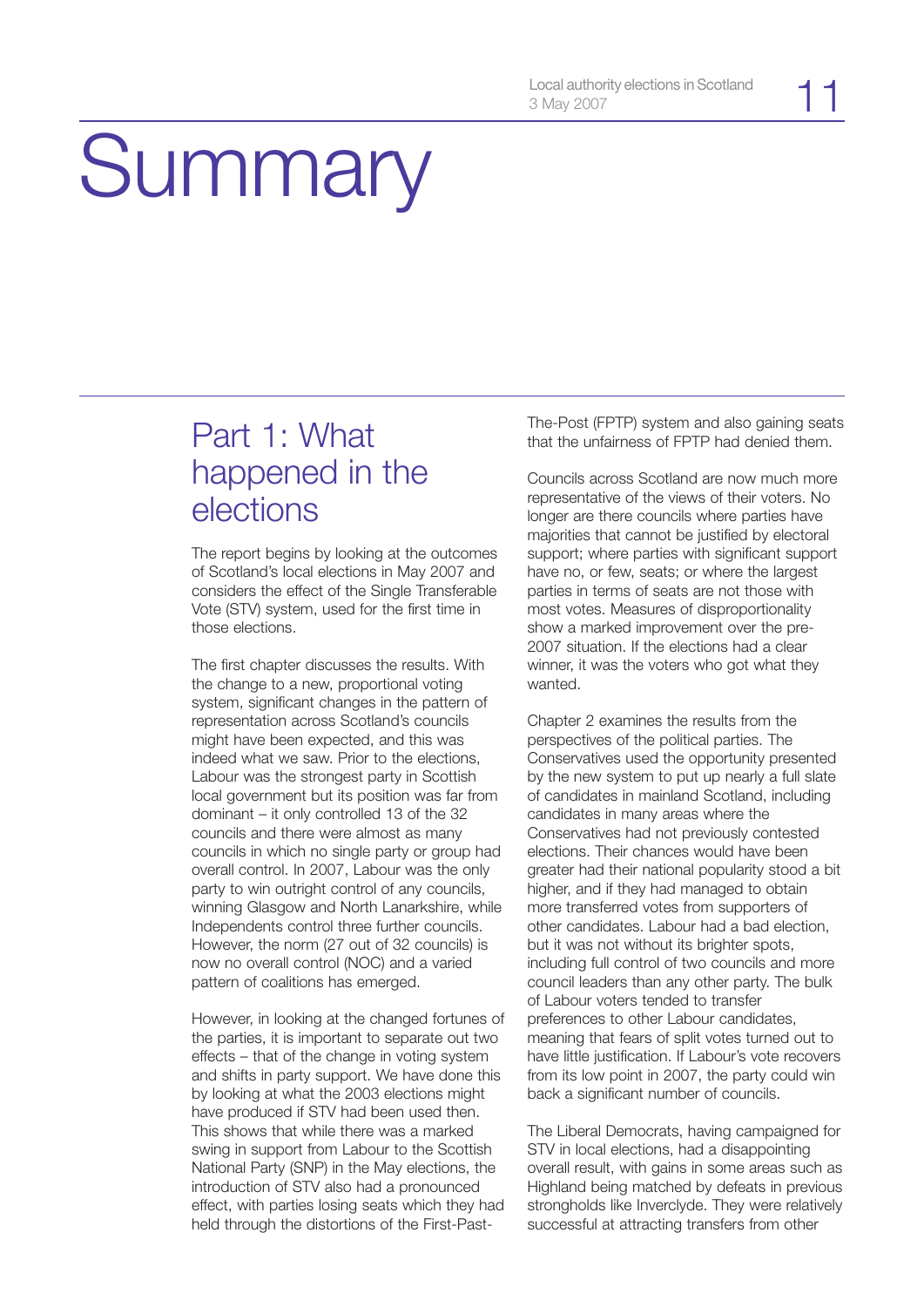# Summary

## Part 1: What happened in the elections

The report begins by looking at the outcomes of Scotland's local elections in May 2007 and considers the effect of the Single Transferable Vote (STV) system, used for the first time in those elections.

The first chapter discusses the results. With the change to a new, proportional voting system, significant changes in the pattern of representation across Scotland's councils might have been expected, and this was indeed what we saw. Prior to the elections, Labour was the strongest party in Scottish local government but its position was far from dominant – it only controlled 13 of the 32 councils and there were almost as many councils in which no single party or group had overall control. In 2007, Labour was the only party to win outright control of any councils, winning Glasgow and North Lanarkshire, while Independents control three further councils. However, the norm (27 out of 32 councils) is now no overall control (NOC) and a varied pattern of coalitions has emerged.

However, in looking at the changed fortunes of the parties, it is important to separate out two effects – that of the change in voting system and shifts in party support. We have done this by looking at what the 2003 elections might have produced if STV had been used then. This shows that while there was a marked swing in support from Labour to the Scottish National Party (SNP) in the May elections, the introduction of STV also had a pronounced effect, with parties losing seats which they had held through the distortions of the First-Past-The-Post (FPTP) system and also gaining seats that the unfairness of FPTP had denied them.

Councils across Scotland are now much more representative of the views of their voters. No longer are there councils where parties have majorities that cannot be justified by electoral support; where parties with significant support have no, or few, seats; or where the largest parties in terms of seats are not those with most votes. Measures of disproportionality show a marked improvement over the pre-2007 situation. If the elections had a clear winner, it was the voters who got what they wanted.

Chapter 2 examines the results from the perspectives of the political parties. The Conservatives used the opportunity presented by the new system to put up nearly a full slate of candidates in mainland Scotland, including candidates in many areas where the Conservatives had not previously contested elections. Their chances would have been greater had their national popularity stood a bit higher, and if they had managed to obtain more transferred votes from supporters of other candidates. Labour had a bad election, but it was not without its brighter spots, including full control of two councils and more council leaders than any other party. The bulk of Labour voters tended to transfer preferences to other Labour candidates, meaning that fears of split votes turned out to have little justification. If Labour's vote recovers from its low point in 2007, the party could win back a significant number of councils.

The Liberal Democrats, having campaigned for STV in local elections, had a disappointing overall result, with gains in some areas such as Highland being matched by defeats in previous strongholds like Inverclyde. They were relatively successful at attracting transfers from other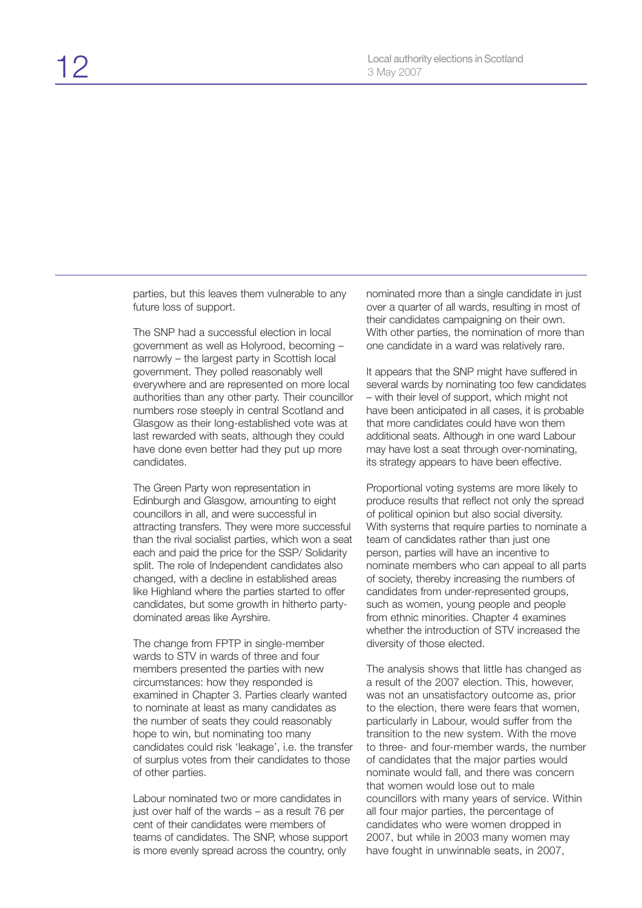parties, but this leaves them vulnerable to any future loss of support.

The SNP had a successful election in local government as well as Holyrood, becoming – narrowly – the largest party in Scottish local government. They polled reasonably well everywhere and are represented on more local authorities than any other party. Their councillor numbers rose steeply in central Scotland and Glasgow as their long-established vote was at last rewarded with seats, although they could have done even better had they put up more candidates.

The Green Party won representation in Edinburgh and Glasgow, amounting to eight councillors in all, and were successful in attracting transfers. They were more successful than the rival socialist parties, which won a seat each and paid the price for the SSP/ Solidarity split. The role of Independent candidates also changed, with a decline in established areas like Highland where the parties started to offer candidates, but some growth in hitherto party-dominated areas like Ayrshire.

The change from FPTP in single-member wards to STV in wards of three and four members presented the parties with new circumstances: how they responded is examined in Chapter 3. Parties clearly wanted to nominate at least as many candidates as the number of seats they could reasonably hope to win, but nominating too many candidates could risk 'leakage', i.e. the transfer of surplus votes from their candidates to those of other parties.

Labour nominated two or more candidates in just over half of the wards – as a result 76 per cent of their candidates were members of teams of candidates. The SNP, whose support is more evenly spread across the country, only nominated more than a single candidate in just over a quarter of all wards, resulting in most of their candidates campaigning on their own. With other parties, the nomination of more than one candidate in a ward was relatively rare.

It appears that the SNP might have suffered in several wards by nominating too few candidates – with their level of support, which might not have been anticipated in all cases, it is probable that more candidates could have won them additional seats. Although in one ward Labour may have lost a seat through over-nominating, its strategy appears to have been effective.

Proportional voting systems are more likely to produce results that reflect not only the spread of political opinion but also social diversity. With systems that require parties to nominate a team of candidates rather than just one person, parties will have an incentive to nominate members who can appeal to all parts of society, thereby increasing the numbers of candidates from under-represented groups, such as women, young people and people from ethnic minorities. Chapter 4 examines whether the introduction of STV increased the diversity of those elected.

The analysis shows that little has changed as a result of the 2007 election. This, however, was not an unsatisfactory outcome as, prior to the election, there were fears that women, particularly in Labour, would suffer from the transition to the new system. With the move to three- and four-member wards, the number of candidates that the major parties would nominate would fall, and there was concern that women would lose out to male councillors with many years of service. Within all four major parties, the percentage of candidates who were women dropped in 2007, but while in 2003 many women may have fought in unwinnable seats, in 2007,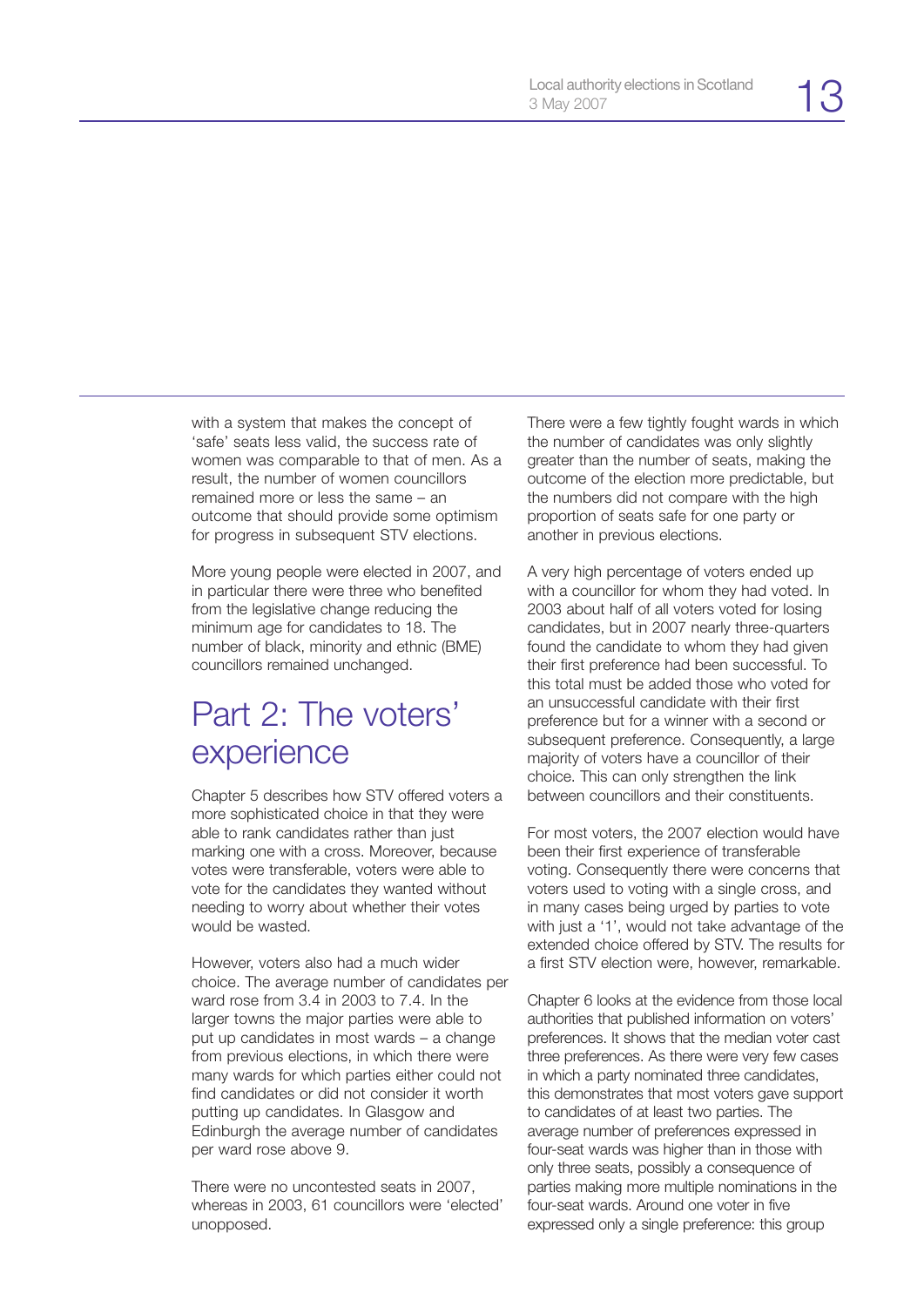with a system that makes the concept of 'safe' seats less valid, the success rate of women was comparable to that of men. As a result, the number of women councillors remained more or less the same – an outcome that should provide some optimism for progress in subsequent STV elections.

More young people were elected in 2007, and in particular there were three who benefited from the legislative change reducing the minimum age for candidates to 18. The number of black, minority and ethnic (BME) councillors remained unchanged.

# Part 2: The voters' experience

Chapter 5 describes how STV offered voters a more sophisticated choice in that they were able to rank candidates rather than just marking one with a cross. Moreover, because votes were transferable, voters were able to vote for the candidates they wanted without needing to worry about whether their votes would be wasted.

However, voters also had a much wider choice. The average number of candidates per ward rose from 3.4 in 2003 to 7.4. In the larger towns the major parties were able to put up candidates in most wards – a change from previous elections, in which there were many wards for which parties either could not find candidates or did not consider it worth putting up candidates. In Glasgow and Edinburgh the average number of candidates per ward rose above 9.

There were no uncontested seats in 2007, whereas in 2003, 61 councillors were 'elected' unopposed.

There were a few tightly fought wards in which the number of candidates was only slightly greater than the number of seats, making the outcome of the election more predictable, but the numbers did not compare with the high proportion of seats safe for one party or another in previous elections.

A very high percentage of voters ended up with a councillor for whom they had voted. In 2003 about half of all voters voted for losing candidates, but in 2007 nearly three-quarters found the candidate to whom they had given their first preference had been successful. To this total must be added those who voted for an unsuccessful candidate with their first preference but for a winner with a second or subsequent preference. Consequently, a large majority of voters have a councillor of their choice. This can only strengthen the link between councillors and their constituents.

For most voters, the 2007 election would have been their first experience of transferable voting. Consequently there were concerns that voters used to voting with a single cross, and in many cases being urged by parties to vote with just a '1', would not take advantage of the extended choice offered by STV. The results for a first STV election were, however, remarkable.

Chapter 6 looks at the evidence from those local authorities that published information on voters' preferences. It shows that the median voter cast three preferences. As there were very few cases in which a party nominated three candidates, this demonstrates that most voters gave support to candidates of at least two parties. The average number of preferences expressed in four-seat wards was higher than in those with only three seats, possibly a consequence of parties making more multiple nominations in the four-seat wards. Around one voter in five expressed only a single preference: this group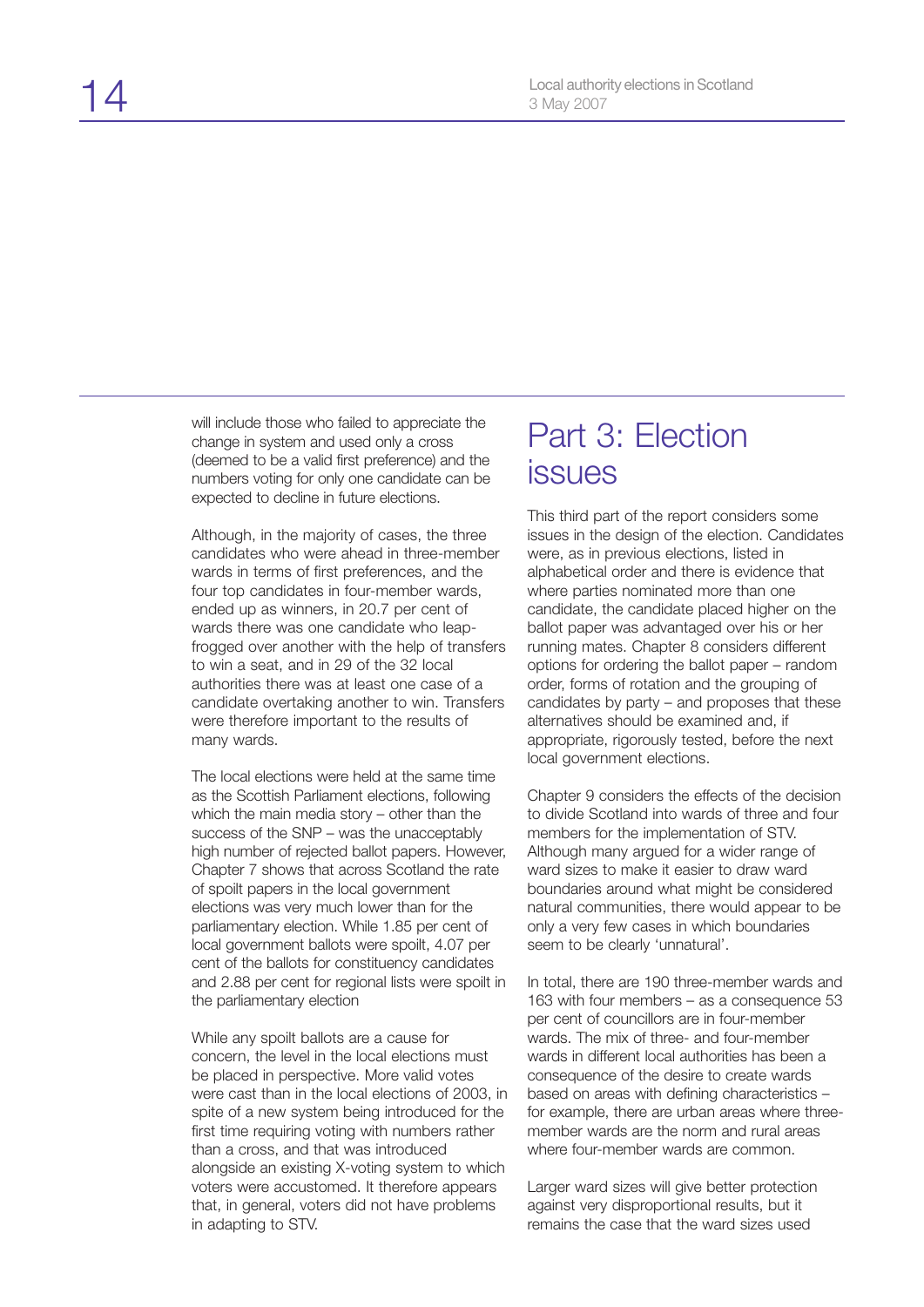will include those who failed to appreciate the change in system and used only a cross (deemed to be a valid first preference) and the numbers voting for only one candidate can be expected to decline in future elections.

Although, in the majority of cases, the three candidates who were ahead in three-member wards in terms of first preferences, and the four top candidates in four-member wards, ended up as winners, in 20.7 per cent of wards there was one candidate who leap-frogged over another with the help of transfers to win a seat, and in 29 of the 32 local authorities there was at least one case of a candidate overtaking another to win. Transfers were therefore important to the results of many wards.

The local elections were held at the same time as the Scottish Parliament elections, following which the main media story – other than the success of the SNP – was the unacceptably high number of rejected ballot papers. However, Chapter 7 shows that across Scotland the rate of spoilt papers in the local government elections was very much lower than for the parliamentary election. While 1.85 per cent of local government ballots were spoilt, 4.07 per cent of the ballots for constituency candidates and 2.88 per cent for regional lists were spoilt in the parliamentary election

While any spoilt ballots are a cause for concern, the level in the local elections must be placed in perspective. More valid votes were cast than in the local elections of 2003, in spite of a new system being introduced for the first time requiring voting with numbers rather than a cross, and that was introduced alongside an existing X-voting system to which voters were accustomed. It therefore appears that, in general, voters did not have problems in adapting to STV.

# Part 3: Election issues

This third part of the report considers some issues in the design of the election. Candidates were, as in previous elections, listed in alphabetical order and there is evidence that where parties nominated more than one candidate, the candidate placed higher on the ballot paper was advantaged over his or her running mates. Chapter 8 considers different options for ordering the ballot paper – random order, forms of rotation and the grouping of candidates by party – and proposes that these alternatives should be examined and, if appropriate, rigorously tested, before the next local government elections.

Chapter 9 considers the effects of the decision to divide Scotland into wards of three and four members for the implementation of STV. Although many argued for a wider range of ward sizes to make it easier to draw ward boundaries around what might be considered natural communities, there would appear to be only a very few cases in which boundaries seem to be clearly 'unnatural'.

In total, there are 190 three-member wards and 163 with four members – as a consequence 53 per cent of councillors are in four-member wards. The mix of three- and four-member wards in different local authorities has been a consequence of the desire to create wards based on areas with defining characteristics – for example, there are urban areas where three-member wards are the norm and rural areas where four-member wards are common.

Larger ward sizes will give better protection against very disproportional results, but it remains the case that the ward sizes used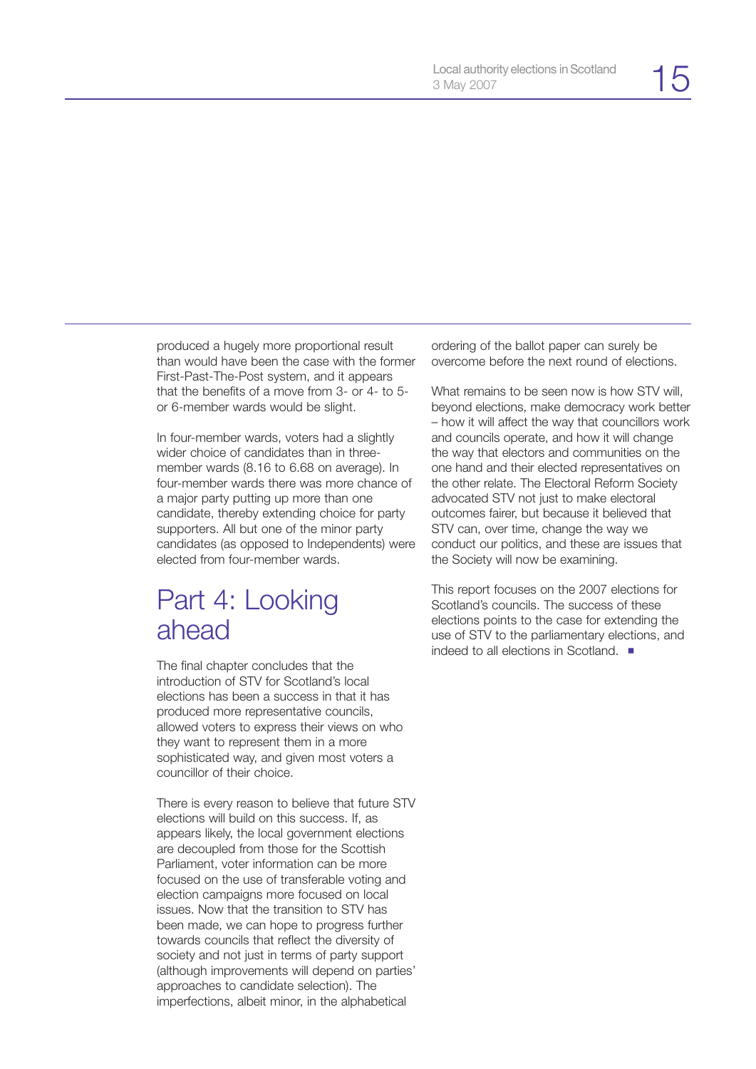produced a hugely more proportional result than would have been the case with the former First-Past-The-Post system, and it appears that the benefits of a move from 3- or 4- to 5- or 6-member wards would be slight.

In four-member wards, voters had a slightly wider choice of candidates than in three-member wards (8.16 to 6.68 on average). In four-member wards there was more chance of a major party putting up more than one candidate, thereby extending choice for party supporters. All but one of the minor party candidates (as opposed to Independents) were elected from four-member wards.

## Part 4: Looking ahead

The final chapter concludes that the introduction of STV for Scotland's local elections has been a success in that it has produced more representative councils, allowed voters to express their views on who they want to represent them in a more sophisticated way, and given most voters a councillor of their choice.

There is every reason to believe that future STV elections will build on this success. If, as appears likely, the local government elections are decoupled from those for the Scottish Parliament, voter information can be more focused on the use of transferable voting and election campaigns more focused on local issues. Now that the transition to STV has been made, we can hope to progress further towards councils that reflect the diversity of society and not just in terms of party support (although improvements will depend on parties' approaches to candidate selection). The imperfections, albeit minor, in the alphabetical ordering of the ballot paper can surely be overcome before the next round of elections.

What remains to be seen now is how STV will, beyond elections, make democracy work better – how it will affect the way that councillors work and councils operate, and how it will change the way that electors and communities on the one hand and their elected representatives on the other relate. The Electoral Reform Society advocated STV not just to make electoral outcomes fairer, but because it believed that STV can, over time, change the way we conduct our politics, and these are issues that the Society will now be examining.

This report focuses on the 2007 elections for Scotland's councils. The success of these elections points to the case for extending the use of STV to the parliamentary elections, and indeed to all elections in Scotland. ■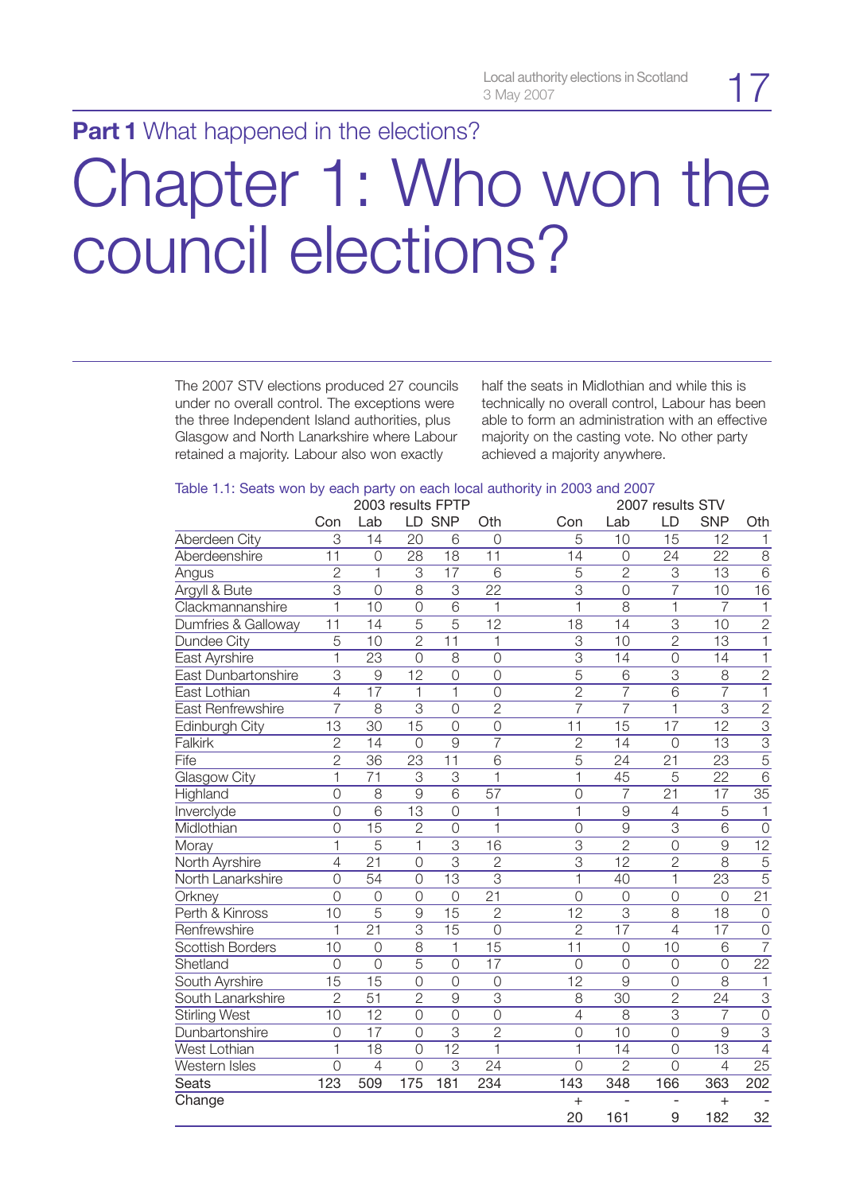**Part 1** What happened in the elections?

# Chapter 1: Who won the council elections?

The 2007 STV elections produced 27 councils under no overall control. The exceptions were the three Independent Island authorities, plus Glasgow and North Lanarkshire where Labour retained a majority. Labour also won exactly half the seats in Midlothian and while this is technically no overall control, Labour has been able to form an administration with an effective majority on the casting vote. No other party achieved a majority anywhere.

Table 1.1: Seats won by each party on each local authority in 2003 and 2007

| | 2003 results FPTP | | | | | 2007 results STV | | | | |
|---|---|---|---|---|---|---|---|---|---|---|
| | Con | Lab | LD | SNP | Oth | Con | Lab | LD | SNP | Oth |
| Aberdeen City | 3 | 14 | 20 | 6 | 0 | 5 | 10 | 15 | 12 | 1 |
| Aberdeenshire | 11 | 0 | 28 | 18 | 11 | 14 | 0 | 24 | 22 | 8 |
| Angus | 2 | 1 | 3 | 17 | 6 | 5 | 2 | 3 | 13 | 6 |
| Argyll & Bute | 3 | 0 | 8 | 3 | 22 | 3 | 0 | 7 | 10 | 16 |
| Clackmannanshire | 1 | 10 | 0 | 6 | 1 | 1 | 8 | 1 | 7 | 1 |
| Dumfries & Galloway | 11 | 14 | 5 | 5 | 12 | 18 | 14 | 3 | 10 | 2 |
| Dundee City | 5 | 10 | 2 | 11 | 1 | 3 | 10 | 2 | 13 | 1 |
| East Ayrshire | 1 | 23 | 0 | 8 | 0 | 3 | 14 | 0 | 14 | 1 |
| East Dunbartonshire | 3 | 9 | 12 | 0 | 0 | 5 | 6 | 3 | 8 | 2 |
| East Lothian | 4 | 17 | 1 | 1 | 0 | 2 | 7 | 6 | 7 | 1 |
| East Renfrewshire | 7 | 8 | 3 | 0 | 2 | 7 | 7 | 1 | 3 | 2 |
| Edinburgh City | 13 | 30 | 15 | 0 | 0 | 11 | 15 | 17 | 12 | 3 |
| Falkirk | 2 | 14 | 0 | 9 | 7 | 2 | 14 | 0 | 13 | 3 |
| Fife | 2 | 36 | 23 | 11 | 6 | 5 | 24 | 21 | 23 | 5 |
| Glasgow City | 1 | 71 | 3 | 3 | 1 | 1 | 45 | 5 | 22 | 6 |
| Highland | 0 | 8 | 9 | 6 | 57 | 0 | 7 | 21 | 17 | 35 |
| Inverclyde | 0 | 6 | 13 | 0 | 1 | 1 | 9 | 4 | 5 | 1 |
| Midlothian | 0 | 15 | 2 | 0 | 1 | 0 | 9 | 3 | 6 | 0 |
| Moray | 1 | 5 | 1 | 3 | 16 | 3 | 2 | 0 | 9 | 12 |
| North Ayrshire | 4 | 21 | 0 | 3 | 2 | 3 | 12 | 2 | 8 | 5 |
| North Lanarkshire | 0 | 54 | 0 | 13 | 3 | 1 | 40 | 1 | 23 | 5 |
| Orkney | 0 | 0 | 0 | 0 | 21 | 0 | 0 | 0 | 0 | 21 |
| Perth & Kinross | 10 | 5 | 9 | 15 | 2 | 12 | 3 | 8 | 18 | 0 |
| Renfrewshire | 1 | 21 | 3 | 15 | 0 | 2 | 17 | 4 | 17 | 0 |
| Scottish Borders | 10 | 0 | 8 | 1 | 15 | 11 | 0 | 10 | 6 | 7 |
| Shetland | 0 | 0 | 5 | 0 | 17 | 0 | 0 | 0 | 0 | 22 |
| South Ayrshire | 15 | 15 | 0 | 0 | 0 | 12 | 9 | 0 | 8 | 1 |
| South Lanarkshire | 2 | 51 | 2 | 9 | 3 | 8 | 30 | 2 | 24 | 3 |
| Stirling West | 10 | 12 | 0 | 0 | 0 | 4 | 8 | 3 | 7 | 0 |
| Dunbartonshire | 0 | 17 | 0 | 3 | 2 | 0 | 10 | 0 | 9 | 3 |
| West Lothian | 1 | 18 | 0 | 12 | 1 | 1 | 14 | 0 | 13 | 4 |
| Western Isles | 0 | 4 | 0 | 3 | 24 | 0 | 2 | 0 | 4 | 25 |
| Seats | 123 | 509 | 175 | 181 | 234 | 143 | 348 | 166 | 363 | 202 |
| Change | | | | | | + 20 | - 161 | - 9 | + 182 | - 32 |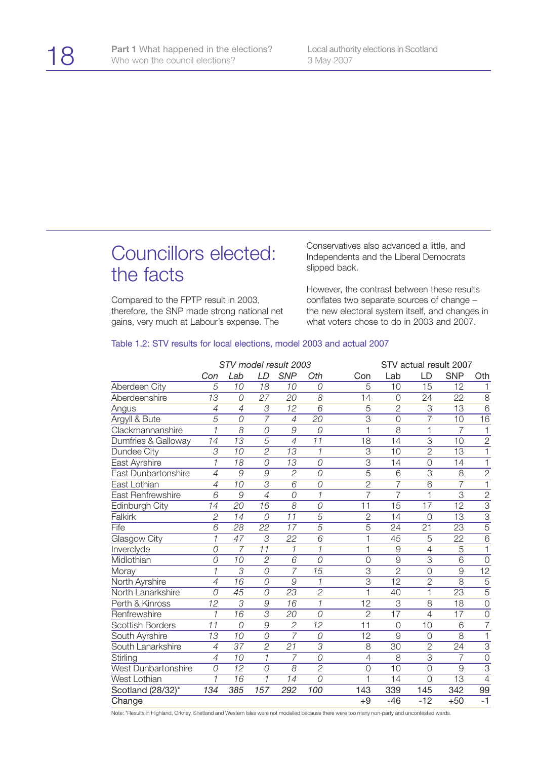## Councillors elected: the facts

Compared to the FPTP result in 2003, therefore, the SNP made strong national net gains, very much at Labour's expense. The Conservatives also advanced a little, and Independents and the Liberal Democrats slipped back.

However, the contrast between these results conflates two separate sources of change – the new electoral system itself, and changes in what voters chose to do in 2003 and 2007.

Table 1.2: STV results for local elections, model 2003 and actual 2007

| | *STV model result 2003* | | | | | STV actual result 2007 | | | | |
|---|---|---|---|---|---|---|---|---|---|---|
| | *Con* | *Lab* | *LD* | *SNP* | *Oth* | Con | Lab | LD | SNP | Oth |
| Aberdeen City | *5* | *10* | *18* | *10* | *0* | 5 | 10 | 15 | 12 | 1 |
| Aberdeenshire | *13* | *0* | *27* | *20* | *8* | 14 | 0 | 24 | 22 | 8 |
| Angus | *4* | *4* | *3* | *12* | *6* | 5 | 2 | 3 | 13 | 6 |
| Argyll & Bute | *5* | *0* | *7* | *4* | *20* | 3 | 0 | 7 | 10 | 16 |
| Clackmannanshire | *1* | *8* | *0* | *9* | *0* | 1 | 8 | 1 | 7 | 1 |
| Dumfries & Galloway | *14* | *13* | *5* | *4* | *11* | 18 | 14 | 3 | 10 | 2 |
| Dundee City | *3* | *10* | *2* | *13* | *1* | 3 | 10 | 2 | 13 | 1 |
| East Ayrshire | *1* | *18* | *0* | *13* | *0* | 3 | 14 | 0 | 14 | 1 |
| East Dunbartonshire | *4* | *9* | *9* | *2* | *0* | 5 | 6 | 3 | 8 | 2 |
| East Lothian | *4* | *10* | *3* | *6* | *0* | 2 | 7 | 6 | 7 | 1 |
| East Renfrewshire | *6* | *9* | *4* | *0* | *1* | 7 | 7 | 1 | 3 | 2 |
| Edinburgh City | *14* | *20* | *16* | *8* | *0* | 11 | 15 | 17 | 12 | 3 |
| Falkirk | *2* | *14* | *0* | *11* | *5* | 2 | 14 | 0 | 13 | 3 |
| Fife | *6* | *28* | *22* | *17* | *5* | 5 | 24 | 21 | 23 | 5 |
| Glasgow City | *1* | *47* | *3* | *22* | *6* | 1 | 45 | 5 | 22 | 6 |
| Inverclyde | *0* | *7* | *11* | *1* | *1* | 1 | 9 | 4 | 5 | 1 |
| Midlothian | *0* | *10* | *2* | *6* | *0* | 0 | 9 | 3 | 6 | 0 |
| Moray | *1* | *3* | *0* | *7* | *15* | 3 | 2 | 0 | 9 | 12 |
| North Ayrshire | *4* | *16* | *0* | *9* | *1* | 3 | 12 | 2 | 8 | 5 |
| North Lanarkshire | *0* | *45* | *0* | *23* | *2* | 1 | 40 | 1 | 23 | 5 |
| Perth & Kinross | *12* | *3* | *9* | *16* | *1* | 12 | 3 | 8 | 18 | 0 |
| Renfrewshire | *1* | *16* | *3* | *20* | *0* | 2 | 17 | 4 | 17 | 0 |
| Scottish Borders | *11* | *0* | *9* | *2* | *12* | 11 | 0 | 10 | 6 | 7 |
| South Ayrshire | *13* | *10* | *0* | *7* | *0* | 12 | 9 | 0 | 8 | 1 |
| South Lanarkshire | *4* | *37* | *2* | *21* | *3* | 8 | 30 | 2 | 24 | 3 |
| Stirling | *4* | *10* | *1* | *7* | *0* | 4 | 8 | 3 | 7 | 0 |
| West Dunbartonshire | *0* | *12* | *0* | *8* | *2* | 0 | 10 | 0 | 9 | 3 |
| West Lothian | *1* | *16* | *1* | *14* | *0* | 1 | 14 | 0 | 13 | 4 |
| Scotland (28/32)* | *134* | *385* | *157* | *292* | *100* | 143 | 339 | 145 | 342 | 99 |
| Change | | | | | | +9 | -46 | -12 | +50 | -1 |

Note: *Results in Highland, Orkney, Shetland and Western Isles were not modelled because there were too many non-party and uncontested wards.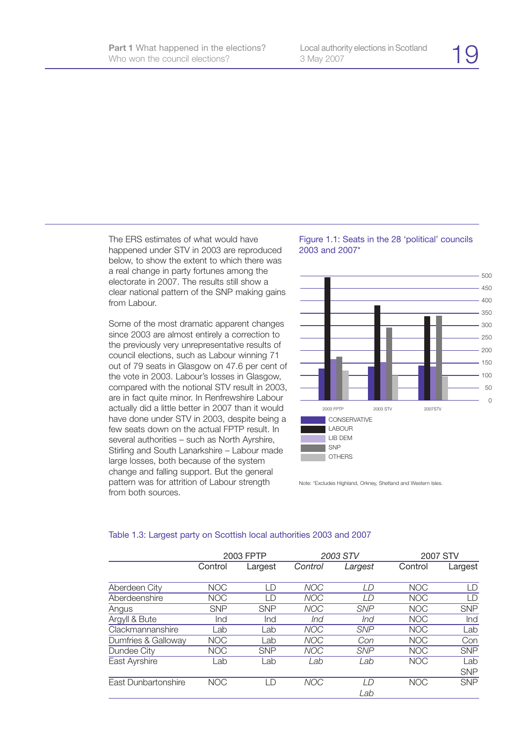The ERS estimates of what would have happened under STV in 2003 are reproduced below, to show the extent to which there was a real change in party fortunes among the electorate in 2007. The results still show a clear national pattern of the SNP making gains from Labour.

Some of the most dramatic apparent changes since 2003 are almost entirely a correction to the previously very unrepresentative results of council elections, such as Labour winning 71 out of 79 seats in Glasgow on 47.6 per cent of the vote in 2003. Labour's losses in Glasgow, compared with the notional STV result in 2003, are in fact quite minor. In Renfrewshire Labour actually did a little better in 2007 than it would have done under STV in 2003, despite being a few seats down on the actual FPTP result. In several authorities – such as North Ayrshire, Stirling and South Lanarkshire – Labour made large losses, both because of the system change and falling support. But the general pattern was for attrition of Labour strength from both sources.

Figure 1.1: Seats in the 28 'political' councils 2003 and 2007*

Note: *Excludes Highland, Orkney, Shetland and Western Isles.

Table 1.3: Largest party on Scottish local authorities 2003 and 2007

| | 2003 FPTP | | *2003 STV* | | 2007 STV | |
|---|---|---|---|---|---|---|
| | Control | Largest | *Control* | *Largest* | Control | Largest |
| Aberdeen City | NOC | LD | *NOC* | *LD* | NOC | LD |
| Aberdeenshire | NOC | LD | *NOC* | *LD* | NOC | LD |
| Angus | SNP | SNP | *NOC* | *SNP* | NOC | SNP |
| Argyll & Bute | Ind | Ind | *Ind* | *Ind* | NOC | Ind |
| Clackmannanshire | Lab | Lab | *NOC* | *SNP* | NOC | Lab |
| Dumfries & Galloway | NOC | Lab | *NOC* | *Con* | NOC | Con |
| Dundee City | NOC | SNP | *NOC* | *SNP* | NOC | SNP |
| East Ayrshire | Lab | Lab | *Lab* | *Lab* | NOC | Lab SNP |
| East Dunbartonshire | NOC | LD | *NOC* | *LD Lab* | NOC | SNP |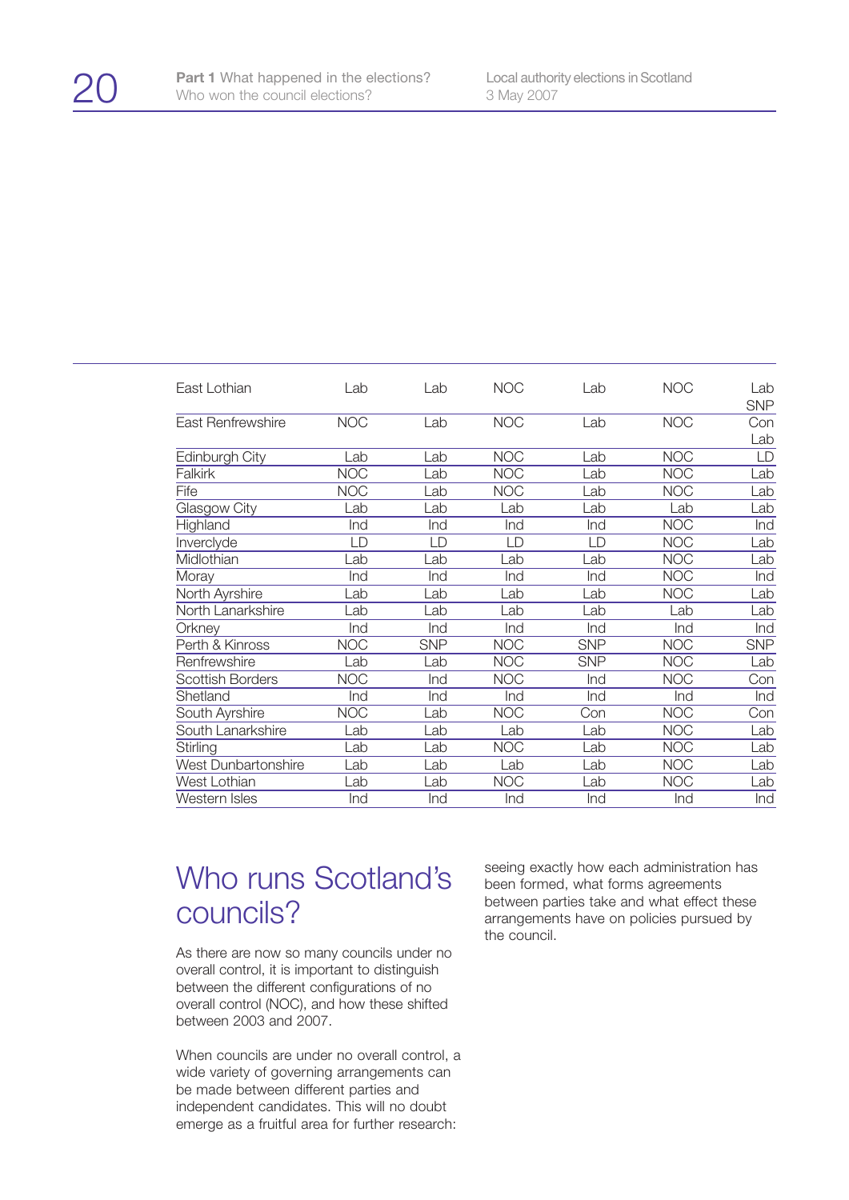| | | | | | | |
|---|---|---|---|---|---|---|
| East Lothian | Lab | Lab | NOC | Lab | NOC | Lab SNP |
| East Renfrewshire | NOC | Lab | NOC | Lab | NOC | Con Lab |
| Edinburgh City | Lab | Lab | NOC | Lab | NOC | LD |
| Falkirk | NOC | Lab | NOC | Lab | NOC | Lab |
| Fife | NOC | Lab | NOC | Lab | NOC | Lab |
| Glasgow City | Lab | Lab | Lab | Lab | Lab | Lab |
| Highland | Ind | Ind | Ind | Ind | NOC | Ind |
| Inverclyde | LD | LD | LD | LD | NOC | Lab |
| Midlothian | Lab | Lab | Lab | Lab | NOC | Lab |
| Moray | Ind | Ind | Ind | Ind | NOC | Ind |
| North Ayrshire | Lab | Lab | Lab | Lab | NOC | Lab |
| North Lanarkshire | Lab | Lab | Lab | Lab | Lab | Lab |
| Orkney | Ind | Ind | Ind | Ind | Ind | Ind |
| Perth & Kinross | NOC | SNP | NOC | SNP | NOC | SNP |
| Renfrewshire | Lab | Lab | NOC | SNP | NOC | Lab |
| Scottish Borders | NOC | Ind | NOC | Ind | NOC | Con |
| Shetland | Ind | Ind | Ind | Ind | Ind | Ind |
| South Ayrshire | NOC | Lab | NOC | Con | NOC | Con |
| South Lanarkshire | Lab | Lab | Lab | Lab | NOC | Lab |
| Stirling | Lab | Lab | NOC | Lab | NOC | Lab |
| West Dunbartonshire | Lab | Lab | Lab | Lab | NOC | Lab |
| West Lothian | Lab | Lab | NOC | Lab | NOC | Lab |
| Western Isles | Ind | Ind | Ind | Ind | Ind | Ind |

## Who runs Scotland's councils?

As there are now so many councils under no overall control, it is important to distinguish between the different configurations of no overall control (NOC), and how these shifted between 2003 and 2007.

When councils are under no overall control, a wide variety of governing arrangements can be made between different parties and independent candidates. This will no doubt emerge as a fruitful area for further research: seeing exactly how each administration has been formed, what forms agreements between parties take and what effect these arrangements have on policies pursued by the council.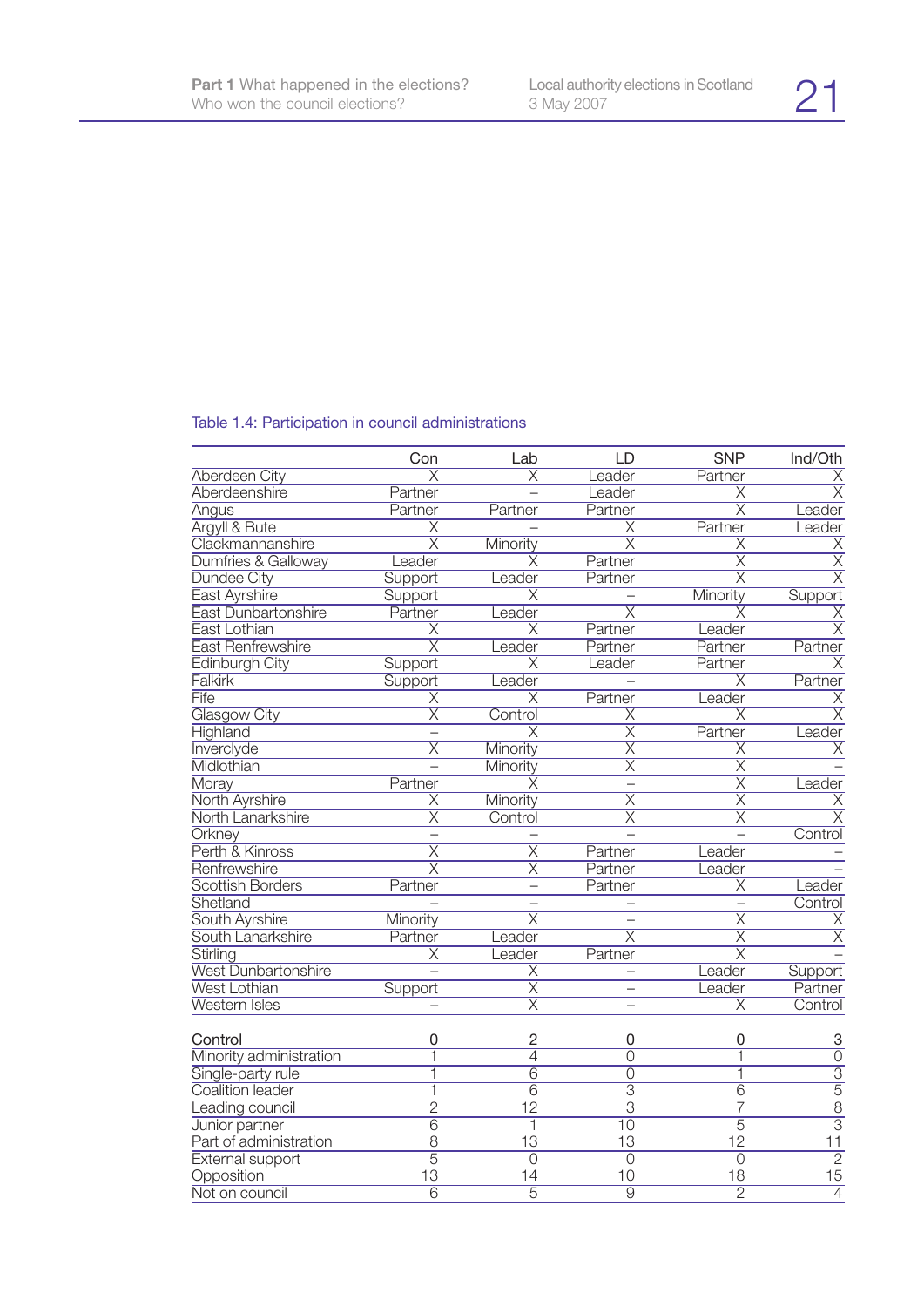Table 1.4: Participation in council administrations

| | Con | Lab | LD | SNP | Ind/Oth |
|---|---|---|---|---|---|
| Aberdeen City | X | X | Leader | Partner | X |
| Aberdeenshire | Partner | – | Leader | X | X |
| Angus | Partner | Partner | Partner | X | Leader |
| Argyll & Bute | X | – | X | Partner | Leader |
| Clackmannanshire | X | Minority | X | X | X |
| Dumfries & Galloway | Leader | X | Partner | X | X |
| Dundee City | Support | Leader | Partner | X | X |
| East Ayrshire | Support | X | – | Minority | Support |
| East Dunbartonshire | Partner | Leader | X | X | X |
| East Lothian | X | X | Partner | Leader | X |
| East Renfrewshire | X | Leader | Partner | Partner | Partner |
| Edinburgh City | Support | X | Leader | Partner | X |
| Falkirk | Support | Leader | – | X | Partner |
| Fife | X | X | Partner | Leader | X |
| Glasgow City | X | Control | X | X | X |
| Highland | – | X | X | Partner | Leader |
| Inverclyde | X | Minority | X | X | X |
| Midlothian | – | Minority | X | X | – |
| Moray | Partner | X | – | X | Leader |
| North Ayrshire | X | Minority | X | X | X |
| North Lanarkshire | X | Control | X | X | X |
| Orkney | – | – | – | – | Control |
| Perth & Kinross | X | X | Partner | Leader | – |
| Renfrewshire | X | X | Partner | Leader | – |
| Scottish Borders | Partner | – | Partner | X | Leader |
| Shetland | – | – | – | – | Control |
| South Ayrshire | Minority | X | – | X | X |
| South Lanarkshire | Partner | Leader | X | X | X |
| Stirling | X | Leader | Partner | X | – |
| West Dunbartonshire | – | X | – | Leader | Support |
| West Lothian | Support | X | – | Leader | Partner |
| Western Isles | – | X | – | X | Control |
| | | | | | |
| Control | 0 | 2 | 0 | 0 | 3 |
| Minority administration | 1 | 4 | 0 | 1 | 0 |
| Single-party rule | 1 | 6 | 0 | 1 | 3 |
| Coalition leader | 1 | 6 | 3 | 6 | 5 |
| Leading council | 2 | 12 | 3 | 7 | 8 |
| Junior partner | 6 | 1 | 10 | 5 | 3 |
| Part of administration | 8 | 13 | 13 | 12 | 11 |
| External support | 5 | 0 | 0 | 0 | 2 |
| Opposition | 13 | 14 | 10 | 18 | 15 |
| Not on council | 6 | 5 | 9 | 2 | 4 |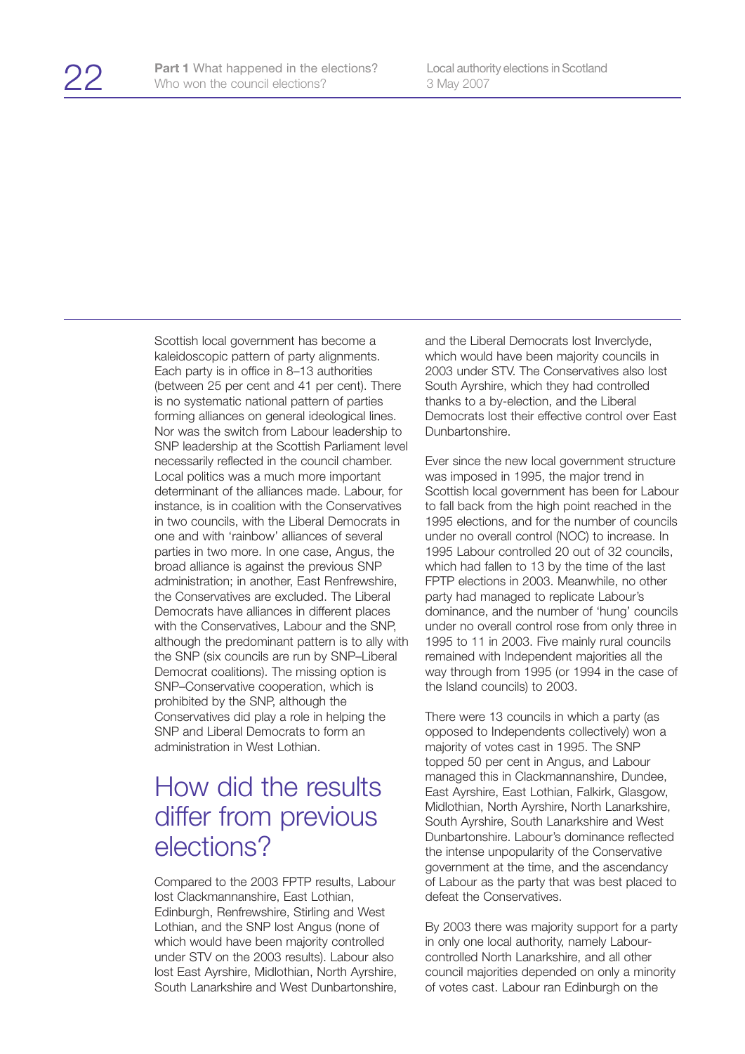Scottish local government has become a kaleidoscopic pattern of party alignments. Each party is in office in 8–13 authorities (between 25 per cent and 41 per cent). There is no systematic national pattern of parties forming alliances on general ideological lines. Nor was the switch from Labour leadership to SNP leadership at the Scottish Parliament level necessarily reflected in the council chamber. Local politics was a much more important determinant of the alliances made. Labour, for instance, is in coalition with the Conservatives in two councils, with the Liberal Democrats in one and with 'rainbow' alliances of several parties in two more. In one case, Angus, the broad alliance is against the previous SNP administration; in another, East Renfrewshire, the Conservatives are excluded. The Liberal Democrats have alliances in different places with the Conservatives, Labour and the SNP, although the predominant pattern is to ally with the SNP (six councils are run by SNP–Liberal Democrat coalitions). The missing option is SNP–Conservative cooperation, which is prohibited by the SNP, although the Conservatives did play a role in helping the SNP and Liberal Democrats to form an administration in West Lothian.

## How did the results differ from previous elections?

Compared to the 2003 FPTP results, Labour lost Clackmannanshire, East Lothian, Edinburgh, Renfrewshire, Stirling and West Lothian, and the SNP lost Angus (none of which would have been majority controlled under STV on the 2003 results). Labour also lost East Ayrshire, Midlothian, North Ayrshire, South Lanarkshire and West Dunbartonshire, and the Liberal Democrats lost Inverclyde, which would have been majority councils in 2003 under STV. The Conservatives also lost South Ayrshire, which they had controlled thanks to a by-election, and the Liberal Democrats lost their effective control over East Dunbartonshire.

Ever since the new local government structure was imposed in 1995, the major trend in Scottish local government has been for Labour to fall back from the high point reached in the 1995 elections, and for the number of councils under no overall control (NOC) to increase. In 1995 Labour controlled 20 out of 32 councils, which had fallen to 13 by the time of the last FPTP elections in 2003. Meanwhile, no other party had managed to replicate Labour's dominance, and the number of 'hung' councils under no overall control rose from only three in 1995 to 11 in 2003. Five mainly rural councils remained with Independent majorities all the way through from 1995 (or 1994 in the case of the Island councils) to 2003.

There were 13 councils in which a party (as opposed to Independents collectively) won a majority of votes cast in 1995. The SNP topped 50 per cent in Angus, and Labour managed this in Clackmannanshire, Dundee, East Ayrshire, East Lothian, Falkirk, Glasgow, Midlothian, North Ayrshire, North Lanarkshire, South Ayrshire, South Lanarkshire and West Dunbartonshire. Labour's dominance reflected the intense unpopularity of the Conservative government at the time, and the ascendancy of Labour as the party that was best placed to defeat the Conservatives.

By 2003 there was majority support for a party in only one local authority, namely Labour-controlled North Lanarkshire, and all other council majorities depended on only a minority of votes cast. Labour ran Edinburgh on the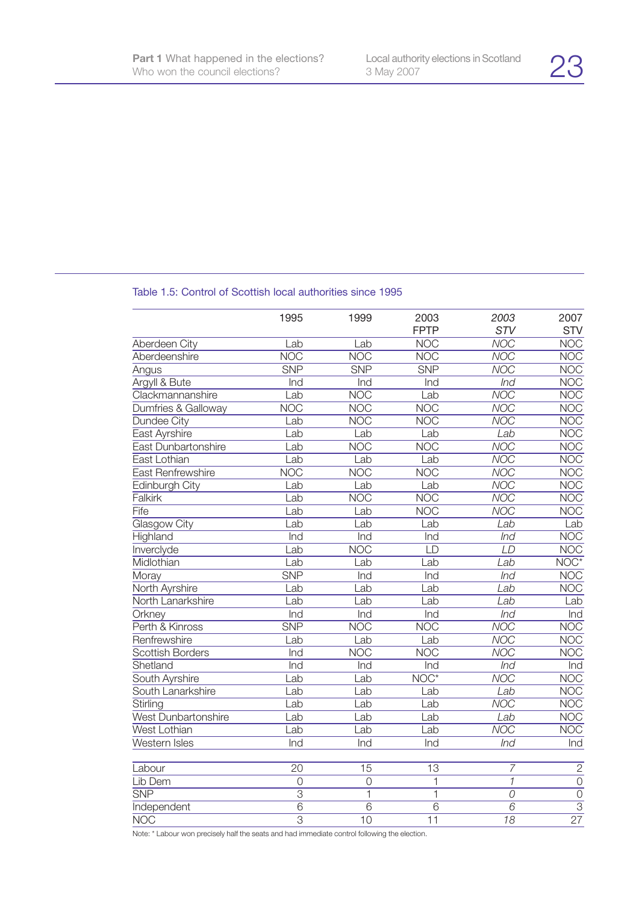Table 1.5: Control of Scottish local authorities since 1995

| | 1995 | 1999 | 2003 FPTP | *2003 STV* | 2007 STV |
|---|---|---|---|---|---|
| Aberdeen City | Lab | Lab | NOC | *NOC* | NOC |
| Aberdeenshire | NOC | NOC | NOC | *NOC* | NOC |
| Angus | SNP | SNP | SNP | *NOC* | NOC |
| Argyll & Bute | Ind | Ind | Ind | *Ind* | NOC |
| Clackmannanshire | Lab | NOC | Lab | *NOC* | NOC |
| Dumfries & Galloway | NOC | NOC | NOC | *NOC* | NOC |
| Dundee City | Lab | NOC | NOC | *NOC* | NOC |
| East Ayrshire | Lab | Lab | Lab | *Lab* | NOC |
| East Dunbartonshire | Lab | NOC | NOC | *NOC* | NOC |
| East Lothian | Lab | Lab | Lab | *NOC* | NOC |
| East Renfrewshire | NOC | NOC | NOC | *NOC* | NOC |
| Edinburgh City | Lab | Lab | Lab | *NOC* | NOC |
| Falkirk | Lab | NOC | NOC | *NOC* | NOC |
| Fife | Lab | Lab | NOC | *NOC* | NOC |
| Glasgow City | Lab | Lab | Lab | *Lab* | Lab |
| Highland | Ind | Ind | Ind | *Ind* | NOC |
| Inverclyde | Lab | NOC | LD | *LD* | NOC |
| Midlothian | Lab | Lab | Lab | *Lab* | NOC* |
| Moray | SNP | Ind | Ind | *Ind* | NOC |
| North Ayrshire | Lab | Lab | Lab | *Lab* | NOC |
| North Lanarkshire | Lab | Lab | Lab | *Lab* | Lab |
| Orkney | Ind | Ind | Ind | *Ind* | Ind |
| Perth & Kinross | SNP | NOC | NOC | *NOC* | NOC |
| Renfrewshire | Lab | Lab | Lab | *NOC* | NOC |
| Scottish Borders | Ind | NOC | NOC | *NOC* | NOC |
| Shetland | Ind | Ind | Ind | *Ind* | Ind |
| South Ayrshire | Lab | Lab | NOC* | *NOC* | NOC |
| South Lanarkshire | Lab | Lab | Lab | *Lab* | NOC |
| Stirling | Lab | Lab | Lab | *NOC* | NOC |
| West Dunbartonshire | Lab | Lab | Lab | *Lab* | NOC |
| West Lothian | Lab | Lab | Lab | *NOC* | NOC |
| Western Isles | Ind | Ind | Ind | *Ind* | Ind |
| | | | | | |
| Labour | 20 | 15 | 13 | *7* | 2 |
| Lib Dem | 0 | 0 | 1 | *1* | 0 |
| SNP | 3 | 1 | 1 | *0* | 0 |
| Independent | 6 | 6 | 6 | *6* | 3 |
| NOC | 3 | 10 | 11 | *18* | 27 |

Note: * Labour won precisely half the seats and had immediate control following the election.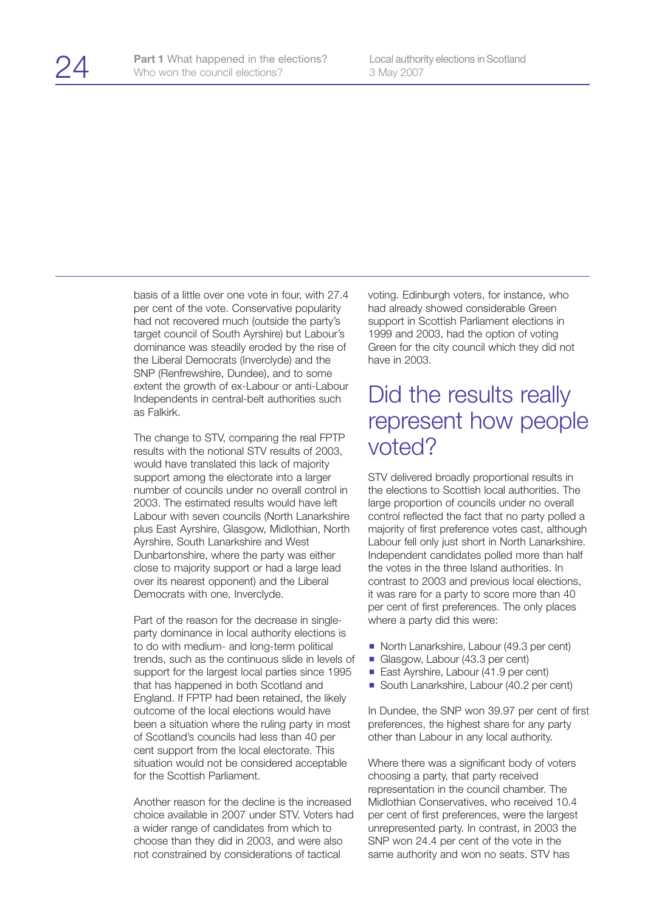basis of a little over one vote in four, with 27.4 per cent of the vote. Conservative popularity had not recovered much (outside the party's target council of South Ayrshire) but Labour's dominance was steadily eroded by the rise of the Liberal Democrats (Inverclyde) and the SNP (Renfrewshire, Dundee), and to some extent the growth of ex-Labour or anti-Labour Independents in central-belt authorities such as Falkirk.

The change to STV, comparing the real FPTP results with the notional STV results of 2003, would have translated this lack of majority support among the electorate into a larger number of councils under no overall control in 2003. The estimated results would have left Labour with seven councils (North Lanarkshire plus East Ayrshire, Glasgow, Midlothian, North Ayrshire, South Lanarkshire and West Dunbartonshire, where the party was either close to majority support or had a large lead over its nearest opponent) and the Liberal Democrats with one, Inverclyde.

Part of the reason for the decrease in single-party dominance in local authority elections is to do with medium- and long-term political trends, such as the continuous slide in levels of support for the largest local parties since 1995 that has happened in both Scotland and England. If FPTP had been retained, the likely outcome of the local elections would have been a situation where the ruling party in most of Scotland's councils had less than 40 per cent support from the local electorate. This situation would not be considered acceptable for the Scottish Parliament.

Another reason for the decline is the increased choice available in 2007 under STV. Voters had a wider range of candidates from which to choose than they did in 2003, and were also not constrained by considerations of tactical voting. Edinburgh voters, for instance, who had already showed considerable Green support in Scottish Parliament elections in 1999 and 2003, had the option of voting Green for the city council which they did not have in 2003.

## Did the results really represent how people voted?

STV delivered broadly proportional results in the elections to Scottish local authorities. The large proportion of councils under no overall control reflected the fact that no party polled a majority of first preference votes cast, although Labour fell only just short in North Lanarkshire. Independent candidates polled more than half the votes in the three Island authorities. In contrast to 2003 and previous local elections, it was rare for a party to score more than 40 per cent of first preferences. The only places where a party did this were:

- North Lanarkshire, Labour (49.3 per cent)
- Glasgow, Labour (43.3 per cent)
- East Ayrshire, Labour (41.9 per cent)
- South Lanarkshire, Labour (40.2 per cent)

In Dundee, the SNP won 39.97 per cent of first preferences, the highest share for any party other than Labour in any local authority.

Where there was a significant body of voters choosing a party, that party received representation in the council chamber. The Midlothian Conservatives, who received 10.4 per cent of first preferences, were the largest unrepresented party. In contrast, in 2003 the SNP won 24.4 per cent of the vote in the same authority and won no seats. STV has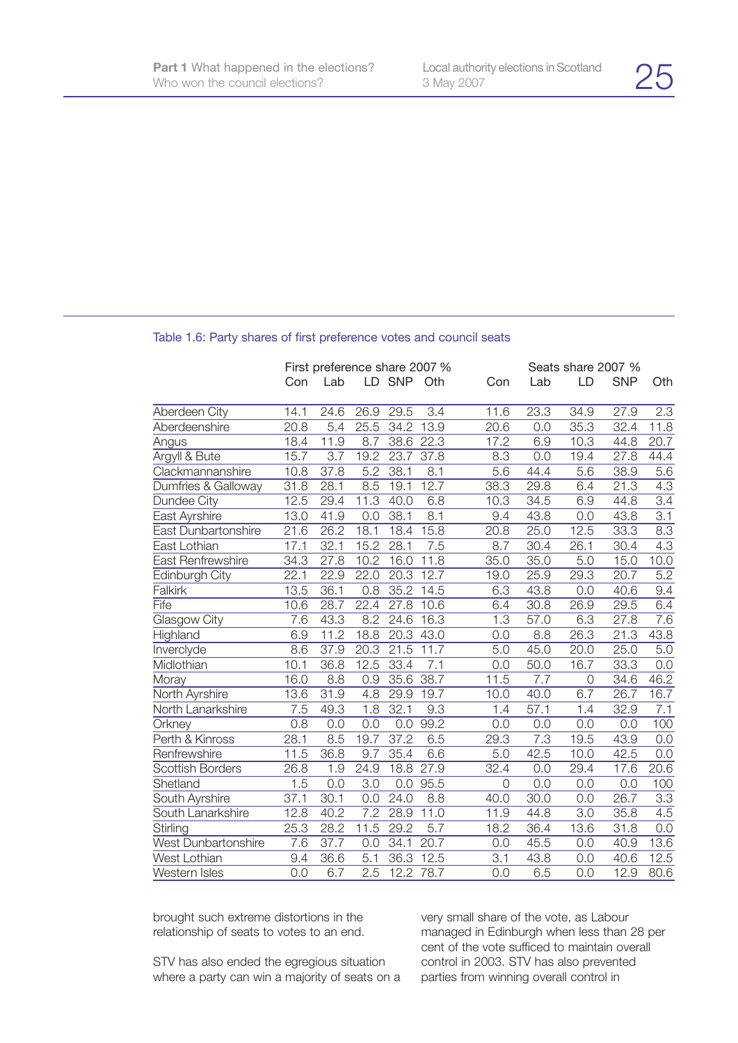Table 1.6: Party shares of first preference votes and council seats

| | First preference share 2007 % | | | | | Seats share 2007 % | | | | |
|---|---|---|---|---|---|---|---|---|---|---|
| | Con | Lab | LD | SNP | Oth | Con | Lab | LD | SNP | Oth |
| Aberdeen City | 14.1 | 24.6 | 26.9 | 29.5 | 3.4 | 11.6 | 23.3 | 34.9 | 27.9 | 2.3 |
| Aberdeenshire | 20.8 | 5.4 | 25.5 | 34.2 | 13.9 | 20.6 | 0.0 | 35.3 | 32.4 | 11.8 |
| Angus | 18.4 | 11.9 | 8.7 | 38.6 | 22.3 | 17.2 | 6.9 | 10.3 | 44.8 | 20.7 |
| Argyll & Bute | 15.7 | 3.7 | 19.2 | 23.7 | 37.8 | 8.3 | 0.0 | 19.4 | 27.8 | 44.4 |
| Clackmannanshire | 10.8 | 37.8 | 5.2 | 38.1 | 8.1 | 5.6 | 44.4 | 5.6 | 38.9 | 5.6 |
| Dumfries & Galloway | 31.8 | 28.1 | 8.5 | 19.1 | 12.7 | 38.3 | 29.8 | 6.4 | 21.3 | 4.3 |
| Dundee City | 12.5 | 29.4 | 11.3 | 40.0 | 6.8 | 10.3 | 34.5 | 6.9 | 44.8 | 3.4 |
| East Ayrshire | 13.0 | 41.9 | 0.0 | 38.1 | 8.1 | 9.4 | 43.8 | 0.0 | 43.8 | 3.1 |
| East Dunbartonshire | 21.6 | 26.2 | 18.1 | 18.4 | 15.8 | 20.8 | 25.0 | 12.5 | 33.3 | 8.3 |
| East Lothian | 17.1 | 32.1 | 15.2 | 28.1 | 7.5 | 8.7 | 30.4 | 26.1 | 30.4 | 4.3 |
| East Renfrewshire | 34.3 | 27.8 | 10.2 | 16.0 | 11.8 | 35.0 | 35.0 | 5.0 | 15.0 | 10.0 |
| Edinburgh City | 22.1 | 22.9 | 22.0 | 20.3 | 12.7 | 19.0 | 25.9 | 29.3 | 20.7 | 5.2 |
| Falkirk | 13.5 | 36.1 | 0.8 | 35.2 | 14.5 | 6.3 | 43.8 | 0.0 | 40.6 | 9.4 |
| Fife | 10.6 | 28.7 | 22.4 | 27.8 | 10.6 | 6.4 | 30.8 | 26.9 | 29.5 | 6.4 |
| Glasgow City | 7.6 | 43.3 | 8.2 | 24.6 | 16.3 | 1.3 | 57.0 | 6.3 | 27.8 | 7.6 |
| Highland | 6.9 | 11.2 | 18.8 | 20.3 | 43.0 | 0.0 | 8.8 | 26.3 | 21.3 | 43.8 |
| Inverclyde | 8.6 | 37.9 | 20.3 | 21.5 | 11.7 | 5.0 | 45.0 | 20.0 | 25.0 | 5.0 |
| Midlothian | 10.1 | 36.8 | 12.5 | 33.4 | 7.1 | 0.0 | 50.0 | 16.7 | 33.3 | 0.0 |
| Moray | 16.0 | 8.8 | 0.9 | 35.6 | 38.7 | 11.5 | 7.7 | 0 | 34.6 | 46.2 |
| North Ayrshire | 13.6 | 31.9 | 4.8 | 29.9 | 19.7 | 10.0 | 40.0 | 6.7 | 26.7 | 16.7 |
| North Lanarkshire | 7.5 | 49.3 | 1.8 | 32.1 | 9.3 | 1.4 | 57.1 | 1.4 | 32.9 | 7.1 |
| Orkney | 0.8 | 0.0 | 0.0 | 0.0 | 99.2 | 0.0 | 0.0 | 0.0 | 0.0 | 100 |
| Perth & Kinross | 28.1 | 8.5 | 19.7 | 37.2 | 6.5 | 29.3 | 7.3 | 19.5 | 43.9 | 0.0 |
| Renfrewshire | 11.5 | 36.8 | 9.7 | 35.4 | 6.6 | 5.0 | 42.5 | 10.0 | 42.5 | 0.0 |
| Scottish Borders | 26.8 | 1.9 | 24.9 | 18.8 | 27.9 | 32.4 | 0.0 | 29.4 | 17.6 | 20.6 |
| Shetland | 1.5 | 0.0 | 3.0 | 0.0 | 95.5 | 0 | 0.0 | 0.0 | 0.0 | 100 |
| South Ayrshire | 37.1 | 30.1 | 0.0 | 24.0 | 8.8 | 40.0 | 30.0 | 0.0 | 26.7 | 3.3 |
| South Lanarkshire | 12.8 | 40.2 | 7.2 | 28.9 | 11.0 | 11.9 | 44.8 | 3.0 | 35.8 | 4.5 |
| Stirling | 25.3 | 28.2 | 11.5 | 29.2 | 5.7 | 18.2 | 36.4 | 13.6 | 31.8 | 0.0 |
| West Dunbartonshire | 7.6 | 37.7 | 0.0 | 34.1 | 20.7 | 0.0 | 45.5 | 0.0 | 40.9 | 13.6 |
| West Lothian | 9.4 | 36.6 | 5.1 | 36.3 | 12.5 | 3.1 | 43.8 | 0.0 | 40.6 | 12.5 |
| Western Isles | 0.0 | 6.7 | 2.5 | 12.2 | 78.7 | 0.0 | 6.5 | 0.0 | 12.9 | 80.6 |

brought such extreme distortions in the relationship of seats to votes to an end.

STV has also ended the egregious situation where a party can win a majority of seats on a very small share of the vote, as Labour managed in Edinburgh when less than 28 per cent of the vote sufficed to maintain overall control in 2003. STV has also prevented parties from winning overall control in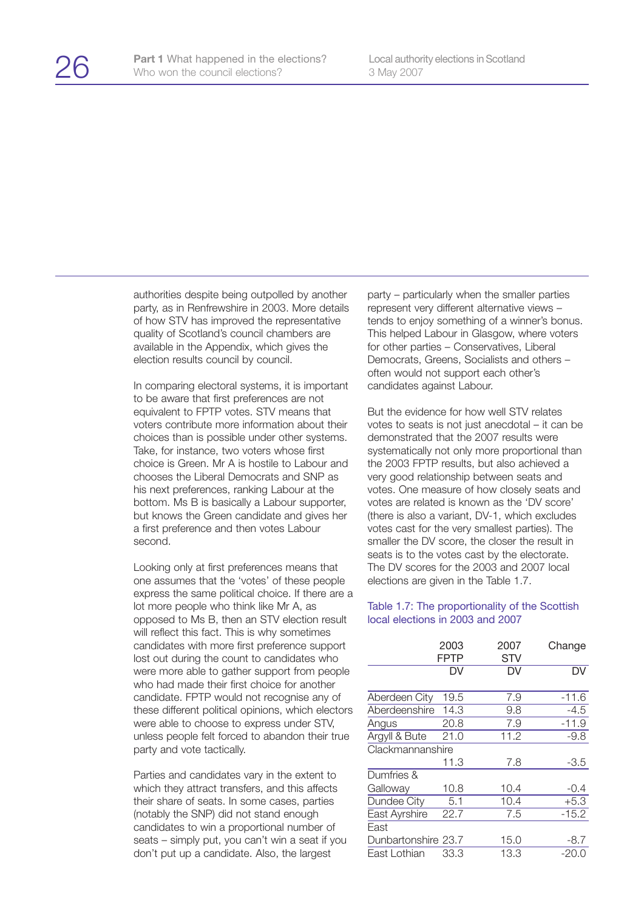authorities despite being outpolled by another party, as in Renfrewshire in 2003. More details of how STV has improved the representative quality of Scotland's council chambers are available in the Appendix, which gives the election results council by council.

In comparing electoral systems, it is important to be aware that first preferences are not equivalent to FPTP votes. STV means that voters contribute more information about their choices than is possible under other systems. Take, for instance, two voters whose first choice is Green. Mr A is hostile to Labour and chooses the Liberal Democrats and SNP as his next preferences, ranking Labour at the bottom. Ms B is basically a Labour supporter, but knows the Green candidate and gives her a first preference and then votes Labour second.

Looking only at first preferences means that one assumes that the 'votes' of these people express the same political choice. If there are a lot more people who think like Mr A, as opposed to Ms B, then an STV election result will reflect this fact. This is why sometimes candidates with more first preference support lost out during the count to candidates who were more able to gather support from people who had made their first choice for another candidate. FPTP would not recognise any of these different political opinions, which electors were able to choose to express under STV, unless people felt forced to abandon their true party and vote tactically.

Parties and candidates vary in the extent to which they attract transfers, and this affects their share of seats. In some cases, parties (notably the SNP) did not stand enough candidates to win a proportional number of seats – simply put, you can't win a seat if you don't put up a candidate. Also, the largest party – particularly when the smaller parties represent very different alternative views – tends to enjoy something of a winner's bonus. This helped Labour in Glasgow, where voters for other parties – Conservatives, Liberal Democrats, Greens, Socialists and others – often would not support each other's candidates against Labour.

But the evidence for how well STV relates votes to seats is not just anecdotal – it can be demonstrated that the 2007 results were systematically not only more proportional than the 2003 FPTP results, but also achieved a very good relationship between seats and votes. One measure of how closely seats and votes are related is known as the 'DV score' (there is also a variant, DV-1, which excludes votes cast for the very smallest parties). The smaller the DV score, the closer the result in seats is to the votes cast by the electorate. The DV scores for the 2003 and 2007 local elections are given in the Table 1.7.

Table 1.7: The proportionality of the Scottish local elections in 2003 and 2007

| | 2003 FPTP | 2007 STV | Change |
|---|---|---|---|
| | DV | DV | DV |
| Aberdeen City | 19.5 | 7.9 | -11.6 |
| Aberdeenshire | 14.3 | 9.8 | -4.5 |
| Angus | 20.8 | 7.9 | -11.9 |
| Argyll & Bute | 21.0 | 11.2 | -9.8 |
| Clackmannanshire | 11.3 | 7.8 | -3.5 |
| Dumfries & Galloway | 10.8 | 10.4 | -0.4 |
| Dundee City | 5.1 | 10.4 | +5.3 |
| East Ayrshire | 22.7 | 7.5 | -15.2 |
| East Dunbartonshire | 23.7 | 15.0 | -8.7 |
| East Lothian | 33.3 | 13.3 | -20.0 |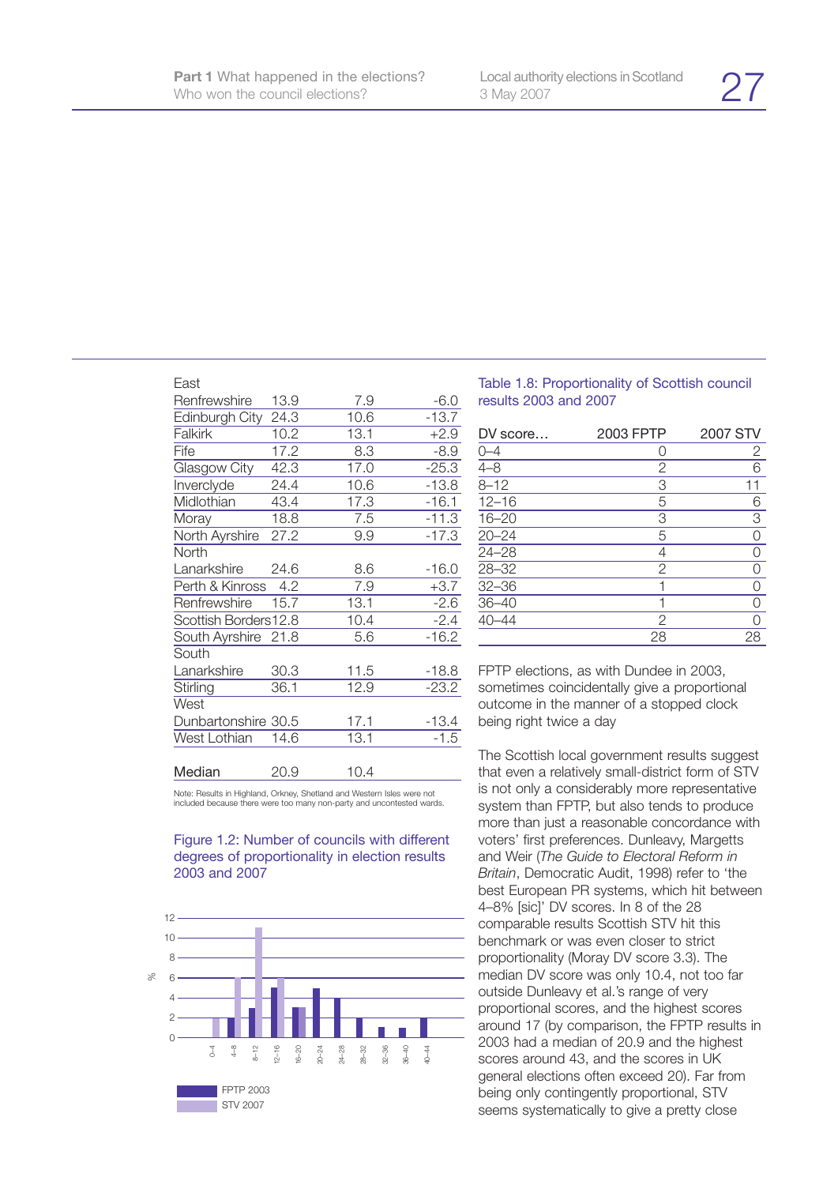| | | | |
|---|---|---|---|
| East Renfrewshire | 13.9 | 7.9 | -6.0 |
| Edinburgh City | 24.3 | 10.6 | -13.7 |
| Falkirk | 10.2 | 13.1 | +2.9 |
| Fife | 17.2 | 8.3 | -8.9 |
| Glasgow City | 42.3 | 17.0 | -25.3 |
| Inverclyde | 24.4 | 10.6 | -13.8 |
| Midlothian | 43.4 | 17.3 | -16.1 |
| Moray | 18.8 | 7.5 | -11.3 |
| North Ayrshire | 27.2 | 9.9 | -17.3 |
| North Lanarkshire | 24.6 | 8.6 | -16.0 |
| Perth & Kinross | 4.2 | 7.9 | +3.7 |
| Renfrewshire | 15.7 | 13.1 | -2.6 |
| Scottish Borders | 12.8 | 10.4 | -2.4 |
| South Ayrshire | 21.8 | 5.6 | -16.2 |
| South Lanarkshire | 30.3 | 11.5 | -18.8 |
| Stirling | 36.1 | 12.9 | -23.2 |
| West Dunbartonshire | 30.5 | 17.1 | -13.4 |
| West Lothian | 14.6 | 13.1 | -1.5 |
| Median | 20.9 | 10.4 | |

Note: Results in Highland, Orkney, Shetland and Western Isles were not included because there were too many non-party and uncontested wards.

Figure 1.2: Number of councils with different degrees of proportionality in election results 2003 and 2007

Table 1.8: Proportionality of Scottish council results 2003 and 2007

| DV score… | 2003 FPTP | 2007 STV |
|---|---|---|
| 0–4 | 0 | 2 |
| 4–8 | 2 | 6 |
| 8–12 | 3 | 11 |
| 12–16 | 5 | 6 |
| 16–20 | 3 | 3 |
| 20–24 | 5 | 0 |
| 24–28 | 4 | 0 |
| 28–32 | 2 | 0 |
| 32–36 | 1 | 0 |
| 36–40 | 1 | 0 |
| 40–44 | 2 | 0 |
| | 28 | 28 |

FPTP elections, as with Dundee in 2003, sometimes coincidentally give a proportional outcome in the manner of a stopped clock being right twice a day

The Scottish local government results suggest that even a relatively small-district form of STV is not only a considerably more representative system than FPTP, but also tends to produce more than just a reasonable concordance with voters' first preferences. Dunleavy, Margetts and Weir (*The Guide to Electoral Reform in Britain*, Democratic Audit, 1998) refer to 'the best European PR systems, which hit between 4–8% [sic]' DV scores. In 8 of the 28 comparable results Scottish STV hit this benchmark or was even closer to strict proportionality (Moray DV score 3.3). The median DV score was only 10.4, not too far outside Dunleavy et al.'s range of very proportional scores, and the highest scores around 17 (by comparison, the FPTP results in 2003 had a median of 20.9 and the highest scores around 43, and the scores in UK general elections often exceed 20). Far from being only contingently proportional, STV seems systematically to give a pretty close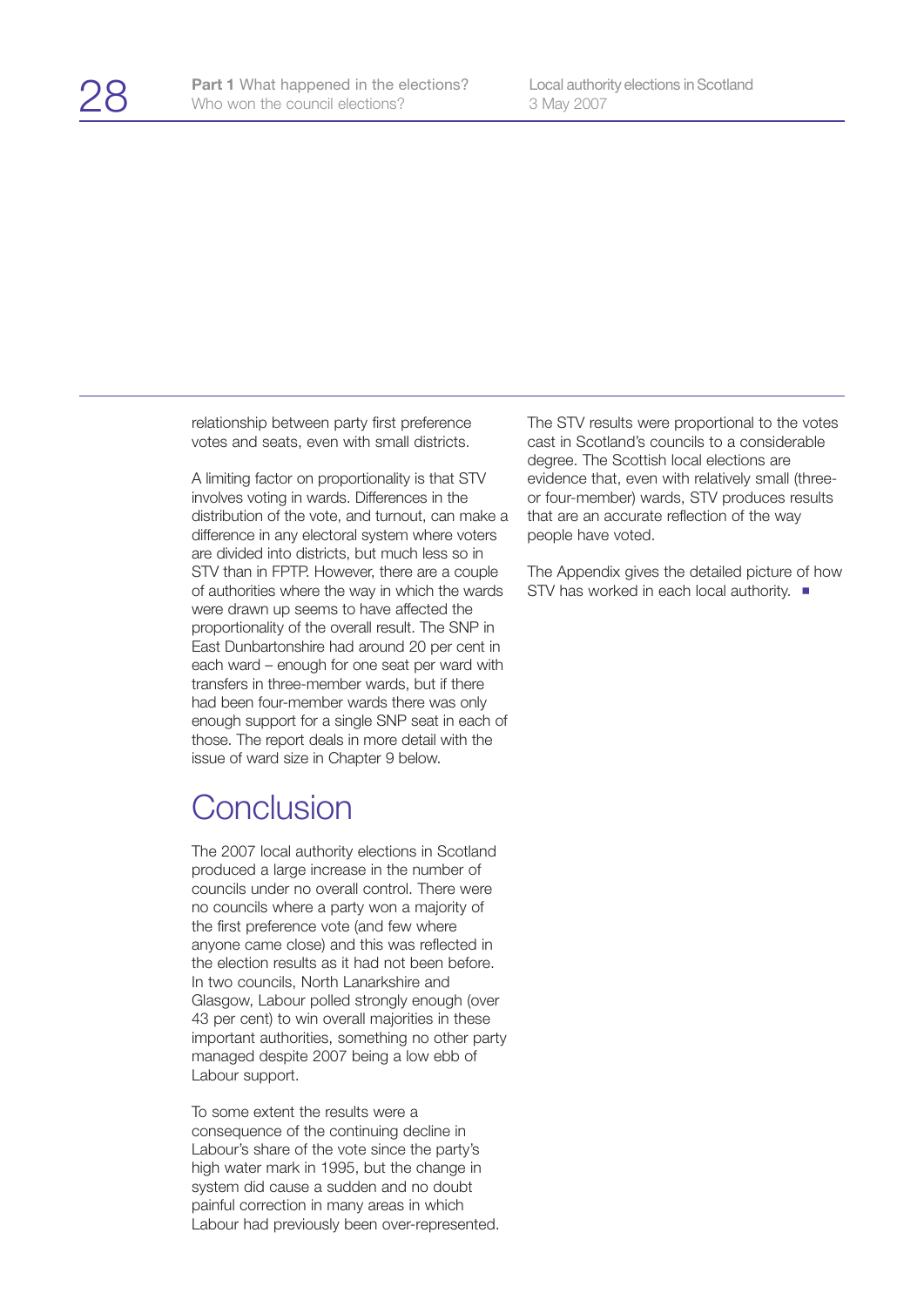relationship between party first preference votes and seats, even with small districts.

A limiting factor on proportionality is that STV involves voting in wards. Differences in the distribution of the vote, and turnout, can make a difference in any electoral system where voters are divided into districts, but much less so in STV than in FPTP. However, there are a couple of authorities where the way in which the wards were drawn up seems to have affected the proportionality of the overall result. The SNP in East Dunbartonshire had around 20 per cent in each ward – enough for one seat per ward with transfers in three-member wards, but if there had been four-member wards there was only enough support for a single SNP seat in each of those. The report deals in more detail with the issue of ward size in Chapter 9 below.

## Conclusion

The 2007 local authority elections in Scotland produced a large increase in the number of councils under no overall control. There were no councils where a party won a majority of the first preference vote (and few where anyone came close) and this was reflected in the election results as it had not been before. In two councils, North Lanarkshire and Glasgow, Labour polled strongly enough (over 43 per cent) to win overall majorities in these important authorities, something no other party managed despite 2007 being a low ebb of Labour support.

To some extent the results were a consequence of the continuing decline in Labour's share of the vote since the party's high water mark in 1995, but the change in system did cause a sudden and no doubt painful correction in many areas in which Labour had previously been over-represented.

The STV results were proportional to the votes cast in Scotland's councils to a considerable degree. The Scottish local elections are evidence that, even with relatively small (three- or four-member) wards, STV produces results that are an accurate reflection of the way people have voted.

The Appendix gives the detailed picture of how STV has worked in each local authority. ■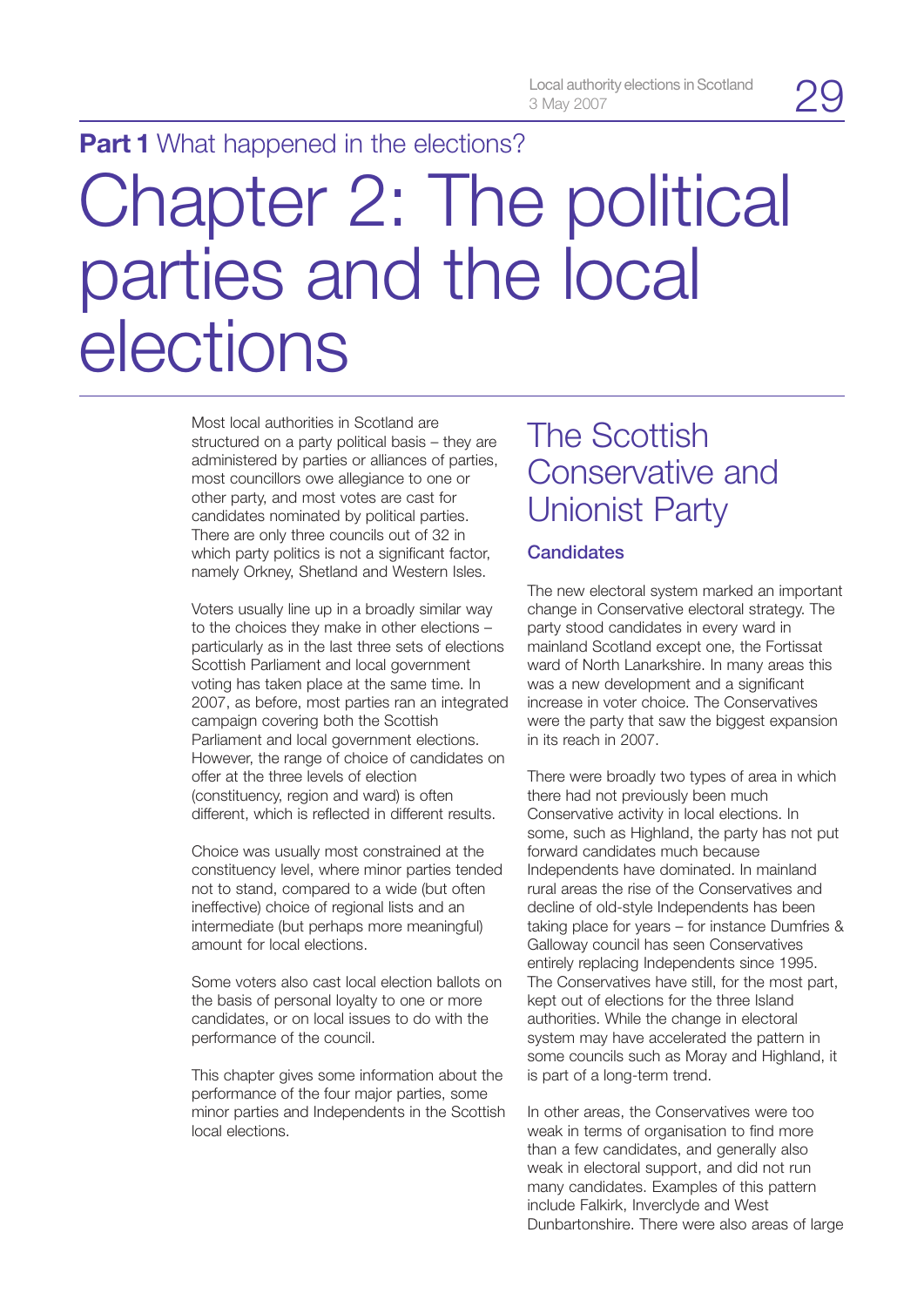**Part 1** What happened in the elections?

# Chapter 2: The political parties and the local elections

Most local authorities in Scotland are structured on a party political basis – they are administered by parties or alliances of parties, most councillors owe allegiance to one or other party, and most votes are cast for candidates nominated by political parties. There are only three councils out of 32 in which party politics is not a significant factor, namely Orkney, Shetland and Western Isles.

Voters usually line up in a broadly similar way to the choices they make in other elections – particularly as in the last three sets of elections Scottish Parliament and local government voting has taken place at the same time. In 2007, as before, most parties ran an integrated campaign covering both the Scottish Parliament and local government elections. However, the range of choice of candidates on offer at the three levels of election (constituency, region and ward) is often different, which is reflected in different results.

Choice was usually most constrained at the constituency level, where minor parties tended not to stand, compared to a wide (but often ineffective) choice of regional lists and an intermediate (but perhaps more meaningful) amount for local elections.

Some voters also cast local election ballots on the basis of personal loyalty to one or more candidates, or on local issues to do with the performance of the council.

This chapter gives some information about the performance of the four major parties, some minor parties and Independents in the Scottish local elections.

## The Scottish Conservative and Unionist Party

### Candidates

The new electoral system marked an important change in Conservative electoral strategy. The party stood candidates in every ward in mainland Scotland except one, the Fortissat ward of North Lanarkshire. In many areas this was a new development and a significant increase in voter choice. The Conservatives were the party that saw the biggest expansion in its reach in 2007.

There were broadly two types of area in which there had not previously been much Conservative activity in local elections. In some, such as Highland, the party has not put forward candidates much because Independents have dominated. In mainland rural areas the rise of the Conservatives and decline of old-style Independents has been taking place for years – for instance Dumfries & Galloway council has seen Conservatives entirely replacing Independents since 1995. The Conservatives have still, for the most part, kept out of elections for the three Island authorities. While the change in electoral system may have accelerated the pattern in some councils such as Moray and Highland, it is part of a long-term trend.

In other areas, the Conservatives were too weak in terms of organisation to find more than a few candidates, and generally also weak in electoral support, and did not run many candidates. Examples of this pattern include Falkirk, Inverclyde and West Dunbartonshire. There were also areas of large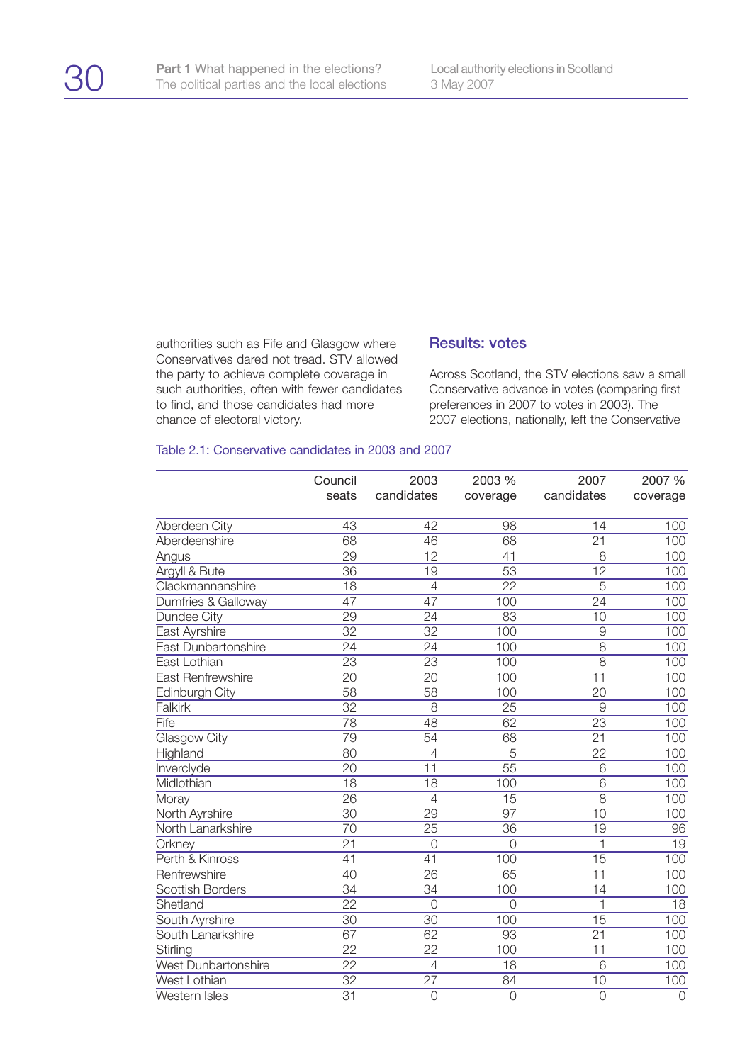authorities such as Fife and Glasgow where Conservatives dared not tread. STV allowed the party to achieve complete coverage in such authorities, often with fewer candidates to find, and those candidates had more chance of electoral victory.

### Results: votes

Across Scotland, the STV elections saw a small Conservative advance in votes (comparing first preferences in 2007 to votes in 2003). The 2007 elections, nationally, left the Conservative

Table 2.1: Conservative candidates in 2003 and 2007

| | Council seats | 2003 candidates | 2003 % coverage | 2007 candidates | 2007 % coverage |
|---|---|---|---|---|---|
| Aberdeen City | 43 | 42 | 98 | 14 | 100 |
| Aberdeenshire | 68 | 46 | 68 | 21 | 100 |
| Angus | 29 | 12 | 41 | 8 | 100 |
| Argyll & Bute | 36 | 19 | 53 | 12 | 100 |
| Clackmannanshire | 18 | 4 | 22 | 5 | 100 |
| Dumfries & Galloway | 47 | 47 | 100 | 24 | 100 |
| Dundee City | 29 | 24 | 83 | 10 | 100 |
| East Ayrshire | 32 | 32 | 100 | 9 | 100 |
| East Dunbartonshire | 24 | 24 | 100 | 8 | 100 |
| East Lothian | 23 | 23 | 100 | 8 | 100 |
| East Renfrewshire | 20 | 20 | 100 | 11 | 100 |
| Edinburgh City | 58 | 58 | 100 | 20 | 100 |
| Falkirk | 32 | 8 | 25 | 9 | 100 |
| Fife | 78 | 48 | 62 | 23 | 100 |
| Glasgow City | 79 | 54 | 68 | 21 | 100 |
| Highland | 80 | 4 | 5 | 22 | 100 |
| Inverclyde | 20 | 11 | 55 | 6 | 100 |
| Midlothian | 18 | 18 | 100 | 6 | 100 |
| Moray | 26 | 4 | 15 | 8 | 100 |
| North Ayrshire | 30 | 29 | 97 | 10 | 100 |
| North Lanarkshire | 70 | 25 | 36 | 19 | 96 |
| Orkney | 21 | 0 | 0 | 1 | 19 |
| Perth & Kinross | 41 | 41 | 100 | 15 | 100 |
| Renfrewshire | 40 | 26 | 65 | 11 | 100 |
| Scottish Borders | 34 | 34 | 100 | 14 | 100 |
| Shetland | 22 | 0 | 0 | 1 | 18 |
| South Ayrshire | 30 | 30 | 100 | 15 | 100 |
| South Lanarkshire | 67 | 62 | 93 | 21 | 100 |
| Stirling | 22 | 22 | 100 | 11 | 100 |
| West Dunbartonshire | 22 | 4 | 18 | 6 | 100 |
| West Lothian | 32 | 27 | 84 | 10 | 100 |
| Western Isles | 31 | 0 | 0 | 0 | 0 |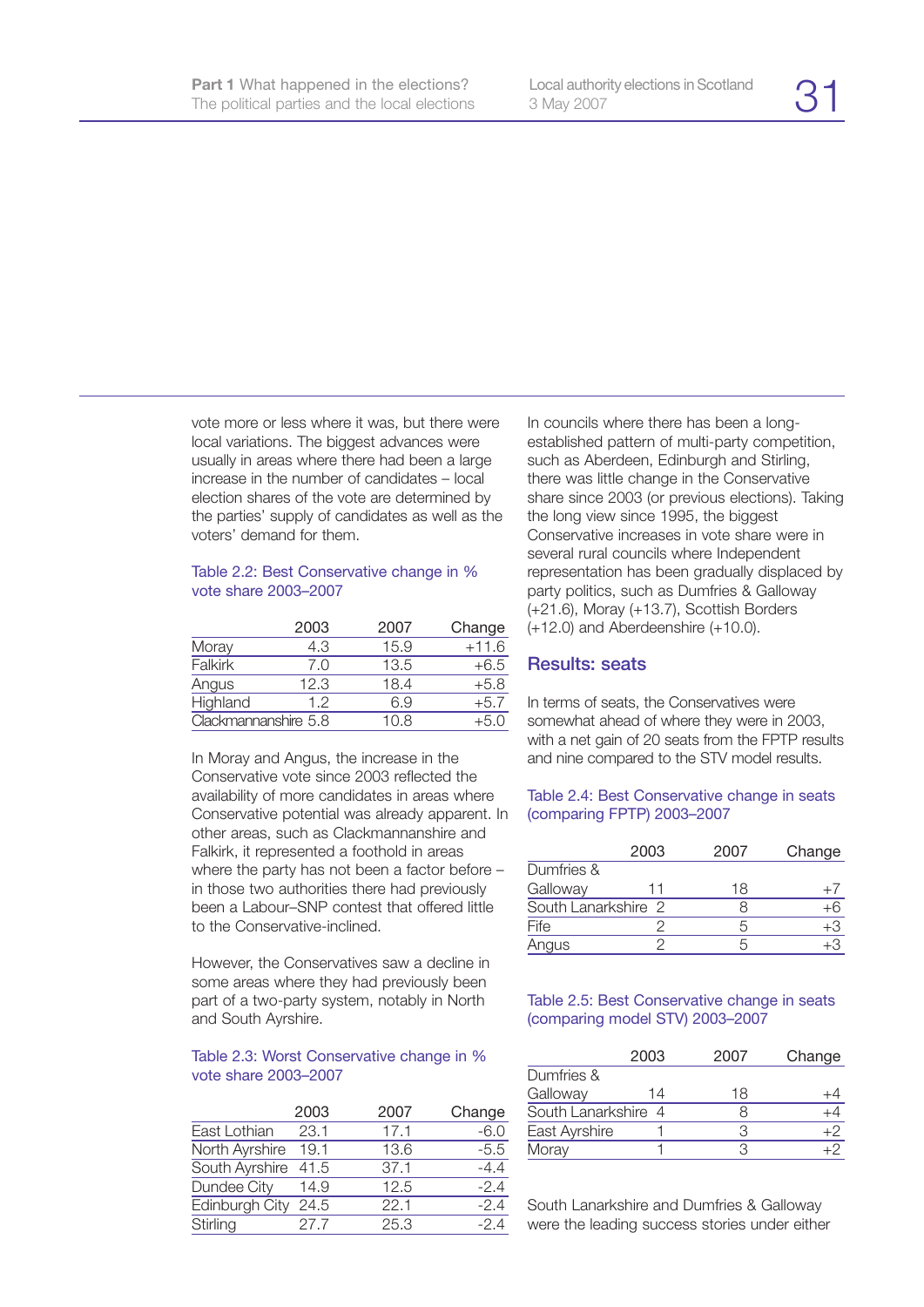vote more or less where it was, but there were local variations. The biggest advances were usually in areas where there had been a large increase in the number of candidates – local election shares of the vote are determined by the parties' supply of candidates as well as the voters' demand for them.

Table 2.2: Best Conservative change in % vote share 2003–2007

| | 2003 | 2007 | Change |
|---|---|---|---|
| Moray | 4.3 | 15.9 | +11.6 |
| Falkirk | 7.0 | 13.5 | +6.5 |
| Angus | 12.3 | 18.4 | +5.8 |
| Highland | 1.2 | 6.9 | +5.7 |
| Clackmannanshire | 5.8 | 10.8 | +5.0 |

In Moray and Angus, the increase in the Conservative vote since 2003 reflected the availability of more candidates in areas where Conservative potential was already apparent. In other areas, such as Clackmannanshire and Falkirk, it represented a foothold in areas where the party has not been a factor before – in those two authorities there had previously been a Labour–SNP contest that offered little to the Conservative-inclined.

However, the Conservatives saw a decline in some areas where they had previously been part of a two-party system, notably in North and South Ayrshire.

Table 2.3: Worst Conservative change in % vote share 2003–2007

| | 2003 | 2007 | Change |
|---|---|---|---|
| East Lothian | 23.1 | 17.1 | -6.0 |
| North Ayrshire | 19.1 | 13.6 | -5.5 |
| South Ayrshire | 41.5 | 37.1 | -4.4 |
| Dundee City | 14.9 | 12.5 | -2.4 |
| Edinburgh City | 24.5 | 22.1 | -2.4 |
| Stirling | 27.7 | 25.3 | -2.4 |

In councils where there has been a long-established pattern of multi-party competition, such as Aberdeen, Edinburgh and Stirling, there was little change in the Conservative share since 2003 (or previous elections). Taking the long view since 1995, the biggest Conservative increases in vote share were in several rural councils where Independent representation has been gradually displaced by party politics, such as Dumfries & Galloway (+21.6), Moray (+13.7), Scottish Borders (+12.0) and Aberdeenshire (+10.0).

## Results: seats

In terms of seats, the Conservatives were somewhat ahead of where they were in 2003, with a net gain of 20 seats from the FPTP results and nine compared to the STV model results.

Table 2.4: Best Conservative change in seats (comparing FPTP) 2003–2007

| | 2003 | 2007 | Change |
|---|---|---|---|
| Dumfries & Galloway | 11 | 18 | +7 |
| South Lanarkshire | 2 | 8 | +6 |
| Fife | 2 | 5 | +3 |
| Angus | 2 | 5 | +3 |

Table 2.5: Best Conservative change in seats (comparing model STV) 2003–2007

| | 2003 | 2007 | Change |
|---|---|---|---|
| Dumfries & Galloway | 14 | 18 | +4 |
| South Lanarkshire | 4 | 8 | +4 |
| East Ayrshire | 1 | 3 | +2 |
| Moray | 1 | 3 | +2 |

South Lanarkshire and Dumfries & Galloway were the leading success stories under either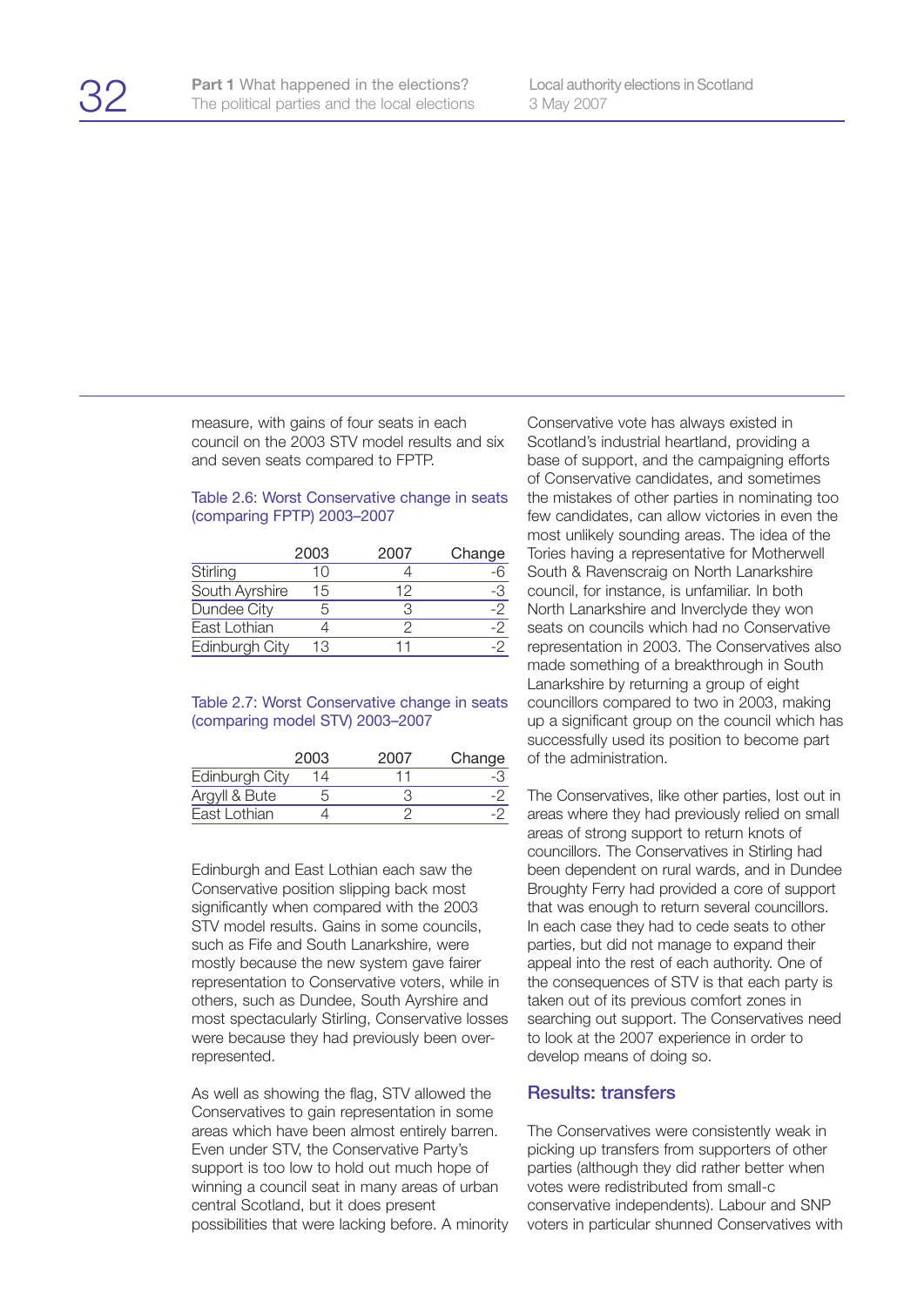measure, with gains of four seats in each council on the 2003 STV model results and six and seven seats compared to FPTP.

Table 2.6: Worst Conservative change in seats (comparing FPTP) 2003–2007

| | 2003 | 2007 | Change |
|---|---|---|---|
| Stirling | 10 | 4 | -6 |
| South Ayrshire | 15 | 12 | -3 |
| Dundee City | 5 | 3 | -2 |
| East Lothian | 4 | 2 | -2 |
| Edinburgh City | 13 | 11 | -2 |

Table 2.7: Worst Conservative change in seats (comparing model STV) 2003–2007

| | 2003 | 2007 | Change |
|---|---|---|---|
| Edinburgh City | 14 | 11 | -3 |
| Argyll & Bute | 5 | 3 | -2 |
| East Lothian | 4 | 2 | -2 |

Edinburgh and East Lothian each saw the Conservative position slipping back most significantly when compared with the 2003 STV model results. Gains in some councils, such as Fife and South Lanarkshire, were mostly because the new system gave fairer representation to Conservative voters, while in others, such as Dundee, South Ayrshire and most spectacularly Stirling, Conservative losses were because they had previously been over-represented.

As well as showing the flag, STV allowed the Conservatives to gain representation in some areas which have been almost entirely barren. Even under STV, the Conservative Party's support is too low to hold out much hope of winning a council seat in many areas of urban central Scotland, but it does present possibilities that were lacking before. A minority Conservative vote has always existed in Scotland's industrial heartland, providing a base of support, and the campaigning efforts of Conservative candidates, and sometimes the mistakes of other parties in nominating too few candidates, can allow victories in even the most unlikely sounding areas. The idea of the Tories having a representative for Motherwell South & Ravenscraig on North Lanarkshire council, for instance, is unfamiliar. In both North Lanarkshire and Inverclyde they won seats on councils which had no Conservative representation in 2003. The Conservatives also made something of a breakthrough in South Lanarkshire by returning a group of eight councillors compared to two in 2003, making up a significant group on the council which has successfully used its position to become part of the administration.

The Conservatives, like other parties, lost out in areas where they had previously relied on small areas of strong support to return knots of councillors. The Conservatives in Stirling had been dependent on rural wards, and in Dundee Broughty Ferry had provided a core of support that was enough to return several councillors. In each case they had to cede seats to other parties, but did not manage to expand their appeal into the rest of each authority. One of the consequences of STV is that each party is taken out of its previous comfort zones in searching out support. The Conservatives need to look at the 2007 experience in order to develop means of doing so.

## Results: transfers

The Conservatives were consistently weak in picking up transfers from supporters of other parties (although they did rather better when votes were redistributed from small-c conservative independents). Labour and SNP voters in particular shunned Conservatives with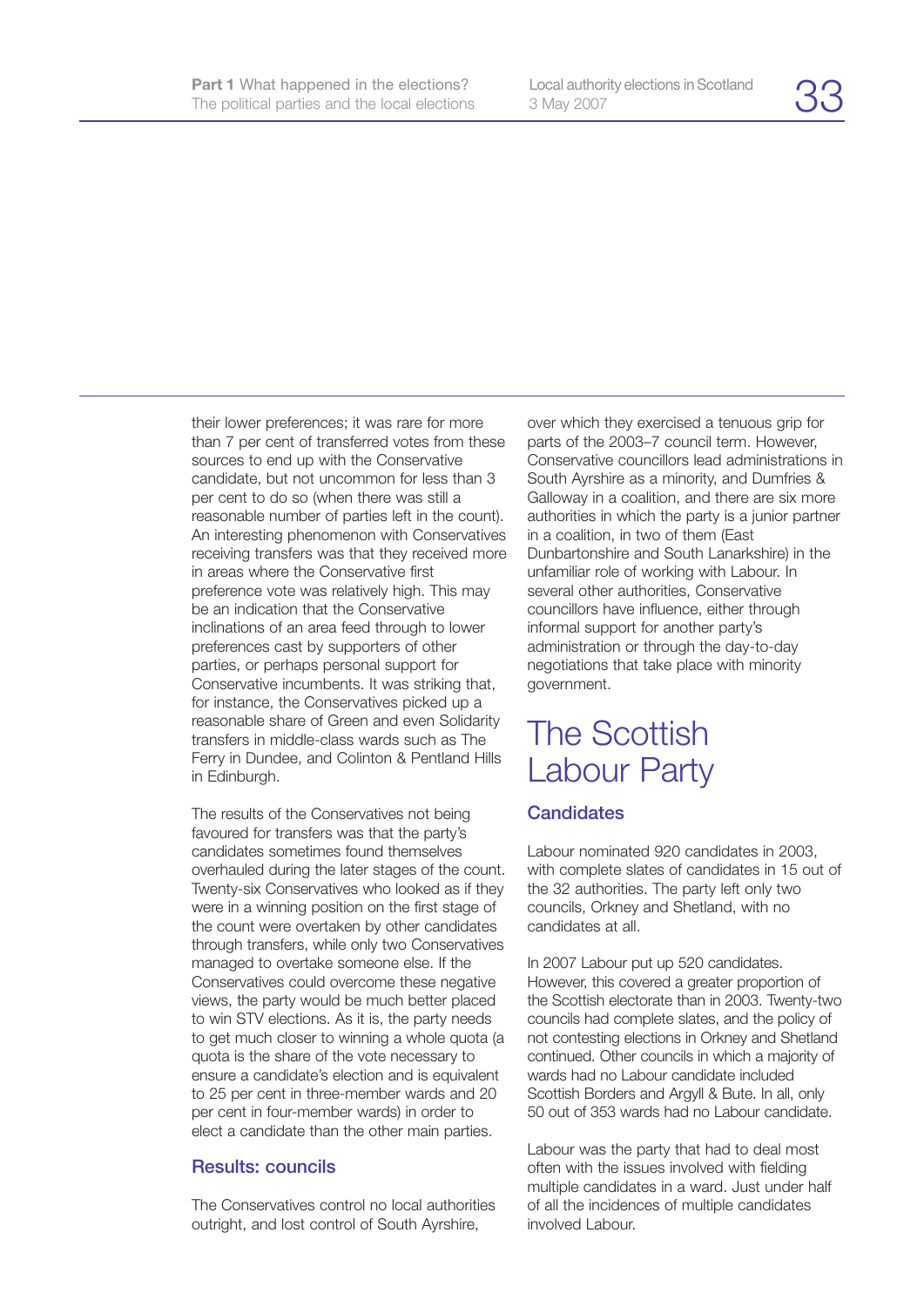their lower preferences; it was rare for more than 7 per cent of transferred votes from these sources to end up with the Conservative candidate, but not uncommon for less than 3 per cent to do so (when there was still a reasonable number of parties left in the count). An interesting phenomenon with Conservatives receiving transfers was that they received more in areas where the Conservative first preference vote was relatively high. This may be an indication that the Conservative inclinations of an area feed through to lower preferences cast by supporters of other parties, or perhaps personal support for Conservative incumbents. It was striking that, for instance, the Conservatives picked up a reasonable share of Green and even Solidarity transfers in middle-class wards such as The Ferry in Dundee, and Colinton & Pentland Hills in Edinburgh.

The results of the Conservatives not being favoured for transfers was that the party's candidates sometimes found themselves overhauled during the later stages of the count. Twenty-six Conservatives who looked as if they were in a winning position on the first stage of the count were overtaken by other candidates through transfers, while only two Conservatives managed to overtake someone else. If the Conservatives could overcome these negative views, the party would be much better placed to win STV elections. As it is, the party needs to get much closer to winning a whole quota (a quota is the share of the vote necessary to ensure a candidate's election and is equivalent to 25 per cent in three-member wards and 20 per cent in four-member wards) in order to elect a candidate than the other main parties.

### Results: councils

The Conservatives control no local authorities outright, and lost control of South Ayrshire, over which they exercised a tenuous grip for parts of the 2003–7 council term. However, Conservative councillors lead administrations in South Ayrshire as a minority, and Dumfries & Galloway in a coalition, and there are six more authorities in which the party is a junior partner in a coalition, in two of them (East Dunbartonshire and South Lanarkshire) in the unfamiliar role of working with Labour. In several other authorities, Conservative councillors have influence, either through informal support for another party's administration or through the day-to-day negotiations that take place with minority government.

## The Scottish Labour Party

### Candidates

Labour nominated 920 candidates in 2003, with complete slates of candidates in 15 out of the 32 authorities. The party left only two councils, Orkney and Shetland, with no candidates at all.

In 2007 Labour put up 520 candidates. However, this covered a greater proportion of the Scottish electorate than in 2003. Twenty-two councils had complete slates, and the policy of not contesting elections in Orkney and Shetland continued. Other councils in which a majority of wards had no Labour candidate included Scottish Borders and Argyll & Bute. In all, only 50 out of 353 wards had no Labour candidate.

Labour was the party that had to deal most often with the issues involved with fielding multiple candidates in a ward. Just under half of all the incidences of multiple candidates involved Labour.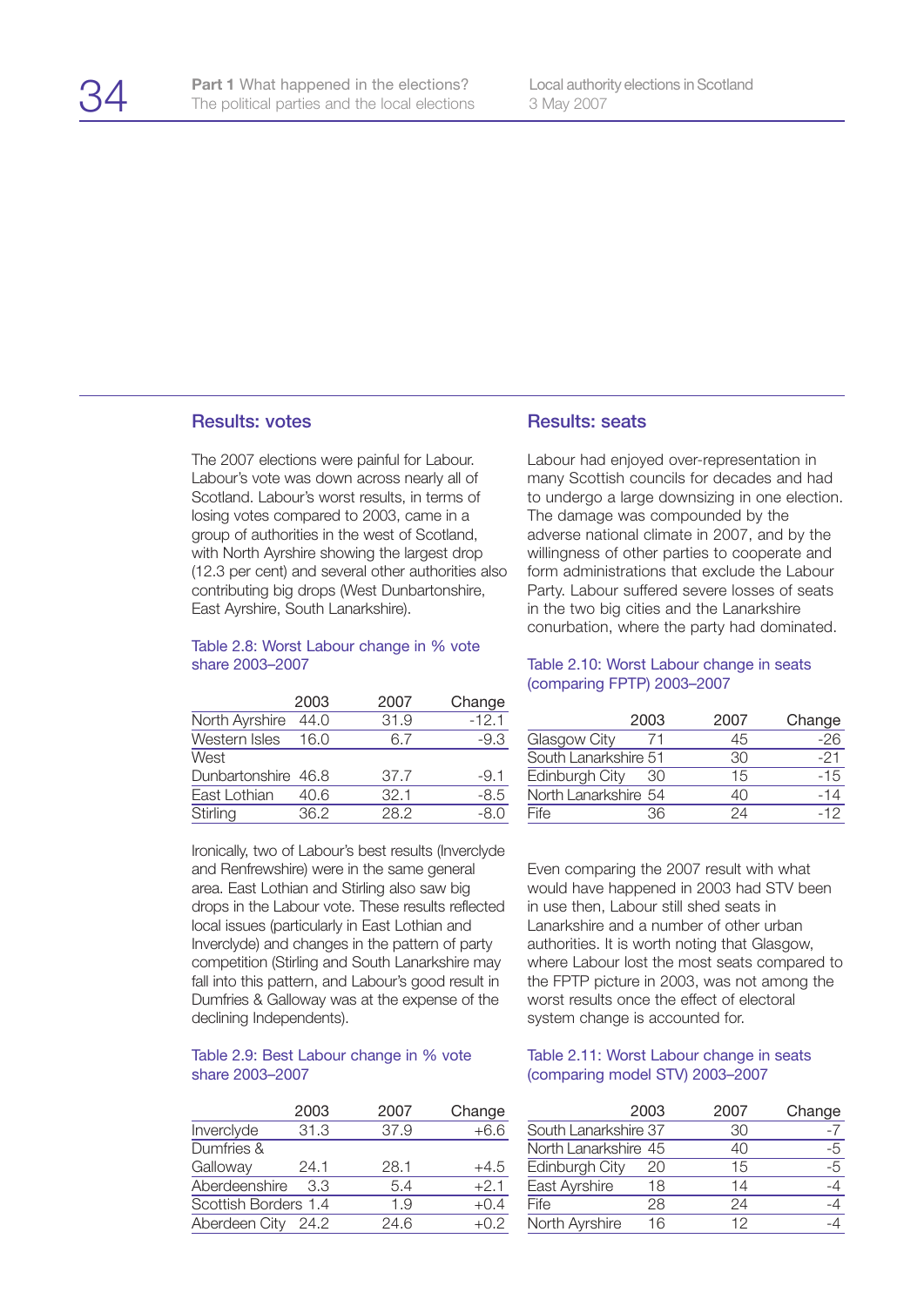## Results: votes

The 2007 elections were painful for Labour. Labour's vote was down across nearly all of Scotland. Labour's worst results, in terms of losing votes compared to 2003, came in a group of authorities in the west of Scotland, with North Ayrshire showing the largest drop (12.3 per cent) and several other authorities also contributing big drops (West Dunbartonshire, East Ayrshire, South Lanarkshire).

Table 2.8: Worst Labour change in % vote share 2003–2007

| | 2003 | 2007 | Change |
|---|---|---|---|
| North Ayrshire | 44.0 | 31.9 | -12.1 |
| Western Isles | 16.0 | 6.7 | -9.3 |
| West Dunbartonshire | 46.8 | 37.7 | -9.1 |
| East Lothian | 40.6 | 32.1 | -8.5 |
| Stirling | 36.2 | 28.2 | -8.0 |

Ironically, two of Labour's best results (Inverclyde and Renfrewshire) were in the same general area. East Lothian and Stirling also saw big drops in the Labour vote. These results reflected local issues (particularly in East Lothian and Inverclyde) and changes in the pattern of party competition (Stirling and South Lanarkshire may fall into this pattern, and Labour's good result in Dumfries & Galloway was at the expense of the declining Independents).

Table 2.9: Best Labour change in % vote share 2003–2007

| | 2003 | 2007 | Change |
|---|---|---|---|
| Inverclyde | 31.3 | 37.9 | +6.6 |
| Dumfries & Galloway | 24.1 | 28.1 | +4.5 |
| Aberdeenshire | 3.3 | 5.4 | +2.1 |
| Scottish Borders | 1.4 | 1.9 | +0.4 |
| Aberdeen City | 24.2 | 24.6 | +0.2 |

## Results: seats

Labour had enjoyed over-representation in many Scottish councils for decades and had to undergo a large downsizing in one election. The damage was compounded by the adverse national climate in 2007, and by the willingness of other parties to cooperate and form administrations that exclude the Labour Party. Labour suffered severe losses of seats in the two big cities and the Lanarkshire conurbation, where the party had dominated.

Table 2.10: Worst Labour change in seats (comparing FPTP) 2003–2007

| | 2003 | 2007 | Change |
|---|---|---|---|
| Glasgow City | 71 | 45 | -26 |
| South Lanarkshire | 51 | 30 | -21 |
| Edinburgh City | 30 | 15 | -15 |
| North Lanarkshire | 54 | 40 | -14 |
| Fife | 36 | 24 | -12 |

Even comparing the 2007 result with what would have happened in 2003 had STV been in use then, Labour still shed seats in Lanarkshire and a number of other urban authorities. It is worth noting that Glasgow, where Labour lost the most seats compared to the FPTP picture in 2003, was not among the worst results once the effect of electoral system change is accounted for.

Table 2.11: Worst Labour change in seats (comparing model STV) 2003–2007

| | 2003 | 2007 | Change |
|---|---|---|---|
| South Lanarkshire | 37 | 30 | -7 |
| North Lanarkshire | 45 | 40 | -5 |
| Edinburgh City | 20 | 15 | -5 |
| East Ayrshire | 18 | 14 | -4 |
| Fife | 28 | 24 | -4 |
| North Ayrshire | 16 | 12 | -4 |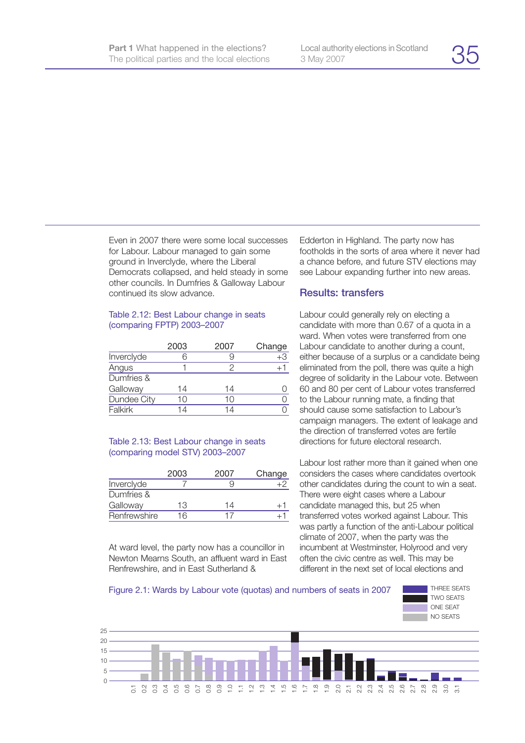Even in 2007 there were some local successes for Labour. Labour managed to gain some ground in Inverclyde, where the Liberal Democrats collapsed, and held steady in some other councils. In Dumfries & Galloway Labour continued its slow advance.

Table 2.12: Best Labour change in seats (comparing FPTP) 2003–2007

| | 2003 | 2007 | Change |
|---|---|---|---|
| Inverclyde | 6 | 9 | +3 |
| Angus | 1 | 2 | +1 |
| Dumfries & Galloway | 14 | 14 | 0 |
| Dundee City | 10 | 10 | 0 |
| Falkirk | 14 | 14 | 0 |

Table 2.13: Best Labour change in seats (comparing model STV) 2003–2007

| | 2003 | 2007 | Change |
|---|---|---|---|
| Inverclyde | 7 | 9 | +2 |
| Dumfries & Galloway | 13 | 14 | +1 |
| Renfrewshire | 16 | 17 | +1 |

At ward level, the party now has a councillor in Newton Mearns South, an affluent ward in East Renfrewshire, and in East Sutherland & Edderton in Highland. The party now has footholds in the sorts of area where it never had a chance before, and future STV elections may see Labour expanding further into new areas.

## Results: transfers

Labour could generally rely on electing a candidate with more than 0.67 of a quota in a ward. When votes were transferred from one Labour candidate to another during a count, either because of a surplus or a candidate being eliminated from the poll, there was quite a high degree of solidarity in the Labour vote. Between 60 and 80 per cent of Labour votes transferred to the Labour running mate, a finding that should cause some satisfaction to Labour's campaign managers. The extent of leakage and the direction of transferred votes are fertile directions for future electoral research.

Labour lost rather more than it gained when one considers the cases where candidates overtook other candidates during the count to win a seat. There were eight cases where a Labour candidate managed this, but 25 when transferred votes worked against Labour. This was partly a function of the anti-Labour political climate of 2007, when the party was the incumbent at Westminster, Holyrood and very often the civic centre as well. This may be different in the next set of local elections and

Figure 2.1: Wards by Labour vote (quotas) and numbers of seats in 2007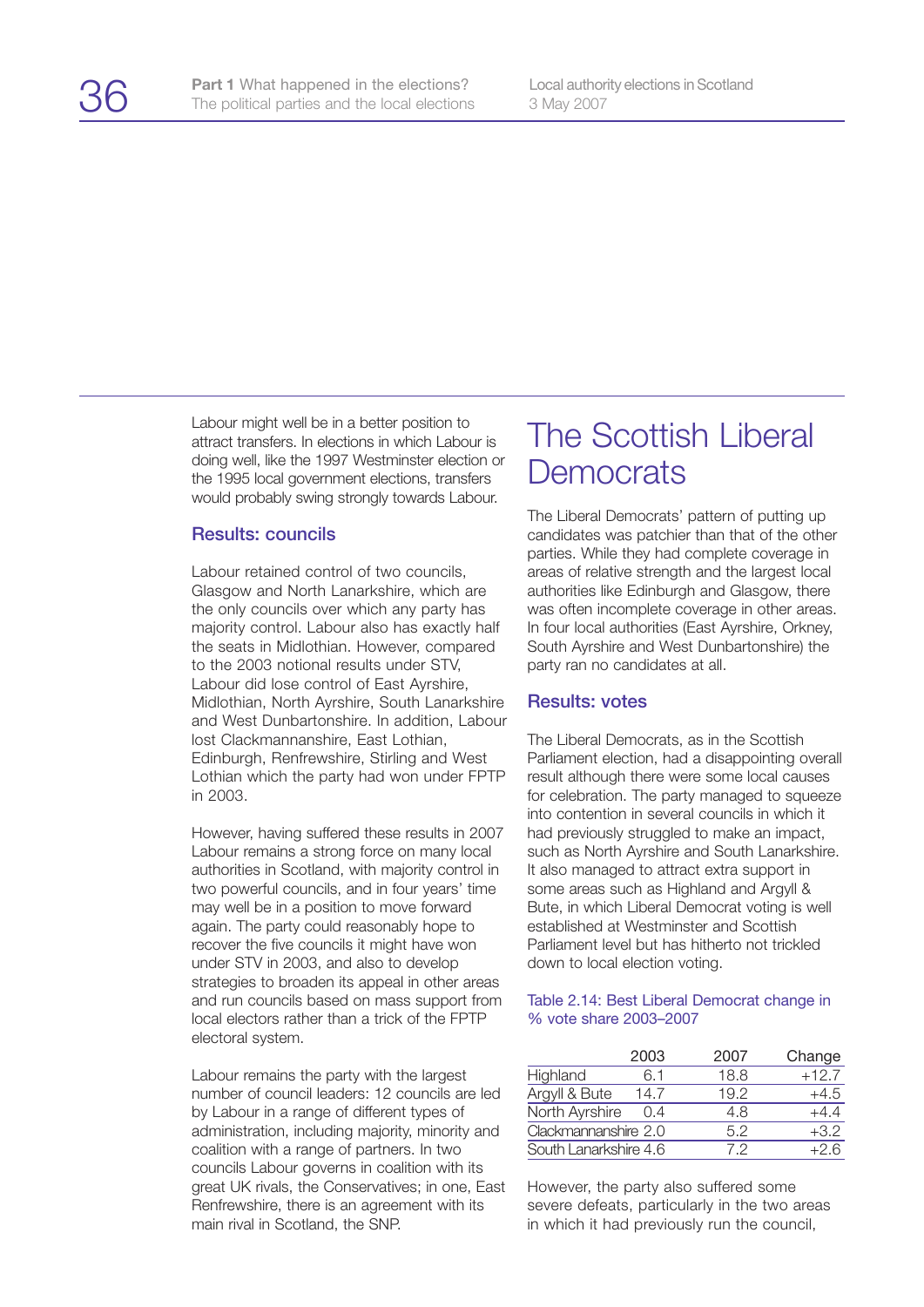Labour might well be in a better position to attract transfers. In elections in which Labour is doing well, like the 1997 Westminster election or the 1995 local government elections, transfers would probably swing strongly towards Labour.

### Results: councils

Labour retained control of two councils, Glasgow and North Lanarkshire, which are the only councils over which any party has majority control. Labour also has exactly half the seats in Midlothian. However, compared to the 2003 notional results under STV, Labour did lose control of East Ayrshire, Midlothian, North Ayrshire, South Lanarkshire and West Dunbartonshire. In addition, Labour lost Clackmannanshire, East Lothian, Edinburgh, Renfrewshire, Stirling and West Lothian which the party had won under FPTP in 2003.

However, having suffered these results in 2007 Labour remains a strong force on many local authorities in Scotland, with majority control in two powerful councils, and in four years' time may well be in a position to move forward again. The party could reasonably hope to recover the five councils it might have won under STV in 2003, and also to develop strategies to broaden its appeal in other areas and run councils based on mass support from local electors rather than a trick of the FPTP electoral system.

Labour remains the party with the largest number of council leaders: 12 councils are led by Labour in a range of different types of administration, including majority, minority and coalition with a range of partners. In two councils Labour governs in coalition with its great UK rivals, the Conservatives; in one, East Renfrewshire, there is an agreement with its main rival in Scotland, the SNP.

## The Scottish Liberal Democrats

The Liberal Democrats' pattern of putting up candidates was patchier than that of the other parties. While they had complete coverage in areas of relative strength and the largest local authorities like Edinburgh and Glasgow, there was often incomplete coverage in other areas. In four local authorities (East Ayrshire, Orkney, South Ayrshire and West Dunbartonshire) the party ran no candidates at all.

### Results: votes

The Liberal Democrats, as in the Scottish Parliament election, had a disappointing overall result although there were some local causes for celebration. The party managed to squeeze into contention in several councils in which it had previously struggled to make an impact, such as North Ayrshire and South Lanarkshire. It also managed to attract extra support in some areas such as Highland and Argyll & Bute, in which Liberal Democrat voting is well established at Westminster and Scottish Parliament level but has hitherto not trickled down to local election voting.

Table 2.14: Best Liberal Democrat change in % vote share 2003–2007

| | 2003 | 2007 | Change |
|---|---|---|---|
| Highland | 6.1 | 18.8 | +12.7 |
| Argyll & Bute | 14.7 | 19.2 | +4.5 |
| North Ayrshire | 0.4 | 4.8 | +4.4 |
| Clackmannanshire | 2.0 | 5.2 | +3.2 |
| South Lanarkshire | 4.6 | 7.2 | +2.6 |

However, the party also suffered some severe defeats, particularly in the two areas in which it had previously run the council,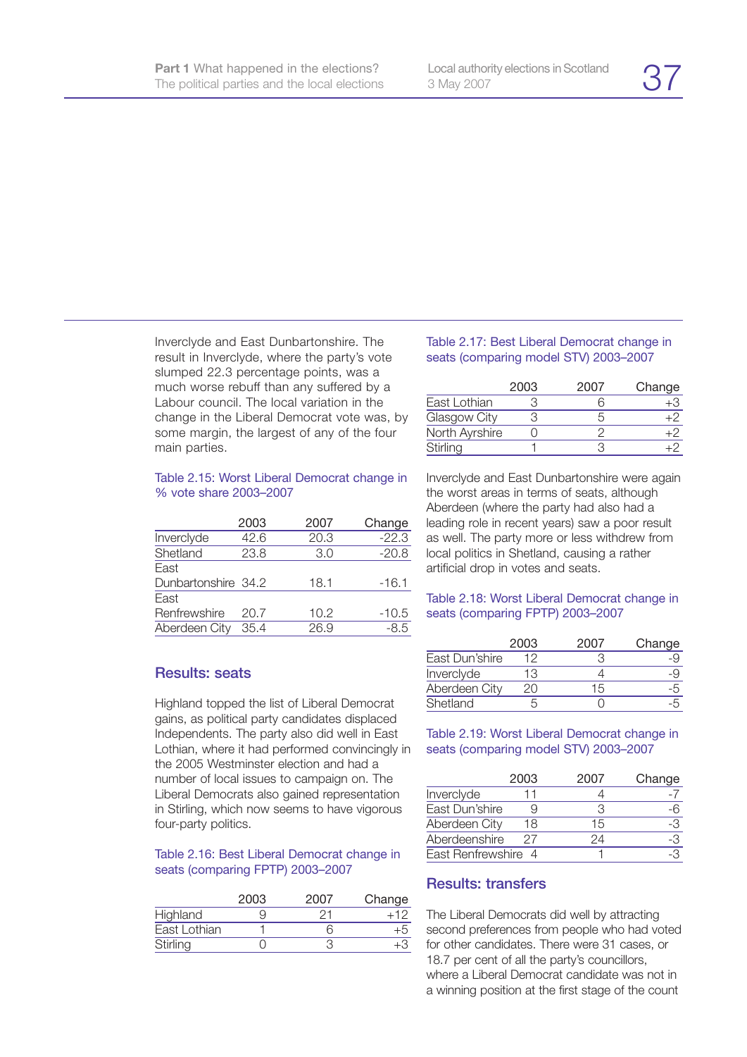Inverclyde and East Dunbartonshire. The result in Inverclyde, where the party's vote slumped 22.3 percentage points, was a much worse rebuff than any suffered by a Labour council. The local variation in the change in the Liberal Democrat vote was, by some margin, the largest of any of the four main parties.

Table 2.15: Worst Liberal Democrat change in % vote share 2003–2007

| | 2003 | 2007 | Change |
|---|---|---|---|
| Inverclyde | 42.6 | 20.3 | -22.3 |
| Shetland | 23.8 | 3.0 | -20.8 |
| East Dunbartonshire | 34.2 | 18.1 | -16.1 |
| East Renfrewshire | 20.7 | 10.2 | -10.5 |
| Aberdeen City | 35.4 | 26.9 | -8.5 |

## Results: seats

Highland topped the list of Liberal Democrat gains, as political party candidates displaced Independents. The party also did well in East Lothian, where it had performed convincingly in the 2005 Westminster election and had a number of local issues to campaign on. The Liberal Democrats also gained representation in Stirling, which now seems to have vigorous four-party politics.

Table 2.16: Best Liberal Democrat change in seats (comparing FPTP) 2003–2007

| | 2003 | 2007 | Change |
|---|---|---|---|
| Highland | 9 | 21 | +12 |
| East Lothian | 1 | 6 | +5 |
| Stirling | 0 | 3 | +3 |

Table 2.17: Best Liberal Democrat change in seats (comparing model STV) 2003–2007

| | 2003 | 2007 | Change |
|---|---|---|---|
| East Lothian | 3 | 6 | +3 |
| Glasgow City | 3 | 5 | +2 |
| North Ayrshire | 0 | 2 | +2 |
| Stirling | 1 | 3 | +2 |

Inverclyde and East Dunbartonshire were again the worst areas in terms of seats, although Aberdeen (where the party had also had a leading role in recent years) saw a poor result as well. The party more or less withdrew from local politics in Shetland, causing a rather artificial drop in votes and seats.

Table 2.18: Worst Liberal Democrat change in seats (comparing FPTP) 2003–2007

| | 2003 | 2007 | Change |
|---|---|---|---|
| East Dun'shire | 12 | 3 | -9 |
| Inverclyde | 13 | 4 | -9 |
| Aberdeen City | 20 | 15 | -5 |
| Shetland | 5 | 0 | -5 |

Table 2.19: Worst Liberal Democrat change in seats (comparing model STV) 2003–2007

| | 2003 | 2007 | Change |
|---|---|---|---|
| Inverclyde | 11 | 4 | -7 |
| East Dun'shire | 9 | 3 | -6 |
| Aberdeen City | 18 | 15 | -3 |
| Aberdeenshire | 27 | 24 | -3 |
| East Renfrewshire | 4 | 1 | -3 |

## Results: transfers

The Liberal Democrats did well by attracting second preferences from people who had voted for other candidates. There were 31 cases, or 18.7 per cent of all the party's councillors, where a Liberal Democrat candidate was not in a winning position at the first stage of the count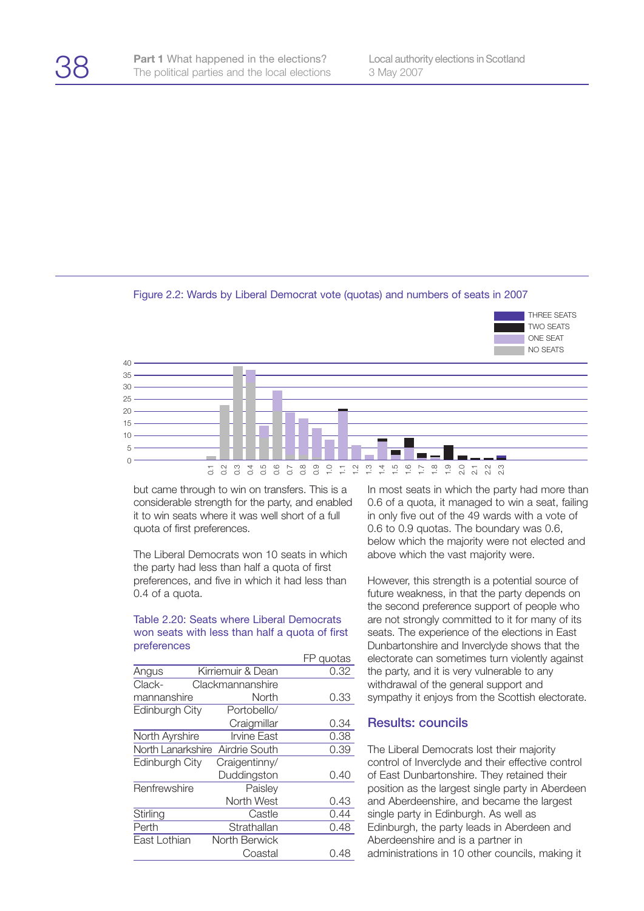Figure 2.2: Wards by Liberal Democrat vote (quotas) and numbers of seats in 2007

but came through to win on transfers. This is a considerable strength for the party, and enabled it to win seats where it was well short of a full quota of first preferences.

The Liberal Democrats won 10 seats in which the party had less than half a quota of first preferences, and five in which it had less than 0.4 of a quota.

Table 2.20: Seats where Liberal Democrats won seats with less than half a quota of first preferences

| | | FP quotas |
|---|---|---|
| Angus | Kirriemuir & Dean | 0.32 |
| Clackmannanshire | Clackmannanshire North | 0.33 |
| Edinburgh City | Portobello/ Craigmillar | 0.34 |
| North Ayrshire | Irvine East | 0.38 |
| North Lanarkshire | Airdrie South | 0.39 |
| Edinburgh City | Craigentinny/ Duddingston | 0.40 |
| Renfrewshire | Paisley North West | 0.43 |
| Stirling | Castle | 0.44 |
| Perth | Strathallan | 0.48 |
| East Lothian | North Berwick Coastal | 0.48 |

In most seats in which the party had more than 0.6 of a quota, it managed to win a seat, failing in only five out of the 49 wards with a vote of 0.6 to 0.9 quotas. The boundary was 0.6, below which the majority were not elected and above which the vast majority were.

However, this strength is a potential source of future weakness, in that the party depends on the second preference support of people who are not strongly committed to it for many of its seats. The experience of the elections in East Dunbartonshire and Inverclyde shows that the electorate can sometimes turn violently against the party, and it is very vulnerable to any withdrawal of the general support and sympathy it enjoys from the Scottish electorate.

## Results: councils

The Liberal Democrats lost their majority control of Inverclyde and their effective control of East Dunbartonshire. They retained their position as the largest single party in Aberdeen and Aberdeenshire, and became the largest single party in Edinburgh. As well as Edinburgh, the party leads in Aberdeen and Aberdeenshire and is a partner in administrations in 10 other councils, making it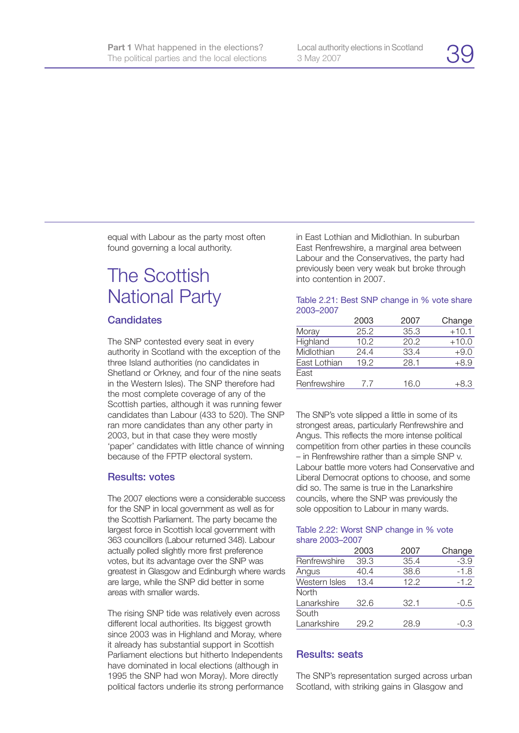equal with Labour as the party most often found governing a local authority.

# The Scottish National Party

## Candidates

The SNP contested every seat in every authority in Scotland with the exception of the three Island authorities (no candidates in Shetland or Orkney, and four of the nine seats in the Western Isles). The SNP therefore had the most complete coverage of any of the Scottish parties, although it was running fewer candidates than Labour (433 to 520). The SNP ran more candidates than any other party in 2003, but in that case they were mostly 'paper' candidates with little chance of winning because of the FPTP electoral system.

## Results: votes

The 2007 elections were a considerable success for the SNP in local government as well as for the Scottish Parliament. The party became the largest force in Scottish local government with 363 councillors (Labour returned 348). Labour actually polled slightly more first preference votes, but its advantage over the SNP was greatest in Glasgow and Edinburgh where wards are large, while the SNP did better in some areas with smaller wards.

The rising SNP tide was relatively even across different local authorities. Its biggest growth since 2003 was in Highland and Moray, where it already has substantial support in Scottish Parliament elections but hitherto Independents have dominated in local elections (although in 1995 the SNP had won Moray). More directly political factors underlie its strong performance in East Lothian and Midlothian. In suburban East Renfrewshire, a marginal area between Labour and the Conservatives, the party had previously been very weak but broke through into contention in 2007.

Table 2.21: Best SNP change in % vote share 2003–2007

| | 2003 | 2007 | Change |
|---|---|---|---|
| Moray | 25.2 | 35.3 | +10.1 |
| Highland | 10.2 | 20.2 | +10.0 |
| Midlothian | 24.4 | 33.4 | +9.0 |
| East Lothian | 19.2 | 28.1 | +8.9 |
| East Renfrewshire | 7.7 | 16.0 | +8.3 |

The SNP's vote slipped a little in some of its strongest areas, particularly Renfrewshire and Angus. This reflects the more intense political competition from other parties in these councils – in Renfrewshire rather than a simple SNP v. Labour battle more voters had Conservative and Liberal Democrat options to choose, and some did so. The same is true in the Lanarkshire councils, where the SNP was previously the sole opposition to Labour in many wards.

Table 2.22: Worst SNP change in % vote share 2003–2007

| | 2003 | 2007 | Change |
|---|---|---|---|
| Renfrewshire | 39.3 | 35.4 | -3.9 |
| Angus | 40.4 | 38.6 | -1.8 |
| Western Isles | 13.4 | 12.2 | -1.2 |
| North Lanarkshire | 32.6 | 32.1 | -0.5 |
| South Lanarkshire | 29.2 | 28.9 | -0.3 |

## Results: seats

The SNP's representation surged across urban Scotland, with striking gains in Glasgow and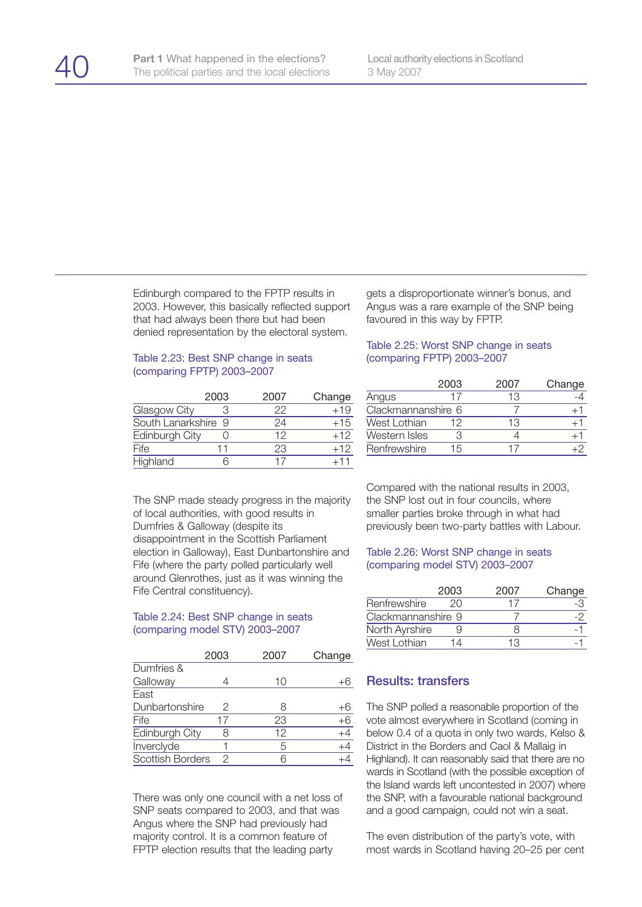Edinburgh compared to the FPTP results in 2003. However, this basically reflected support that had always been there but had been denied representation by the electoral system.

Table 2.23: Best SNP change in seats (comparing FPTP) 2003–2007

| | 2003 | 2007 | Change |
|---|---|---|---|
| Glasgow City | 3 | 22 | +19 |
| South Lanarkshire | 9 | 24 | +15 |
| Edinburgh City | 0 | 12 | +12 |
| Fife | 11 | 23 | +12 |
| Highland | 6 | 17 | +11 |

The SNP made steady progress in the majority of local authorities, with good results in Dumfries & Galloway (despite its disappointment in the Scottish Parliament election in Galloway), East Dunbartonshire and Fife (where the party polled particularly well around Glenrothes, just as it was winning the Fife Central constituency).

Table 2.24: Best SNP change in seats (comparing model STV) 2003–2007

| | 2003 | 2007 | Change |
|---|---|---|---|
| Dumfries & Galloway | 4 | 10 | +6 |
| East Dunbartonshire | 2 | 8 | +6 |
| Fife | 17 | 23 | +6 |
| Edinburgh City | 8 | 12 | +4 |
| Inverclyde | 1 | 5 | +4 |
| Scottish Borders | 2 | 6 | +4 |

There was only one council with a net loss of SNP seats compared to 2003, and that was Angus where the SNP had previously had majority control. It is a common feature of FPTP election results that the leading party gets a disproportionate winner's bonus, and Angus was a rare example of the SNP being favoured in this way by FPTP.

Table 2.25: Worst SNP change in seats (comparing FPTP) 2003–2007

| | 2003 | 2007 | Change |
|---|---|---|---|
| Angus | 17 | 13 | -4 |
| Clackmannanshire | 6 | 7 | +1 |
| West Lothian | 12 | 13 | +1 |
| Western Isles | 3 | 4 | +1 |
| Renfrewshire | 15 | 17 | +2 |

Compared with the national results in 2003, the SNP lost out in four councils, where smaller parties broke through in what had previously been two-party battles with Labour.

Table 2.26: Worst SNP change in seats (comparing model STV) 2003–2007

| | 2003 | 2007 | Change |
|---|---|---|---|
| Renfrewshire | 20 | 17 | -3 |
| Clackmannanshire | 9 | 7 | -2 |
| North Ayrshire | 9 | 8 | -1 |
| West Lothian | 14 | 13 | -1 |

## Results: transfers

The SNP polled a reasonable proportion of the vote almost everywhere in Scotland (coming in below 0.4 of a quota in only two wards, Kelso & District in the Borders and Caol & Mallaig in Highland). It can reasonably said that there are no wards in Scotland (with the possible exception of the Island wards left uncontested in 2007) where the SNP, with a favourable national background and a good campaign, could not win a seat.

The even distribution of the party's vote, with most wards in Scotland having 20–25 per cent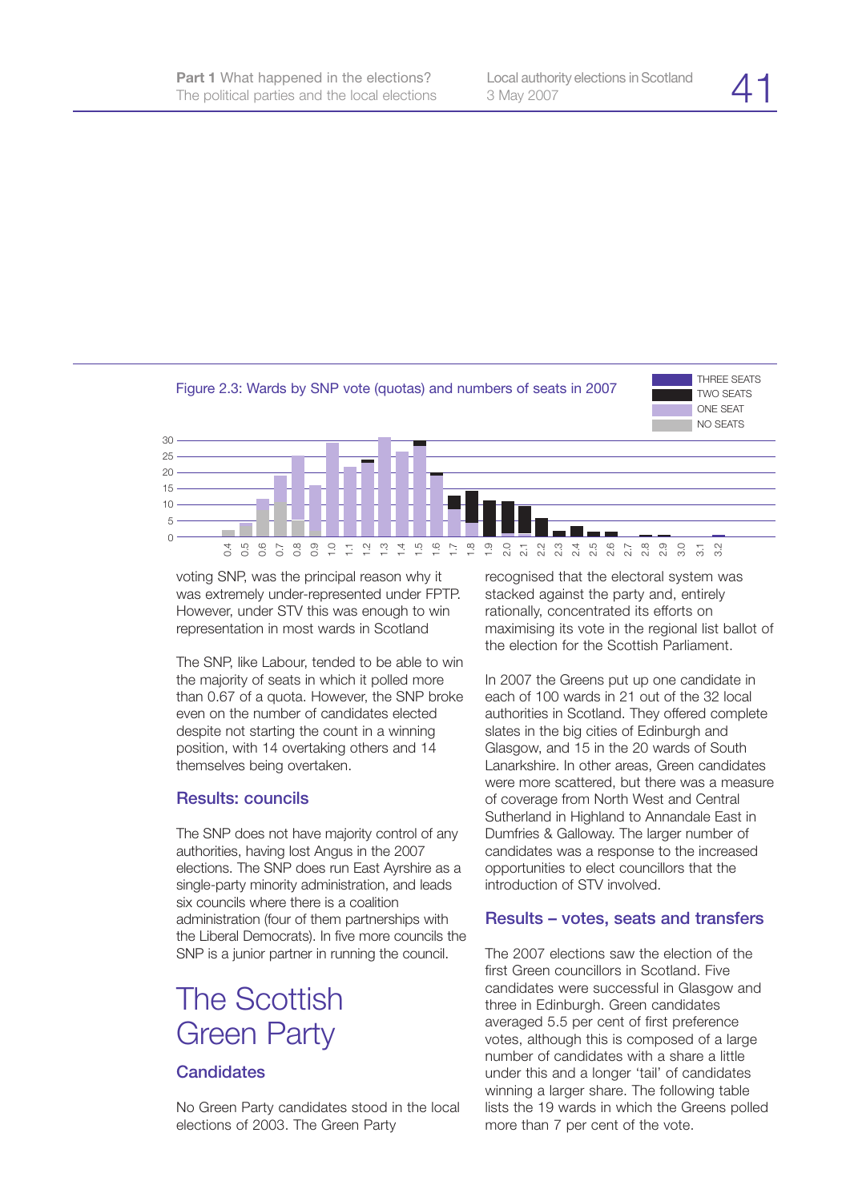Figure 2.3: Wards by SNP vote (quotas) and numbers of seats in 2007

voting SNP, was the principal reason why it was extremely under-represented under FPTP. However, under STV this was enough to win representation in most wards in Scotland

The SNP, like Labour, tended to be able to win the majority of seats in which it polled more than 0.67 of a quota. However, the SNP broke even on the number of candidates elected despite not starting the count in a winning position, with 14 overtaking others and 14 themselves being overtaken.

### Results: councils

The SNP does not have majority control of any authorities, having lost Angus in the 2007 elections. The SNP does run East Ayrshire as a single-party minority administration, and leads six councils where there is a coalition administration (four of them partnerships with the Liberal Democrats). In five more councils the SNP is a junior partner in running the council.

# The Scottish Green Party

### Candidates

No Green Party candidates stood in the local elections of 2003. The Green Party recognised that the electoral system was stacked against the party and, entirely rationally, concentrated its efforts on maximising its vote in the regional list ballot of the election for the Scottish Parliament.

In 2007 the Greens put up one candidate in each of 100 wards in 21 out of the 32 local authorities in Scotland. They offered complete slates in the big cities of Edinburgh and Glasgow, and 15 in the 20 wards of South Lanarkshire. In other areas, Green candidates were more scattered, but there was a measure of coverage from North West and Central Sutherland in Highland to Annandale East in Dumfries & Galloway. The larger number of candidates was a response to the increased opportunities to elect councillors that the introduction of STV involved.

### Results – votes, seats and transfers

The 2007 elections saw the election of the first Green councillors in Scotland. Five candidates were successful in Glasgow and three in Edinburgh. Green candidates averaged 5.5 per cent of first preference votes, although this is composed of a large number of candidates with a share a little under this and a longer 'tail' of candidates winning a larger share. The following table lists the 19 wards in which the Greens polled more than 7 per cent of the vote.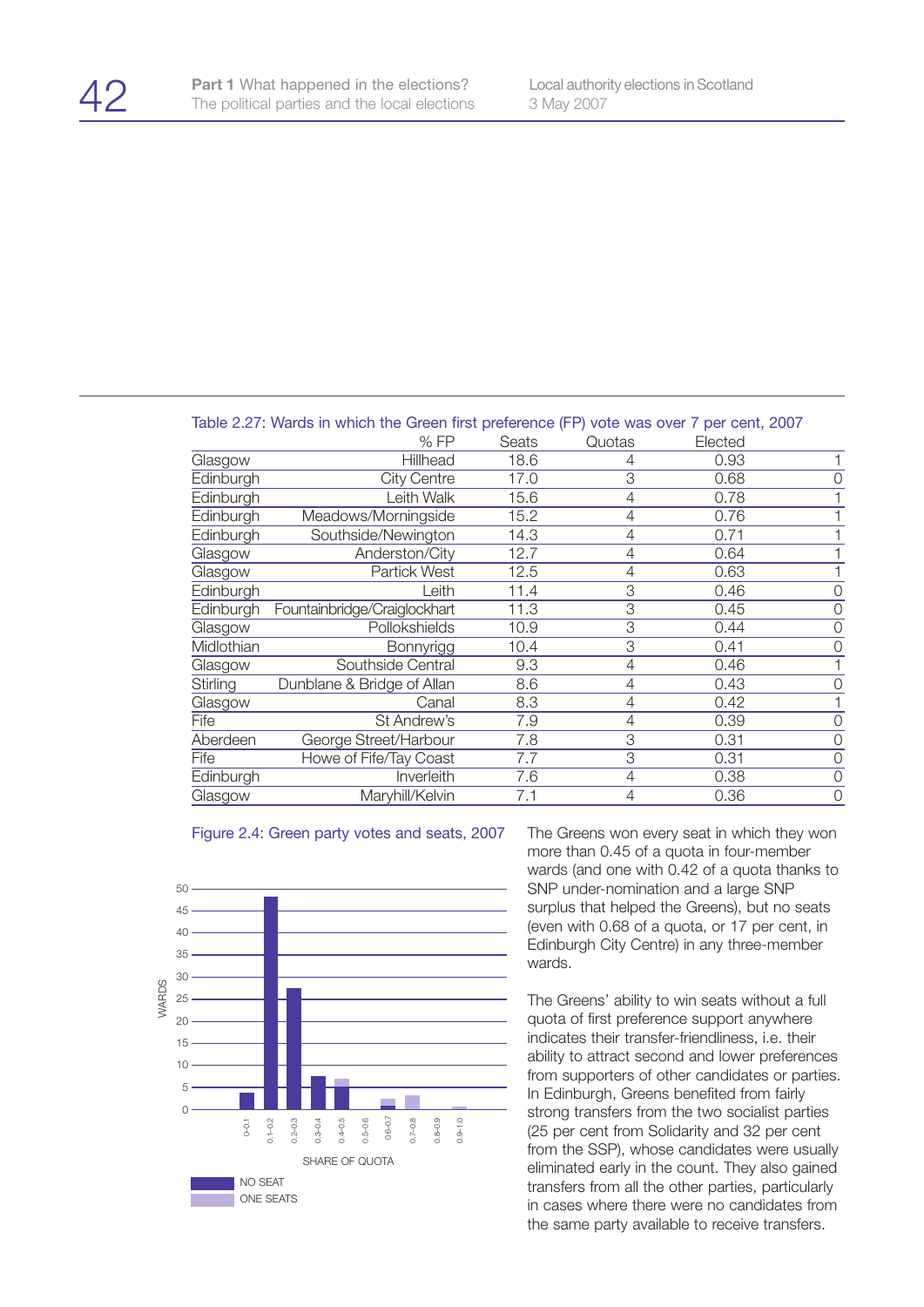Table 2.27: Wards in which the Green first preference (FP) vote was over 7 per cent, 2007

| Council | Ward | % FP | Seats | Quotas | Elected |
|---|---|---|---|---|---|
| Glasgow | Hillhead | 18.6 | 4 | 0.93 | 1 |
| Edinburgh | City Centre | 17.0 | 3 | 0.68 | 0 |
| Edinburgh | Leith Walk | 15.6 | 4 | 0.78 | 1 |
| Edinburgh | Meadows/Morningside | 15.2 | 4 | 0.76 | 1 |
| Edinburgh | Southside/Newington | 14.3 | 4 | 0.71 | 1 |
| Glasgow | Anderston/City | 12.7 | 4 | 0.64 | 1 |
| Glasgow | Partick West | 12.5 | 4 | 0.63 | 1 |
| Edinburgh | Leith | 11.4 | 3 | 0.46 | 0 |
| Edinburgh | Fountainbridge/Craiglockhart | 11.3 | 3 | 0.45 | 0 |
| Glasgow | Pollokshields | 10.9 | 3 | 0.44 | 0 |
| Midlothian | Bonnyrigg | 10.4 | 3 | 0.41 | 0 |
| Glasgow | Southside Central | 9.3 | 4 | 0.46 | 1 |
| Stirling | Dunblane & Bridge of Allan | 8.6 | 4 | 0.43 | 0 |
| Glasgow | Canal | 8.3 | 4 | 0.42 | 1 |
| Fife | St Andrew's | 7.9 | 4 | 0.39 | 0 |
| Aberdeen | George Street/Harbour | 7.8 | 3 | 0.31 | 0 |
| Fife | Howe of Fife/Tay Coast | 7.7 | 3 | 0.31 | 0 |
| Edinburgh | Inverleith | 7.6 | 4 | 0.38 | 0 |
| Glasgow | Maryhill/Kelvin | 7.1 | 4 | 0.36 | 0 |

Figure 2.4: Green party votes and seats, 2007

The Greens won every seat in which they won more than 0.45 of a quota in four-member wards (and one with 0.42 of a quota thanks to SNP under-nomination and a large SNP surplus that helped the Greens), but no seats (even with 0.68 of a quota, or 17 per cent, in Edinburgh City Centre) in any three-member wards.

The Greens' ability to win seats without a full quota of first preference support anywhere indicates their transfer-friendliness, i.e. their ability to attract second and lower preferences from supporters of other candidates or parties. In Edinburgh, Greens benefited from fairly strong transfers from the two socialist parties (25 per cent from Solidarity and 32 per cent from the SSP), whose candidates were usually eliminated early in the count. They also gained transfers from all the other parties, particularly in cases where there were no candidates from the same party available to receive transfers.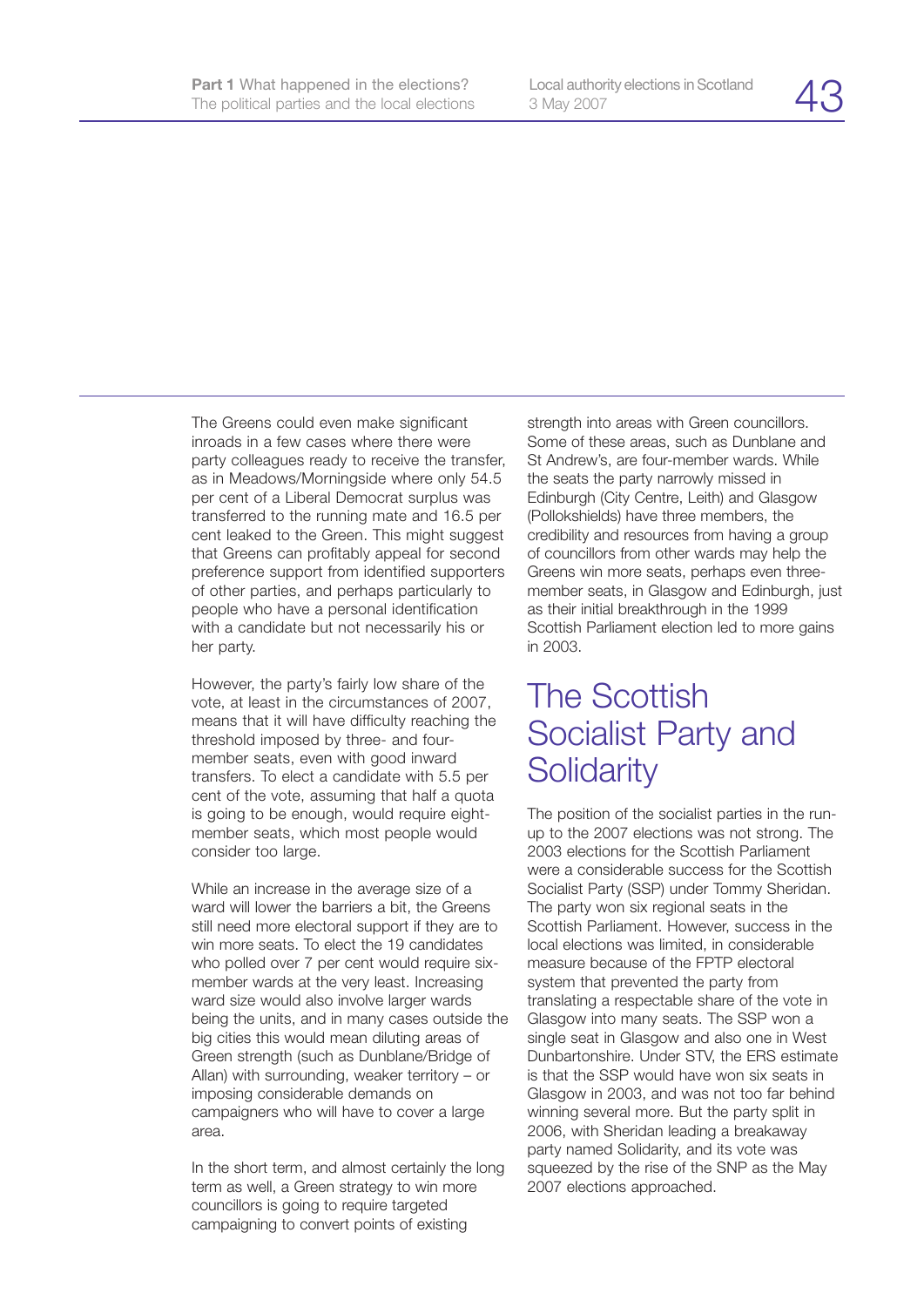The Greens could even make significant inroads in a few cases where there were party colleagues ready to receive the transfer, as in Meadows/Morningside where only 54.5 per cent of a Liberal Democrat surplus was transferred to the running mate and 16.5 per cent leaked to the Green. This might suggest that Greens can profitably appeal for second preference support from identified supporters of other parties, and perhaps particularly to people who have a personal identification with a candidate but not necessarily his or her party.

However, the party's fairly low share of the vote, at least in the circumstances of 2007, means that it will have difficulty reaching the threshold imposed by three- and four-member seats, even with good inward transfers. To elect a candidate with 5.5 per cent of the vote, assuming that half a quota is going to be enough, would require eight-member seats, which most people would consider too large.

While an increase in the average size of a ward will lower the barriers a bit, the Greens still need more electoral support if they are to win more seats. To elect the 19 candidates who polled over 7 per cent would require six-member wards at the very least. Increasing ward size would also involve larger wards being the units, and in many cases outside the big cities this would mean diluting areas of Green strength (such as Dunblane/Bridge of Allan) with surrounding, weaker territory – or imposing considerable demands on campaigners who will have to cover a large area.

In the short term, and almost certainly the long term as well, a Green strategy to win more councillors is going to require targeted campaigning to convert points of existing strength into areas with Green councillors. Some of these areas, such as Dunblane and St Andrew's, are four-member wards. While the seats the party narrowly missed in Edinburgh (City Centre, Leith) and Glasgow (Pollokshields) have three members, the credibility and resources from having a group of councillors from other wards may help the Greens win more seats, perhaps even three-member seats, in Glasgow and Edinburgh, just as their initial breakthrough in the 1999 Scottish Parliament election led to more gains in 2003.

## The Scottish Socialist Party and Solidarity

The position of the socialist parties in the run-up to the 2007 elections was not strong. The 2003 elections for the Scottish Parliament were a considerable success for the Scottish Socialist Party (SSP) under Tommy Sheridan. The party won six regional seats in the Scottish Parliament. However, success in the local elections was limited, in considerable measure because of the FPTP electoral system that prevented the party from translating a respectable share of the vote in Glasgow into many seats. The SSP won a single seat in Glasgow and also one in West Dunbartonshire. Under STV, the ERS estimate is that the SSP would have won six seats in Glasgow in 2003, and was not too far behind winning several more. But the party split in 2006, with Sheridan leading a breakaway party named Solidarity, and its vote was squeezed by the rise of the SNP as the May 2007 elections approached.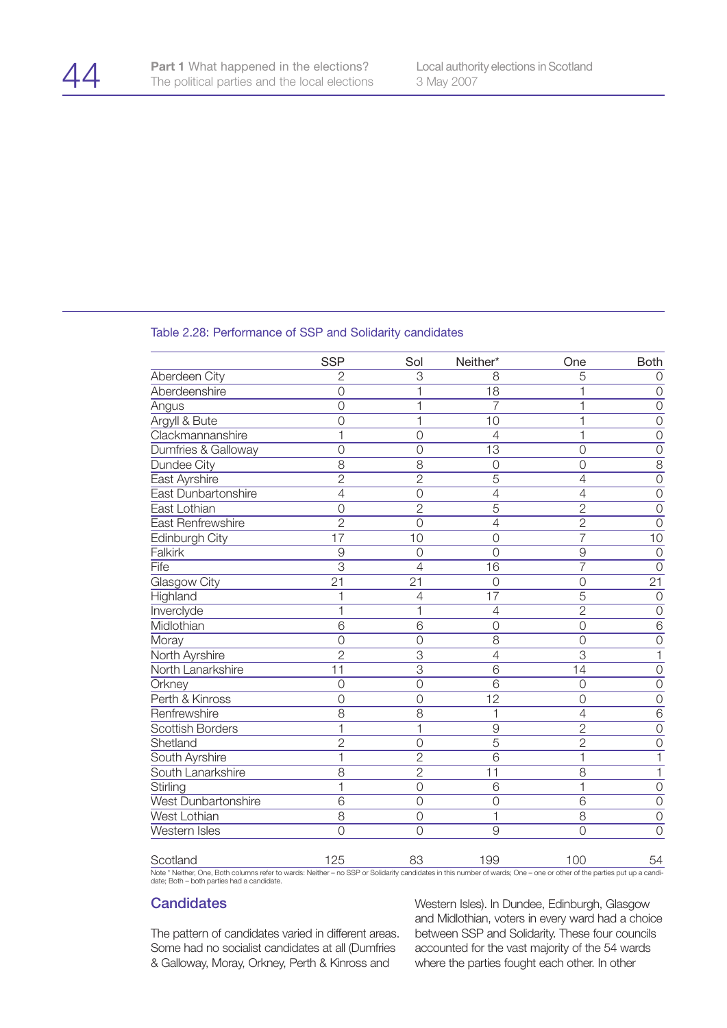Table 2.28: Performance of SSP and Solidarity candidates

| | SSP | Sol | Neither* | One | Both |
|---|---|---|---|---|---|
| Aberdeen City | 2 | 3 | 8 | 5 | 0 |
| Aberdeenshire | 0 | 1 | 18 | 1 | 0 |
| Angus | 0 | 1 | 7 | 1 | 0 |
| Argyll & Bute | 0 | 1 | 10 | 1 | 0 |
| Clackmannanshire | 1 | 0 | 4 | 1 | 0 |
| Dumfries & Galloway | 0 | 0 | 13 | 0 | 0 |
| Dundee City | 8 | 8 | 0 | 0 | 8 |
| East Ayrshire | 2 | 2 | 5 | 4 | 0 |
| East Dunbartonshire | 4 | 0 | 4 | 4 | 0 |
| East Lothian | 0 | 2 | 5 | 2 | 0 |
| East Renfrewshire | 2 | 0 | 4 | 2 | 0 |
| Edinburgh City | 17 | 10 | 0 | 7 | 10 |
| Falkirk | 9 | 0 | 0 | 9 | 0 |
| Fife | 3 | 4 | 16 | 7 | 0 |
| Glasgow City | 21 | 21 | 0 | 0 | 21 |
| Highland | 1 | 4 | 17 | 5 | 0 |
| Inverclyde | 1 | 1 | 4 | 2 | 0 |
| Midlothian | 6 | 6 | 0 | 0 | 6 |
| Moray | 0 | 0 | 8 | 0 | 0 |
| North Ayrshire | 2 | 3 | 4 | 3 | 1 |
| North Lanarkshire | 11 | 3 | 6 | 14 | 0 |
| Orkney | 0 | 0 | 6 | 0 | 0 |
| Perth & Kinross | 0 | 0 | 12 | 0 | 0 |
| Renfrewshire | 8 | 8 | 1 | 4 | 6 |
| Scottish Borders | 1 | 1 | 9 | 2 | 0 |
| Shetland | 2 | 0 | 5 | 2 | 0 |
| South Ayrshire | 1 | 2 | 6 | 1 | 1 |
| South Lanarkshire | 8 | 2 | 11 | 8 | 1 |
| Stirling | 1 | 0 | 6 | 1 | 0 |
| West Dunbartonshire | 6 | 0 | 0 | 6 | 0 |
| West Lothian | 8 | 0 | 1 | 8 | 0 |
| Western Isles | 0 | 0 | 9 | 0 | 0 |
| Scotland | 125 | 83 | 199 | 100 | 54 |

Note * Neither, One, Both columns refer to wards: Neither – no SSP or Solidarity candidates in this number of wards; One – one or other of the parties put up a candidate; Both – both parties had a candidate.

## Candidates

The pattern of candidates varied in different areas. Some had no socialist candidates at all (Dumfries & Galloway, Moray, Orkney, Perth & Kinross and Western Isles). In Dundee, Edinburgh, Glasgow and Midlothian, voters in every ward had a choice between SSP and Solidarity. These four councils accounted for the vast majority of the 54 wards where the parties fought each other. In other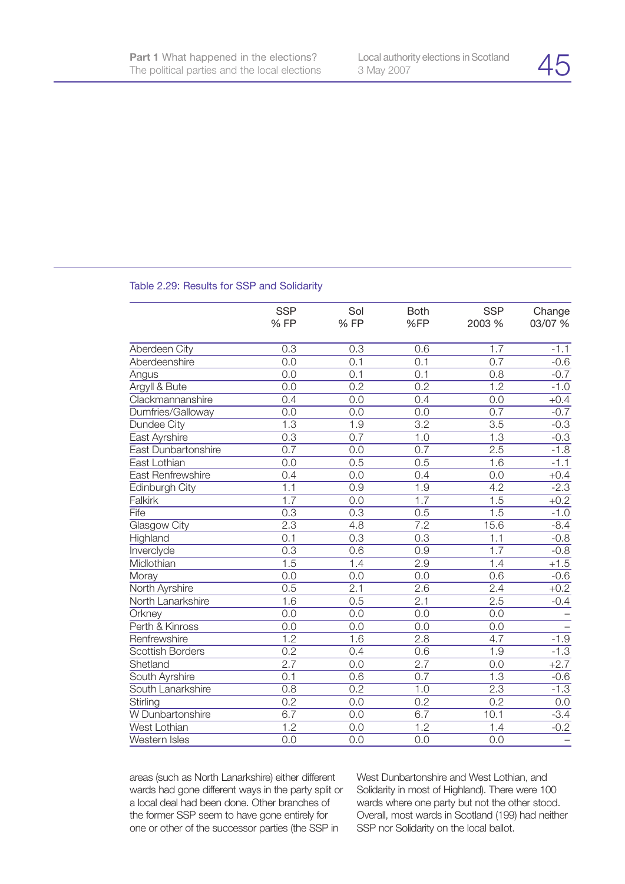Table 2.29: Results for SSP and Solidarity

| | SSP % FP | Sol % FP | Both %FP | SSP 2003 % | Change 03/07 % |
|---|---|---|---|---|---|
| Aberdeen City | 0.3 | 0.3 | 0.6 | 1.7 | -1.1 |
| Aberdeenshire | 0.0 | 0.1 | 0.1 | 0.7 | -0.6 |
| Angus | 0.0 | 0.1 | 0.1 | 0.8 | -0.7 |
| Argyll & Bute | 0.0 | 0.2 | 0.2 | 1.2 | -1.0 |
| Clackmannanshire | 0.4 | 0.0 | 0.4 | 0.0 | +0.4 |
| Dumfries/Galloway | 0.0 | 0.0 | 0.0 | 0.7 | -0.7 |
| Dundee City | 1.3 | 1.9 | 3.2 | 3.5 | -0.3 |
| East Ayrshire | 0.3 | 0.7 | 1.0 | 1.3 | -0.3 |
| East Dunbartonshire | 0.7 | 0.0 | 0.7 | 2.5 | -1.8 |
| East Lothian | 0.0 | 0.5 | 0.5 | 1.6 | -1.1 |
| East Renfrewshire | 0.4 | 0.0 | 0.4 | 0.0 | +0.4 |
| Edinburgh City | 1.1 | 0.9 | 1.9 | 4.2 | -2.3 |
| Falkirk | 1.7 | 0.0 | 1.7 | 1.5 | +0.2 |
| Fife | 0.3 | 0.3 | 0.5 | 1.5 | -1.0 |
| Glasgow City | 2.3 | 4.8 | 7.2 | 15.6 | -8.4 |
| Highland | 0.1 | 0.3 | 0.3 | 1.1 | -0.8 |
| Inverclyde | 0.3 | 0.6 | 0.9 | 1.7 | -0.8 |
| Midlothian | 1.5 | 1.4 | 2.9 | 1.4 | +1.5 |
| Moray | 0.0 | 0.0 | 0.0 | 0.6 | -0.6 |
| North Ayrshire | 0.5 | 2.1 | 2.6 | 2.4 | +0.2 |
| North Lanarkshire | 1.6 | 0.5 | 2.1 | 2.5 | -0.4 |
| Orkney | 0.0 | 0.0 | 0.0 | 0.0 | – |
| Perth & Kinross | 0.0 | 0.0 | 0.0 | 0.0 | – |
| Renfrewshire | 1.2 | 1.6 | 2.8 | 4.7 | -1.9 |
| Scottish Borders | 0.2 | 0.4 | 0.6 | 1.9 | -1.3 |
| Shetland | 2.7 | 0.0 | 2.7 | 0.0 | +2.7 |
| South Ayrshire | 0.1 | 0.6 | 0.7 | 1.3 | -0.6 |
| South Lanarkshire | 0.8 | 0.2 | 1.0 | 2.3 | -1.3 |
| Stirling | 0.2 | 0.0 | 0.2 | 0.2 | 0.0 |
| W Dunbartonshire | 6.7 | 0.0 | 6.7 | 10.1 | -3.4 |
| West Lothian | 1.2 | 0.0 | 1.2 | 1.4 | -0.2 |
| Western Isles | 0.0 | 0.0 | 0.0 | 0.0 | – |

areas (such as North Lanarkshire) either different wards had gone different ways in the party split or a local deal had been done. Other branches of the former SSP seem to have gone entirely for one or other of the successor parties (the SSP in West Dunbartonshire and West Lothian, and Solidarity in most of Highland). There were 100 wards where one party but not the other stood. Overall, most wards in Scotland (199) had neither SSP nor Solidarity on the local ballot.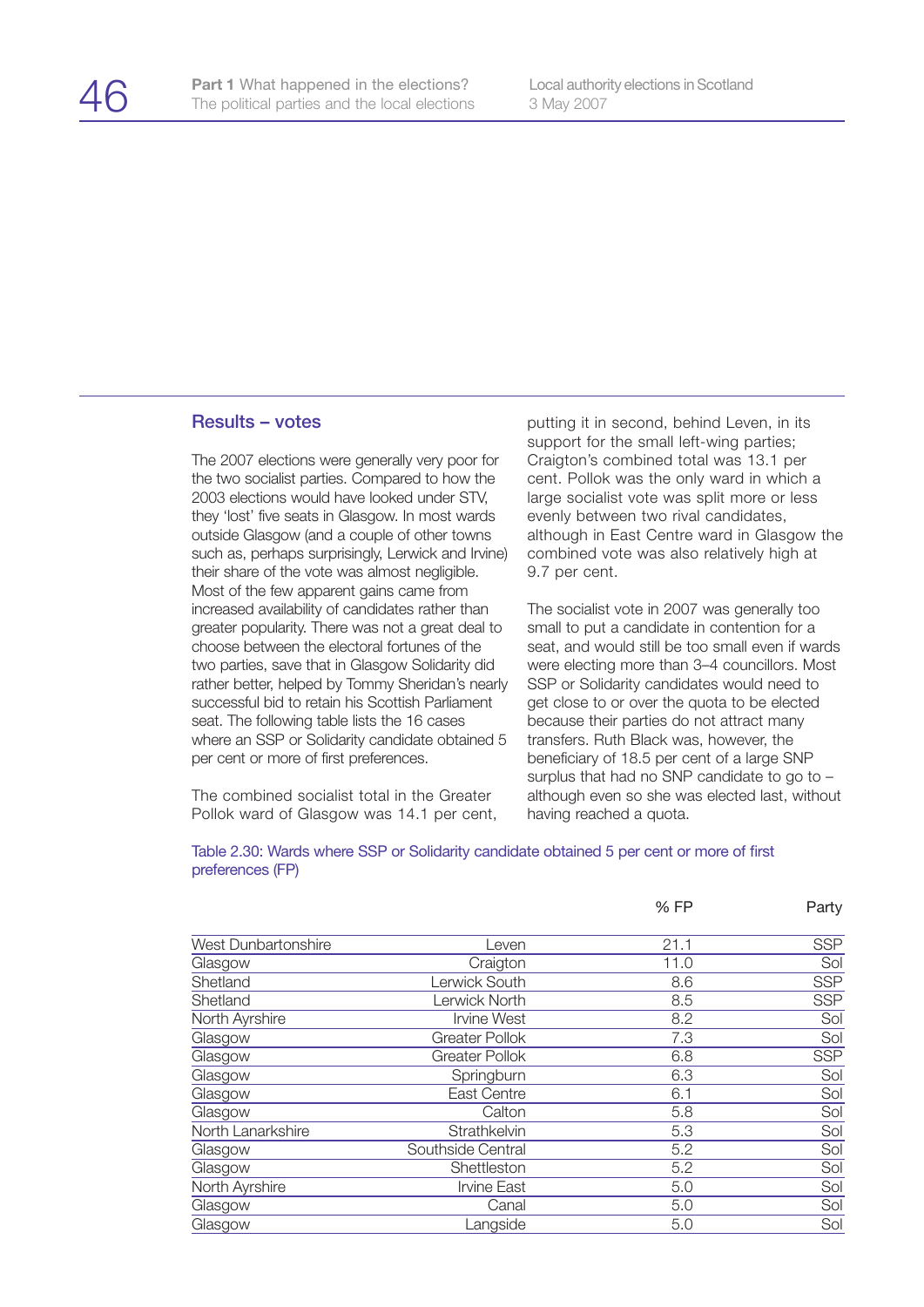## Results – votes

The 2007 elections were generally very poor for the two socialist parties. Compared to how the 2003 elections would have looked under STV, they 'lost' five seats in Glasgow. In most wards outside Glasgow (and a couple of other towns such as, perhaps surprisingly, Lerwick and Irvine) their share of the vote was almost negligible. Most of the few apparent gains came from increased availability of candidates rather than greater popularity. There was not a great deal to choose between the electoral fortunes of the two parties, save that in Glasgow Solidarity did rather better, helped by Tommy Sheridan's nearly successful bid to retain his Scottish Parliament seat. The following table lists the 16 cases where an SSP or Solidarity candidate obtained 5 per cent or more of first preferences.

The combined socialist total in the Greater Pollok ward of Glasgow was 14.1 per cent, putting it in second, behind Leven, in its support for the small left-wing parties; Craigton's combined total was 13.1 per cent. Pollok was the only ward in which a large socialist vote was split more or less evenly between two rival candidates, although in East Centre ward in Glasgow the combined vote was also relatively high at 9.7 per cent.

The socialist vote in 2007 was generally too small to put a candidate in contention for a seat, and would still be too small even if wards were electing more than 3–4 councillors. Most SSP or Solidarity candidates would need to get close to or over the quota to be elected because their parties do not attract many transfers. Ruth Black was, however, the beneficiary of 18.5 per cent of a large SNP surplus that had no SNP candidate to go to – although even so she was elected last, without having reached a quota.

Table 2.30: Wards where SSP or Solidarity candidate obtained 5 per cent or more of first preferences (FP)

| | | % FP | Party |
|---|---|---|---|
| West Dunbartonshire | Leven | 21.1 | SSP |
| Glasgow | Craigton | 11.0 | Sol |
| Shetland | Lerwick South | 8.6 | SSP |
| Shetland | Lerwick North | 8.5 | SSP |
| North Ayrshire | Irvine West | 8.2 | Sol |
| Glasgow | Greater Pollok | 7.3 | Sol |
| Glasgow | Greater Pollok | 6.8 | SSP |
| Glasgow | Springburn | 6.3 | Sol |
| Glasgow | East Centre | 6.1 | Sol |
| Glasgow | Calton | 5.8 | Sol |
| North Lanarkshire | Strathkelvin | 5.3 | Sol |
| Glasgow | Southside Central | 5.2 | Sol |
| Glasgow | Shettleston | 5.2 | Sol |
| North Ayrshire | Irvine East | 5.0 | Sol |
| Glasgow | Canal | 5.0 | Sol |
| Glasgow | Langside | 5.0 | Sol |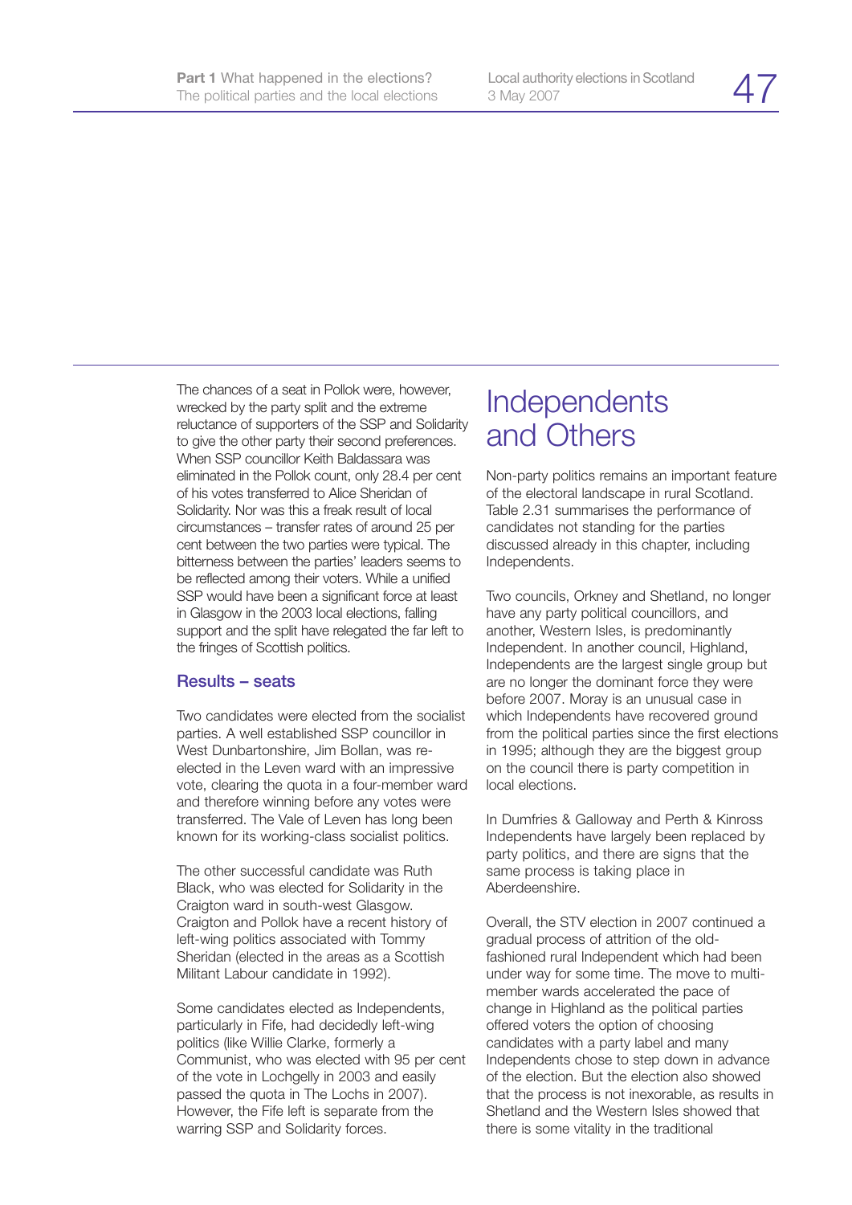The chances of a seat in Pollok were, however, wrecked by the party split and the extreme reluctance of supporters of the SSP and Solidarity to give the other party their second preferences. When SSP councillor Keith Baldassara was eliminated in the Pollok count, only 28.4 per cent of his votes transferred to Alice Sheridan of Solidarity. Nor was this a freak result of local circumstances – transfer rates of around 25 per cent between the two parties were typical. The bitterness between the parties' leaders seems to be reflected among their voters. While a unified SSP would have been a significant force at least in Glasgow in the 2003 local elections, falling support and the split have relegated the far left to the fringes of Scottish politics.

### Results – seats

Two candidates were elected from the socialist parties. A well established SSP councillor in West Dunbartonshire, Jim Bollan, was re-elected in the Leven ward with an impressive vote, clearing the quota in a four-member ward and therefore winning before any votes were transferred. The Vale of Leven has long been known for its working-class socialist politics.

The other successful candidate was Ruth Black, who was elected for Solidarity in the Craigton ward in south-west Glasgow. Craigton and Pollok have a recent history of left-wing politics associated with Tommy Sheridan (elected in the areas as a Scottish Militant Labour candidate in 1992).

Some candidates elected as Independents, particularly in Fife, had decidedly left-wing politics (like Willie Clarke, formerly a Communist, who was elected with 95 per cent of the vote in Lochgelly in 2003 and easily passed the quota in The Lochs in 2007). However, the Fife left is separate from the warring SSP and Solidarity forces.

## Independents and Others

Non-party politics remains an important feature of the electoral landscape in rural Scotland. Table 2.31 summarises the performance of candidates not standing for the parties discussed already in this chapter, including Independents.

Two councils, Orkney and Shetland, no longer have any party political councillors, and another, Western Isles, is predominantly Independent. In another council, Highland, Independents are the largest single group but are no longer the dominant force they were before 2007. Moray is an unusual case in which Independents have recovered ground from the political parties since the first elections in 1995; although they are the biggest group on the council there is party competition in local elections.

In Dumfries & Galloway and Perth & Kinross Independents have largely been replaced by party politics, and there are signs that the same process is taking place in Aberdeenshire.

Overall, the STV election in 2007 continued a gradual process of attrition of the old-fashioned rural Independent which had been under way for some time. The move to multi-member wards accelerated the pace of change in Highland as the political parties offered voters the option of choosing candidates with a party label and many Independents chose to step down in advance of the election. But the election also showed that the process is not inexorable, as results in Shetland and the Western Isles showed that there is some vitality in the traditional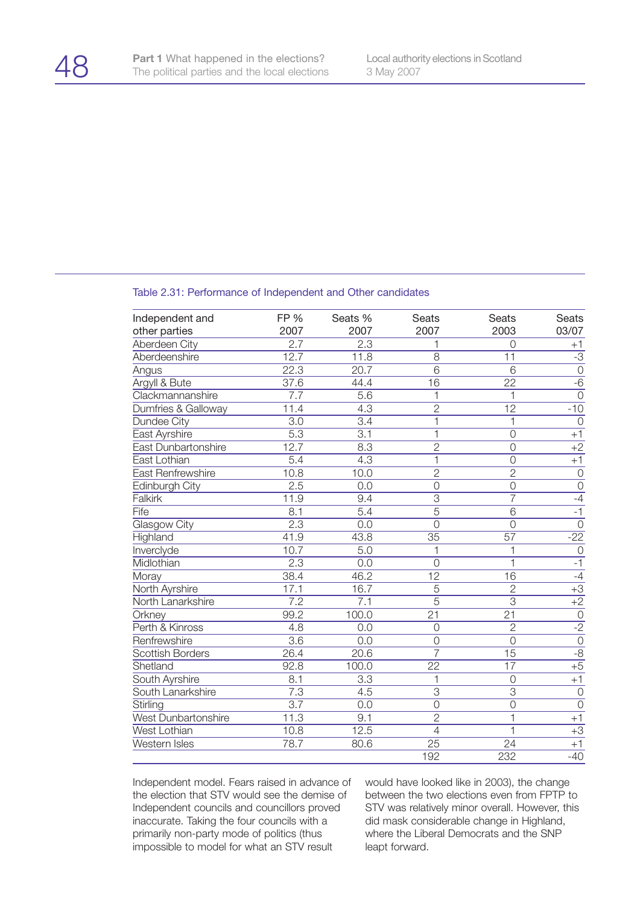Table 2.31: Performance of Independent and Other candidates

| Independent and other parties | FP % 2007 | Seats % 2007 | Seats 2007 | Seats 2003 | Seats 03/07 |
|---|---|---|---|---|---|
| Aberdeen City | 2.7 | 2.3 | 1 | 0 | +1 |
| Aberdeenshire | 12.7 | 11.8 | 8 | 11 | -3 |
| Angus | 22.3 | 20.7 | 6 | 6 | 0 |
| Argyll & Bute | 37.6 | 44.4 | 16 | 22 | -6 |
| Clackmannanshire | 7.7 | 5.6 | 1 | 1 | 0 |
| Dumfries & Galloway | 11.4 | 4.3 | 2 | 12 | -10 |
| Dundee City | 3.0 | 3.4 | 1 | 1 | 0 |
| East Ayrshire | 5.3 | 3.1 | 1 | 0 | +1 |
| East Dunbartonshire | 12.7 | 8.3 | 2 | 0 | +2 |
| East Lothian | 5.4 | 4.3 | 1 | 0 | +1 |
| East Renfrewshire | 10.8 | 10.0 | 2 | 2 | 0 |
| Edinburgh City | 2.5 | 0.0 | 0 | 0 | 0 |
| Falkirk | 11.9 | 9.4 | 3 | 7 | -4 |
| Fife | 8.1 | 5.4 | 5 | 6 | -1 |
| Glasgow City | 2.3 | 0.0 | 0 | 0 | 0 |
| Highland | 41.9 | 43.8 | 35 | 57 | -22 |
| Inverclyde | 10.7 | 5.0 | 1 | 1 | 0 |
| Midlothian | 2.3 | 0.0 | 0 | 1 | -1 |
| Moray | 38.4 | 46.2 | 12 | 16 | -4 |
| North Ayrshire | 17.1 | 16.7 | 5 | 2 | +3 |
| North Lanarkshire | 7.2 | 7.1 | 5 | 3 | +2 |
| Orkney | 99.2 | 100.0 | 21 | 21 | 0 |
| Perth & Kinross | 4.8 | 0.0 | 0 | 2 | -2 |
| Renfrewshire | 3.6 | 0.0 | 0 | 0 | 0 |
| Scottish Borders | 26.4 | 20.6 | 7 | 15 | -8 |
| Shetland | 92.8 | 100.0 | 22 | 17 | +5 |
| South Ayrshire | 8.1 | 3.3 | 1 | 0 | +1 |
| South Lanarkshire | 7.3 | 4.5 | 3 | 3 | 0 |
| Stirling | 3.7 | 0.0 | 0 | 0 | 0 |
| West Dunbartonshire | 11.3 | 9.1 | 2 | 1 | +1 |
| West Lothian | 10.8 | 12.5 | 4 | 1 | +3 |
| Western Isles | 78.7 | 80.6 | 25 | 24 | +1 |
| | | | 192 | 232 | -40 |

Independent model. Fears raised in advance of the election that STV would see the demise of Independent councils and councillors proved inaccurate. Taking the four councils with a primarily non-party mode of politics (thus impossible to model for what an STV result would have looked like in 2003), the change between the two elections even from FPTP to STV was relatively minor overall. However, this did mask considerable change in Highland, where the Liberal Democrats and the SNP leapt forward.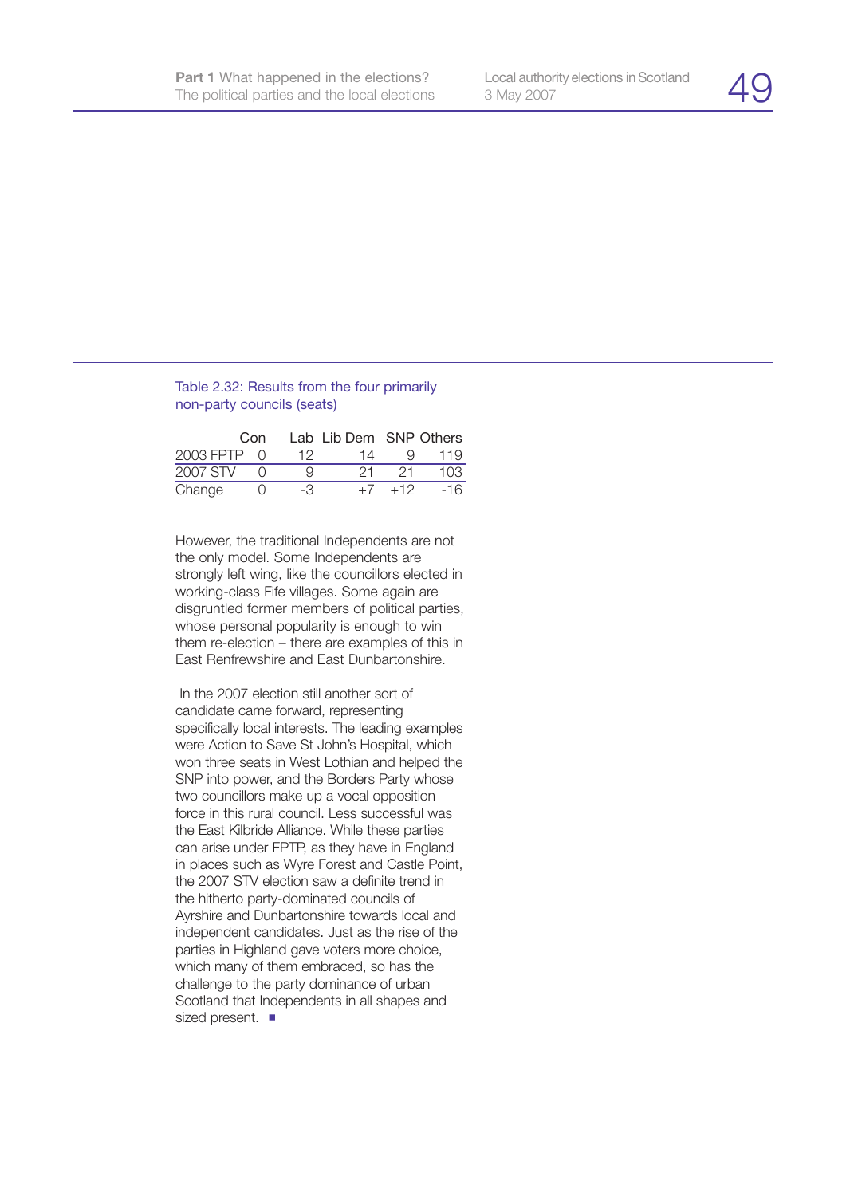Table 2.32: Results from the four primarily non-party councils (seats)

| | Con | Lab | Lib Dem | SNP | Others |
|---|---|---|---|---|---|
| 2003 FPTP | 0 | 12 | 14 | 9 | 119 |
| 2007 STV | 0 | 9 | 21 | 21 | 103 |
| Change | 0 | -3 | +7 | +12 | -16 |

However, the traditional Independents are not the only model. Some Independents are strongly left wing, like the councillors elected in working-class Fife villages. Some again are disgruntled former members of political parties, whose personal popularity is enough to win them re-election – there are examples of this in East Renfrewshire and East Dunbartonshire.

In the 2007 election still another sort of candidate came forward, representing specifically local interests. The leading examples were Action to Save St John's Hospital, which won three seats in West Lothian and helped the SNP into power, and the Borders Party whose two councillors make up a vocal opposition force in this rural council. Less successful was the East Kilbride Alliance. While these parties can arise under FPTP, as they have in England in places such as Wyre Forest and Castle Point, the 2007 STV election saw a definite trend in the hitherto party-dominated councils of Ayrshire and Dunbartonshire towards local and independent candidates. Just as the rise of the parties in Highland gave voters more choice, which many of them embraced, so has the challenge to the party dominance of urban Scotland that Independents in all shapes and sized present. ■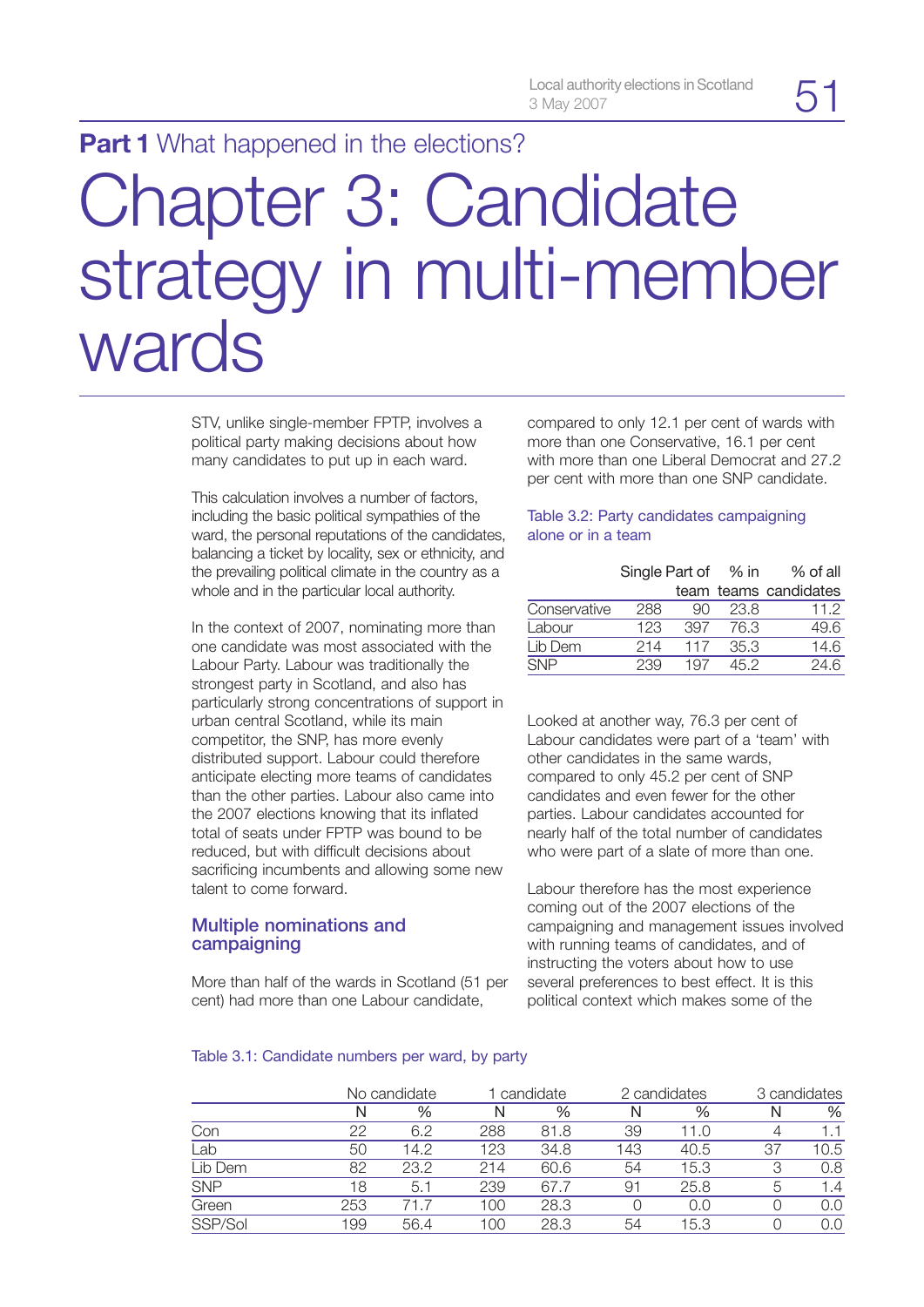**Part 1** What happened in the elections?

# Chapter 3: Candidate strategy in multi-member wards

STV, unlike single-member FPTP, involves a political party making decisions about how many candidates to put up in each ward.

This calculation involves a number of factors, including the basic political sympathies of the ward, the personal reputations of the candidates, balancing a ticket by locality, sex or ethnicity, and the prevailing political climate in the country as a whole and in the particular local authority.

In the context of 2007, nominating more than one candidate was most associated with the Labour Party. Labour was traditionally the strongest party in Scotland, and also has particularly strong concentrations of support in urban central Scotland, while its main competitor, the SNP, has more evenly distributed support. Labour could therefore anticipate electing more teams of candidates than the other parties. Labour also came into the 2007 elections knowing that its inflated total of seats under FPTP was bound to be reduced, but with difficult decisions about sacrificing incumbents and allowing some new talent to come forward.

## Multiple nominations and campaigning

More than half of the wards in Scotland (51 per cent) had more than one Labour candidate, compared to only 12.1 per cent of wards with more than one Conservative, 16.1 per cent with more than one Liberal Democrat and 27.2 per cent with more than one SNP candidate.

Table 3.2: Party candidates campaigning alone or in a team

| | Single | Part of team | % in teams | % of all candidates |
|---|---|---|---|---|
| Conservative | 288 | 90 | 23.8 | 11.2 |
| Labour | 123 | 397 | 76.3 | 49.6 |
| Lib Dem | 214 | 117 | 35.3 | 14.6 |
| SNP | 239 | 197 | 45.2 | 24.6 |

Looked at another way, 76.3 per cent of Labour candidates were part of a 'team' with other candidates in the same wards, compared to only 45.2 per cent of SNP candidates and even fewer for the other parties. Labour candidates accounted for nearly half of the total number of candidates who were part of a slate of more than one.

Labour therefore has the most experience coming out of the 2007 elections of the campaigning and management issues involved with running teams of candidates, and of instructing the voters about how to use several preferences to best effect. It is this political context which makes some of the

Table 3.1: Candidate numbers per ward, by party

| | No candidate | | 1 candidate | | 2 candidates | | 3 candidates | |
|---|---|---|---|---|---|---|---|---|
| | N | % | N | % | N | % | N | % |
| Con | 22 | 6.2 | 288 | 81.8 | 39 | 11.0 | 4 | 1.1 |
| Lab | 50 | 14.2 | 123 | 34.8 | 143 | 40.5 | 37 | 10.5 |
| Lib Dem | 82 | 23.2 | 214 | 60.6 | 54 | 15.3 | 3 | 0.8 |
| SNP | 18 | 5.1 | 239 | 67.7 | 91 | 25.8 | 5 | 1.4 |
| Green | 253 | 71.7 | 100 | 28.3 | 0 | 0.0 | 0 | 0.0 |
| SSP/Sol | 199 | 56.4 | 100 | 28.3 | 54 | 15.3 | 0 | 0.0 |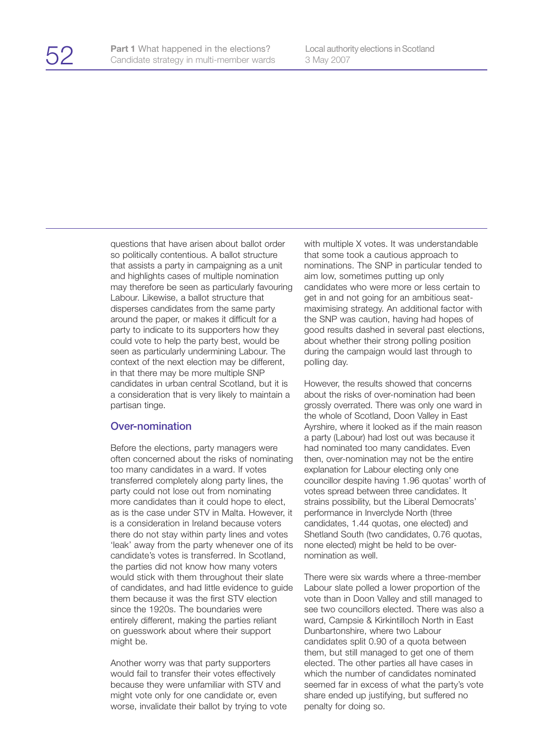questions that have arisen about ballot order so politically contentious. A ballot structure that assists a party in campaigning as a unit and highlights cases of multiple nomination may therefore be seen as particularly favouring Labour. Likewise, a ballot structure that disperses candidates from the same party around the paper, or makes it difficult for a party to indicate to its supporters how they could vote to help the party best, would be seen as particularly undermining Labour. The context of the next election may be different, in that there may be more multiple SNP candidates in urban central Scotland, but it is a consideration that is very likely to maintain a partisan tinge.

### Over-nomination

Before the elections, party managers were often concerned about the risks of nominating too many candidates in a ward. If votes transferred completely along party lines, the party could not lose out from nominating more candidates than it could hope to elect, as is the case under STV in Malta. However, it is a consideration in Ireland because voters there do not stay within party lines and votes 'leak' away from the party whenever one of its candidate's votes is transferred. In Scotland, the parties did not know how many voters would stick with them throughout their slate of candidates, and had little evidence to guide them because it was the first STV election since the 1920s. The boundaries were entirely different, making the parties reliant on guesswork about where their support might be.

Another worry was that party supporters would fail to transfer their votes effectively because they were unfamiliar with STV and might vote only for one candidate or, even worse, invalidate their ballot by trying to vote with multiple X votes. It was understandable that some took a cautious approach to nominations. The SNP in particular tended to aim low, sometimes putting up only candidates who were more or less certain to get in and not going for an ambitious seat-maximising strategy. An additional factor with the SNP was caution, having had hopes of good results dashed in several past elections, about whether their strong polling position during the campaign would last through to polling day.

However, the results showed that concerns about the risks of over-nomination had been grossly overrated. There was only one ward in the whole of Scotland, Doon Valley in East Ayrshire, where it looked as if the main reason a party (Labour) had lost out was because it had nominated too many candidates. Even then, over-nomination may not be the entire explanation for Labour electing only one councillor despite having 1.96 quotas' worth of votes spread between three candidates. It strains possibility, but the Liberal Democrats' performance in Inverclyde North (three candidates, 1.44 quotas, one elected) and Shetland South (two candidates, 0.76 quotas, none elected) might be held to be over-nomination as well.

There were six wards where a three-member Labour slate polled a lower proportion of the vote than in Doon Valley and still managed to see two councillors elected. There was also a ward, Campsie & Kirkintilloch North in East Dunbartonshire, where two Labour candidates split 0.90 of a quota between them, but still managed to get one of them elected. The other parties all have cases in which the number of candidates nominated seemed far in excess of what the party's vote share ended up justifying, but suffered no penalty for doing so.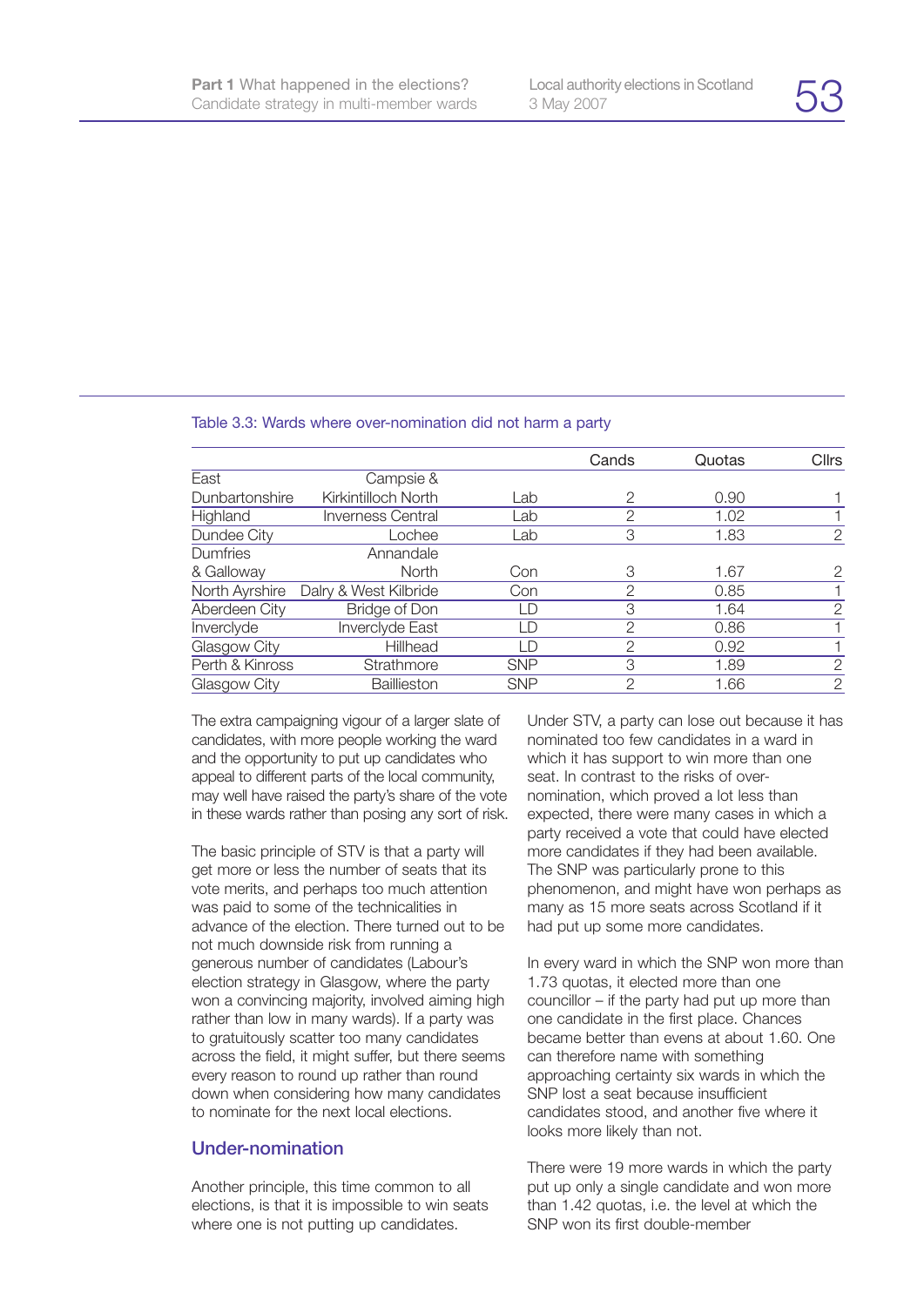Table 3.3: Wards where over-nomination did not harm a party

| | | | Cands | Quotas | Cllrs |
|---|---|---|---|---|---|
| East Dunbartonshire | Campsie & Kirkintilloch North | Lab | 2 | 0.90 | 1 |
| Highland | Inverness Central | Lab | 2 | 1.02 | 1 |
| Dundee City | Lochee | Lab | 3 | 1.83 | 2 |
| Dumfries & Galloway | Annandale North | Con | 3 | 1.67 | 2 |
| North Ayrshire | Dalry & West Kilbride | Con | 2 | 0.85 | 1 |
| Aberdeen City | Bridge of Don | LD | 3 | 1.64 | 2 |
| Inverclyde | Inverclyde East | LD | 2 | 0.86 | 1 |
| Glasgow City | Hillhead | LD | 2 | 0.92 | 1 |
| Perth & Kinross | Strathmore | SNP | 3 | 1.89 | 2 |
| Glasgow City | Baillieston | SNP | 2 | 1.66 | 2 |

The extra campaigning vigour of a larger slate of candidates, with more people working the ward and the opportunity to put up candidates who appeal to different parts of the local community, may well have raised the party's share of the vote in these wards rather than posing any sort of risk.

The basic principle of STV is that a party will get more or less the number of seats that its vote merits, and perhaps too much attention was paid to some of the technicalities in advance of the election. There turned out to be not much downside risk from running a generous number of candidates (Labour's election strategy in Glasgow, where the party won a convincing majority, involved aiming high rather than low in many wards). If a party was to gratuitously scatter too many candidates across the field, it might suffer, but there seems every reason to round up rather than round down when considering how many candidates to nominate for the next local elections.

## Under-nomination

Another principle, this time common to all elections, is that it is impossible to win seats where one is not putting up candidates.

Under STV, a party can lose out because it has nominated too few candidates in a ward in which it has support to win more than one seat. In contrast to the risks of over-nomination, which proved a lot less than expected, there were many cases in which a party received a vote that could have elected more candidates if they had been available. The SNP was particularly prone to this phenomenon, and might have won perhaps as many as 15 more seats across Scotland if it had put up some more candidates.

In every ward in which the SNP won more than 1.73 quotas, it elected more than one councillor – if the party had put up more than one candidate in the first place. Chances became better than evens at about 1.60. One can therefore name with something approaching certainty six wards in which the SNP lost a seat because insufficient candidates stood, and another five where it looks more likely than not.

There were 19 more wards in which the party put up only a single candidate and won more than 1.42 quotas, i.e. the level at which the SNP won its first double-member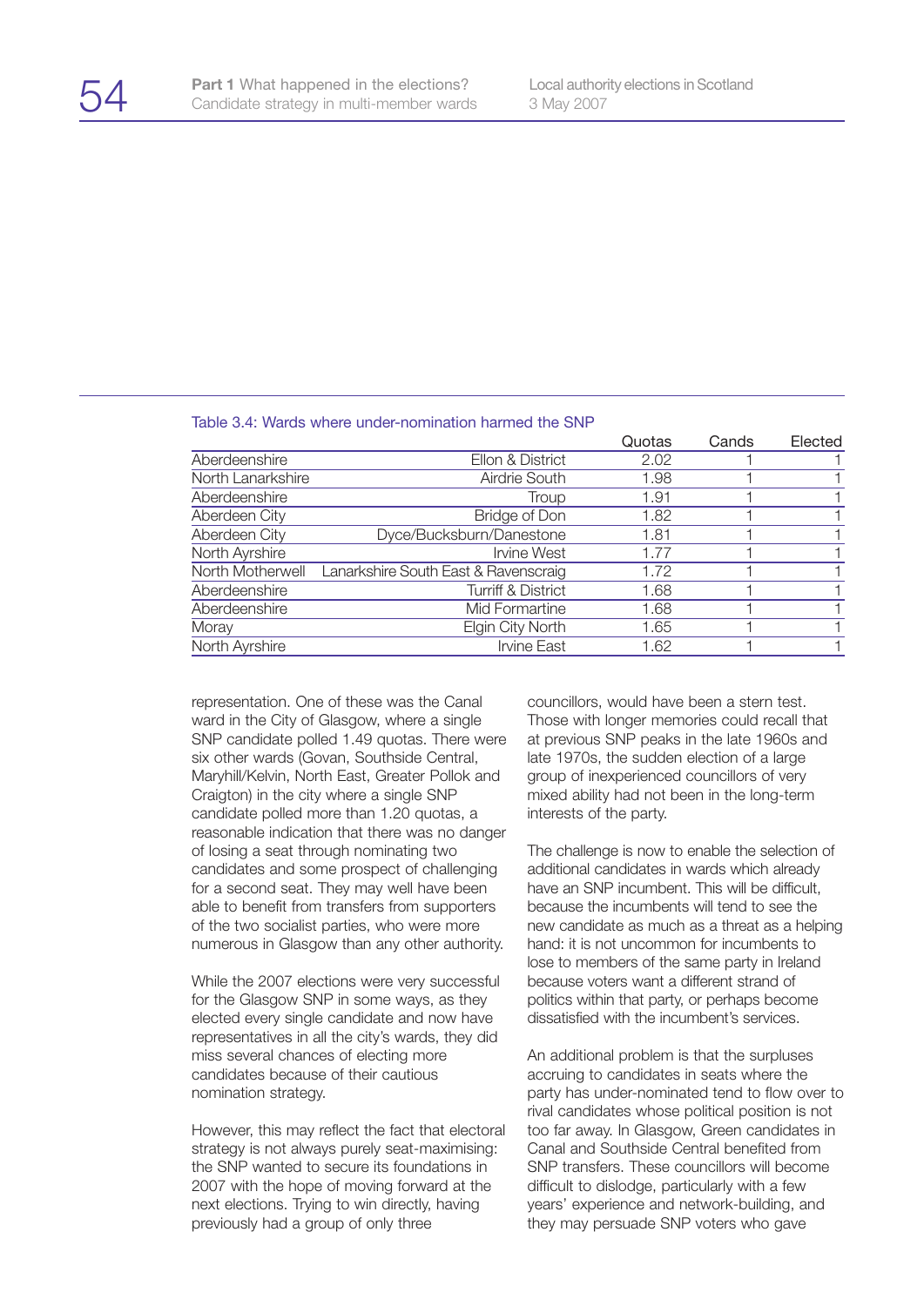Table 3.4: Wards where under-nomination harmed the SNP

| | | Quotas | Cands | Elected |
|---|---|---|---|---|
| Aberdeenshire | Ellon & District | 2.02 | 1 | 1 |
| North Lanarkshire | Airdrie South | 1.98 | 1 | 1 |
| Aberdeenshire | Troup | 1.91 | 1 | 1 |
| Aberdeen City | Bridge of Don | 1.82 | 1 | 1 |
| Aberdeen City | Dyce/Bucksburn/Danestone | 1.81 | 1 | 1 |
| North Ayrshire | Irvine West | 1.77 | 1 | 1 |
| North Motherwell | Lanarkshire South East & Ravenscraig | 1.72 | 1 | 1 |
| Aberdeenshire | Turriff & District | 1.68 | 1 | 1 |
| Aberdeenshire | Mid Formartine | 1.68 | 1 | 1 |
| Moray | Elgin City North | 1.65 | 1 | 1 |
| North Ayrshire | Irvine East | 1.62 | 1 | 1 |

representation. One of these was the Canal ward in the City of Glasgow, where a single SNP candidate polled 1.49 quotas. There were six other wards (Govan, Southside Central, Maryhill/Kelvin, North East, Greater Pollok and Craigton) in the city where a single SNP candidate polled more than 1.20 quotas, a reasonable indication that there was no danger of losing a seat through nominating two candidates and some prospect of challenging for a second seat. They may well have been able to benefit from transfers from supporters of the two socialist parties, who were more numerous in Glasgow than any other authority.

While the 2007 elections were very successful for the Glasgow SNP in some ways, as they elected every single candidate and now have representatives in all the city's wards, they did miss several chances of electing more candidates because of their cautious nomination strategy.

However, this may reflect the fact that electoral strategy is not always purely seat-maximising: the SNP wanted to secure its foundations in 2007 with the hope of moving forward at the next elections. Trying to win directly, having previously had a group of only three councillors, would have been a stern test. Those with longer memories could recall that at previous SNP peaks in the late 1960s and late 1970s, the sudden election of a large group of inexperienced councillors of very mixed ability had not been in the long-term interests of the party.

The challenge is now to enable the selection of additional candidates in wards which already have an SNP incumbent. This will be difficult, because the incumbents will tend to see the new candidate as much as a threat as a helping hand: it is not uncommon for incumbents to lose to members of the same party in Ireland because voters want a different strand of politics within that party, or perhaps become dissatisfied with the incumbent's services.

An additional problem is that the surpluses accruing to candidates in seats where the party has under-nominated tend to flow over to rival candidates whose political position is not too far away. In Glasgow, Green candidates in Canal and Southside Central benefited from SNP transfers. These councillors will become difficult to dislodge, particularly with a few years' experience and network-building, and they may persuade SNP voters who gave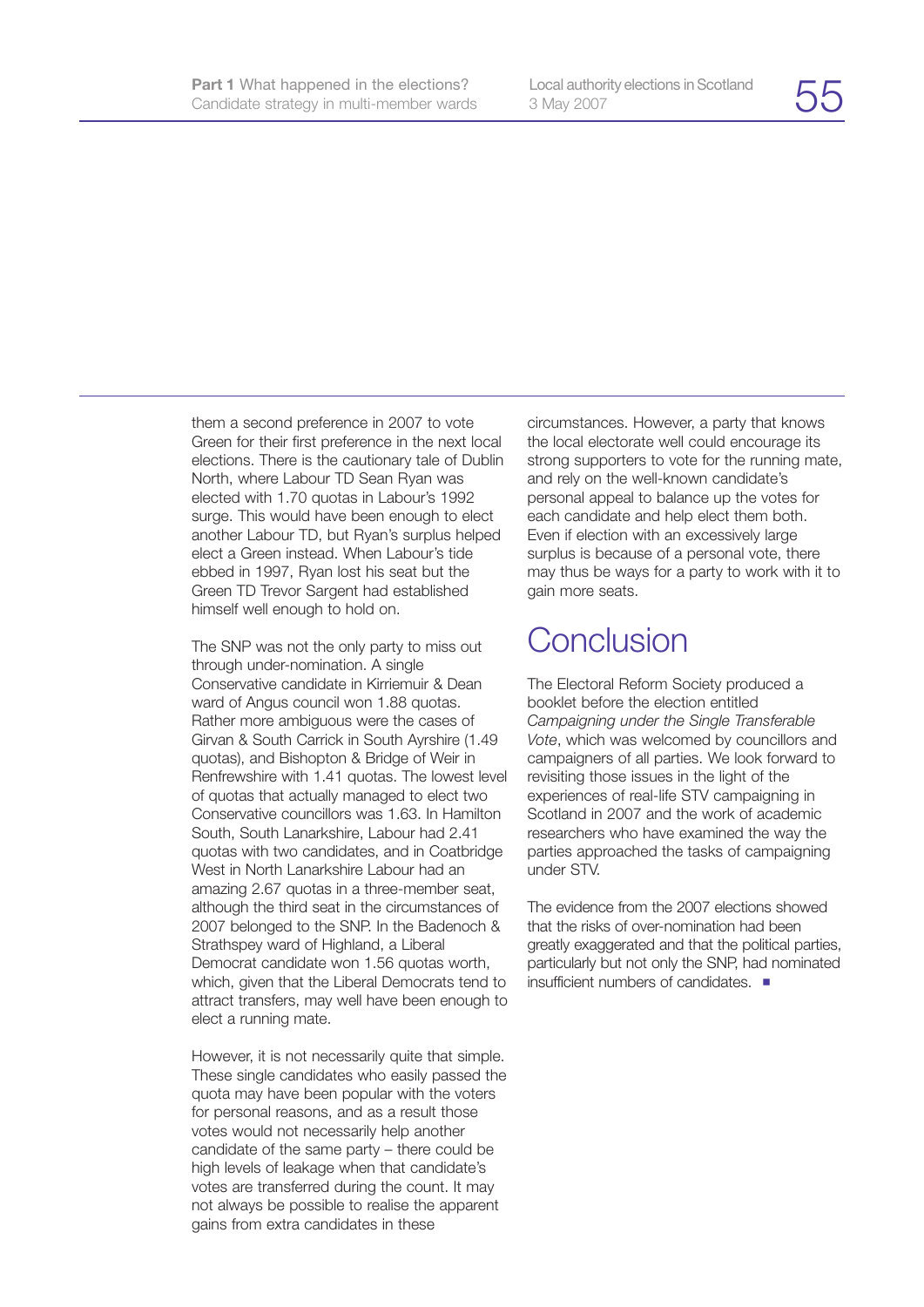them a second preference in 2007 to vote Green for their first preference in the next local elections. There is the cautionary tale of Dublin North, where Labour TD Sean Ryan was elected with 1.70 quotas in Labour's 1992 surge. This would have been enough to elect another Labour TD, but Ryan's surplus helped elect a Green instead. When Labour's tide ebbed in 1997, Ryan lost his seat but the Green TD Trevor Sargent had established himself well enough to hold on.

The SNP was not the only party to miss out through under-nomination. A single Conservative candidate in Kirriemuir & Dean ward of Angus council won 1.88 quotas. Rather more ambiguous were the cases of Girvan & South Carrick in South Ayrshire (1.49 quotas), and Bishopton & Bridge of Weir in Renfrewshire with 1.41 quotas. The lowest level of quotas that actually managed to elect two Conservative councillors was 1.63. In Hamilton South, South Lanarkshire, Labour had 2.41 quotas with two candidates, and in Coatbridge West in North Lanarkshire Labour had an amazing 2.67 quotas in a three-member seat, although the third seat in the circumstances of 2007 belonged to the SNP. In the Badenoch & Strathspey ward of Highland, a Liberal Democrat candidate won 1.56 quotas worth, which, given that the Liberal Democrats tend to attract transfers, may well have been enough to elect a running mate.

However, it is not necessarily quite that simple. These single candidates who easily passed the quota may have been popular with the voters for personal reasons, and as a result those votes would not necessarily help another candidate of the same party – there could be high levels of leakage when that candidate's votes are transferred during the count. It may not always be possible to realise the apparent gains from extra candidates in these circumstances. However, a party that knows the local electorate well could encourage its strong supporters to vote for the running mate, and rely on the well-known candidate's personal appeal to balance up the votes for each candidate and help elect them both. Even if election with an excessively large surplus is because of a personal vote, there may thus be ways for a party to work with it to gain more seats.

## Conclusion

The Electoral Reform Society produced a booklet before the election entitled *Campaigning under the Single Transferable Vote*, which was welcomed by councillors and campaigners of all parties. We look forward to revisiting those issues in the light of the experiences of real-life STV campaigning in Scotland in 2007 and the work of academic researchers who have examined the way the parties approached the tasks of campaigning under STV.

The evidence from the 2007 elections showed that the risks of over-nomination had been greatly exaggerated and that the political parties, particularly but not only the SNP, had nominated insufficient numbers of candidates. ■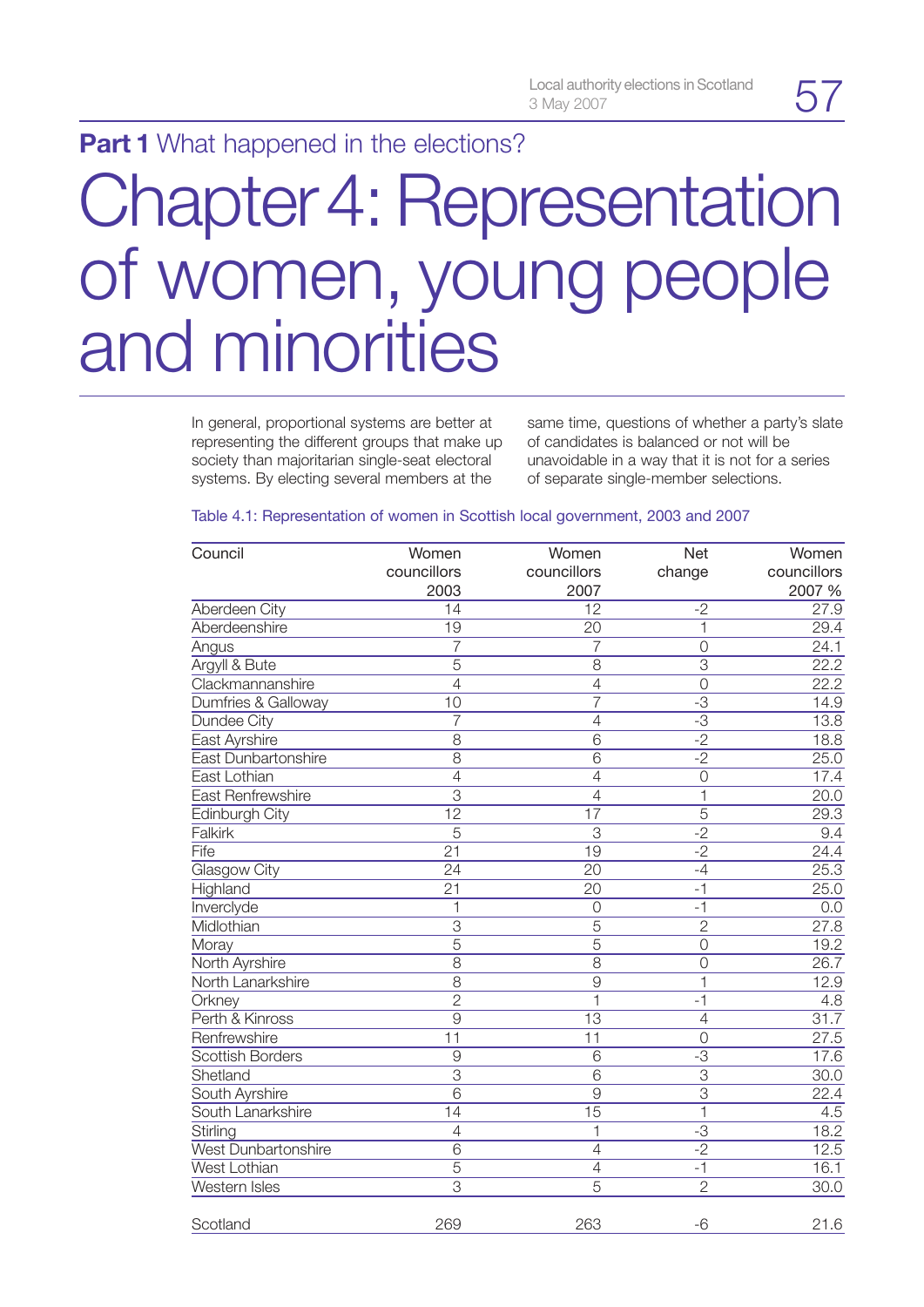**Part 1** What happened in the elections?

# Chapter 4: Representation of women, young people and minorities

In general, proportional systems are better at representing the different groups that make up society than majoritarian single-seat electoral systems. By electing several members at the same time, questions of whether a party's slate of candidates is balanced or not will be unavoidable in a way that it is not for a series of separate single-member selections.

Table 4.1: Representation of women in Scottish local government, 2003 and 2007

| Council | Women councillors 2003 | Women councillors 2007 | Net change | Women councillors 2007 % |
|---|---|---|---|---|
| Aberdeen City | 14 | 12 | -2 | 27.9 |
| Aberdeenshire | 19 | 20 | 1 | 29.4 |
| Angus | 7 | 7 | 0 | 24.1 |
| Argyll & Bute | 5 | 8 | 3 | 22.2 |
| Clackmannanshire | 4 | 4 | 0 | 22.2 |
| Dumfries & Galloway | 10 | 7 | -3 | 14.9 |
| Dundee City | 7 | 4 | -3 | 13.8 |
| East Ayrshire | 8 | 6 | -2 | 18.8 |
| East Dunbartonshire | 8 | 6 | -2 | 25.0 |
| East Lothian | 4 | 4 | 0 | 17.4 |
| East Renfrewshire | 3 | 4 | 1 | 20.0 |
| Edinburgh City | 12 | 17 | 5 | 29.3 |
| Falkirk | 5 | 3 | -2 | 9.4 |
| Fife | 21 | 19 | -2 | 24.4 |
| Glasgow City | 24 | 20 | -4 | 25.3 |
| Highland | 21 | 20 | -1 | 25.0 |
| Inverclyde | 1 | 0 | -1 | 0.0 |
| Midlothian | 3 | 5 | 2 | 27.8 |
| Moray | 5 | 5 | 0 | 19.2 |
| North Ayrshire | 8 | 8 | 0 | 26.7 |
| North Lanarkshire | 8 | 9 | 1 | 12.9 |
| Orkney | 2 | 1 | -1 | 4.8 |
| Perth & Kinross | 9 | 13 | 4 | 31.7 |
| Renfrewshire | 11 | 11 | 0 | 27.5 |
| Scottish Borders | 9 | 6 | -3 | 17.6 |
| Shetland | 3 | 6 | 3 | 30.0 |
| South Ayrshire | 6 | 9 | 3 | 22.4 |
| South Lanarkshire | 14 | 15 | 1 | 4.5 |
| Stirling | 4 | 1 | -3 | 18.2 |
| West Dunbartonshire | 6 | 4 | -2 | 12.5 |
| West Lothian | 5 | 4 | -1 | 16.1 |
| Western Isles | 3 | 5 | 2 | 30.0 |
| Scotland | 269 | 263 | -6 | 21.6 |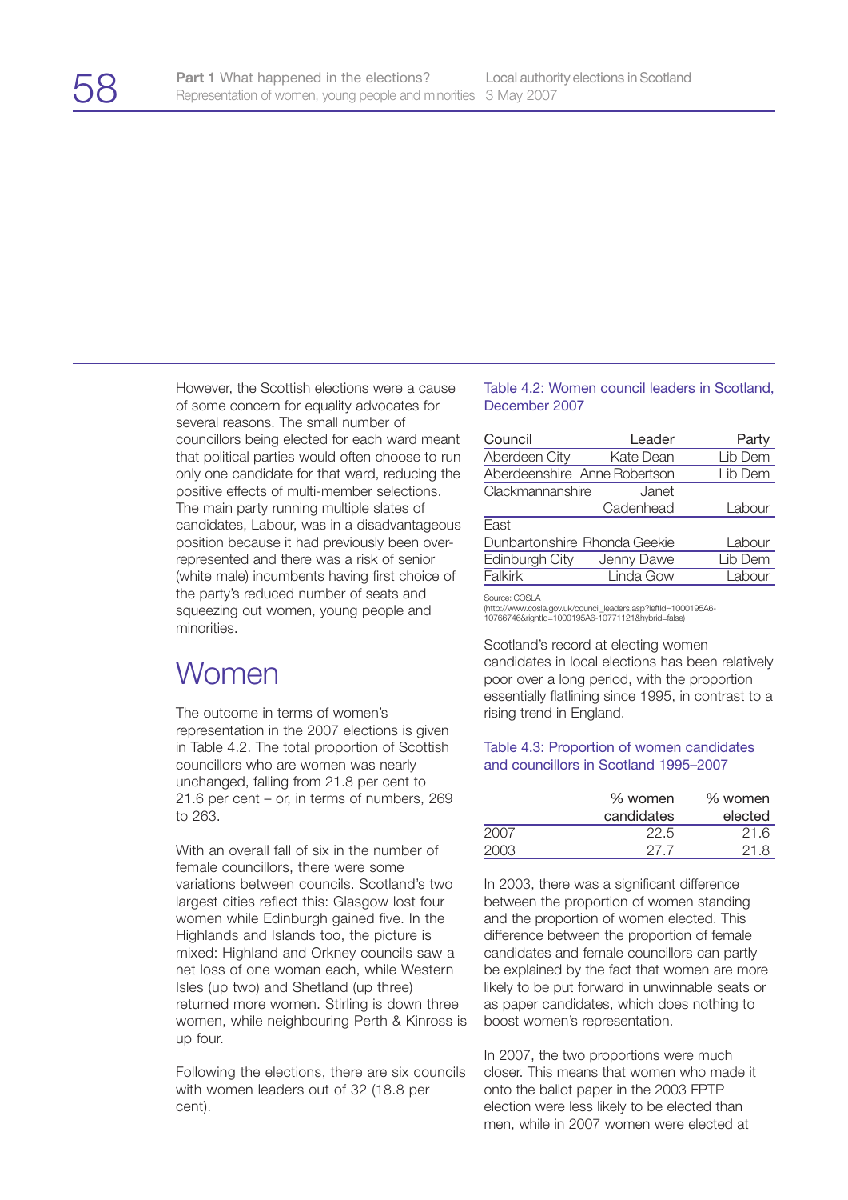However, the Scottish elections were a cause of some concern for equality advocates for several reasons. The small number of councillors being elected for each ward meant that political parties would often choose to run only one candidate for that ward, reducing the positive effects of multi-member selections. The main party running multiple slates of candidates, Labour, was in a disadvantageous position because it had previously been over-represented and there was a risk of senior (white male) incumbents having first choice of the party's reduced number of seats and squeezing out women, young people and minorities.

## Women

The outcome in terms of women's representation in the 2007 elections is given in Table 4.2. The total proportion of Scottish councillors who are women was nearly unchanged, falling from 21.8 per cent to 21.6 per cent – or, in terms of numbers, 269 to 263.

With an overall fall of six in the number of female councillors, there were some variations between councils. Scotland's two largest cities reflect this: Glasgow lost four women while Edinburgh gained five. In the Highlands and Islands too, the picture is mixed: Highland and Orkney councils saw a net loss of one woman each, while Western Isles (up two) and Shetland (up three) returned more women. Stirling is down three women, while neighbouring Perth & Kinross is up four.

Following the elections, there are six councils with women leaders out of 32 (18.8 per cent).

Table 4.2: Women council leaders in Scotland, December 2007

| Council | Leader | Party |
|---|---|---|
| Aberdeen City | Kate Dean | Lib Dem |
| Aberdeenshire | Anne Robertson | Lib Dem |
| Clackmannanshire | Janet Cadenhead | Labour |
| East Dunbartonshire | Rhonda Geekie | Labour |
| Edinburgh City | Jenny Dawe | Lib Dem |
| Falkirk | Linda Gow | Labour |

Source: COSLA (http://www.cosla.gov.uk/council_leaders.asp?leftId=1000195A6-10766746&rightId=1000195A6-10771121&hybrid=false)

Scotland's record at electing women candidates in local elections has been relatively poor over a long period, with the proportion essentially flatlining since 1995, in contrast to a rising trend in England.

Table 4.3: Proportion of women candidates and councillors in Scotland 1995–2007

| | % women candidates | % women elected |
|---|---|---|
| 2007 | 22.5 | 21.6 |
| 2003 | 27.7 | 21.8 |

In 2003, there was a significant difference between the proportion of women standing and the proportion of women elected. This difference between the proportion of female candidates and female councillors can partly be explained by the fact that women are more likely to be put forward in unwinnable seats or as paper candidates, which does nothing to boost women's representation.

In 2007, the two proportions were much closer. This means that women who made it onto the ballot paper in the 2003 FPTP election were less likely to be elected than men, while in 2007 women were elected at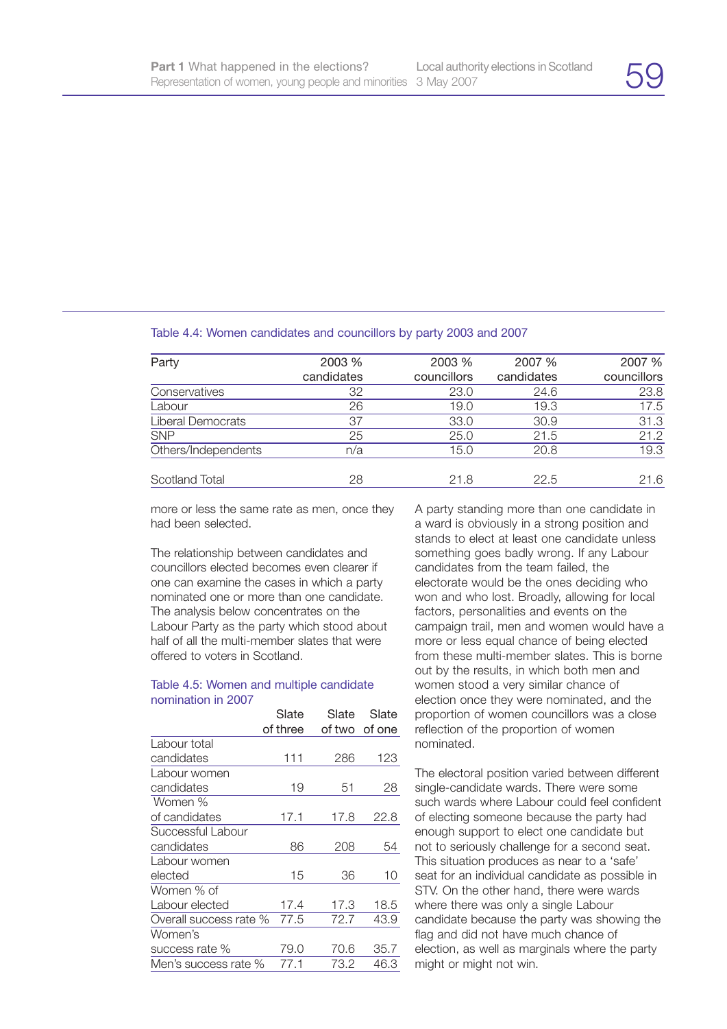Table 4.4: Women candidates and councillors by party 2003 and 2007

| Party | 2003 % candidates | 2003 % councillors | 2007 % candidates | 2007 % councillors |
|---|---|---|---|---|
| Conservatives | 32 | 23.0 | 24.6 | 23.8 |
| Labour | 26 | 19.0 | 19.3 | 17.5 |
| Liberal Democrats | 37 | 33.0 | 30.9 | 31.3 |
| SNP | 25 | 25.0 | 21.5 | 21.2 |
| Others/Independents | n/a | 15.0 | 20.8 | 19.3 |
| Scotland Total | 28 | 21.8 | 22.5 | 21.6 |

more or less the same rate as men, once they had been selected.

The relationship between candidates and councillors elected becomes even clearer if one can examine the cases in which a party nominated one or more than one candidate. The analysis below concentrates on the Labour Party as the party which stood about half of all the multi-member slates that were offered to voters in Scotland.

Table 4.5: Women and multiple candidate nomination in 2007

| | Slate of three | Slate of two | Slate of one |
|---|---|---|---|
| Labour total candidates | 111 | 286 | 123 |
| Labour women candidates | 19 | 51 | 28 |
| Women % of candidates | 17.1 | 17.8 | 22.8 |
| Successful Labour candidates | 86 | 208 | 54 |
| Labour women elected | 15 | 36 | 10 |
| Women % of Labour elected | 17.4 | 17.3 | 18.5 |
| Overall success rate % | 77.5 | 72.7 | 43.9 |
| Women's success rate % | 79.0 | 70.6 | 35.7 |
| Men's success rate % | 77.1 | 73.2 | 46.3 |

A party standing more than one candidate in a ward is obviously in a strong position and stands to elect at least one candidate unless something goes badly wrong. If any Labour candidates from the team failed, the electorate would be the ones deciding who won and who lost. Broadly, allowing for local factors, personalities and events on the campaign trail, men and women would have a more or less equal chance of being elected from these multi-member slates. This is borne out by the results, in which both men and women stood a very similar chance of election once they were nominated, and the proportion of women councillors was a close reflection of the proportion of women nominated.

The electoral position varied between different single-candidate wards. There were some such wards where Labour could feel confident of electing someone because the party had enough support to elect one candidate but not to seriously challenge for a second seat. This situation produces as near to a 'safe' seat for an individual candidate as possible in STV. On the other hand, there were wards where there was only a single Labour candidate because the party was showing the flag and did not have much chance of election, as well as marginals where the party might or might not win.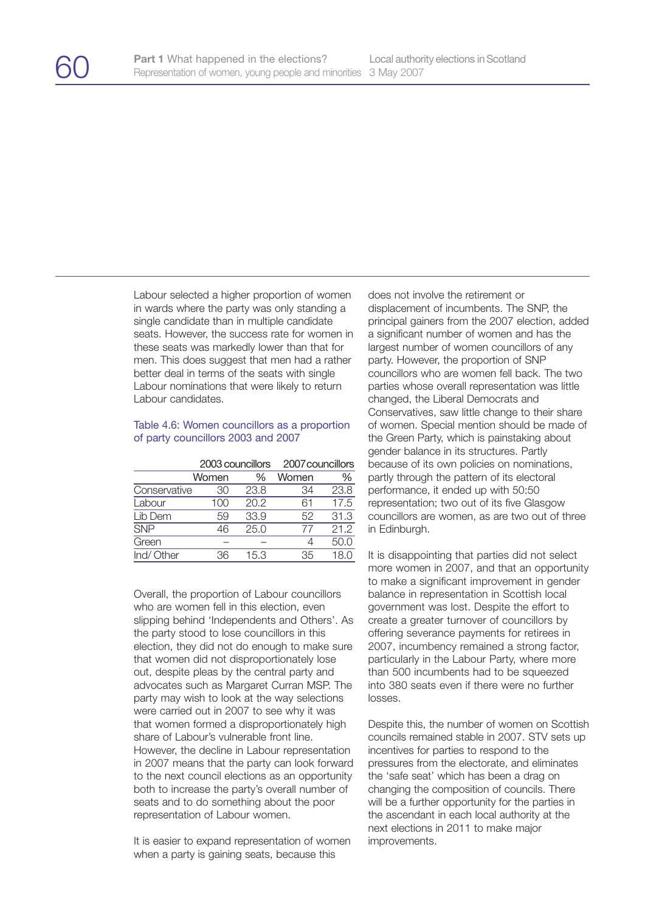Labour selected a higher proportion of women in wards where the party was only standing a single candidate than in multiple candidate seats. However, the success rate for women in these seats was markedly lower than that for men. This does suggest that men had a rather better deal in terms of the seats with single Labour nominations that were likely to return Labour candidates.

Table 4.6: Women councillors as a proportion of party councillors 2003 and 2007

| | 2003 councillors | | 2007 councillors | |
|---|---|---|---|---|
| | Women | % | Women | % |
| Conservative | 30 | 23.8 | 34 | 23.8 |
| Labour | 100 | 20.2 | 61 | 17.5 |
| Lib Dem | 59 | 33.9 | 52 | 31.3 |
| SNP | 46 | 25.0 | 77 | 21.2 |
| Green | – | – | 4 | 50.0 |
| Ind/ Other | 36 | 15.3 | 35 | 18.0 |

Overall, the proportion of Labour councillors who are women fell in this election, even slipping behind 'Independents and Others'. As the party stood to lose councillors in this election, they did not do enough to make sure that women did not disproportionately lose out, despite pleas by the central party and advocates such as Margaret Curran MSP. The party may wish to look at the way selections were carried out in 2007 to see why it was that women formed a disproportionately high share of Labour's vulnerable front line. However, the decline in Labour representation in 2007 means that the party can look forward to the next council elections as an opportunity both to increase the party's overall number of seats and to do something about the poor representation of Labour women.

It is easier to expand representation of women when a party is gaining seats, because this does not involve the retirement or displacement of incumbents. The SNP, the principal gainers from the 2007 election, added a significant number of women and has the largest number of women councillors of any party. However, the proportion of SNP councillors who are women fell back. The two parties whose overall representation was little changed, the Liberal Democrats and Conservatives, saw little change to their share of women. Special mention should be made of the Green Party, which is painstaking about gender balance in its structures. Partly because of its own policies on nominations, partly through the pattern of its electoral performance, it ended up with 50:50 representation; two out of its five Glasgow councillors are women, as are two out of three in Edinburgh.

It is disappointing that parties did not select more women in 2007, and that an opportunity to make a significant improvement in gender balance in representation in Scottish local government was lost. Despite the effort to create a greater turnover of councillors by offering severance payments for retirees in 2007, incumbency remained a strong factor, particularly in the Labour Party, where more than 500 incumbents had to be squeezed into 380 seats even if there were no further losses.

Despite this, the number of women on Scottish councils remained stable in 2007. STV sets up incentives for parties to respond to the pressures from the electorate, and eliminates the 'safe seat' which has been a drag on changing the composition of councils. There will be a further opportunity for the parties in the ascendant in each local authority at the next elections in 2011 to make major improvements.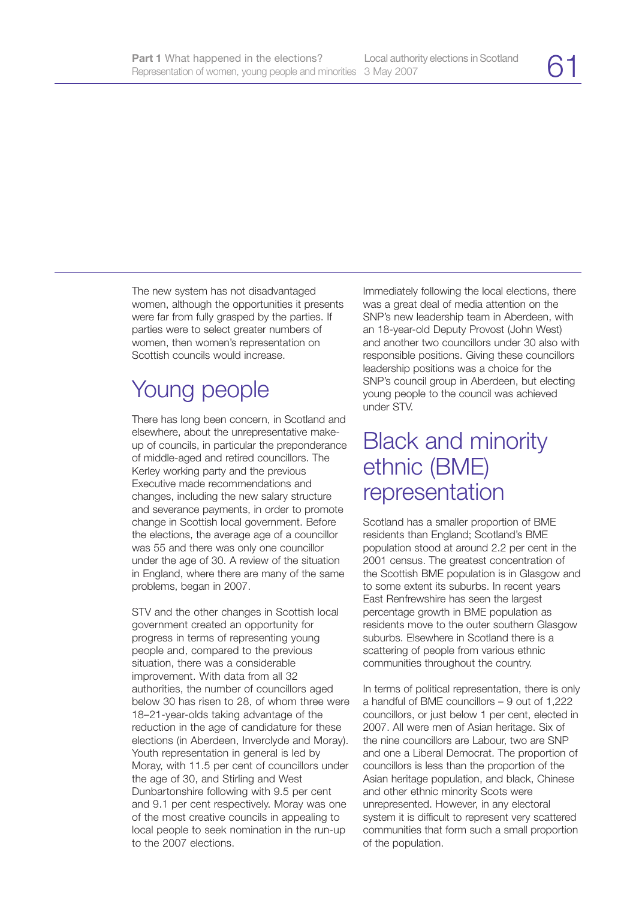The new system has not disadvantaged women, although the opportunities it presents were far from fully grasped by the parties. If parties were to select greater numbers of women, then women's representation on Scottish councils would increase.

## Young people

There has long been concern, in Scotland and elsewhere, about the unrepresentative make-up of councils, in particular the preponderance of middle-aged and retired councillors. The Kerley working party and the previous Executive made recommendations and changes, including the new salary structure and severance payments, in order to promote change in Scottish local government. Before the elections, the average age of a councillor was 55 and there was only one councillor under the age of 30. A review of the situation in England, where there are many of the same problems, began in 2007.

STV and the other changes in Scottish local government created an opportunity for progress in terms of representing young people and, compared to the previous situation, there was a considerable improvement. With data from all 32 authorities, the number of councillors aged below 30 has risen to 28, of whom three were 18–21-year-olds taking advantage of the reduction in the age of candidature for these elections (in Aberdeen, Inverclyde and Moray). Youth representation in general is led by Moray, with 11.5 per cent of councillors under the age of 30, and Stirling and West Dunbartonshire following with 9.5 per cent and 9.1 per cent respectively. Moray was one of the most creative councils in appealing to local people to seek nomination in the run-up to the 2007 elections.

Immediately following the local elections, there was a great deal of media attention on the SNP's new leadership team in Aberdeen, with an 18-year-old Deputy Provost (John West) and another two councillors under 30 also with responsible positions. Giving these councillors leadership positions was a choice for the SNP's council group in Aberdeen, but electing young people to the council was achieved under STV.

## Black and minority ethnic (BME) representation

Scotland has a smaller proportion of BME residents than England; Scotland's BME population stood at around 2.2 per cent in the 2001 census. The greatest concentration of the Scottish BME population is in Glasgow and to some extent its suburbs. In recent years East Renfrewshire has seen the largest percentage growth in BME population as residents move to the outer southern Glasgow suburbs. Elsewhere in Scotland there is a scattering of people from various ethnic communities throughout the country.

In terms of political representation, there is only a handful of BME councillors – 9 out of 1,222 councillors, or just below 1 per cent, elected in 2007. All were men of Asian heritage. Six of the nine councillors are Labour, two are SNP and one a Liberal Democrat. The proportion of councillors is less than the proportion of the Asian heritage population, and black, Chinese and other ethnic minority Scots were unrepresented. However, in any electoral system it is difficult to represent very scattered communities that form such a small proportion of the population.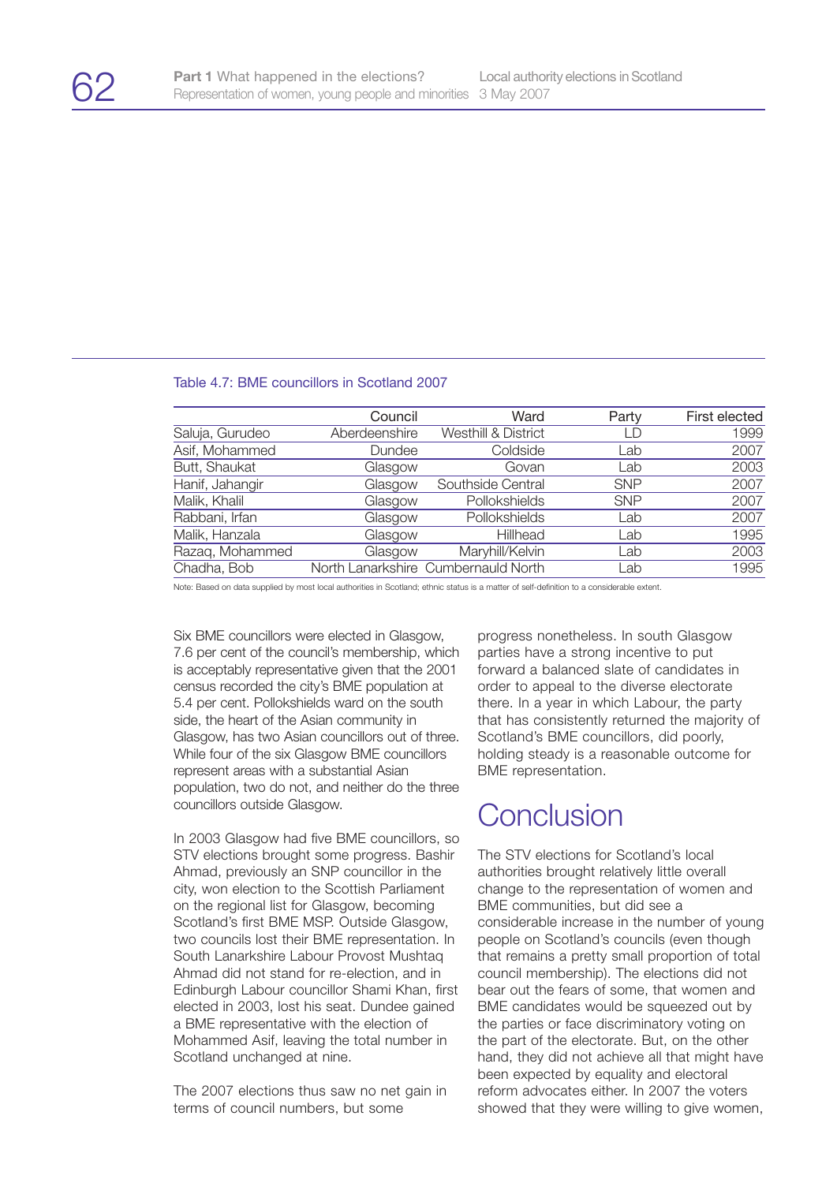Table 4.7: BME councillors in Scotland 2007

| | Council | Ward | Party | First elected |
|---|---|---|---|---|
| Saluja, Gurudeo | Aberdeenshire | Westhill & District | LD | 1999 |
| Asif, Mohammed | Dundee | Coldside | Lab | 2007 |
| Butt, Shaukat | Glasgow | Govan | Lab | 2003 |
| Hanif, Jahangir | Glasgow | Southside Central | SNP | 2007 |
| Malik, Khalil | Glasgow | Pollokshields | SNP | 2007 |
| Rabbani, Irfan | Glasgow | Pollokshields | Lab | 2007 |
| Malik, Hanzala | Glasgow | Hillhead | Lab | 1995 |
| Razaq, Mohammed | Glasgow | Maryhill/Kelvin | Lab | 2003 |
| Chadha, Bob | North Lanarkshire | Cumbernauld North | Lab | 1995 |

Note: Based on data supplied by most local authorities in Scotland; ethnic status is a matter of self-definition to a considerable extent.

Six BME councillors were elected in Glasgow, 7.6 per cent of the council's membership, which is acceptably representative given that the 2001 census recorded the city's BME population at 5.4 per cent. Pollokshields ward on the south side, the heart of the Asian community in Glasgow, has two Asian councillors out of three. While four of the six Glasgow BME councillors represent areas with a substantial Asian population, two do not, and neither do the three councillors outside Glasgow.

In 2003 Glasgow had five BME councillors, so STV elections brought some progress. Bashir Ahmad, previously an SNP councillor in the city, won election to the Scottish Parliament on the regional list for Glasgow, becoming Scotland's first BME MSP. Outside Glasgow, two councils lost their BME representation. In South Lanarkshire Labour Provost Mushtaq Ahmad did not stand for re-election, and in Edinburgh Labour councillor Shami Khan, first elected in 2003, lost his seat. Dundee gained a BME representative with the election of Mohammed Asif, leaving the total number in Scotland unchanged at nine.

The 2007 elections thus saw no net gain in terms of council numbers, but some progress nonetheless. In south Glasgow parties have a strong incentive to put forward a balanced slate of candidates in order to appeal to the diverse electorate there. In a year in which Labour, the party that has consistently returned the majority of Scotland's BME councillors, did poorly, holding steady is a reasonable outcome for BME representation.

# Conclusion

The STV elections for Scotland's local authorities brought relatively little overall change to the representation of women and BME communities, but did see a considerable increase in the number of young people on Scotland's councils (even though that remains a pretty small proportion of total council membership). The elections did not bear out the fears of some, that women and BME candidates would be squeezed out by the parties or face discriminatory voting on the part of the electorate. But, on the other hand, they did not achieve all that might have been expected by equality and electoral reform advocates either. In 2007 the voters showed that they were willing to give women,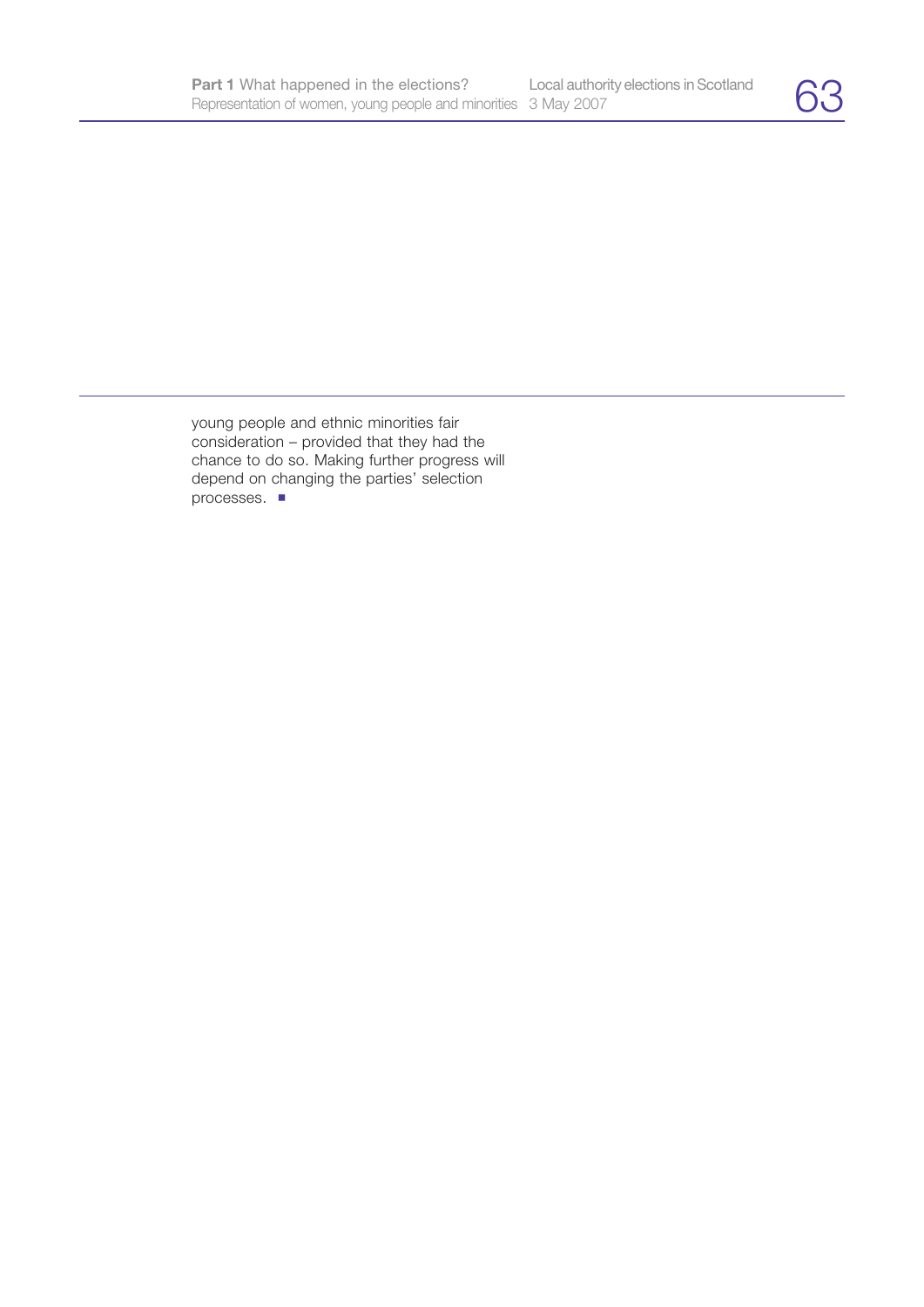young people and ethnic minorities fair consideration – provided that they had the chance to do so. Making further progress will depend on changing the parties' selection processes. ■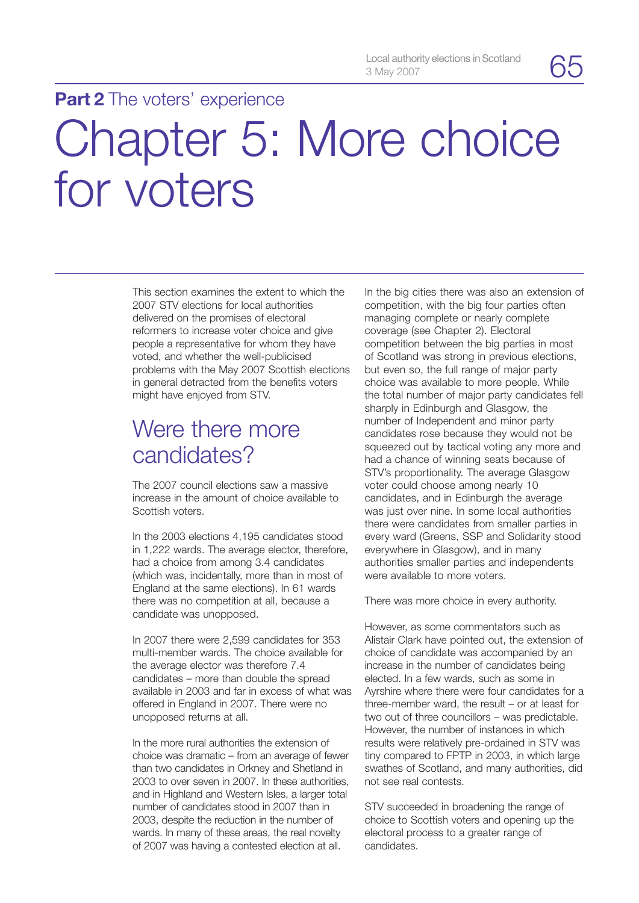**Part 2** The voters' experience

# Chapter 5: More choice for voters

This section examines the extent to which the 2007 STV elections for local authorities delivered on the promises of electoral reformers to increase voter choice and give people a representative for whom they have voted, and whether the well-publicised problems with the May 2007 Scottish elections in general detracted from the benefits voters might have enjoyed from STV.

## Were there more candidates?

The 2007 council elections saw a massive increase in the amount of choice available to Scottish voters.

In the 2003 elections 4,195 candidates stood in 1,222 wards. The average elector, therefore, had a choice from among 3.4 candidates (which was, incidentally, more than in most of England at the same elections). In 61 wards there was no competition at all, because a candidate was unopposed.

In 2007 there were 2,599 candidates for 353 multi-member wards. The choice available for the average elector was therefore 7.4 candidates – more than double the spread available in 2003 and far in excess of what was offered in England in 2007. There were no unopposed returns at all.

In the more rural authorities the extension of choice was dramatic – from an average of fewer than two candidates in Orkney and Shetland in 2003 to over seven in 2007. In these authorities, and in Highland and Western Isles, a larger total number of candidates stood in 2007 than in 2003, despite the reduction in the number of wards. In many of these areas, the real novelty of 2007 was having a contested election at all.

In the big cities there was also an extension of competition, with the big four parties often managing complete or nearly complete coverage (see Chapter 2). Electoral competition between the big parties in most of Scotland was strong in previous elections, but even so, the full range of major party choice was available to more people. While the total number of major party candidates fell sharply in Edinburgh and Glasgow, the number of Independent and minor party candidates rose because they would not be squeezed out by tactical voting any more and had a chance of winning seats because of STV's proportionality. The average Glasgow voter could choose among nearly 10 candidates, and in Edinburgh the average was just over nine. In some local authorities there were candidates from smaller parties in every ward (Greens, SSP and Solidarity stood everywhere in Glasgow), and in many authorities smaller parties and independents were available to more voters.

There was more choice in every authority.

However, as some commentators such as Alistair Clark have pointed out, the extension of choice of candidate was accompanied by an increase in the number of candidates being elected. In a few wards, such as some in Ayrshire where there were four candidates for a three-member ward, the result – or at least for two out of three councillors – was predictable. However, the number of instances in which results were relatively pre-ordained in STV was tiny compared to FPTP in 2003, in which large swathes of Scotland, and many authorities, did not see real contests.

STV succeeded in broadening the range of choice to Scottish voters and opening up the electoral process to a greater range of candidates.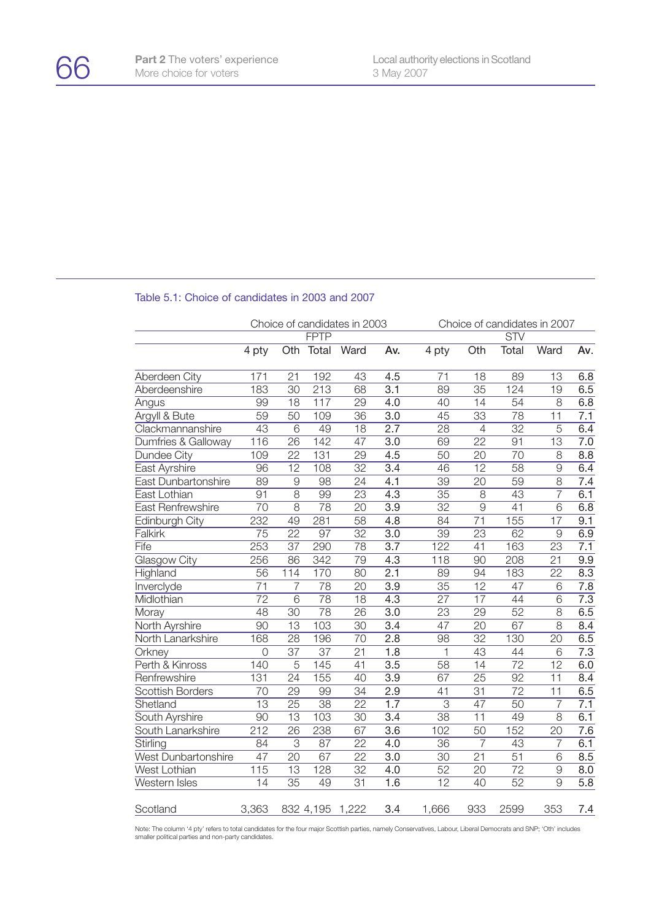Table 5.1: Choice of candidates in 2003 and 2007

| | Choice of candidates in 2003 | | | | | Choice of candidates in 2007 | | | | |
|---|---|---|---|---|---|---|---|---|---|---|
| | FPTP | | | | | STV | | | | |
| | 4 pty | Oth | Total | Ward | Av. | 4 pty | Oth | Total | Ward | Av. |
| Aberdeen City | 171 | 21 | 192 | 43 | 4.5 | 71 | 18 | 89 | 13 | 6.8 |
| Aberdeenshire | 183 | 30 | 213 | 68 | 3.1 | 89 | 35 | 124 | 19 | 6.5 |
| Angus | 99 | 18 | 117 | 29 | 4.0 | 40 | 14 | 54 | 8 | 6.8 |
| Argyll & Bute | 59 | 50 | 109 | 36 | 3.0 | 45 | 33 | 78 | 11 | 7.1 |
| Clackmannanshire | 43 | 6 | 49 | 18 | 2.7 | 28 | 4 | 32 | 5 | 6.4 |
| Dumfries & Galloway | 116 | 26 | 142 | 47 | 3.0 | 69 | 22 | 91 | 13 | 7.0 |
| Dundee City | 109 | 22 | 131 | 29 | 4.5 | 50 | 20 | 70 | 8 | 8.8 |
| East Ayrshire | 96 | 12 | 108 | 32 | 3.4 | 46 | 12 | 58 | 9 | 6.4 |
| East Dunbartonshire | 89 | 9 | 98 | 24 | 4.1 | 39 | 20 | 59 | 8 | 7.4 |
| East Lothian | 91 | 8 | 99 | 23 | 4.3 | 35 | 8 | 43 | 7 | 6.1 |
| East Renfrewshire | 70 | 8 | 78 | 20 | 3.9 | 32 | 9 | 41 | 6 | 6.8 |
| Edinburgh City | 232 | 49 | 281 | 58 | 4.8 | 84 | 71 | 155 | 17 | 9.1 |
| Falkirk | 75 | 22 | 97 | 32 | 3.0 | 39 | 23 | 62 | 9 | 6.9 |
| Fife | 253 | 37 | 290 | 78 | 3.7 | 122 | 41 | 163 | 23 | 7.1 |
| Glasgow City | 256 | 86 | 342 | 79 | 4.3 | 118 | 90 | 208 | 21 | 9.9 |
| Highland | 56 | 114 | 170 | 80 | 2.1 | 89 | 94 | 183 | 22 | 8.3 |
| Inverclyde | 71 | 7 | 78 | 20 | 3.9 | 35 | 12 | 47 | 6 | 7.8 |
| Midlothian | 72 | 6 | 78 | 18 | 4.3 | 27 | 17 | 44 | 6 | 7.3 |
| Moray | 48 | 30 | 78 | 26 | 3.0 | 23 | 29 | 52 | 8 | 6.5 |
| North Ayrshire | 90 | 13 | 103 | 30 | 3.4 | 47 | 20 | 67 | 8 | 8.4 |
| North Lanarkshire | 168 | 28 | 196 | 70 | 2.8 | 98 | 32 | 130 | 20 | 6.5 |
| Orkney | 0 | 37 | 37 | 21 | 1.8 | 1 | 43 | 44 | 6 | 7.3 |
| Perth & Kinross | 140 | 5 | 145 | 41 | 3.5 | 58 | 14 | 72 | 12 | 6.0 |
| Renfrewshire | 131 | 24 | 155 | 40 | 3.9 | 67 | 25 | 92 | 11 | 8.4 |
| Scottish Borders | 70 | 29 | 99 | 34 | 2.9 | 41 | 31 | 72 | 11 | 6.5 |
| Shetland | 13 | 25 | 38 | 22 | 1.7 | 3 | 47 | 50 | 7 | 7.1 |
| South Ayrshire | 90 | 13 | 103 | 30 | 3.4 | 38 | 11 | 49 | 8 | 6.1 |
| South Lanarkshire | 212 | 26 | 238 | 67 | 3.6 | 102 | 50 | 152 | 20 | 7.6 |
| Stirling | 84 | 3 | 87 | 22 | 4.0 | 36 | 7 | 43 | 7 | 6.1 |
| West Dunbartonshire | 47 | 20 | 67 | 22 | 3.0 | 30 | 21 | 51 | 6 | 8.5 |
| West Lothian | 115 | 13 | 128 | 32 | 4.0 | 52 | 20 | 72 | 9 | 8.0 |
| Western Isles | 14 | 35 | 49 | 31 | 1.6 | 12 | 40 | 52 | 9 | 5.8 |
| Scotland | 3,363 | 832 | 4,195 | 1,222 | 3.4 | 1,666 | 933 | 2599 | 353 | 7.4 |

Note: The column '4 pty' refers to total candidates for the four major Scottish parties, namely Conservatives, Labour, Liberal Democrats and SNP; 'Oth' includes smaller political parties and non-party candidates.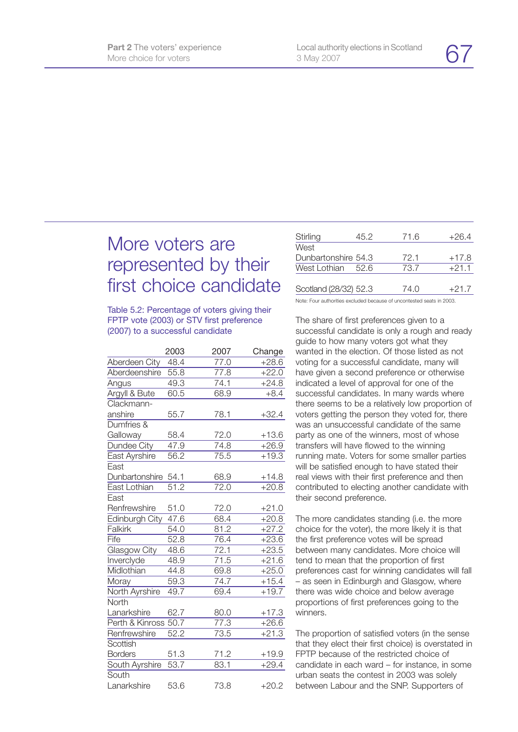# More voters are represented by their first choice candidate

Table 5.2: Percentage of voters giving their FPTP vote (2003) or STV first preference (2007) to a successful candidate

| | 2003 | 2007 | Change |
|---|---|---|---|
| Aberdeen City | 48.4 | 77.0 | +28.6 |
| Aberdeenshire | 55.8 | 77.8 | +22.0 |
| Angus | 49.3 | 74.1 | +24.8 |
| Argyll & Bute | 60.5 | 68.9 | +8.4 |
| Clackmannanshire | 55.7 | 78.1 | +32.4 |
| Dumfries & Galloway | 58.4 | 72.0 | +13.6 |
| Dundee City | 47.9 | 74.8 | +26.9 |
| East Ayrshire | 56.2 | 75.5 | +19.3 |
| East Dunbartonshire | 54.1 | 68.9 | +14.8 |
| East Lothian | 51.2 | 72.0 | +20.8 |
| East Renfrewshire | 51.0 | 72.0 | +21.0 |
| Edinburgh City | 47.6 | 68.4 | +20.8 |
| Falkirk | 54.0 | 81.2 | +27.2 |
| Fife | 52.8 | 76.4 | +23.6 |
| Glasgow City | 48.6 | 72.1 | +23.5 |
| Inverclyde | 48.9 | 71.5 | +21.6 |
| Midlothian | 44.8 | 69.8 | +25.0 |
| Moray | 59.3 | 74.7 | +15.4 |
| North Ayrshire | 49.7 | 69.4 | +19.7 |
| North Lanarkshire | 62.7 | 80.0 | +17.3 |
| Perth & Kinross | 50.7 | 77.3 | +26.6 |
| Renfrewshire | 52.2 | 73.5 | +21.3 |
| Scottish Borders | 51.3 | 71.2 | +19.9 |
| South Ayrshire | 53.7 | 83.1 | +29.4 |
| South Lanarkshire | 53.6 | 73.8 | +20.2 |
| Stirling | 45.2 | 71.6 | +26.4 |
| West Dunbartonshire | 54.3 | 72.1 | +17.8 |
| West Lothian | 52.6 | 73.7 | +21.1 |
| Scotland (28/32) | 52.3 | 74.0 | +21.7 |

Note: Four authorities excluded because of uncontested seats in 2003.

The share of first preferences given to a successful candidate is only a rough and ready guide to how many voters got what they wanted in the election. Of those listed as not voting for a successful candidate, many will have given a second preference or otherwise indicated a level of approval for one of the successful candidates. In many wards where there seems to be a relatively low proportion of voters getting the person they voted for, there was an unsuccessful candidate of the same party as one of the winners, most of whose transfers will have flowed to the winning running mate. Voters for some smaller parties will be satisfied enough to have stated their real views with their first preference and then contributed to electing another candidate with their second preference.

The more candidates standing (i.e. the more choice for the voter), the more likely it is that the first preference votes will be spread between many candidates. More choice will tend to mean that the proportion of first preferences cast for winning candidates will fall – as seen in Edinburgh and Glasgow, where there was wide choice and below average proportions of first preferences going to the winners.

The proportion of satisfied voters (in the sense that they elect their first choice) is overstated in FPTP because of the restricted choice of candidate in each ward – for instance, in some urban seats the contest in 2003 was solely between Labour and the SNP. Supporters of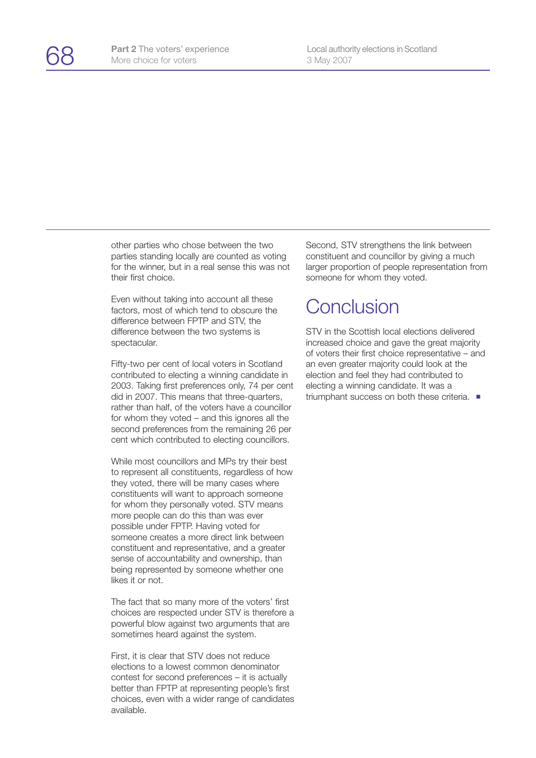other parties who chose between the two parties standing locally are counted as voting for the winner, but in a real sense this was not their first choice.

Even without taking into account all these factors, most of which tend to obscure the difference between FPTP and STV, the difference between the two systems is spectacular.

Fifty-two per cent of local voters in Scotland contributed to electing a winning candidate in 2003. Taking first preferences only, 74 per cent did in 2007. This means that three-quarters, rather than half, of the voters have a councillor for whom they voted – and this ignores all the second preferences from the remaining 26 per cent which contributed to electing councillors.

While most councillors and MPs try their best to represent all constituents, regardless of how they voted, there will be many cases where constituents will want to approach someone for whom they personally voted. STV means more people can do this than was ever possible under FPTP. Having voted for someone creates a more direct link between constituent and representative, and a greater sense of accountability and ownership, than being represented by someone whether one likes it or not.

The fact that so many more of the voters' first choices are respected under STV is therefore a powerful blow against two arguments that are sometimes heard against the system.

First, it is clear that STV does not reduce elections to a lowest common denominator contest for second preferences – it is actually better than FPTP at representing people's first choices, even with a wider range of candidates available.

Second, STV strengthens the link between constituent and councillor by giving a much larger proportion of people representation from someone for whom they voted.

## Conclusion

STV in the Scottish local elections delivered increased choice and gave the great majority of voters their first choice representative – and an even greater majority could look at the election and feel they had contributed to electing a winning candidate. It was a triumphant success on both these criteria.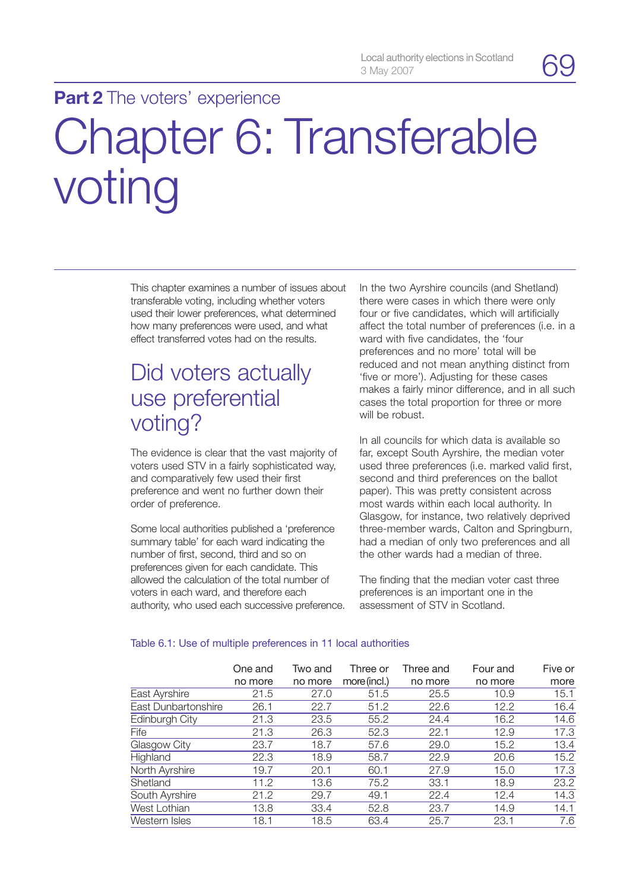**Part 2** The voters' experience

# Chapter 6: Transferable voting

This chapter examines a number of issues about transferable voting, including whether voters used their lower preferences, what determined how many preferences were used, and what effect transferred votes had on the results.

## Did voters actually use preferential voting?

The evidence is clear that the vast majority of voters used STV in a fairly sophisticated way, and comparatively few used their first preference and went no further down their order of preference.

Some local authorities published a 'preference summary table' for each ward indicating the number of first, second, third and so on preferences given for each candidate. This allowed the calculation of the total number of voters in each ward, and therefore each authority, who used each successive preference.

In the two Ayrshire councils (and Shetland) there were cases in which there were only four or five candidates, which will artificially affect the total number of preferences (i.e. in a ward with five candidates, the 'four preferences and no more' total will be reduced and not mean anything distinct from 'five or more'). Adjusting for these cases makes a fairly minor difference, and in all such cases the total proportion for three or more will be robust.

In all councils for which data is available so far, except South Ayrshire, the median voter used three preferences (i.e. marked valid first, second and third preferences on the ballot paper). This was pretty consistent across most wards within each local authority. In Glasgow, for instance, two relatively deprived three-member wards, Calton and Springburn, had a median of only two preferences and all the other wards had a median of three.

The finding that the median voter cast three preferences is an important one in the assessment of STV in Scotland.

Table 6.1: Use of multiple preferences in 11 local authorities

| | One and no more | Two and no more | Three or more (incl.) | Three and no more | Four and no more | Five or more |
|---|---|---|---|---|---|---|
| East Ayrshire | 21.5 | 27.0 | 51.5 | 25.5 | 10.9 | 15.1 |
| East Dunbartonshire | 26.1 | 22.7 | 51.2 | 22.6 | 12.2 | 16.4 |
| Edinburgh City | 21.3 | 23.5 | 55.2 | 24.4 | 16.2 | 14.6 |
| Fife | 21.3 | 26.3 | 52.3 | 22.1 | 12.9 | 17.3 |
| Glasgow City | 23.7 | 18.7 | 57.6 | 29.0 | 15.2 | 13.4 |
| Highland | 22.3 | 18.9 | 58.7 | 22.9 | 20.6 | 15.2 |
| North Ayrshire | 19.7 | 20.1 | 60.1 | 27.9 | 15.0 | 17.3 |
| Shetland | 11.2 | 13.6 | 75.2 | 33.1 | 18.9 | 23.2 |
| South Ayrshire | 21.2 | 29.7 | 49.1 | 22.4 | 12.4 | 14.3 |
| West Lothian | 13.8 | 33.4 | 52.8 | 23.7 | 14.9 | 14.1 |
| Western Isles | 18.1 | 18.5 | 63.4 | 25.7 | 23.1 | 7.6 |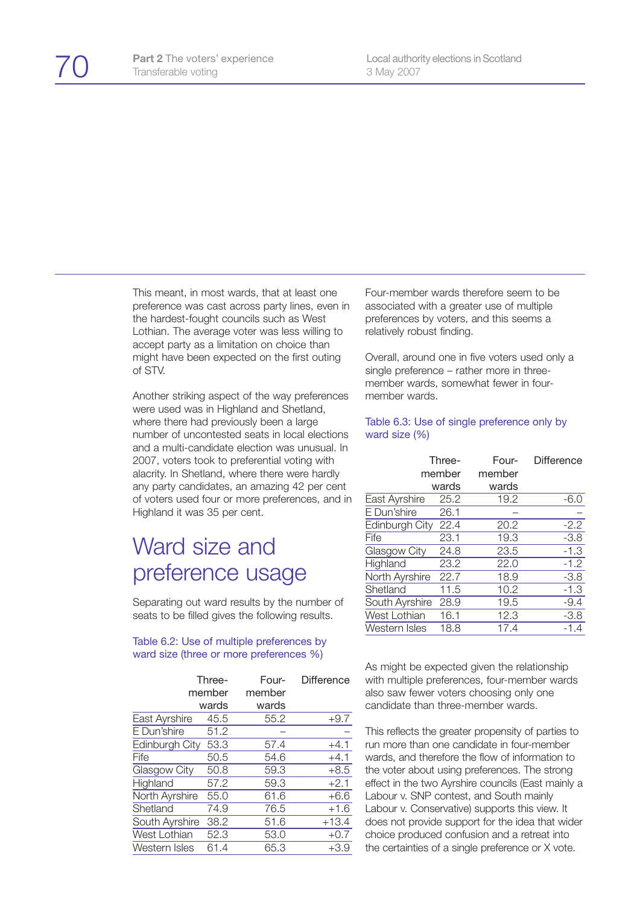This meant, in most wards, that at least one preference was cast across party lines, even in the hardest-fought councils such as West Lothian. The average voter was less willing to accept party as a limitation on choice than might have been expected on the first outing of STV.

Another striking aspect of the way preferences were used was in Highland and Shetland, where there had previously been a large number of uncontested seats in local elections and a multi-candidate election was unusual. In 2007, voters took to preferential voting with alacrity. In Shetland, where there were hardly any party candidates, an amazing 42 per cent of voters used four or more preferences, and in Highland it was 35 per cent.

# Ward size and preference usage

Separating out ward results by the number of seats to be filled gives the following results.

Table 6.2: Use of multiple preferences by ward size (three or more preferences %)

| | Three-member wards | Four-member wards | Difference |
|---|---|---|---|
| East Ayrshire | 45.5 | 55.2 | +9.7 |
| E Dun'shire | 51.2 | – | – |
| Edinburgh City | 53.3 | 57.4 | +4.1 |
| Fife | 50.5 | 54.6 | +4.1 |
| Glasgow City | 50.8 | 59.3 | +8.5 |
| Highland | 57.2 | 59.3 | +2.1 |
| North Ayrshire | 55.0 | 61.6 | +6.6 |
| Shetland | 74.9 | 76.5 | +1.6 |
| South Ayrshire | 38.2 | 51.6 | +13.4 |
| West Lothian | 52.3 | 53.0 | +0.7 |
| Western Isles | 61.4 | 65.3 | +3.9 |

Four-member wards therefore seem to be associated with a greater use of multiple preferences by voters, and this seems a relatively robust finding.

Overall, around one in five voters used only a single preference – rather more in three-member wards, somewhat fewer in four-member wards.

Table 6.3: Use of single preference only by ward size (%)

| | Three-member wards | Four-member wards | Difference |
|---|---|---|---|
| East Ayrshire | 25.2 | 19.2 | -6.0 |
| E Dun'shire | 26.1 | – | – |
| Edinburgh City | 22.4 | 20.2 | -2.2 |
| Fife | 23.1 | 19.3 | -3.8 |
| Glasgow City | 24.8 | 23.5 | -1.3 |
| Highland | 23.2 | 22.0 | -1.2 |
| North Ayrshire | 22.7 | 18.9 | -3.8 |
| Shetland | 11.5 | 10.2 | -1.3 |
| South Ayrshire | 28.9 | 19.5 | -9.4 |
| West Lothian | 16.1 | 12.3 | -3.8 |
| Western Isles | 18.8 | 17.4 | -1.4 |

As might be expected given the relationship with multiple preferences, four-member wards also saw fewer voters choosing only one candidate than three-member wards.

This reflects the greater propensity of parties to run more than one candidate in four-member wards, and therefore the flow of information to the voter about using preferences. The strong effect in the two Ayrshire councils (East mainly a Labour v. SNP contest, and South mainly Labour v. Conservative) supports this view. It does not provide support for the idea that wider choice produced confusion and a retreat into the certainties of a single preference or X vote.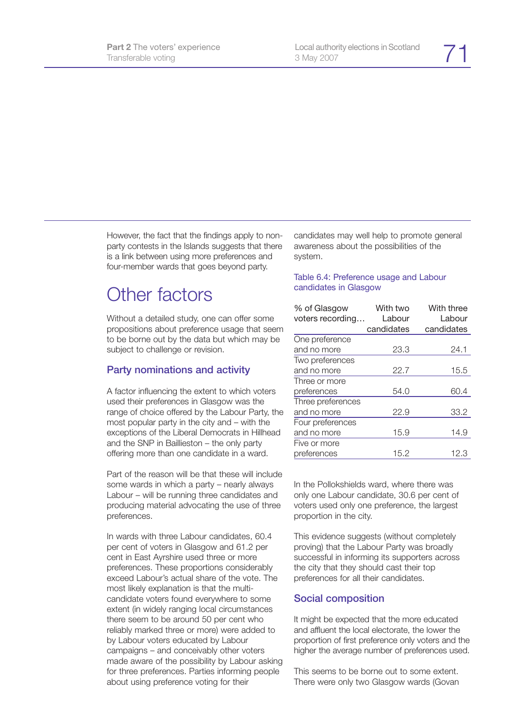However, the fact that the findings apply to non-party contests in the Islands suggests that there is a link between using more preferences and four-member wards that goes beyond party.

## Other factors

Without a detailed study, one can offer some propositions about preference usage that seem to be borne out by the data but which may be subject to challenge or revision.

### Party nominations and activity

A factor influencing the extent to which voters used their preferences in Glasgow was the range of choice offered by the Labour Party, the most popular party in the city and – with the exceptions of the Liberal Democrats in Hillhead and the SNP in Baillieston – the only party offering more than one candidate in a ward.

Part of the reason will be that these will include some wards in which a party – nearly always Labour – will be running three candidates and producing material advocating the use of three preferences.

In wards with three Labour candidates, 60.4 per cent of voters in Glasgow and 61.2 per cent in East Ayrshire used three or more preferences. These proportions considerably exceed Labour's actual share of the vote. The most likely explanation is that the multi-candidate voters found everywhere to some extent (in widely ranging local circumstances there seem to be around 50 per cent who reliably marked three or more) were added to by Labour voters educated by Labour campaigns – and conceivably other voters made aware of the possibility by Labour asking for three preferences. Parties informing people about using preference voting for their candidates may well help to promote general awareness about the possibilities of the system.

Table 6.4: Preference usage and Labour candidates in Glasgow

| % of Glasgow voters recording… | With two Labour candidates | With three Labour candidates |
|---|---|---|
| One preference and no more | 23.3 | 24.1 |
| Two preferences and no more | 22.7 | 15.5 |
| Three or more preferences | 54.0 | 60.4 |
| Three preferences and no more | 22.9 | 33.2 |
| Four preferences and no more | 15.9 | 14.9 |
| Five or more preferences | 15.2 | 12.3 |

In the Pollokshields ward, where there was only one Labour candidate, 30.6 per cent of voters used only one preference, the largest proportion in the city.

This evidence suggests (without completely proving) that the Labour Party was broadly successful in informing its supporters across the city that they should cast their top preferences for all their candidates.

### Social composition

It might be expected that the more educated and affluent the local electorate, the lower the proportion of first preference only voters and the higher the average number of preferences used.

This seems to be borne out to some extent. There were only two Glasgow wards (Govan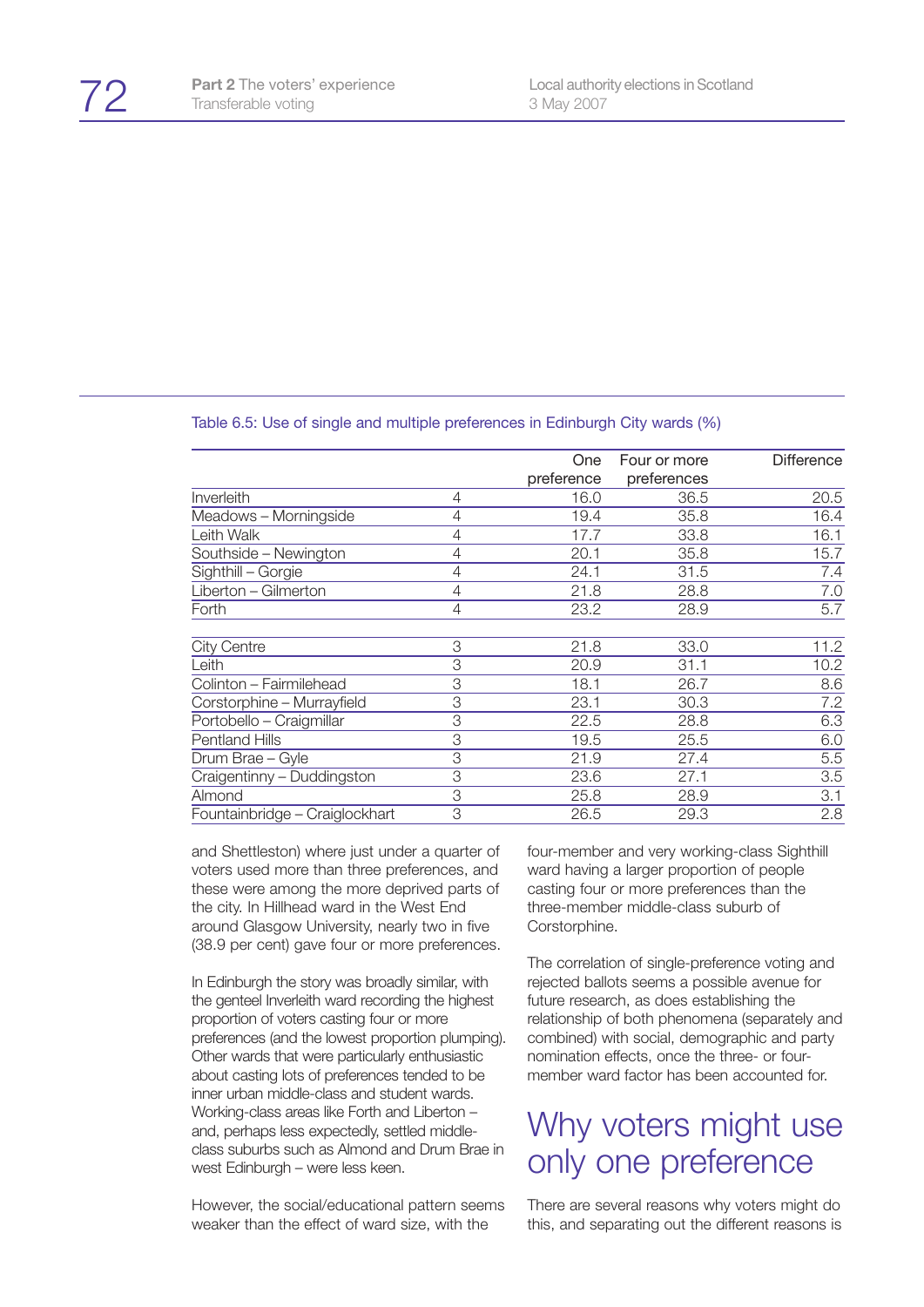Table 6.5: Use of single and multiple preferences in Edinburgh City wards (%)

| | | One preference | Four or more preferences | Difference |
|---|---|---|---|---|
| Inverleith | 4 | 16.0 | 36.5 | 20.5 |
| Meadows – Morningside | 4 | 19.4 | 35.8 | 16.4 |
| Leith Walk | 4 | 17.7 | 33.8 | 16.1 |
| Southside – Newington | 4 | 20.1 | 35.8 | 15.7 |
| Sighthill – Gorgie | 4 | 24.1 | 31.5 | 7.4 |
| Liberton – Gilmerton | 4 | 21.8 | 28.8 | 7.0 |
| Forth | 4 | 23.2 | 28.9 | 5.7 |
| City Centre | 3 | 21.8 | 33.0 | 11.2 |
| Leith | 3 | 20.9 | 31.1 | 10.2 |
| Colinton – Fairmilehead | 3 | 18.1 | 26.7 | 8.6 |
| Corstorphine – Murrayfield | 3 | 23.1 | 30.3 | 7.2 |
| Portobello – Craigmillar | 3 | 22.5 | 28.8 | 6.3 |
| Pentland Hills | 3 | 19.5 | 25.5 | 6.0 |
| Drum Brae – Gyle | 3 | 21.9 | 27.4 | 5.5 |
| Craigentinny – Duddingston | 3 | 23.6 | 27.1 | 3.5 |
| Almond | 3 | 25.8 | 28.9 | 3.1 |
| Fountainbridge – Craiglockhart | 3 | 26.5 | 29.3 | 2.8 |

and Shettleston) where just under a quarter of voters used more than three preferences, and these were among the more deprived parts of the city. In Hillhead ward in the West End around Glasgow University, nearly two in five (38.9 per cent) gave four or more preferences.

In Edinburgh the story was broadly similar, with the genteel Inverleith ward recording the highest proportion of voters casting four or more preferences (and the lowest proportion plumping). Other wards that were particularly enthusiastic about casting lots of preferences tended to be inner urban middle-class and student wards. Working-class areas like Forth and Liberton – and, perhaps less expectedly, settled middle-class suburbs such as Almond and Drum Brae in west Edinburgh – were less keen.

However, the social/educational pattern seems weaker than the effect of ward size, with the four-member and very working-class Sighthill ward having a larger proportion of people casting four or more preferences than the three-member middle-class suburb of Corstorphine.

The correlation of single-preference voting and rejected ballots seems a possible avenue for future research, as does establishing the relationship of both phenomena (separately and combined) with social, demographic and party nomination effects, once the three- or four-member ward factor has been accounted for.

## Why voters might use only one preference

There are several reasons why voters might do this, and separating out the different reasons is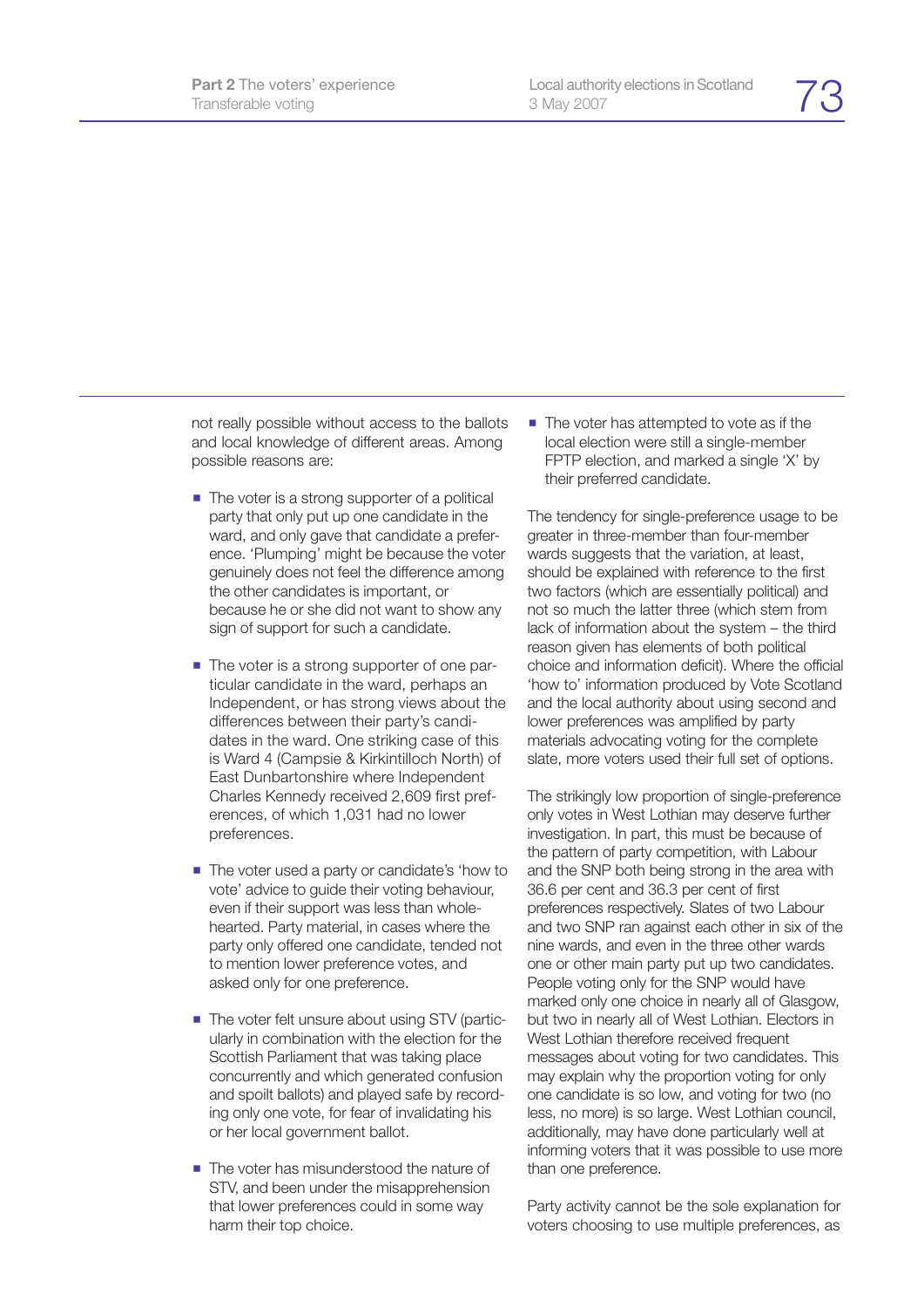not really possible without access to the ballots and local knowledge of different areas. Among possible reasons are:

- The voter is a strong supporter of a political party that only put up one candidate in the ward, and only gave that candidate a preference. 'Plumping' might be because the voter genuinely does not feel the difference among the other candidates is important, or because he or she did not want to show any sign of support for such a candidate.
- The voter is a strong supporter of one particular candidate in the ward, perhaps an Independent, or has strong views about the differences between their party's candidates in the ward. One striking case of this is Ward 4 (Campsie & Kirkintilloch North) of East Dunbartonshire where Independent Charles Kennedy received 2,609 first preferences, of which 1,031 had no lower preferences.
- The voter used a party or candidate's 'how to vote' advice to guide their voting behaviour, even if their support was less than wholehearted. Party material, in cases where the party only offered one candidate, tended not to mention lower preference votes, and asked only for one preference.
- The voter felt unsure about using STV (particularly in combination with the election for the Scottish Parliament that was taking place concurrently and which generated confusion and spoilt ballots) and played safe by recording only one vote, for fear of invalidating his or her local government ballot.
- The voter has misunderstood the nature of STV, and been under the misapprehension that lower preferences could in some way harm their top choice.
- The voter has attempted to vote as if the local election were still a single-member FPTP election, and marked a single 'X' by their preferred candidate.

The tendency for single-preference usage to be greater in three-member than four-member wards suggests that the variation, at least, should be explained with reference to the first two factors (which are essentially political) and not so much the latter three (which stem from lack of information about the system – the third reason given has elements of both political choice and information deficit). Where the official 'how to' information produced by Vote Scotland and the local authority about using second and lower preferences was amplified by party materials advocating voting for the complete slate, more voters used their full set of options.

The strikingly low proportion of single-preference only votes in West Lothian may deserve further investigation. In part, this must be because of the pattern of party competition, with Labour and the SNP both being strong in the area with 36.6 per cent and 36.3 per cent of first preferences respectively. Slates of two Labour and two SNP ran against each other in six of the nine wards, and even in the three other wards one or other main party put up two candidates. People voting only for the SNP would have marked only one choice in nearly all of Glasgow, but two in nearly all of West Lothian. Electors in West Lothian therefore received frequent messages about voting for two candidates. This may explain why the proportion voting for only one candidate is so low, and voting for two (no less, no more) is so large. West Lothian council, additionally, may have done particularly well at informing voters that it was possible to use more than one preference.

Party activity cannot be the sole explanation for voters choosing to use multiple preferences, as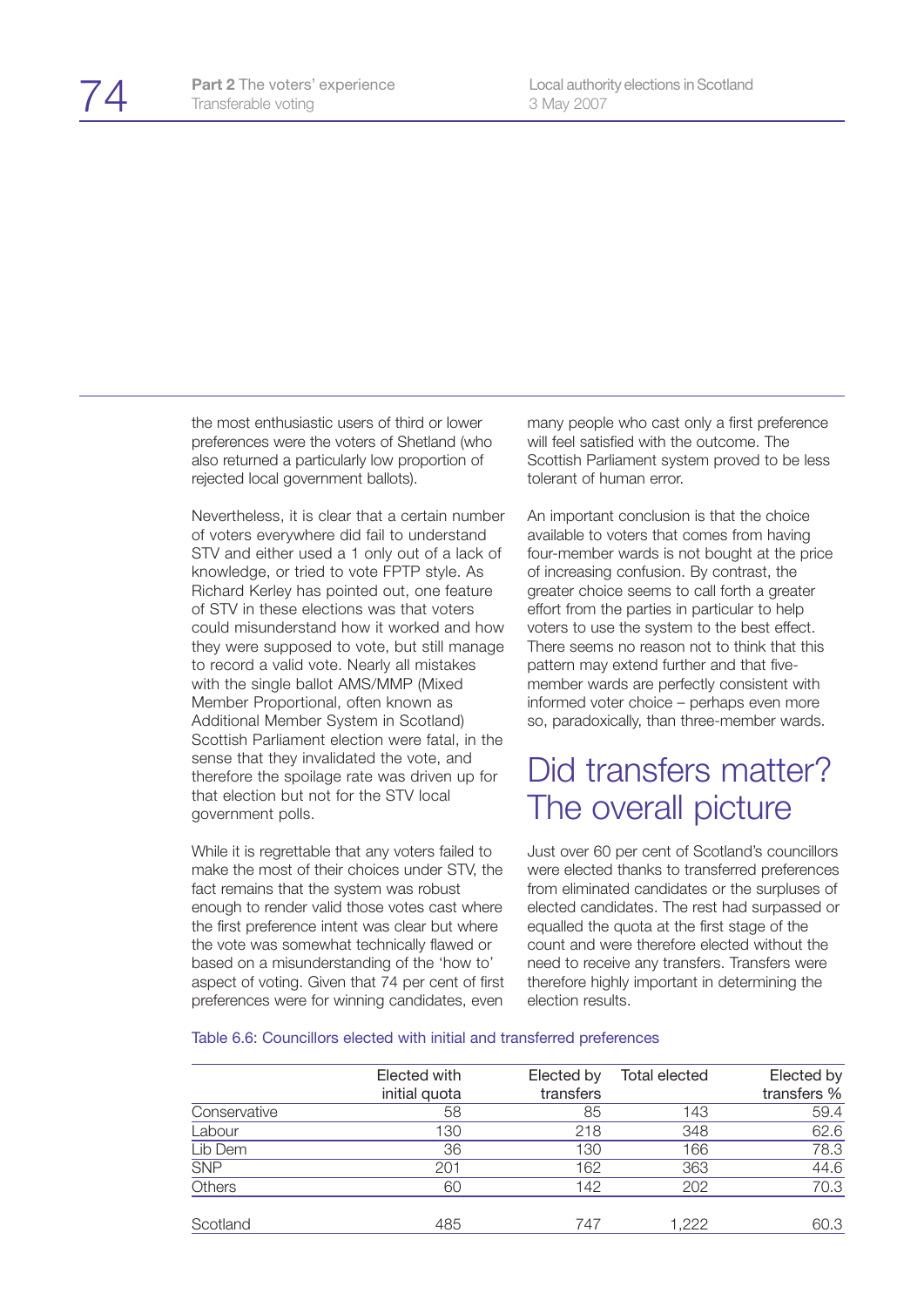the most enthusiastic users of third or lower preferences were the voters of Shetland (who also returned a particularly low proportion of rejected local government ballots).

Nevertheless, it is clear that a certain number of voters everywhere did fail to understand STV and either used a 1 only out of a lack of knowledge, or tried to vote FPTP style. As Richard Kerley has pointed out, one feature of STV in these elections was that voters could misunderstand how it worked and how they were supposed to vote, but still manage to record a valid vote. Nearly all mistakes with the single ballot AMS/MMP (Mixed Member Proportional, often known as Additional Member System in Scotland) Scottish Parliament election were fatal, in the sense that they invalidated the vote, and therefore the spoilage rate was driven up for that election but not for the STV local government polls.

While it is regrettable that any voters failed to make the most of their choices under STV, the fact remains that the system was robust enough to render valid those votes cast where the first preference intent was clear but where the vote was somewhat technically flawed or based on a misunderstanding of the 'how to' aspect of voting. Given that 74 per cent of first preferences were for winning candidates, even many people who cast only a first preference will feel satisfied with the outcome. The Scottish Parliament system proved to be less tolerant of human error.

An important conclusion is that the choice available to voters that comes from having four-member wards is not bought at the price of increasing confusion. By contrast, the greater choice seems to call forth a greater effort from the parties in particular to help voters to use the system to the best effect. There seems no reason not to think that this pattern may extend further and that five-member wards are perfectly consistent with informed voter choice – perhaps even more so, paradoxically, than three-member wards.

## Did transfers matter? The overall picture

Just over 60 per cent of Scotland's councillors were elected thanks to transferred preferences from eliminated candidates or the surpluses of elected candidates. The rest had surpassed or equalled the quota at the first stage of the count and were therefore elected without the need to receive any transfers. Transfers were therefore highly important in determining the election results.

Table 6.6: Councillors elected with initial and transferred preferences

| | Elected with initial quota | Elected by transfers | Total elected | Elected by transfers % |
|---|---|---|---|---|
| Conservative | 58 | 85 | 143 | 59.4 |
| Labour | 130 | 218 | 348 | 62.6 |
| Lib Dem | 36 | 130 | 166 | 78.3 |
| SNP | 201 | 162 | 363 | 44.6 |
| Others | 60 | 142 | 202 | 70.3 |
| Scotland | 485 | 747 | 1,222 | 60.3 |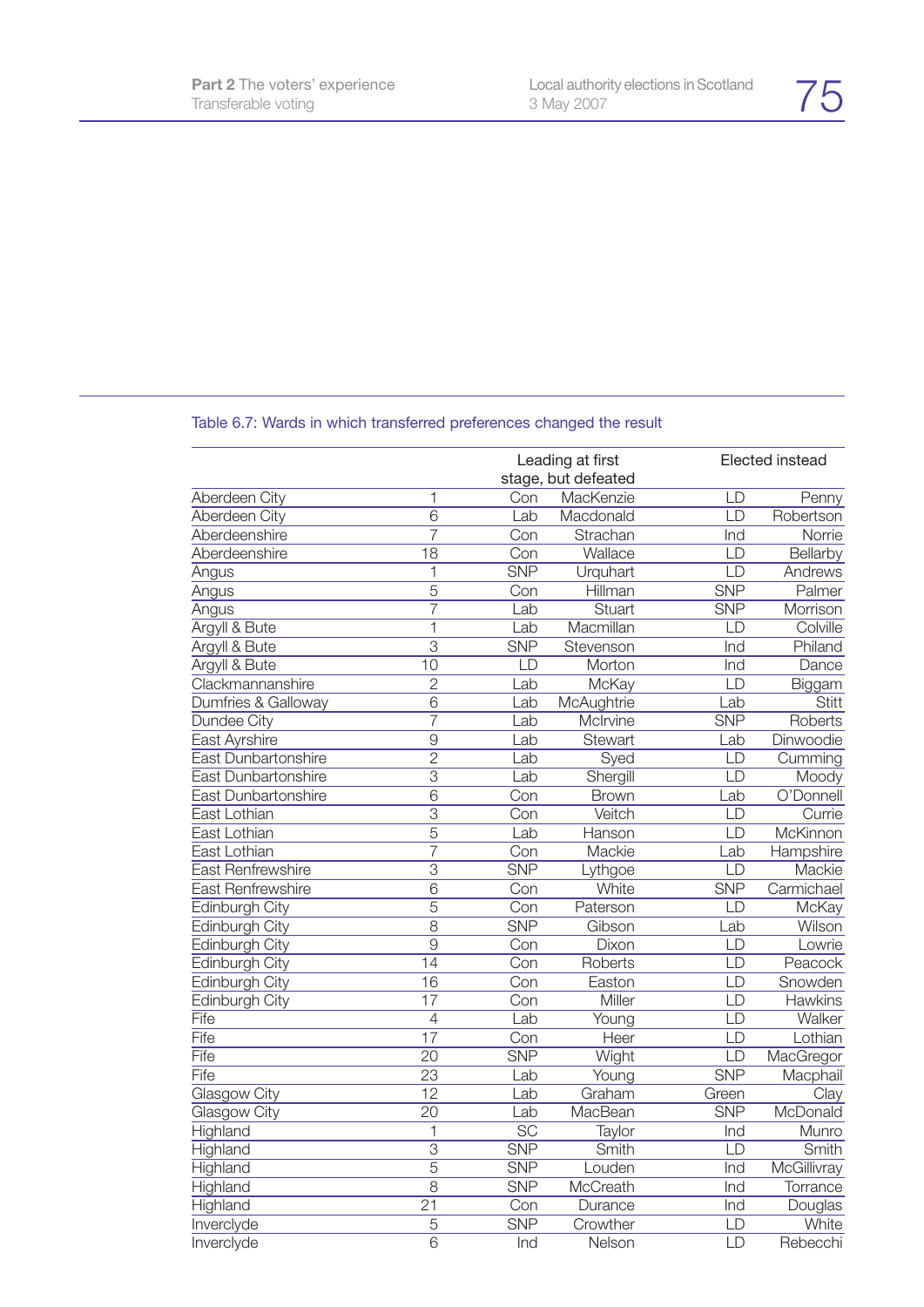Table 6.7: Wards in which transferred preferences changed the result

| | | Leading at first stage, but defeated | | Elected instead | |
|---|---|---|---|---|---|
| Aberdeen City | 1 | Con | MacKenzie | LD | Penny |
| Aberdeen City | 6 | Lab | Macdonald | LD | Robertson |
| Aberdeenshire | 7 | Con | Strachan | Ind | Norrie |
| Aberdeenshire | 18 | Con | Wallace | LD | Bellarby |
| Angus | 1 | SNP | Urquhart | LD | Andrews |
| Angus | 5 | Con | Hillman | SNP | Palmer |
| Angus | 7 | Lab | Stuart | SNP | Morrison |
| Argyll & Bute | 1 | Lab | Macmillan | LD | Colville |
| Argyll & Bute | 3 | SNP | Stevenson | Ind | Philand |
| Argyll & Bute | 10 | LD | Morton | Ind | Dance |
| Clackmannanshire | 2 | Lab | McKay | LD | Biggam |
| Dumfries & Galloway | 6 | Lab | McAughtrie | Lab | Stitt |
| Dundee City | 7 | Lab | McIrvine | SNP | Roberts |
| East Ayrshire | 9 | Lab | Stewart | Lab | Dinwoodie |
| East Dunbartonshire | 2 | Lab | Syed | LD | Cumming |
| East Dunbartonshire | 3 | Lab | Shergill | LD | Moody |
| East Dunbartonshire | 6 | Con | Brown | Lab | O'Donnell |
| East Lothian | 3 | Con | Veitch | LD | Currie |
| East Lothian | 5 | Lab | Hanson | LD | McKinnon |
| East Lothian | 7 | Con | Mackie | Lab | Hampshire |
| East Renfrewshire | 3 | SNP | Lythgoe | LD | Mackie |
| East Renfrewshire | 6 | Con | White | SNP | Carmichael |
| Edinburgh City | 5 | Con | Paterson | LD | McKay |
| Edinburgh City | 8 | SNP | Gibson | Lab | Wilson |
| Edinburgh City | 9 | Con | Dixon | LD | Lowrie |
| Edinburgh City | 14 | Con | Roberts | LD | Peacock |
| Edinburgh City | 16 | Con | Easton | LD | Snowden |
| Edinburgh City | 17 | Con | Miller | LD | Hawkins |
| Fife | 4 | Lab | Young | LD | Walker |
| Fife | 17 | Con | Heer | LD | Lothian |
| Fife | 20 | SNP | Wight | LD | MacGregor |
| Fife | 23 | Lab | Young | SNP | Macphail |
| Glasgow City | 12 | Lab | Graham | Green | Clay |
| Glasgow City | 20 | Lab | MacBean | SNP | McDonald |
| Highland | 1 | SC | Taylor | Ind | Munro |
| Highland | 3 | SNP | Smith | LD | Smith |
| Highland | 5 | SNP | Louden | Ind | McGillivray |
| Highland | 8 | SNP | McCreath | Ind | Torrance |
| Highland | 21 | Con | Durance | Ind | Douglas |
| Inverclyde | 5 | SNP | Crowther | LD | White |
| Inverclyde | 6 | Ind | Nelson | LD | Rebecchi |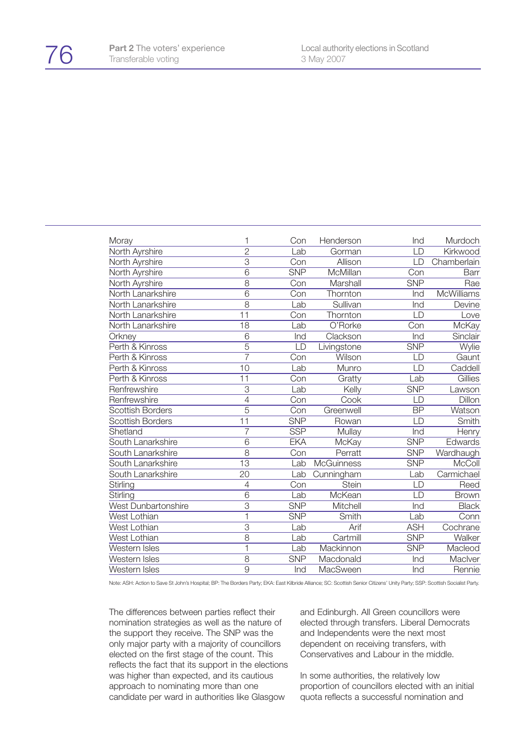| | | | | | |
|---|---|---|---|---|---|
| Moray | 1 | Con | Henderson | Ind | Murdoch |
| North Ayrshire | 2 | Lab | Gorman | LD | Kirkwood |
| North Ayrshire | 3 | Con | Allison | LD | Chamberlain |
| North Ayrshire | 6 | SNP | McMillan | Con | Barr |
| North Ayrshire | 8 | Con | Marshall | SNP | Rae |
| North Lanarkshire | 6 | Con | Thornton | Ind | McWilliams |
| North Lanarkshire | 8 | Lab | Sullivan | Ind | Devine |
| North Lanarkshire | 11 | Con | Thornton | LD | Love |
| North Lanarkshire | 18 | Lab | O'Rorke | Con | McKay |
| Orkney | 6 | Ind | Clackson | Ind | Sinclair |
| Perth & Kinross | 5 | LD | Livingstone | SNP | Wylie |
| Perth & Kinross | 7 | Con | Wilson | LD | Gaunt |
| Perth & Kinross | 10 | Lab | Munro | LD | Caddell |
| Perth & Kinross | 11 | Con | Gratty | Lab | Gillies |
| Renfrewshire | 3 | Lab | Kelly | SNP | Lawson |
| Renfrewshire | 4 | Con | Cook | LD | Dillon |
| Scottish Borders | 5 | Con | Greenwell | BP | Watson |
| Scottish Borders | 11 | SNP | Rowan | LD | Smith |
| Shetland | 7 | SSP | Mullay | Ind | Henry |
| South Lanarkshire | 6 | EKA | McKay | SNP | Edwards |
| South Lanarkshire | 8 | Con | Perratt | SNP | Wardhaugh |
| South Lanarkshire | 13 | Lab | McGuinness | SNP | McColl |
| South Lanarkshire | 20 | Lab | Cunningham | Lab | Carmichael |
| Stirling | 4 | Con | Stein | LD | Reed |
| Stirling | 6 | Lab | McKean | LD | Brown |
| West Dunbartonshire | 3 | SNP | Mitchell | Ind | Black |
| West Lothian | 1 | SNP | Smith | Lab | Conn |
| West Lothian | 3 | Lab | Arif | ASH | Cochrane |
| West Lothian | 8 | Lab | Cartmill | SNP | Walker |
| Western Isles | 1 | Lab | Mackinnon | SNP | Macleod |
| Western Isles | 8 | SNP | Macdonald | Ind | MacIver |
| Western Isles | 9 | Ind | MacSween | Ind | Rennie |

Note: ASH: Action to Save St John's Hospital; BP: The Borders Party; EKA: East Kilbride Alliance; SC: Scottish Senior Citizens' Unity Party; SSP: Scottish Socialist Party.

The differences between parties reflect their nomination strategies as well as the nature of the support they receive. The SNP was the only major party with a majority of councillors elected on the first stage of the count. This reflects the fact that its support in the elections was higher than expected, and its cautious approach to nominating more than one candidate per ward in authorities like Glasgow and Edinburgh. All Green councillors were elected through transfers. Liberal Democrats and Independents were the next most dependent on receiving transfers, with Conservatives and Labour in the middle.

In some authorities, the relatively low proportion of councillors elected with an initial quota reflects a successful nomination and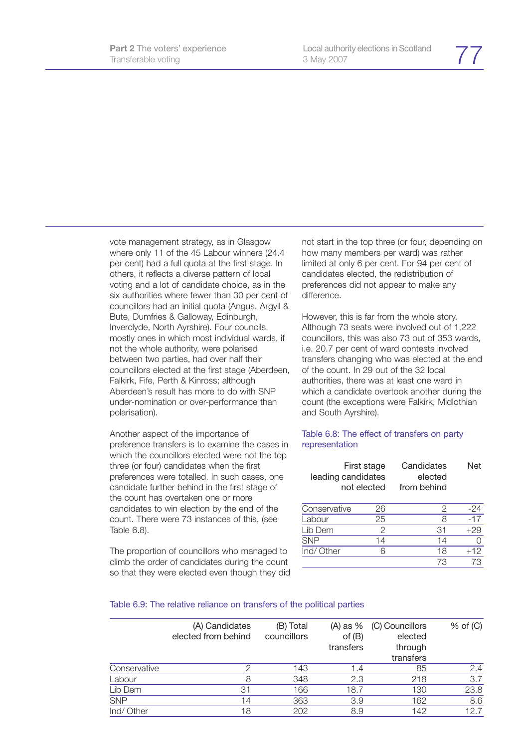vote management strategy, as in Glasgow where only 11 of the 45 Labour winners (24.4 per cent) had a full quota at the first stage. In others, it reflects a diverse pattern of local voting and a lot of candidate choice, as in the six authorities where fewer than 30 per cent of councillors had an initial quota (Angus, Argyll & Bute, Dumfries & Galloway, Edinburgh, Inverclyde, North Ayrshire). Four councils, mostly ones in which most individual wards, if not the whole authority, were polarised between two parties, had over half their councillors elected at the first stage (Aberdeen, Falkirk, Fife, Perth & Kinross; although Aberdeen's result has more to do with SNP under-nomination or over-performance than polarisation).

Another aspect of the importance of preference transfers is to examine the cases in which the councillors elected were not the top three (or four) candidates when the first preferences were totalled. In such cases, one candidate further behind in the first stage of the count has overtaken one or more candidates to win election by the end of the count. There were 73 instances of this, (see Table 6.8).

The proportion of councillors who managed to climb the order of candidates during the count so that they were elected even though they did not start in the top three (or four, depending on how many members per ward) was rather limited at only 6 per cent. For 94 per cent of candidates elected, the redistribution of preferences did not appear to make any difference.

However, this is far from the whole story. Although 73 seats were involved out of 1,222 councillors, this was also 73 out of 353 wards, i.e. 20.7 per cent of ward contests involved transfers changing who was elected at the end of the count. In 29 out of the 32 local authorities, there was at least one ward in which a candidate overtook another during the count (the exceptions were Falkirk, Midlothian and South Ayrshire).

Table 6.8: The effect of transfers on party representation

| | First stage leading candidates not elected | Candidates elected from behind | Net |
|---|---|---|---|
| Conservative | 26 | 2 | -24 |
| Labour | 25 | 8 | -17 |
| Lib Dem | 2 | 31 | +29 |
| SNP | 14 | 14 | 0 |
| Ind/ Other | 6 | 18 | +12 |
| | | 73 | 73 |

Table 6.9: The relative reliance on transfers of the political parties

| | (A) Candidates elected from behind | (B) Total councillors | (A) as % of (B) transfers | (C) Councillors elected through transfers | % of (C) |
|---|---|---|---|---|---|
| Conservative | 2 | 143 | 1.4 | 85 | 2.4 |
| Labour | 8 | 348 | 2.3 | 218 | 3.7 |
| Lib Dem | 31 | 166 | 18.7 | 130 | 23.8 |
| SNP | 14 | 363 | 3.9 | 162 | 8.6 |
| Ind/ Other | 18 | 202 | 8.9 | 142 | 12.7 |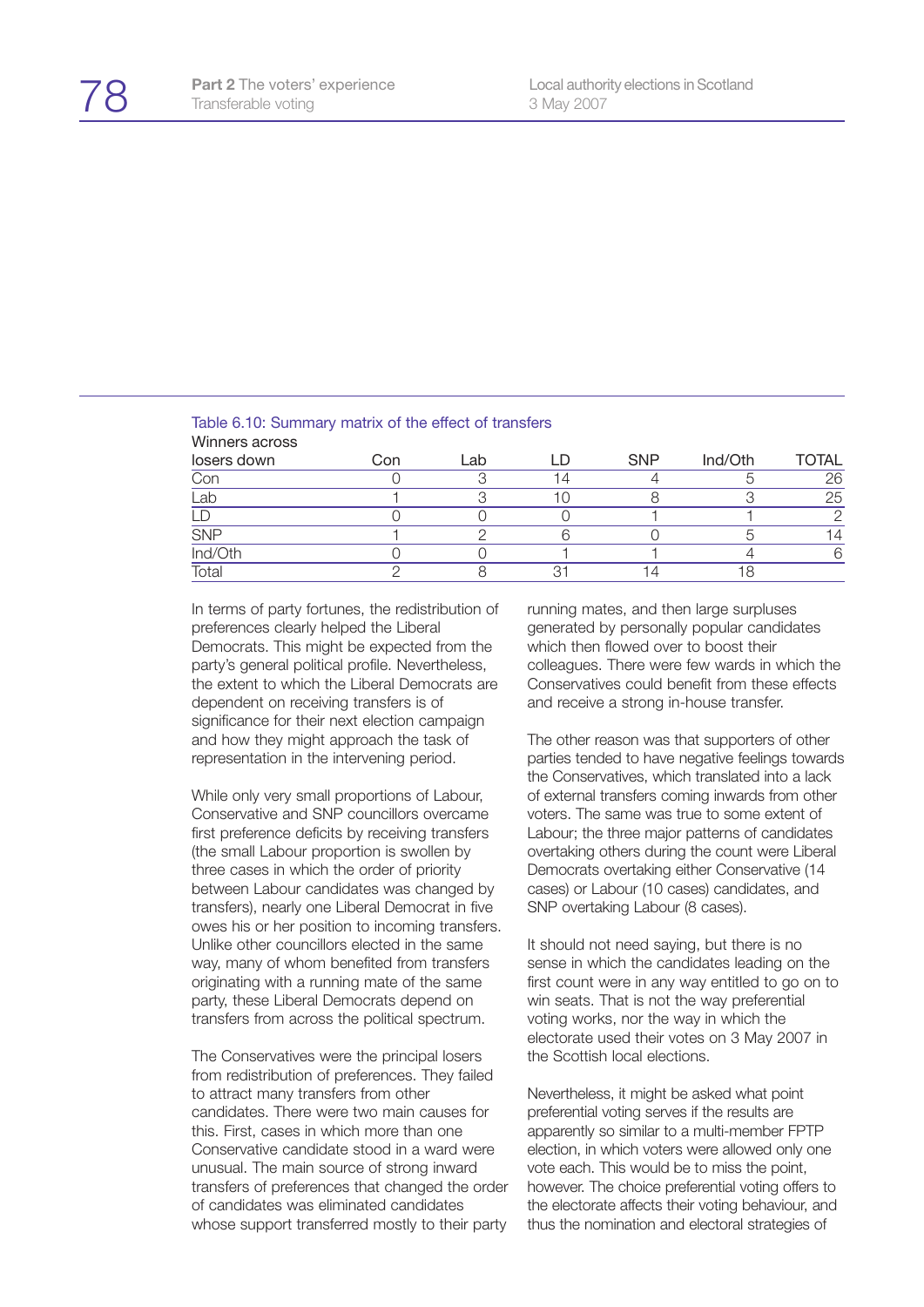Table 6.10: Summary matrix of the effect of transfers

| Winners across<br>losers down | Con | Lab | LD | SNP | Ind/Oth | TOTAL |
|---|---|---|---|---|---|---|
| Con | 0 | 3 | 14 | 4 | 5 | 26 |
| Lab | 1 | 3 | 10 | 8 | 3 | 25 |
| LD | 0 | 0 | 0 | 1 | 1 | 2 |
| SNP | 1 | 2 | 6 | 0 | 5 | 14 |
| Ind/Oth | 0 | 0 | 1 | 1 | 4 | 6 |
| Total | 2 | 8 | 31 | 14 | 18 | |

In terms of party fortunes, the redistribution of preferences clearly helped the Liberal Democrats. This might be expected from the party's general political profile. Nevertheless, the extent to which the Liberal Democrats are dependent on receiving transfers is of significance for their next election campaign and how they might approach the task of representation in the intervening period.

While only very small proportions of Labour, Conservative and SNP councillors overcame first preference deficits by receiving transfers (the small Labour proportion is swollen by three cases in which the order of priority between Labour candidates was changed by transfers), nearly one Liberal Democrat in five owes his or her position to incoming transfers. Unlike other councillors elected in the same way, many of whom benefited from transfers originating with a running mate of the same party, these Liberal Democrats depend on transfers from across the political spectrum.

The Conservatives were the principal losers from redistribution of preferences. They failed to attract many transfers from other candidates. There were two main causes for this. First, cases in which more than one Conservative candidate stood in a ward were unusual. The main source of strong inward transfers of preferences that changed the order of candidates was eliminated candidates whose support transferred mostly to their party running mates, and then large surpluses generated by personally popular candidates which then flowed over to boost their colleagues. There were few wards in which the Conservatives could benefit from these effects and receive a strong in-house transfer.

The other reason was that supporters of other parties tended to have negative feelings towards the Conservatives, which translated into a lack of external transfers coming inwards from other voters. The same was true to some extent of Labour; the three major patterns of candidates overtaking others during the count were Liberal Democrats overtaking either Conservative (14 cases) or Labour (10 cases) candidates, and SNP overtaking Labour (8 cases).

It should not need saying, but there is no sense in which the candidates leading on the first count were in any way entitled to go on to win seats. That is not the way preferential voting works, nor the way in which the electorate used their votes on 3 May 2007 in the Scottish local elections.

Nevertheless, it might be asked what point preferential voting serves if the results are apparently so similar to a multi-member FPTP election, in which voters were allowed only one vote each. This would be to miss the point, however. The choice preferential voting offers to the electorate affects their voting behaviour, and thus the nomination and electoral strategies of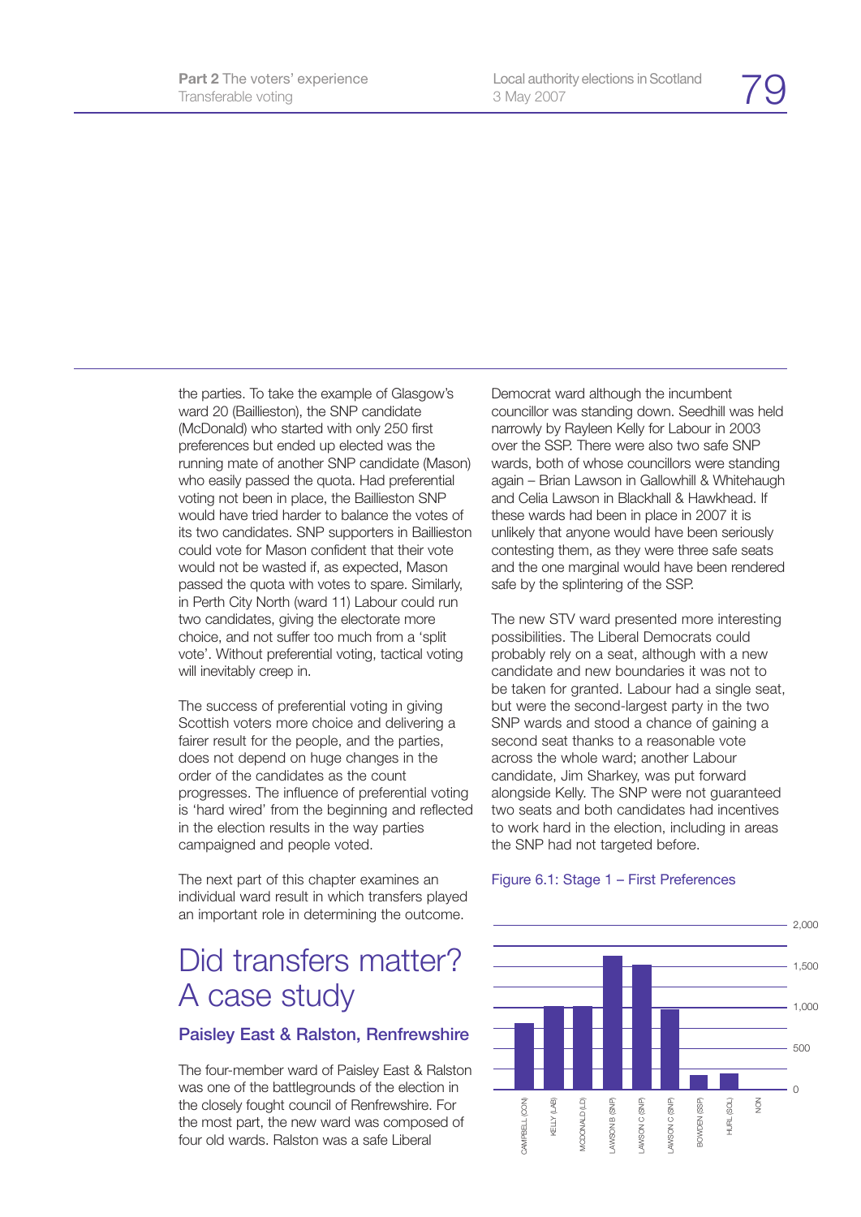the parties. To take the example of Glasgow's ward 20 (Baillieston), the SNP candidate (McDonald) who started with only 250 first preferences but ended up elected was the running mate of another SNP candidate (Mason) who easily passed the quota. Had preferential voting not been in place, the Baillieston SNP would have tried harder to balance the votes of its two candidates. SNP supporters in Baillieston could vote for Mason confident that their vote would not be wasted if, as expected, Mason passed the quota with votes to spare. Similarly, in Perth City North (ward 11) Labour could run two candidates, giving the electorate more choice, and not suffer too much from a 'split vote'. Without preferential voting, tactical voting will inevitably creep in.

The success of preferential voting in giving Scottish voters more choice and delivering a fairer result for the people, and the parties, does not depend on huge changes in the order of the candidates as the count progresses. The influence of preferential voting is 'hard wired' from the beginning and reflected in the election results in the way parties campaigned and people voted.

The next part of this chapter examines an individual ward result in which transfers played an important role in determining the outcome.

# Did transfers matter? A case study

### Paisley East & Ralston, Renfrewshire

The four-member ward of Paisley East & Ralston was one of the battlegrounds of the election in the closely fought council of Renfrewshire. For the most part, the new ward was composed of four old wards. Ralston was a safe Liberal Democrat ward although the incumbent councillor was standing down. Seedhill was held narrowly by Rayleen Kelly for Labour in 2003 over the SSP. There were also two safe SNP wards, both of whose councillors were standing again – Brian Lawson in Gallowhill & Whitehaugh and Celia Lawson in Blackhall & Hawkhead. If these wards had been in place in 2007 it is unlikely that anyone would have been seriously contesting them, as they were three safe seats and the one marginal would have been rendered safe by the splintering of the SSP.

The new STV ward presented more interesting possibilities. The Liberal Democrats could probably rely on a seat, although with a new candidate and new boundaries it was not to be taken for granted. Labour had a single seat, but were the second-largest party in the two SNP wards and stood a chance of gaining a second seat thanks to a reasonable vote across the whole ward; another Labour candidate, Jim Sharkey, was put forward alongside Kelly. The SNP were not guaranteed two seats and both candidates had incentives to work hard in the election, including in areas the SNP had not targeted before.

Figure 6.1: Stage 1 – First Preferences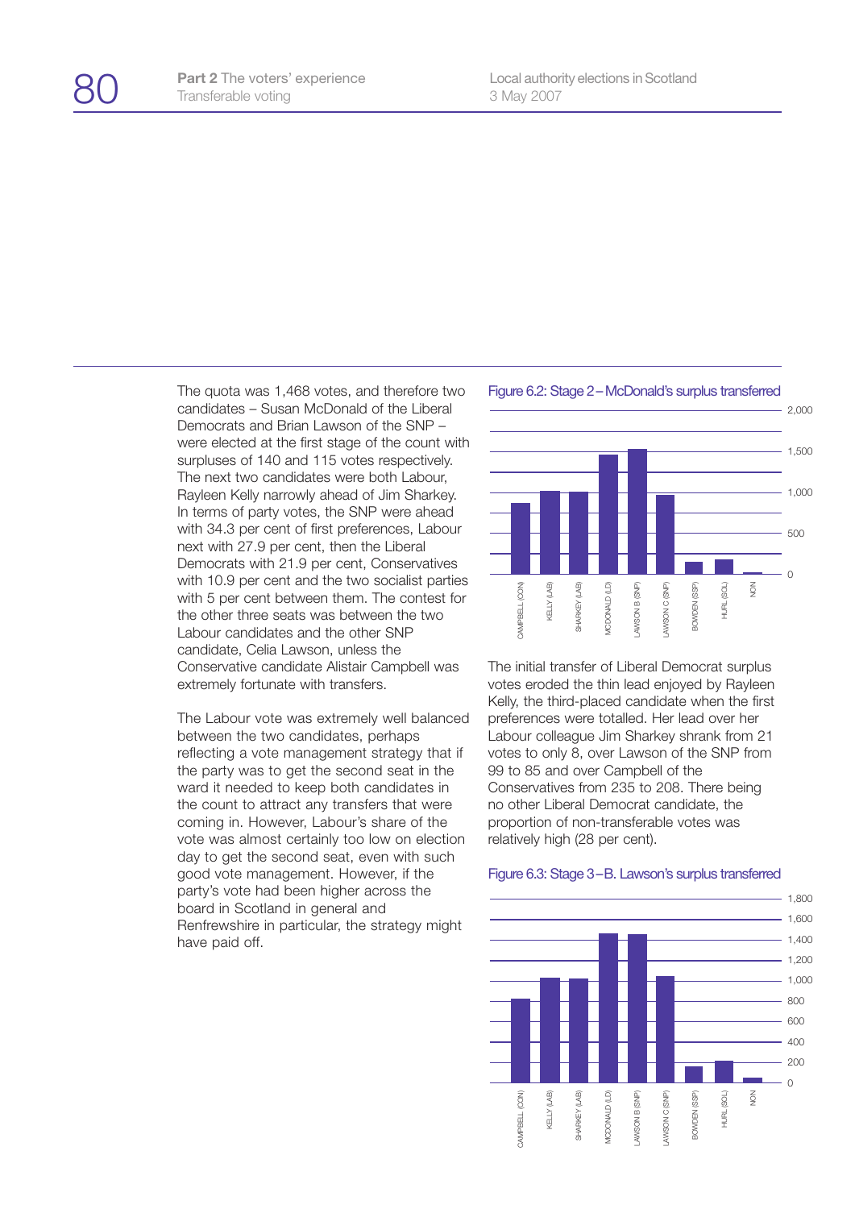The quota was 1,468 votes, and therefore two candidates – Susan McDonald of the Liberal Democrats and Brian Lawson of the SNP – were elected at the first stage of the count with surpluses of 140 and 115 votes respectively. The next two candidates were both Labour, Rayleen Kelly narrowly ahead of Jim Sharkey. In terms of party votes, the SNP were ahead with 34.3 per cent of first preferences, Labour next with 27.9 per cent, then the Liberal Democrats with 21.9 per cent, Conservatives with 10.9 per cent and the two socialist parties with 5 per cent between them. The contest for the other three seats was between the two Labour candidates and the other SNP candidate, Celia Lawson, unless the Conservative candidate Alistair Campbell was extremely fortunate with transfers.

The Labour vote was extremely well balanced between the two candidates, perhaps reflecting a vote management strategy that if the party was to get the second seat in the ward it needed to keep both candidates in the count to attract any transfers that were coming in. However, Labour's share of the vote was almost certainly too low on election day to get the second seat, even with such good vote management. However, if the party's vote had been higher across the board in Scotland in general and Renfrewshire in particular, the strategy might have paid off.

Figure 6.2: Stage 2 – McDonald's surplus transferred

The initial transfer of Liberal Democrat surplus votes eroded the thin lead enjoyed by Rayleen Kelly, the third-placed candidate when the first preferences were totalled. Her lead over her Labour colleague Jim Sharkey shrank from 21 votes to only 8, over Lawson of the SNP from 99 to 85 and over Campbell of the Conservatives from 235 to 208. There being no other Liberal Democrat candidate, the proportion of non-transferable votes was relatively high (28 per cent).

Figure 6.3: Stage 3 – B. Lawson's surplus transferred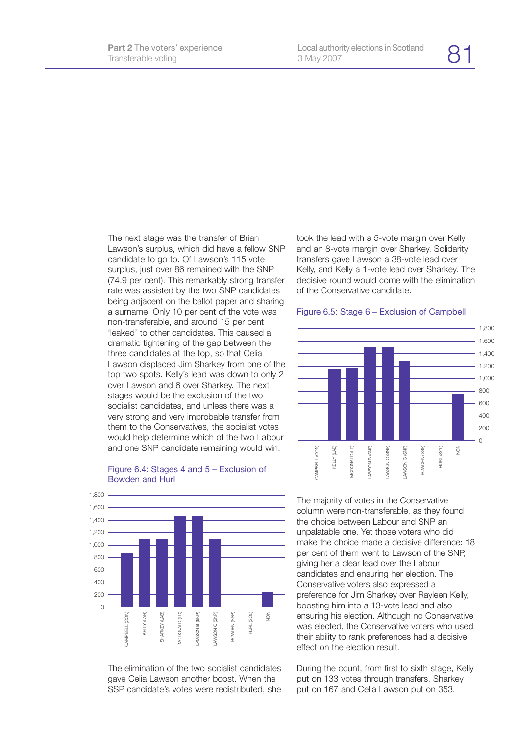The next stage was the transfer of Brian Lawson's surplus, which did have a fellow SNP candidate to go to. Of Lawson's 115 vote surplus, just over 86 remained with the SNP (74.9 per cent). This remarkably strong transfer rate was assisted by the two SNP candidates being adjacent on the ballot paper and sharing a surname. Only 10 per cent of the vote was non-transferable, and around 15 per cent 'leaked' to other candidates. This caused a dramatic tightening of the gap between the three candidates at the top, so that Celia Lawson displaced Jim Sharkey from one of the top two spots. Kelly's lead was down to only 2 over Lawson and 6 over Sharkey. The next stages would be the exclusion of the two socialist candidates, and unless there was a very strong and very improbable transfer from them to the Conservatives, the socialist votes would help determine which of the two Labour and one SNP candidate remaining would win.

Figure 6.4: Stages 4 and 5 – Exclusion of Bowden and Hurl

The elimination of the two socialist candidates gave Celia Lawson another boost. When the SSP candidate's votes were redistributed, she took the lead with a 5-vote margin over Kelly and an 8-vote margin over Sharkey. Solidarity transfers gave Lawson a 38-vote lead over Kelly, and Kelly a 1-vote lead over Sharkey. The decisive round would come with the elimination of the Conservative candidate.

Figure 6.5: Stage 6 – Exclusion of Campbell

The majority of votes in the Conservative column were non-transferable, as they found the choice between Labour and SNP an unpalatable one. Yet those voters who did make the choice made a decisive difference: 18 per cent of them went to Lawson of the SNP, giving her a clear lead over the Labour candidates and ensuring her election. The Conservative voters also expressed a preference for Jim Sharkey over Rayleen Kelly, boosting him into a 13-vote lead and also ensuring his election. Although no Conservative was elected, the Conservative voters who used their ability to rank preferences had a decisive effect on the election result.

During the count, from first to sixth stage, Kelly put on 133 votes through transfers, Sharkey put on 167 and Celia Lawson put on 353.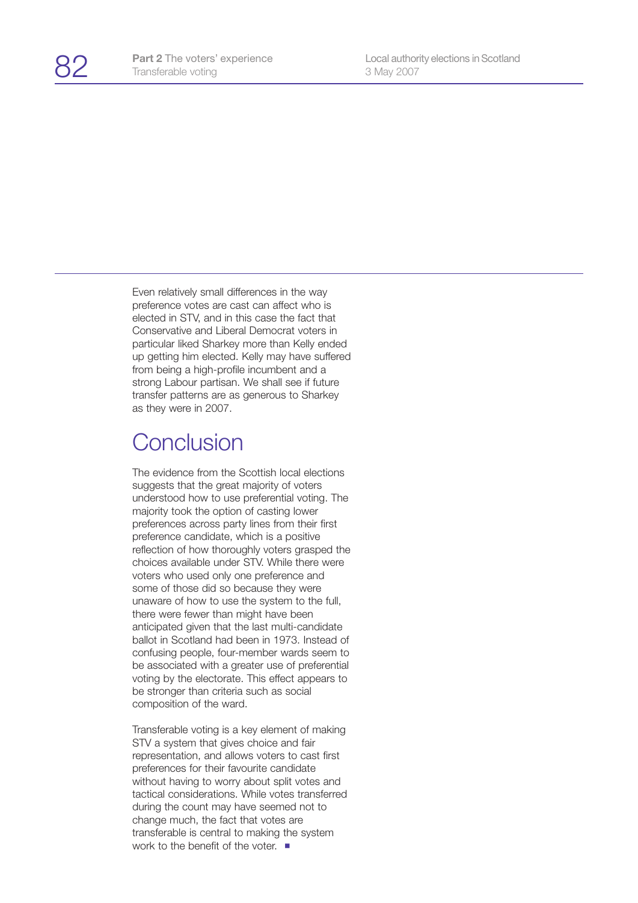Even relatively small differences in the way preference votes are cast can affect who is elected in STV, and in this case the fact that Conservative and Liberal Democrat voters in particular liked Sharkey more than Kelly ended up getting him elected. Kelly may have suffered from being a high-profile incumbent and a strong Labour partisan. We shall see if future transfer patterns are as generous to Sharkey as they were in 2007.

## Conclusion

The evidence from the Scottish local elections suggests that the great majority of voters understood how to use preferential voting. The majority took the option of casting lower preferences across party lines from their first preference candidate, which is a positive reflection of how thoroughly voters grasped the choices available under STV. While there were voters who used only one preference and some of those did so because they were unaware of how to use the system to the full, there were fewer than might have been anticipated given that the last multi-candidate ballot in Scotland had been in 1973. Instead of confusing people, four-member wards seem to be associated with a greater use of preferential voting by the electorate. This effect appears to be stronger than criteria such as social composition of the ward.

Transferable voting is a key element of making STV a system that gives choice and fair representation, and allows voters to cast first preferences for their favourite candidate without having to worry about split votes and tactical considerations. While votes transferred during the count may have seemed not to change much, the fact that votes are transferable is central to making the system work to the benefit of the voter. ■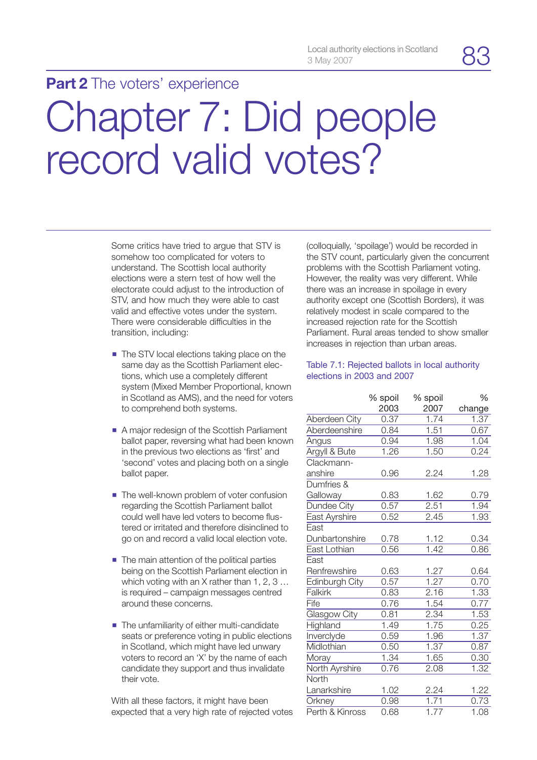## Part 2 The voters' experience

# Chapter 7: Did people record valid votes?

Some critics have tried to argue that STV is somehow too complicated for voters to understand. The Scottish local authority elections were a stern test of how well the electorate could adjust to the introduction of STV, and how much they were able to cast valid and effective votes under the system. There were considerable difficulties in the transition, including:

- The STV local elections taking place on the same day as the Scottish Parliament elections, which use a completely different system (Mixed Member Proportional, known in Scotland as AMS), and the need for voters to comprehend both systems.
- A major redesign of the Scottish Parliament ballot paper, reversing what had been known in the previous two elections as 'first' and 'second' votes and placing both on a single ballot paper.
- The well-known problem of voter confusion regarding the Scottish Parliament ballot could well have led voters to become flustered or irritated and therefore disinclined to go on and record a valid local election vote.
- The main attention of the political parties being on the Scottish Parliament election in which voting with an X rather than 1, 2, 3 … is required – campaign messages centred around these concerns.
- The unfamiliarity of either multi-candidate seats or preference voting in public elections in Scotland, which might have led unwary voters to record an 'X' by the name of each candidate they support and thus invalidate their vote.

With all these factors, it might have been expected that a very high rate of rejected votes (colloquially, 'spoilage') would be recorded in the STV count, particularly given the concurrent problems with the Scottish Parliament voting. However, the reality was very different. While there was an increase in spoilage in every authority except one (Scottish Borders), it was relatively modest in scale compared to the increased rejection rate for the Scottish Parliament. Rural areas tended to show smaller increases in rejection than urban areas.

Table 7.1: Rejected ballots in local authority elections in 2003 and 2007

| | % spoil 2003 | % spoil 2007 | % change |
|---|---|---|---|
| Aberdeen City | 0.37 | 1.74 | 1.37 |
| Aberdeenshire | 0.84 | 1.51 | 0.67 |
| Angus | 0.94 | 1.98 | 1.04 |
| Argyll & Bute | 1.26 | 1.50 | 0.24 |
| Clackmannanshire | 0.96 | 2.24 | 1.28 |
| Dumfries & Galloway | 0.83 | 1.62 | 0.79 |
| Dundee City | 0.57 | 2.51 | 1.94 |
| East Ayrshire | 0.52 | 2.45 | 1.93 |
| East Dunbartonshire | 0.78 | 1.12 | 0.34 |
| East Lothian | 0.56 | 1.42 | 0.86 |
| East Renfrewshire | 0.63 | 1.27 | 0.64 |
| Edinburgh City | 0.57 | 1.27 | 0.70 |
| Falkirk | 0.83 | 2.16 | 1.33 |
| Fife | 0.76 | 1.54 | 0.77 |
| Glasgow City | 0.81 | 2.34 | 1.53 |
| Highland | 1.49 | 1.75 | 0.25 |
| Inverclyde | 0.59 | 1.96 | 1.37 |
| Midlothian | 0.50 | 1.37 | 0.87 |
| Moray | 1.34 | 1.65 | 0.30 |
| North Ayrshire | 0.76 | 2.08 | 1.32 |
| North Lanarkshire | 1.02 | 2.24 | 1.22 |
| Orkney | 0.98 | 1.71 | 0.73 |
| Perth & Kinross | 0.68 | 1.77 | 1.08 |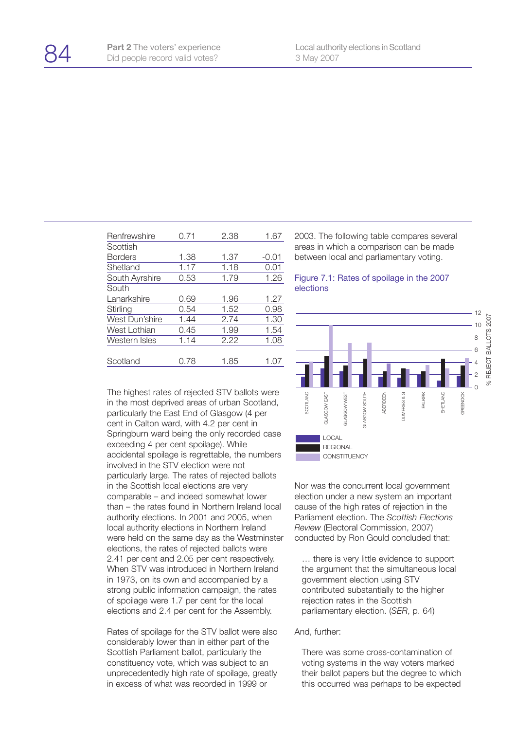| | | | |
|---|---|---|---|
| Renfrewshire | 0.71 | 2.38 | 1.67 |
| Scottish Borders | 1.38 | 1.37 | -0.01 |
| Shetland | 1.17 | 1.18 | 0.01 |
| South Ayrshire | 0.53 | 1.79 | 1.26 |
| South Lanarkshire | 0.69 | 1.96 | 1.27 |
| Stirling | 0.54 | 1.52 | 0.98 |
| West Dun'shire | 1.44 | 2.74 | 1.30 |
| West Lothian | 0.45 | 1.99 | 1.54 |
| Western Isles | 1.14 | 2.22 | 1.08 |
| Scotland | 0.78 | 1.85 | 1.07 |

The highest rates of rejected STV ballots were in the most deprived areas of urban Scotland, particularly the East End of Glasgow (4 per cent in Calton ward, with 4.2 per cent in Springburn ward being the only recorded case exceeding 4 per cent spoilage). While accidental spoilage is regrettable, the numbers involved in the STV election were not particularly large. The rates of rejected ballots in the Scottish local elections are very comparable – and indeed somewhat lower than – the rates found in Northern Ireland local authority elections. In 2001 and 2005, when local authority elections in Northern Ireland were held on the same day as the Westminster elections, the rates of rejected ballots were 2.41 per cent and 2.05 per cent respectively. When STV was introduced in Northern Ireland in 1973, on its own and accompanied by a strong public information campaign, the rates of spoilage were 1.7 per cent for the local elections and 2.4 per cent for the Assembly.

Rates of spoilage for the STV ballot were also considerably lower than in either part of the Scottish Parliament ballot, particularly the constituency vote, which was subject to an unprecedentedly high rate of spoilage, greatly in excess of what was recorded in 1999 or 2003. The following table compares several areas in which a comparison can be made between local and parliamentary voting.

Figure 7.1: Rates of spoilage in the 2007 elections

Nor was the concurrent local government election under a new system an important cause of the high rates of rejection in the Parliament election. The *Scottish Elections Review* (Electoral Commission, 2007) conducted by Ron Gould concluded that:

> … there is very little evidence to support the argument that the simultaneous local government election using STV contributed substantially to the higher rejection rates in the Scottish parliamentary election. (*SER*, p. 64)

And, further:

> There was some cross-contamination of voting systems in the way voters marked their ballot papers but the degree to which this occurred was perhaps to be expected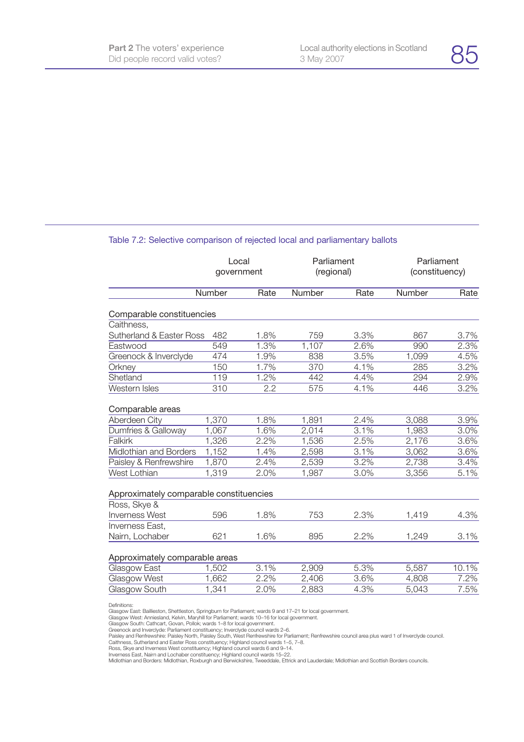Table 7.2: Selective comparison of rejected local and parliamentary ballots

| | Local government | | Parliament (regional) | | Parliament (constituency) | |
|---|---|---|---|---|---|---|
| | Number | Rate | Number | Rate | Number | Rate |
| **Comparable constituencies** | | | | | | |
| Caithness, Sutherland & Easter Ross | 482 | 1.8% | 759 | 3.3% | 867 | 3.7% |
| Eastwood | 549 | 1.3% | 1,107 | 2.6% | 990 | 2.3% |
| Greenock & Inverclyde | 474 | 1.9% | 838 | 3.5% | 1,099 | 4.5% |
| Orkney | 150 | 1.7% | 370 | 4.1% | 285 | 3.2% |
| Shetland | 119 | 1.2% | 442 | 4.4% | 294 | 2.9% |
| Western Isles | 310 | 2.2 | 575 | 4.1% | 446 | 3.2% |
| **Comparable areas** | | | | | | |
| Aberdeen City | 1,370 | 1.8% | 1,891 | 2.4% | 3,088 | 3.9% |
| Dumfries & Galloway | 1,067 | 1.6% | 2,014 | 3.1% | 1,983 | 3.0% |
| Falkirk | 1,326 | 2.2% | 1,536 | 2.5% | 2,176 | 3.6% |
| Midlothian and Borders | 1,152 | 1.4% | 2,598 | 3.1% | 3,062 | 3.6% |
| Paisley & Renfrewshire | 1,870 | 2.4% | 2,539 | 3.2% | 2,738 | 3.4% |
| West Lothian | 1,319 | 2.0% | 1,987 | 3.0% | 3,356 | 5.1% |
| **Approximately comparable constituencies** | | | | | | |
| Ross, Skye & Inverness West | 596 | 1.8% | 753 | 2.3% | 1,419 | 4.3% |
| Inverness East, Nairn, Lochaber | 621 | 1.6% | 895 | 2.2% | 1,249 | 3.1% |
| **Approximately comparable areas** | | | | | | |
| Glasgow East | 1,502 | 3.1% | 2,909 | 5.3% | 5,587 | 10.1% |
| Glasgow West | 1,662 | 2.2% | 2,406 | 3.6% | 4,808 | 7.2% |
| Glasgow South | 1,341 | 2.0% | 2,883 | 4.3% | 5,043 | 7.5% |

Definitions:
Glasgow East: Baillieston, Shettleston, Springburn for Parliament; wards 9 and 17–21 for local government.
Glasgow West: Anniesland, Kelvin, Maryhill for Parliament; wards 10–16 for local government.
Glasgow South: Cathcart, Govan, Pollok; wards 1–8 for local government.
Greenock and Inverclyde: Parliament constituency; Inverclyde council wards 2–6.
Paisley and Renfrewshire: Paisley North, Paisley South, West Renfrewshire for Parliament; Renfrewshire council area plus ward 1 of Inverclyde council.
Caithness, Sutherland and Easter Ross constituency; Highland council wards 1–5, 7–8.
Ross, Skye and Inverness West constituency; Highland council wards 6 and 9–14.
Inverness East, Nairn and Lochaber constituency; Highland council wards 15–22.
Midlothian and Borders: Midlothian, Roxburgh and Berwickshire, Tweeddale, Ettrick and Lauderdale; Midlothian and Scottish Borders councils.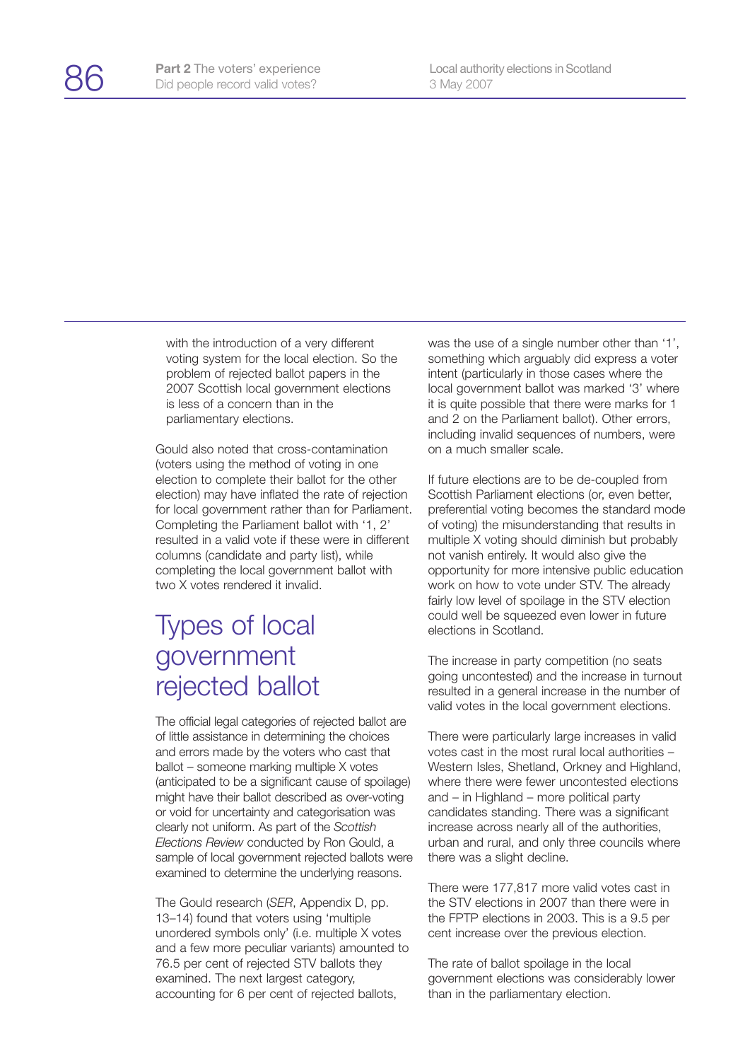with the introduction of a very different voting system for the local election. So the problem of rejected ballot papers in the 2007 Scottish local government elections is less of a concern than in the parliamentary elections.

Gould also noted that cross-contamination (voters using the method of voting in one election to complete their ballot for the other election) may have inflated the rate of rejection for local government rather than for Parliament. Completing the Parliament ballot with '1, 2' resulted in a valid vote if these were in different columns (candidate and party list), while completing the local government ballot with two X votes rendered it invalid.

## Types of local government rejected ballot

The official legal categories of rejected ballot are of little assistance in determining the choices and errors made by the voters who cast that ballot – someone marking multiple X votes (anticipated to be a significant cause of spoilage) might have their ballot described as over-voting or void for uncertainty and categorisation was clearly not uniform. As part of the *Scottish Elections Review* conducted by Ron Gould, a sample of local government rejected ballots were examined to determine the underlying reasons.

The Gould research (*SER*, Appendix D, pp. 13–14) found that voters using 'multiple unordered symbols only' (i.e. multiple X votes and a few more peculiar variants) amounted to 76.5 per cent of rejected STV ballots they examined. The next largest category, accounting for 6 per cent of rejected ballots, was the use of a single number other than '1', something which arguably did express a voter intent (particularly in those cases where the local government ballot was marked '3' where it is quite possible that there were marks for 1 and 2 on the Parliament ballot). Other errors, including invalid sequences of numbers, were on a much smaller scale.

If future elections are to be de-coupled from Scottish Parliament elections (or, even better, preferential voting becomes the standard mode of voting) the misunderstanding that results in multiple X voting should diminish but probably not vanish entirely. It would also give the opportunity for more intensive public education work on how to vote under STV. The already fairly low level of spoilage in the STV election could well be squeezed even lower in future elections in Scotland.

The increase in party competition (no seats going uncontested) and the increase in turnout resulted in a general increase in the number of valid votes in the local government elections.

There were particularly large increases in valid votes cast in the most rural local authorities – Western Isles, Shetland, Orkney and Highland, where there were fewer uncontested elections and – in Highland – more political party candidates standing. There was a significant increase across nearly all of the authorities, urban and rural, and only three councils where there was a slight decline.

There were 177,817 more valid votes cast in the STV elections in 2007 than there were in the FPTP elections in 2003. This is a 9.5 per cent increase over the previous election.

The rate of ballot spoilage in the local government elections was considerably lower than in the parliamentary election.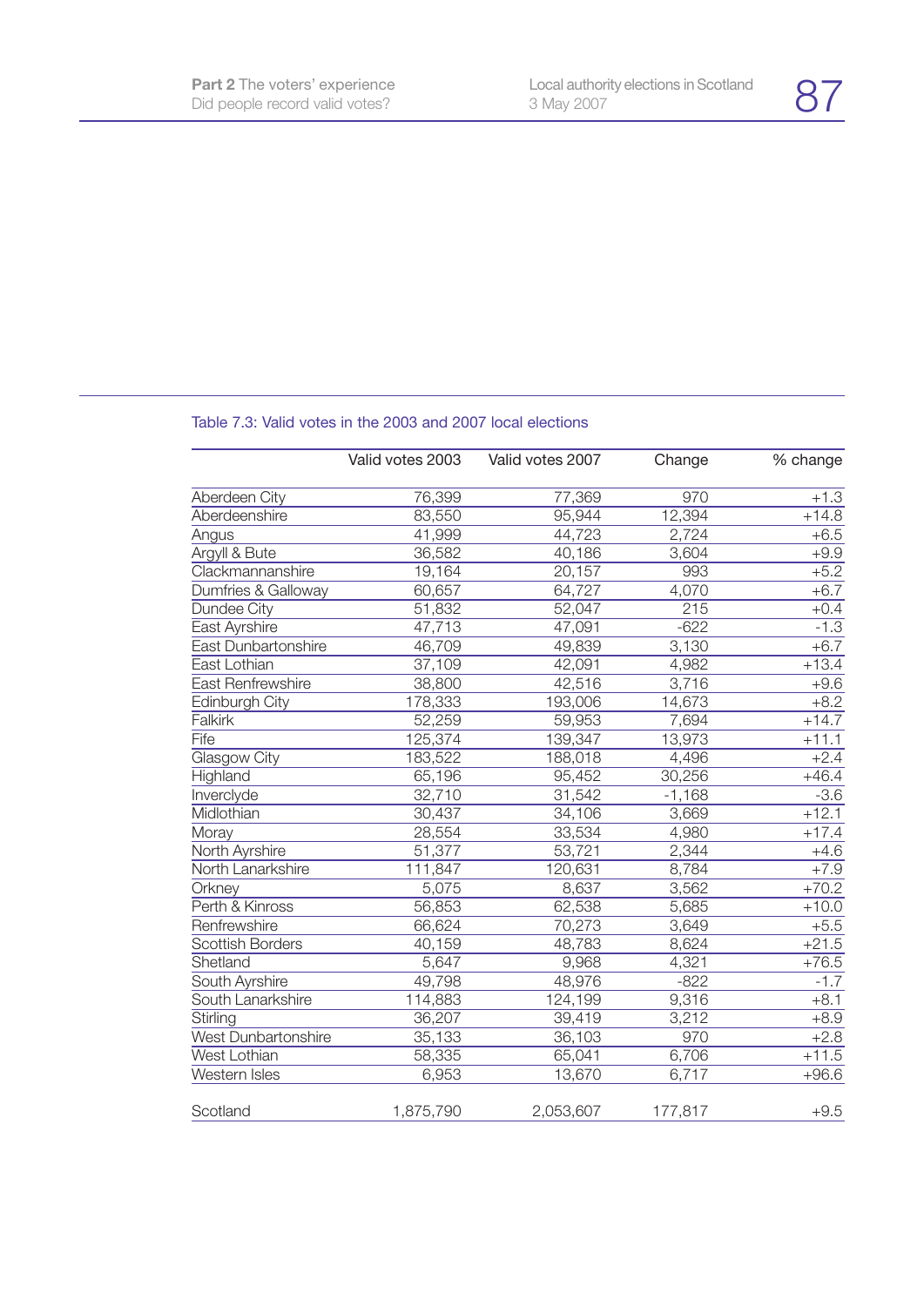Table 7.3: Valid votes in the 2003 and 2007 local elections

| | Valid votes 2003 | Valid votes 2007 | Change | % change |
|---|---|---|---|---|
| Aberdeen City | 76,399 | 77,369 | 970 | +1.3 |
| Aberdeenshire | 83,550 | 95,944 | 12,394 | +14.8 |
| Angus | 41,999 | 44,723 | 2,724 | +6.5 |
| Argyll & Bute | 36,582 | 40,186 | 3,604 | +9.9 |
| Clackmannanshire | 19,164 | 20,157 | 993 | +5.2 |
| Dumfries & Galloway | 60,657 | 64,727 | 4,070 | +6.7 |
| Dundee City | 51,832 | 52,047 | 215 | +0.4 |
| East Ayrshire | 47,713 | 47,091 | -622 | -1.3 |
| East Dunbartonshire | 46,709 | 49,839 | 3,130 | +6.7 |
| East Lothian | 37,109 | 42,091 | 4,982 | +13.4 |
| East Renfrewshire | 38,800 | 42,516 | 3,716 | +9.6 |
| Edinburgh City | 178,333 | 193,006 | 14,673 | +8.2 |
| Falkirk | 52,259 | 59,953 | 7,694 | +14.7 |
| Fife | 125,374 | 139,347 | 13,973 | +11.1 |
| Glasgow City | 183,522 | 188,018 | 4,496 | +2.4 |
| Highland | 65,196 | 95,452 | 30,256 | +46.4 |
| Inverclyde | 32,710 | 31,542 | -1,168 | -3.6 |
| Midlothian | 30,437 | 34,106 | 3,669 | +12.1 |
| Moray | 28,554 | 33,534 | 4,980 | +17.4 |
| North Ayrshire | 51,377 | 53,721 | 2,344 | +4.6 |
| North Lanarkshire | 111,847 | 120,631 | 8,784 | +7.9 |
| Orkney | 5,075 | 8,637 | 3,562 | +70.2 |
| Perth & Kinross | 56,853 | 62,538 | 5,685 | +10.0 |
| Renfrewshire | 66,624 | 70,273 | 3,649 | +5.5 |
| Scottish Borders | 40,159 | 48,783 | 8,624 | +21.5 |
| Shetland | 5,647 | 9,968 | 4,321 | +76.5 |
| South Ayrshire | 49,798 | 48,976 | -822 | -1.7 |
| South Lanarkshire | 114,883 | 124,199 | 9,316 | +8.1 |
| Stirling | 36,207 | 39,419 | 3,212 | +8.9 |
| West Dunbartonshire | 35,133 | 36,103 | 970 | +2.8 |
| West Lothian | 58,335 | 65,041 | 6,706 | +11.5 |
| Western Isles | 6,953 | 13,670 | 6,717 | +96.6 |
| Scotland | 1,875,790 | 2,053,607 | 177,817 | +9.5 |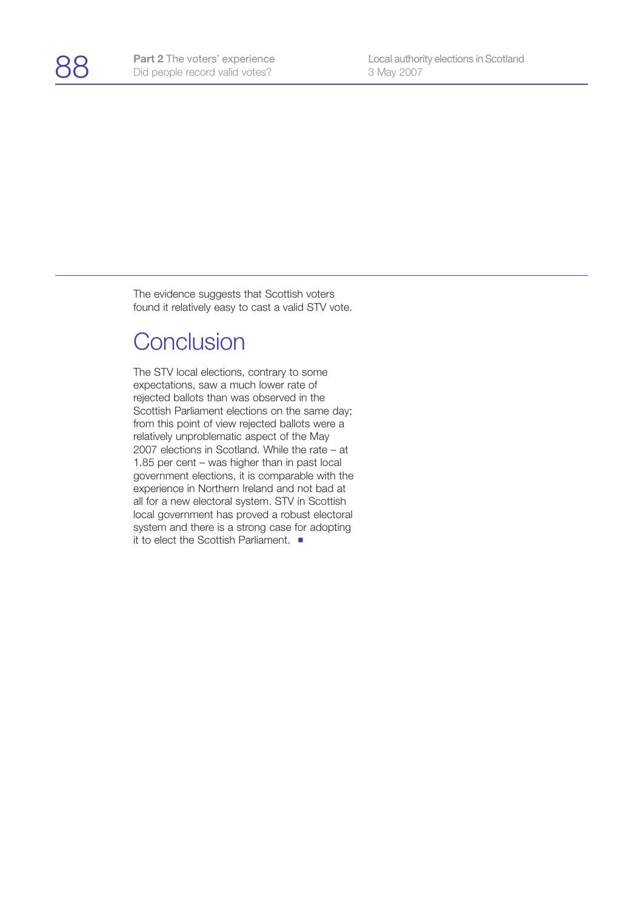The evidence suggests that Scottish voters found it relatively easy to cast a valid STV vote.

## Conclusion

The STV local elections, contrary to some expectations, saw a much lower rate of rejected ballots than was observed in the Scottish Parliament elections on the same day; from this point of view rejected ballots were a relatively unproblematic aspect of the May 2007 elections in Scotland. While the rate – at 1.85 per cent – was higher than in past local government elections, it is comparable with the experience in Northern Ireland and not bad at all for a new electoral system. STV in Scottish local government has proved a robust electoral system and there is a strong case for adopting it to elect the Scottish Parliament. ■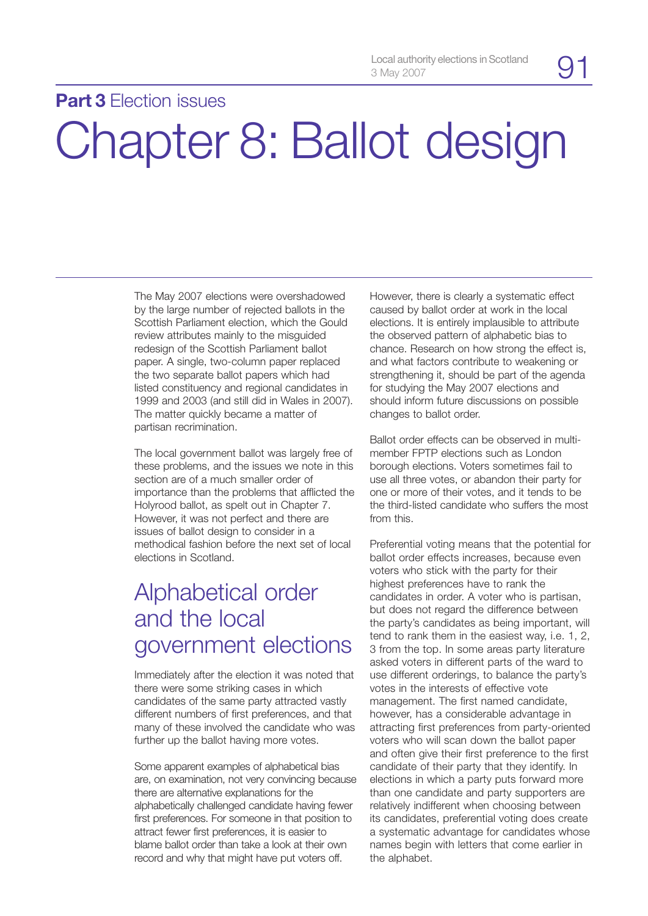**Part 3** Election issues

# Chapter 8: Ballot design

The May 2007 elections were overshadowed by the large number of rejected ballots in the Scottish Parliament election, which the Gould review attributes mainly to the misguided redesign of the Scottish Parliament ballot paper. A single, two-column paper replaced the two separate ballot papers which had listed constituency and regional candidates in 1999 and 2003 (and still did in Wales in 2007). The matter quickly became a matter of partisan recrimination.

The local government ballot was largely free of these problems, and the issues we note in this section are of a much smaller order of importance than the problems that afflicted the Holyrood ballot, as spelt out in Chapter 7. However, it was not perfect and there are issues of ballot design to consider in a methodical fashion before the next set of local elections in Scotland.

## Alphabetical order and the local government elections

Immediately after the election it was noted that there were some striking cases in which candidates of the same party attracted vastly different numbers of first preferences, and that many of these involved the candidate who was further up the ballot having more votes.

Some apparent examples of alphabetical bias are, on examination, not very convincing because there are alternative explanations for the alphabetically challenged candidate having fewer first preferences. For someone in that position to attract fewer first preferences, it is easier to blame ballot order than take a look at their own record and why that might have put voters off.

However, there is clearly a systematic effect caused by ballot order at work in the local elections. It is entirely implausible to attribute the observed pattern of alphabetic bias to chance. Research on how strong the effect is, and what factors contribute to weakening or strengthening it, should be part of the agenda for studying the May 2007 elections and should inform future discussions on possible changes to ballot order.

Ballot order effects can be observed in multi-member FPTP elections such as London borough elections. Voters sometimes fail to use all three votes, or abandon their party for one or more of their votes, and it tends to be the third-listed candidate who suffers the most from this.

Preferential voting means that the potential for ballot order effects increases, because even voters who stick with the party for their highest preferences have to rank the candidates in order. A voter who is partisan, but does not regard the difference between the party's candidates as being important, will tend to rank them in the easiest way, i.e. 1, 2, 3 from the top. In some areas party literature asked voters in different parts of the ward to use different orderings, to balance the party's votes in the interests of effective vote management. The first named candidate, however, has a considerable advantage in attracting first preferences from party-oriented voters who will scan down the ballot paper and often give their first preference to the first candidate of their party that they identify. In elections in which a party puts forward more than one candidate and party supporters are relatively indifferent when choosing between its candidates, preferential voting does create a systematic advantage for candidates whose names begin with letters that come earlier in the alphabet.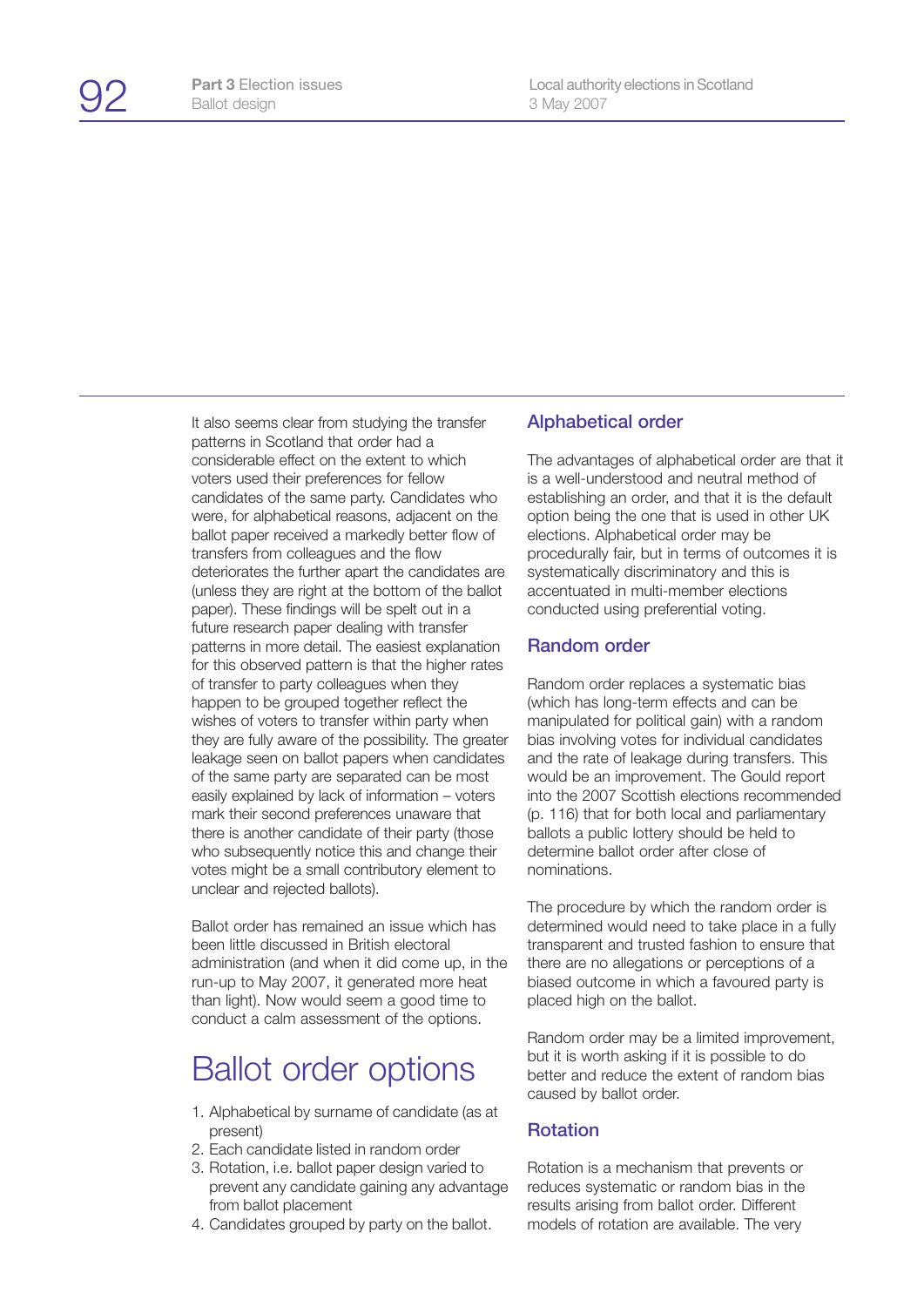It also seems clear from studying the transfer patterns in Scotland that order had a considerable effect on the extent to which voters used their preferences for fellow candidates of the same party. Candidates who were, for alphabetical reasons, adjacent on the ballot paper received a markedly better flow of transfers from colleagues and the flow deteriorates the further apart the candidates are (unless they are right at the bottom of the ballot paper). These findings will be spelt out in a future research paper dealing with transfer patterns in more detail. The easiest explanation for this observed pattern is that the higher rates of transfer to party colleagues when they happen to be grouped together reflect the wishes of voters to transfer within party when they are fully aware of the possibility. The greater leakage seen on ballot papers when candidates of the same party are separated can be most easily explained by lack of information – voters mark their second preferences unaware that there is another candidate of their party (those who subsequently notice this and change their votes might be a small contributory element to unclear and rejected ballots).

Ballot order has remained an issue which has been little discussed in British electoral administration (and when it did come up, in the run-up to May 2007, it generated more heat than light). Now would seem a good time to conduct a calm assessment of the options.

## Ballot order options

1. Alphabetical by surname of candidate (as at present)
2. Each candidate listed in random order
3. Rotation, i.e. ballot paper design varied to prevent any candidate gaining any advantage from ballot placement
4. Candidates grouped by party on the ballot.

### Alphabetical order

The advantages of alphabetical order are that it is a well-understood and neutral method of establishing an order, and that it is the default option being the one that is used in other UK elections. Alphabetical order may be procedurally fair, but in terms of outcomes it is systematically discriminatory and this is accentuated in multi-member elections conducted using preferential voting.

### Random order

Random order replaces a systematic bias (which has long-term effects and can be manipulated for political gain) with a random bias involving votes for individual candidates and the rate of leakage during transfers. This would be an improvement. The Gould report into the 2007 Scottish elections recommended (p. 116) that for both local and parliamentary ballots a public lottery should be held to determine ballot order after close of nominations.

The procedure by which the random order is determined would need to take place in a fully transparent and trusted fashion to ensure that there are no allegations or perceptions of a biased outcome in which a favoured party is placed high on the ballot.

Random order may be a limited improvement, but it is worth asking if it is possible to do better and reduce the extent of random bias caused by ballot order.

### Rotation

Rotation is a mechanism that prevents or reduces systematic or random bias in the results arising from ballot order. Different models of rotation are available. The very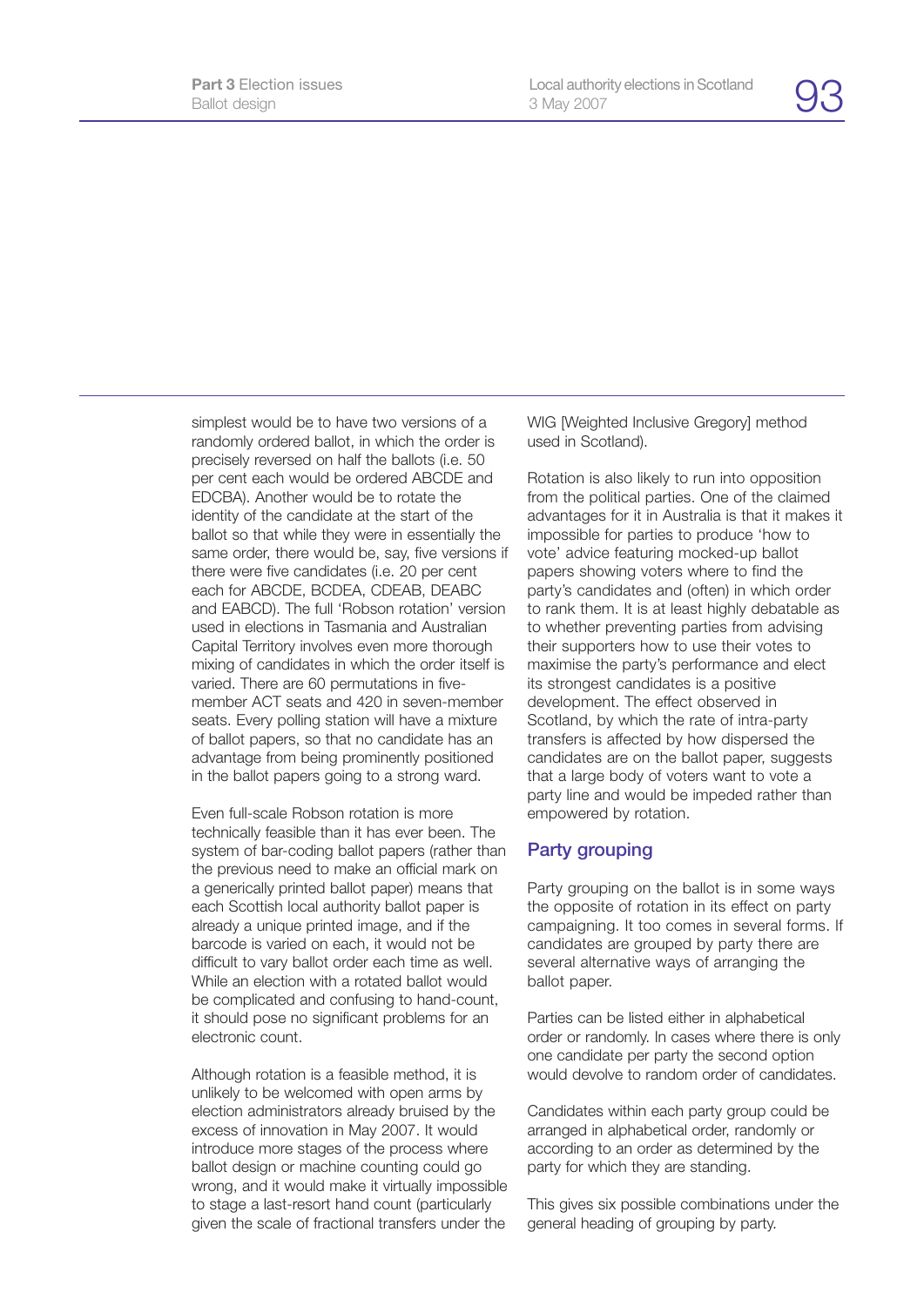simplest would be to have two versions of a randomly ordered ballot, in which the order is precisely reversed on half the ballots (i.e. 50 per cent each would be ordered ABCDE and EDCBA). Another would be to rotate the identity of the candidate at the start of the ballot so that while they were in essentially the same order, there would be, say, five versions if there were five candidates (i.e. 20 per cent each for ABCDE, BCDEA, CDEAB, DEABC and EABCD). The full 'Robson rotation' version used in elections in Tasmania and Australian Capital Territory involves even more thorough mixing of candidates in which the order itself is varied. There are 60 permutations in five-member ACT seats and 420 in seven-member seats. Every polling station will have a mixture of ballot papers, so that no candidate has an advantage from being prominently positioned in the ballot papers going to a strong ward.

Even full-scale Robson rotation is more technically feasible than it has ever been. The system of bar-coding ballot papers (rather than the previous need to make an official mark on a generically printed ballot paper) means that each Scottish local authority ballot paper is already a unique printed image, and if the barcode is varied on each, it would not be difficult to vary ballot order each time as well. While an election with a rotated ballot would be complicated and confusing to hand-count, it should pose no significant problems for an electronic count.

Although rotation is a feasible method, it is unlikely to be welcomed with open arms by election administrators already bruised by the excess of innovation in May 2007. It would introduce more stages of the process where ballot design or machine counting could go wrong, and it would make it virtually impossible to stage a last-resort hand count (particularly given the scale of fractional transfers under the WIG [Weighted Inclusive Gregory] method used in Scotland).

Rotation is also likely to run into opposition from the political parties. One of the claimed advantages for it in Australia is that it makes it impossible for parties to produce 'how to vote' advice featuring mocked-up ballot papers showing voters where to find the party's candidates and (often) in which order to rank them. It is at least highly debatable as to whether preventing parties from advising their supporters how to use their votes to maximise the party's performance and elect its strongest candidates is a positive development. The effect observed in Scotland, by which the rate of intra-party transfers is affected by how dispersed the candidates are on the ballot paper, suggests that a large body of voters want to vote a party line and would be impeded rather than empowered by rotation.

## Party grouping

Party grouping on the ballot is in some ways the opposite of rotation in its effect on party campaigning. It too comes in several forms. If candidates are grouped by party there are several alternative ways of arranging the ballot paper.

Parties can be listed either in alphabetical order or randomly. In cases where there is only one candidate per party the second option would devolve to random order of candidates.

Candidates within each party group could be arranged in alphabetical order, randomly or according to an order as determined by the party for which they are standing.

This gives six possible combinations under the general heading of grouping by party.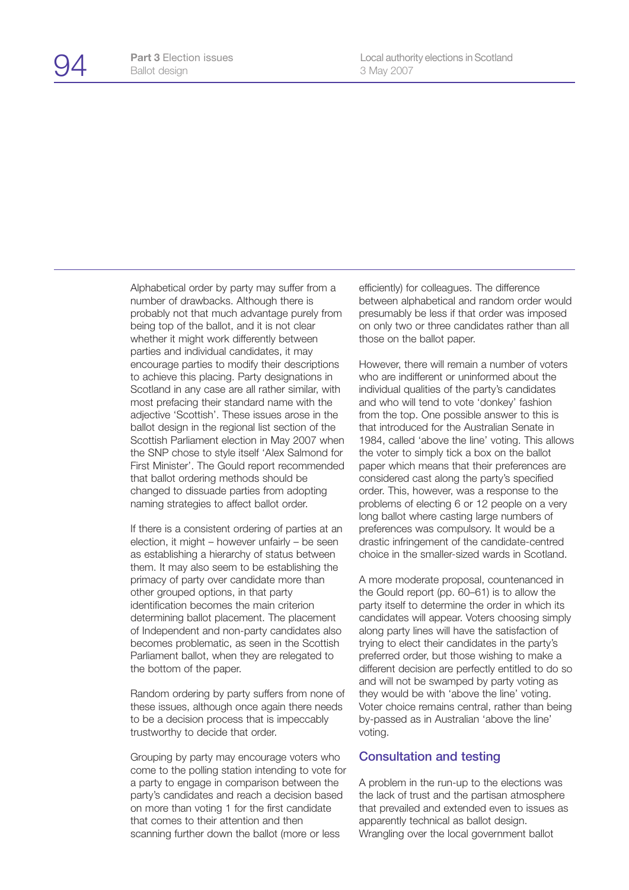Alphabetical order by party may suffer from a number of drawbacks. Although there is probably not that much advantage purely from being top of the ballot, and it is not clear whether it might work differently between parties and individual candidates, it may encourage parties to modify their descriptions to achieve this placing. Party designations in Scotland in any case are all rather similar, with most prefacing their standard name with the adjective 'Scottish'. These issues arose in the ballot design in the regional list section of the Scottish Parliament election in May 2007 when the SNP chose to style itself 'Alex Salmond for First Minister'. The Gould report recommended that ballot ordering methods should be changed to dissuade parties from adopting naming strategies to affect ballot order.

If there is a consistent ordering of parties at an election, it might – however unfairly – be seen as establishing a hierarchy of status between them. It may also seem to be establishing the primacy of party over candidate more than other grouped options, in that party identification becomes the main criterion determining ballot placement. The placement of Independent and non-party candidates also becomes problematic, as seen in the Scottish Parliament ballot, when they are relegated to the bottom of the paper.

Random ordering by party suffers from none of these issues, although once again there needs to be a decision process that is impeccably trustworthy to decide that order.

Grouping by party may encourage voters who come to the polling station intending to vote for a party to engage in comparison between the party's candidates and reach a decision based on more than voting 1 for the first candidate that comes to their attention and then scanning further down the ballot (more or less efficiently) for colleagues. The difference between alphabetical and random order would presumably be less if that order was imposed on only two or three candidates rather than all those on the ballot paper.

However, there will remain a number of voters who are indifferent or uninformed about the individual qualities of the party's candidates and who will tend to vote 'donkey' fashion from the top. One possible answer to this is that introduced for the Australian Senate in 1984, called 'above the line' voting. This allows the voter to simply tick a box on the ballot paper which means that their preferences are considered cast along the party's specified order. This, however, was a response to the problems of electing 6 or 12 people on a very long ballot where casting large numbers of preferences was compulsory. It would be a drastic infringement of the candidate-centred choice in the smaller-sized wards in Scotland.

A more moderate proposal, countenanced in the Gould report (pp. 60–61) is to allow the party itself to determine the order in which its candidates will appear. Voters choosing simply along party lines will have the satisfaction of trying to elect their candidates in the party's preferred order, but those wishing to make a different decision are perfectly entitled to do so and will not be swamped by party voting as they would be with 'above the line' voting. Voter choice remains central, rather than being by-passed as in Australian 'above the line' voting.

## Consultation and testing

A problem in the run-up to the elections was the lack of trust and the partisan atmosphere that prevailed and extended even to issues as apparently technical as ballot design. Wrangling over the local government ballot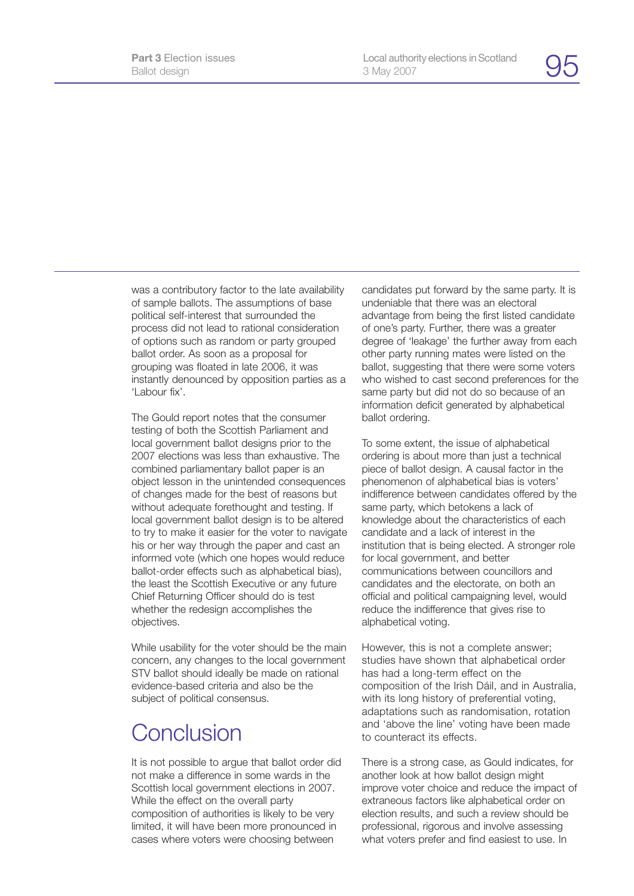was a contributory factor to the late availability of sample ballots. The assumptions of base political self-interest that surrounded the process did not lead to rational consideration of options such as random or party grouped ballot order. As soon as a proposal for grouping was floated in late 2006, it was instantly denounced by opposition parties as a 'Labour fix'.

The Gould report notes that the consumer testing of both the Scottish Parliament and local government ballot designs prior to the 2007 elections was less than exhaustive. The combined parliamentary ballot paper is an object lesson in the unintended consequences of changes made for the best of reasons but without adequate forethought and testing. If local government ballot design is to be altered to try to make it easier for the voter to navigate his or her way through the paper and cast an informed vote (which one hopes would reduce ballot-order effects such as alphabetical bias), the least the Scottish Executive or any future Chief Returning Officer should do is test whether the redesign accomplishes the objectives.

While usability for the voter should be the main concern, any changes to the local government STV ballot should ideally be made on rational evidence-based criteria and also be the subject of political consensus.

## Conclusion

It is not possible to argue that ballot order did not make a difference in some wards in the Scottish local government elections in 2007. While the effect on the overall party composition of authorities is likely to be very limited, it will have been more pronounced in cases where voters were choosing between candidates put forward by the same party. It is undeniable that there was an electoral advantage from being the first listed candidate of one's party. Further, there was a greater degree of 'leakage' the further away from each other party running mates were listed on the ballot, suggesting that there were some voters who wished to cast second preferences for the same party but did not do so because of an information deficit generated by alphabetical ballot ordering.

To some extent, the issue of alphabetical ordering is about more than just a technical piece of ballot design. A causal factor in the phenomenon of alphabetical bias is voters' indifference between candidates offered by the same party, which betokens a lack of knowledge about the characteristics of each candidate and a lack of interest in the institution that is being elected. A stronger role for local government, and better communications between councillors and candidates and the electorate, on both an official and political campaigning level, would reduce the indifference that gives rise to alphabetical voting.

However, this is not a complete answer; studies have shown that alphabetical order has had a long-term effect on the composition of the Irish Dáil, and in Australia, with its long history of preferential voting, adaptations such as randomisation, rotation and 'above the line' voting have been made to counteract its effects.

There is a strong case, as Gould indicates, for another look at how ballot design might improve voter choice and reduce the impact of extraneous factors like alphabetical order on election results, and such a review should be professional, rigorous and involve assessing what voters prefer and find easiest to use. In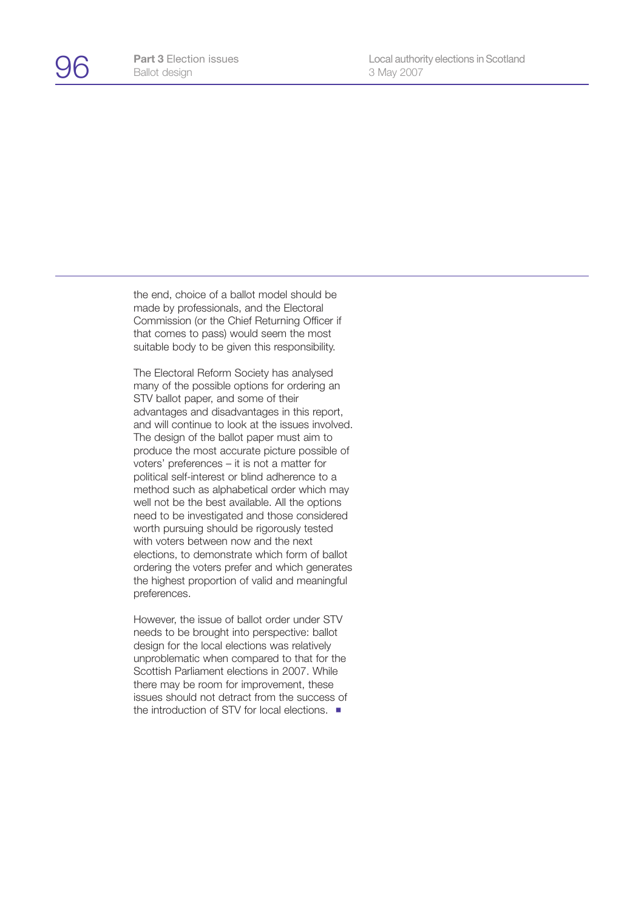the end, choice of a ballot model should be made by professionals, and the Electoral Commission (or the Chief Returning Officer if that comes to pass) would seem the most suitable body to be given this responsibility.

The Electoral Reform Society has analysed many of the possible options for ordering an STV ballot paper, and some of their advantages and disadvantages in this report, and will continue to look at the issues involved. The design of the ballot paper must aim to produce the most accurate picture possible of voters' preferences – it is not a matter for political self-interest or blind adherence to a method such as alphabetical order which may well not be the best available. All the options need to be investigated and those considered worth pursuing should be rigorously tested with voters between now and the next elections, to demonstrate which form of ballot ordering the voters prefer and which generates the highest proportion of valid and meaningful preferences.

However, the issue of ballot order under STV needs to be brought into perspective: ballot design for the local elections was relatively unproblematic when compared to that for the Scottish Parliament elections in 2007. While there may be room for improvement, these issues should not detract from the success of the introduction of STV for local elections. ■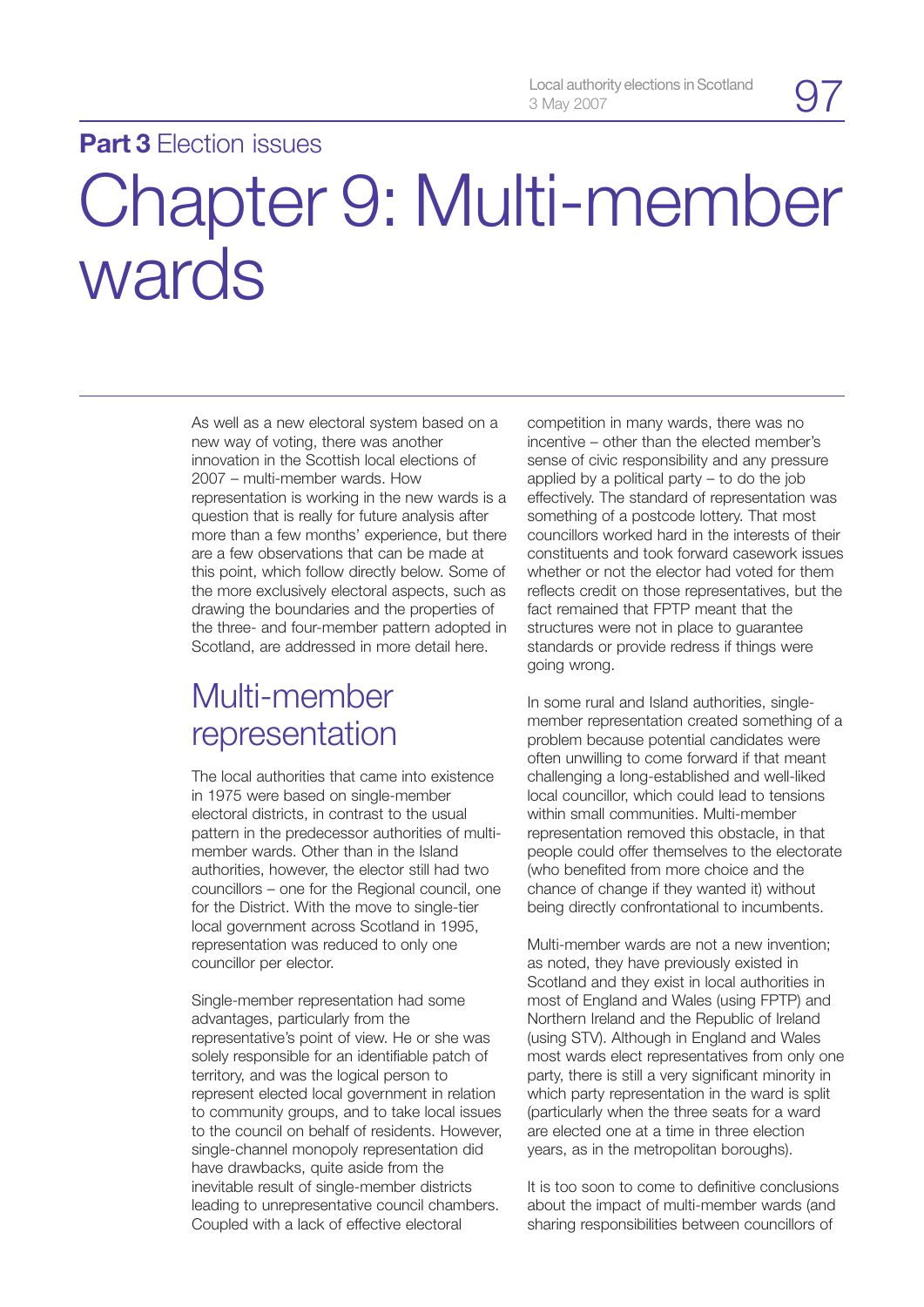**Part 3** Election issues

# Chapter 9: Multi-member wards

As well as a new electoral system based on a new way of voting, there was another innovation in the Scottish local elections of 2007 – multi-member wards. How representation is working in the new wards is a question that is really for future analysis after more than a few months' experience, but there are a few observations that can be made at this point, which follow directly below. Some of the more exclusively electoral aspects, such as drawing the boundaries and the properties of the three- and four-member pattern adopted in Scotland, are addressed in more detail here.

## Multi-member representation

The local authorities that came into existence in 1975 were based on single-member electoral districts, in contrast to the usual pattern in the predecessor authorities of multi-member wards. Other than in the Island authorities, however, the elector still had two councillors – one for the Regional council, one for the District. With the move to single-tier local government across Scotland in 1995, representation was reduced to only one councillor per elector.

Single-member representation had some advantages, particularly from the representative's point of view. He or she was solely responsible for an identifiable patch of territory, and was the logical person to represent elected local government in relation to community groups, and to take local issues to the council on behalf of residents. However, single-channel monopoly representation did have drawbacks, quite aside from the inevitable result of single-member districts leading to unrepresentative council chambers. Coupled with a lack of effective electoral competition in many wards, there was no incentive – other than the elected member's sense of civic responsibility and any pressure applied by a political party – to do the job effectively. The standard of representation was something of a postcode lottery. That most councillors worked hard in the interests of their constituents and took forward casework issues whether or not the elector had voted for them reflects credit on those representatives, but the fact remained that FPTP meant that the structures were not in place to guarantee standards or provide redress if things were going wrong.

In some rural and Island authorities, single-member representation created something of a problem because potential candidates were often unwilling to come forward if that meant challenging a long-established and well-liked local councillor, which could lead to tensions within small communities. Multi-member representation removed this obstacle, in that people could offer themselves to the electorate (who benefited from more choice and the chance of change if they wanted it) without being directly confrontational to incumbents.

Multi-member wards are not a new invention; as noted, they have previously existed in Scotland and they exist in local authorities in most of England and Wales (using FPTP) and Northern Ireland and the Republic of Ireland (using STV). Although in England and Wales most wards elect representatives from only one party, there is still a very significant minority in which party representation in the ward is split (particularly when the three seats for a ward are elected one at a time in three election years, as in the metropolitan boroughs).

It is too soon to come to definitive conclusions about the impact of multi-member wards (and sharing responsibilities between councillors of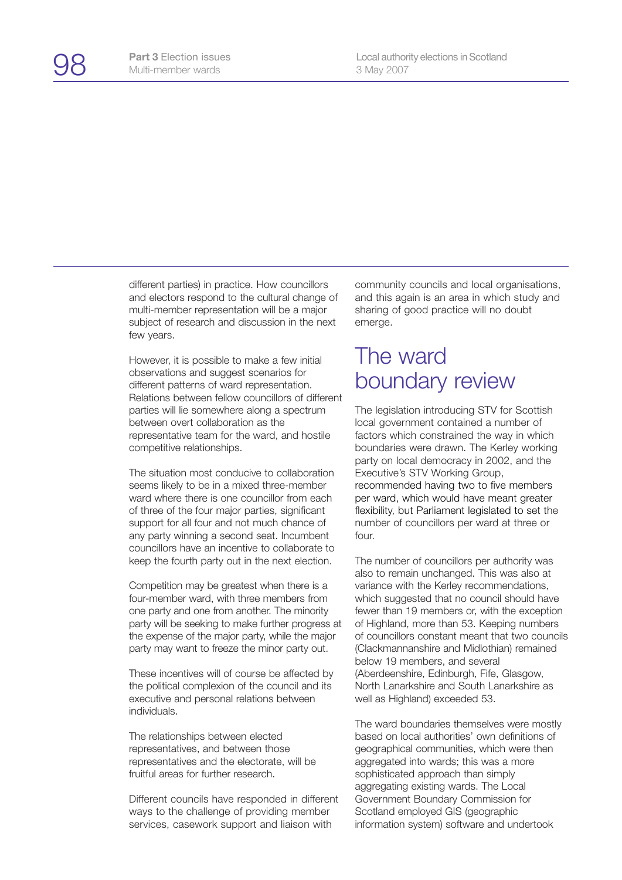different parties) in practice. How councillors and electors respond to the cultural change of multi-member representation will be a major subject of research and discussion in the next few years.

However, it is possible to make a few initial observations and suggest scenarios for different patterns of ward representation. Relations between fellow councillors of different parties will lie somewhere along a spectrum between overt collaboration as the representative team for the ward, and hostile competitive relationships.

The situation most conducive to collaboration seems likely to be in a mixed three-member ward where there is one councillor from each of three of the four major parties, significant support for all four and not much chance of any party winning a second seat. Incumbent councillors have an incentive to collaborate to keep the fourth party out in the next election.

Competition may be greatest when there is a four-member ward, with three members from one party and one from another. The minority party will be seeking to make further progress at the expense of the major party, while the major party may want to freeze the minor party out.

These incentives will of course be affected by the political complexion of the council and its executive and personal relations between individuals.

The relationships between elected representatives, and between those representatives and the electorate, will be fruitful areas for further research.

Different councils have responded in different ways to the challenge of providing member services, casework support and liaison with community councils and local organisations, and this again is an area in which study and sharing of good practice will no doubt emerge.

## The ward boundary review

The legislation introducing STV for Scottish local government contained a number of factors which constrained the way in which boundaries were drawn. The Kerley working party on local democracy in 2002, and the Executive's STV Working Group, recommended having two to five members per ward, which would have meant greater flexibility, but Parliament legislated to set the number of councillors per ward at three or four.

The number of councillors per authority was also to remain unchanged. This was also at variance with the Kerley recommendations, which suggested that no council should have fewer than 19 members or, with the exception of Highland, more than 53. Keeping numbers of councillors constant meant that two councils (Clackmannanshire and Midlothian) remained below 19 members, and several (Aberdeenshire, Edinburgh, Fife, Glasgow, North Lanarkshire and South Lanarkshire as well as Highland) exceeded 53.

The ward boundaries themselves were mostly based on local authorities' own definitions of geographical communities, which were then aggregated into wards; this was a more sophisticated approach than simply aggregating existing wards. The Local Government Boundary Commission for Scotland employed GIS (geographic information system) software and undertook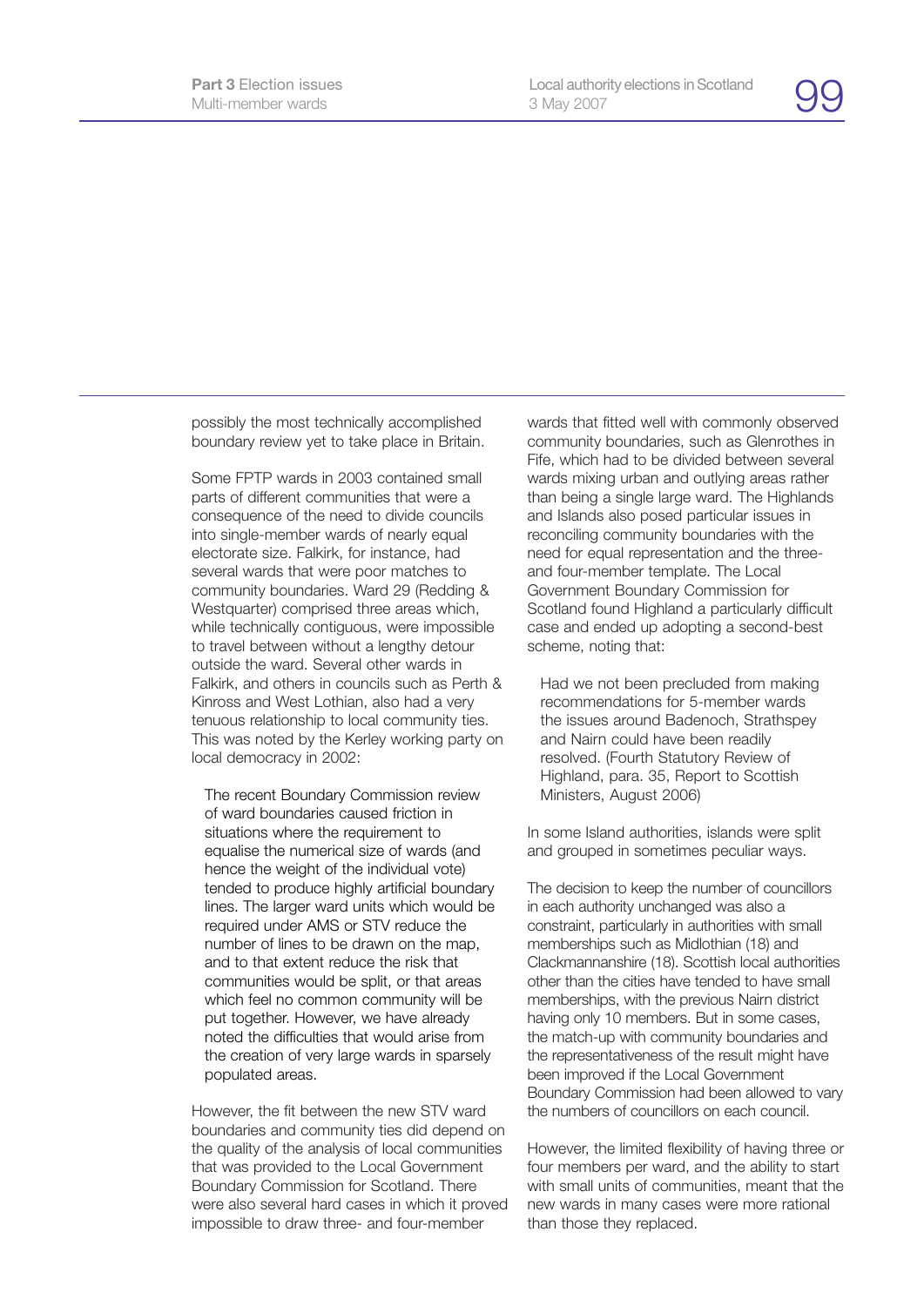possibly the most technically accomplished boundary review yet to take place in Britain.

Some FPTP wards in 2003 contained small parts of different communities that were a consequence of the need to divide councils into single-member wards of nearly equal electorate size. Falkirk, for instance, had several wards that were poor matches to community boundaries. Ward 29 (Redding & Westquarter) comprised three areas which, while technically contiguous, were impossible to travel between without a lengthy detour outside the ward. Several other wards in Falkirk, and others in councils such as Perth & Kinross and West Lothian, also had a very tenuous relationship to local community ties. This was noted by the Kerley working party on local democracy in 2002:

> The recent Boundary Commission review of ward boundaries caused friction in situations where the requirement to equalise the numerical size of wards (and hence the weight of the individual vote) tended to produce highly artificial boundary lines. The larger ward units which would be required under AMS or STV reduce the number of lines to be drawn on the map, and to that extent reduce the risk that communities would be split, or that areas which feel no common community will be put together. However, we have already noted the difficulties that would arise from the creation of very large wards in sparsely populated areas.

However, the fit between the new STV ward boundaries and community ties did depend on the quality of the analysis of local communities that was provided to the Local Government Boundary Commission for Scotland. There were also several hard cases in which it proved impossible to draw three- and four-member wards that fitted well with commonly observed community boundaries, such as Glenrothes in Fife, which had to be divided between several wards mixing urban and outlying areas rather than being a single large ward. The Highlands and Islands also posed particular issues in reconciling community boundaries with the need for equal representation and the three- and four-member template. The Local Government Boundary Commission for Scotland found Highland a particularly difficult case and ended up adopting a second-best scheme, noting that:

> Had we not been precluded from making recommendations for 5-member wards the issues around Badenoch, Strathspey and Nairn could have been readily resolved. (Fourth Statutory Review of Highland, para. 35, Report to Scottish Ministers, August 2006)

In some Island authorities, islands were split and grouped in sometimes peculiar ways.

The decision to keep the number of councillors in each authority unchanged was also a constraint, particularly in authorities with small memberships such as Midlothian (18) and Clackmannanshire (18). Scottish local authorities other than the cities have tended to have small memberships, with the previous Nairn district having only 10 members. But in some cases, the match-up with community boundaries and the representativeness of the result might have been improved if the Local Government Boundary Commission had been allowed to vary the numbers of councillors on each council.

However, the limited flexibility of having three or four members per ward, and the ability to start with small units of communities, meant that the new wards in many cases were more rational than those they replaced.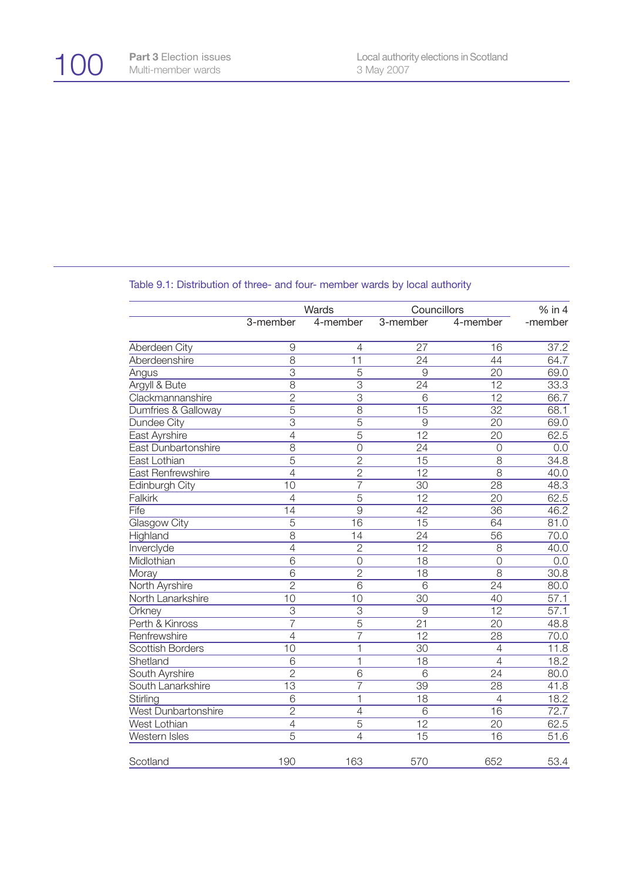Table 9.1: Distribution of three- and four- member wards by local authority

| | Wards | | Councillors | | % in 4 |
|---|---|---|---|---|---|
| | 3-member | 4-member | 3-member | 4-member | -member |
| Aberdeen City | 9 | 4 | 27 | 16 | 37.2 |
| Aberdeenshire | 8 | 11 | 24 | 44 | 64.7 |
| Angus | 3 | 5 | 9 | 20 | 69.0 |
| Argyll & Bute | 8 | 3 | 24 | 12 | 33.3 |
| Clackmannanshire | 2 | 3 | 6 | 12 | 66.7 |
| Dumfries & Galloway | 5 | 8 | 15 | 32 | 68.1 |
| Dundee City | 3 | 5 | 9 | 20 | 69.0 |
| East Ayrshire | 4 | 5 | 12 | 20 | 62.5 |
| East Dunbartonshire | 8 | 0 | 24 | 0 | 0.0 |
| East Lothian | 5 | 2 | 15 | 8 | 34.8 |
| East Renfrewshire | 4 | 2 | 12 | 8 | 40.0 |
| Edinburgh City | 10 | 7 | 30 | 28 | 48.3 |
| Falkirk | 4 | 5 | 12 | 20 | 62.5 |
| Fife | 14 | 9 | 42 | 36 | 46.2 |
| Glasgow City | 5 | 16 | 15 | 64 | 81.0 |
| Highland | 8 | 14 | 24 | 56 | 70.0 |
| Inverclyde | 4 | 2 | 12 | 8 | 40.0 |
| Midlothian | 6 | 0 | 18 | 0 | 0.0 |
| Moray | 6 | 2 | 18 | 8 | 30.8 |
| North Ayrshire | 2 | 6 | 6 | 24 | 80.0 |
| North Lanarkshire | 10 | 10 | 30 | 40 | 57.1 |
| Orkney | 3 | 3 | 9 | 12 | 57.1 |
| Perth & Kinross | 7 | 5 | 21 | 20 | 48.8 |
| Renfrewshire | 4 | 7 | 12 | 28 | 70.0 |
| Scottish Borders | 10 | 1 | 30 | 4 | 11.8 |
| Shetland | 6 | 1 | 18 | 4 | 18.2 |
| South Ayrshire | 2 | 6 | 6 | 24 | 80.0 |
| South Lanarkshire | 13 | 7 | 39 | 28 | 41.8 |
| Stirling | 6 | 1 | 18 | 4 | 18.2 |
| West Dunbartonshire | 2 | 4 | 6 | 16 | 72.7 |
| West Lothian | 4 | 5 | 12 | 20 | 62.5 |
| Western Isles | 5 | 4 | 15 | 16 | 51.6 |
| Scotland | 190 | 163 | 570 | 652 | 53.4 |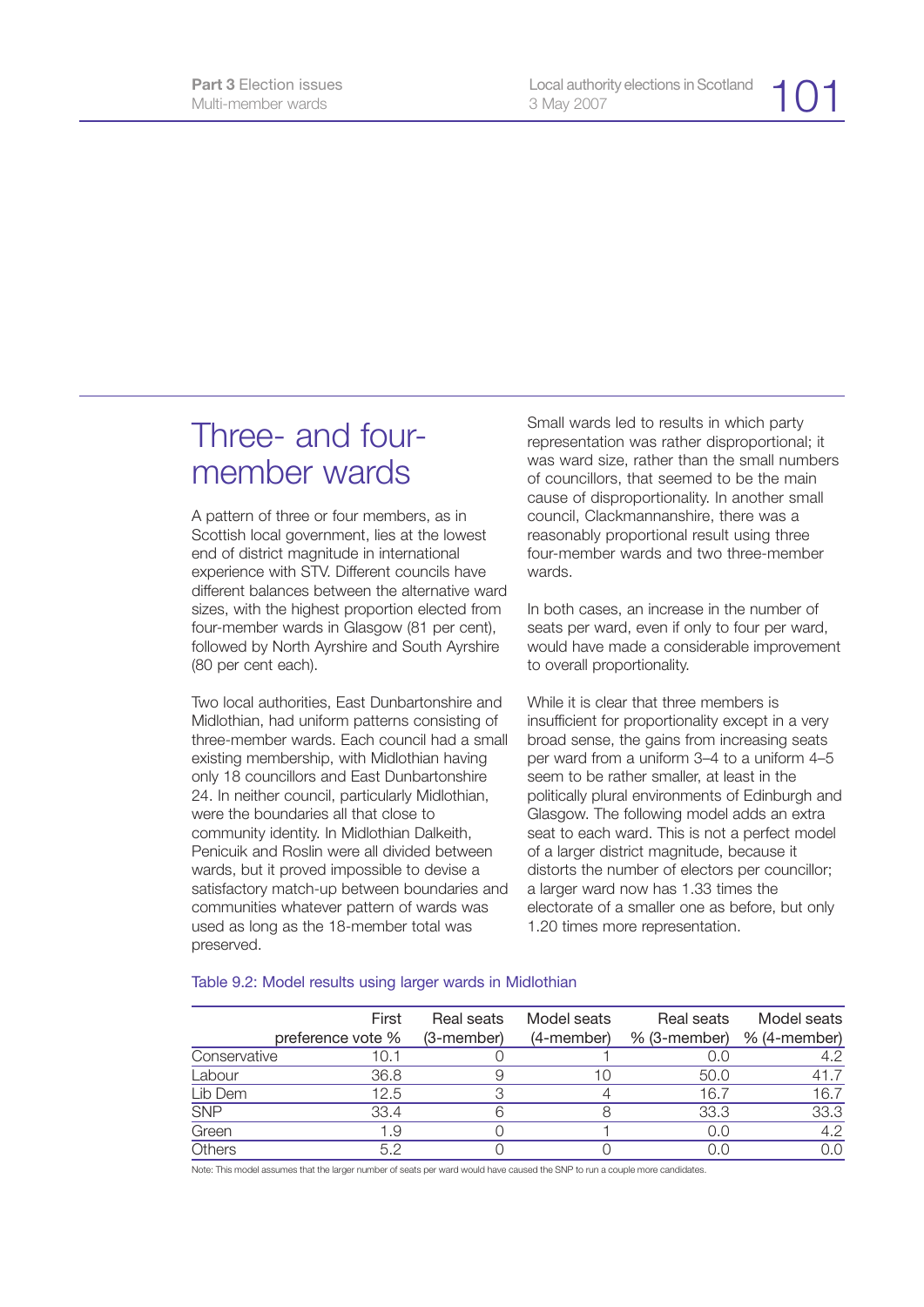# Three- and four-member wards

A pattern of three or four members, as in Scottish local government, lies at the lowest end of district magnitude in international experience with STV. Different councils have different balances between the alternative ward sizes, with the highest proportion elected from four-member wards in Glasgow (81 per cent), followed by North Ayrshire and South Ayrshire (80 per cent each).

Two local authorities, East Dunbartonshire and Midlothian, had uniform patterns consisting of three-member wards. Each council had a small existing membership, with Midlothian having only 18 councillors and East Dunbartonshire 24. In neither council, particularly Midlothian, were the boundaries all that close to community identity. In Midlothian Dalkeith, Penicuik and Roslin were all divided between wards, but it proved impossible to devise a satisfactory match-up between boundaries and communities whatever pattern of wards was used as long as the 18-member total was preserved.

Small wards led to results in which party representation was rather disproportional; it was ward size, rather than the small numbers of councillors, that seemed to be the main cause of disproportionality. In another small council, Clackmannanshire, there was a reasonably proportional result using three four-member wards and two three-member wards.

In both cases, an increase in the number of seats per ward, even if only to four per ward, would have made a considerable improvement to overall proportionality.

While it is clear that three members is insufficient for proportionality except in a very broad sense, the gains from increasing seats per ward from a uniform 3–4 to a uniform 4–5 seem to be rather smaller, at least in the politically plural environments of Edinburgh and Glasgow. The following model adds an extra seat to each ward. This is not a perfect model of a larger district magnitude, because it distorts the number of electors per councillor; a larger ward now has 1.33 times the electorate of a smaller one as before, but only 1.20 times more representation.

Table 9.2: Model results using larger wards in Midlothian

| | First preference vote % | Real seats (3-member) | Model seats (4-member) | Real seats % (3-member) | Model seats % (4-member) |
|---|---|---|---|---|---|
| Conservative | 10.1 | 0 | 1 | 0.0 | 4.2 |
| Labour | 36.8 | 9 | 10 | 50.0 | 41.7 |
| Lib Dem | 12.5 | 3 | 4 | 16.7 | 16.7 |
| SNP | 33.4 | 6 | 8 | 33.3 | 33.3 |
| Green | 1.9 | 0 | 1 | 0.0 | 4.2 |
| Others | 5.2 | 0 | 0 | 0.0 | 0.0 |

Note: This model assumes that the larger number of seats per ward would have caused the SNP to run a couple more candidates.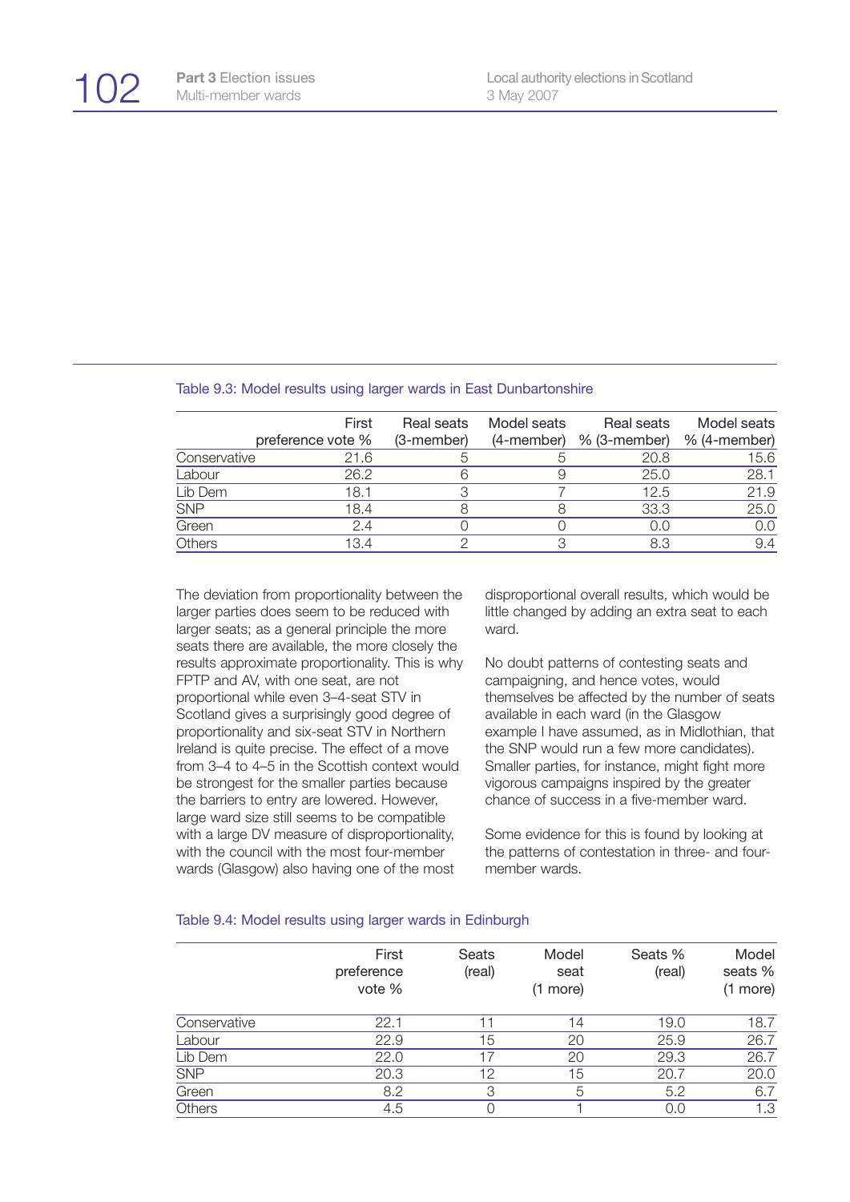Table 9.3: Model results using larger wards in East Dunbartonshire

| | First preference vote % | Real seats (3-member) | Model seats (4-member) | Real seats % (3-member) | Model seats % (4-member) |
|---|---|---|---|---|---|
| Conservative | 21.6 | 5 | 5 | 20.8 | 15.6 |
| Labour | 26.2 | 6 | 9 | 25.0 | 28.1 |
| Lib Dem | 18.1 | 3 | 7 | 12.5 | 21.9 |
| SNP | 18.4 | 8 | 8 | 33.3 | 25.0 |
| Green | 2.4 | 0 | 0 | 0.0 | 0.0 |
| Others | 13.4 | 2 | 3 | 8.3 | 9.4 |

The deviation from proportionality between the larger parties does seem to be reduced with larger seats; as a general principle the more seats there are available, the more closely the results approximate proportionality. This is why FPTP and AV, with one seat, are not proportional while even 3–4-seat STV in Scotland gives a surprisingly good degree of proportionality and six-seat STV in Northern Ireland is quite precise. The effect of a move from 3–4 to 4–5 in the Scottish context would be strongest for the smaller parties because the barriers to entry are lowered. However, large ward size still seems to be compatible with a large DV measure of disproportionality, with the council with the most four-member wards (Glasgow) also having one of the most disproportional overall results, which would be little changed by adding an extra seat to each ward.

No doubt patterns of contesting seats and campaigning, and hence votes, would themselves be affected by the number of seats available in each ward (in the Glasgow example I have assumed, as in Midlothian, that the SNP would run a few more candidates). Smaller parties, for instance, might fight more vigorous campaigns inspired by the greater chance of success in a five-member ward.

Some evidence for this is found by looking at the patterns of contestation in three- and four-member wards.

Table 9.4: Model results using larger wards in Edinburgh

| | First preference vote % | Seats (real) | Model seat (1 more) | Seats % (real) | Model seats % (1 more) |
|---|---|---|---|---|---|
| Conservative | 22.1 | 11 | 14 | 19.0 | 18.7 |
| Labour | 22.9 | 15 | 20 | 25.9 | 26.7 |
| Lib Dem | 22.0 | 17 | 20 | 29.3 | 26.7 |
| SNP | 20.3 | 12 | 15 | 20.7 | 20.0 |
| Green | 8.2 | 3 | 5 | 5.2 | 6.7 |
| Others | 4.5 | 0 | 1 | 0.0 | 1.3 |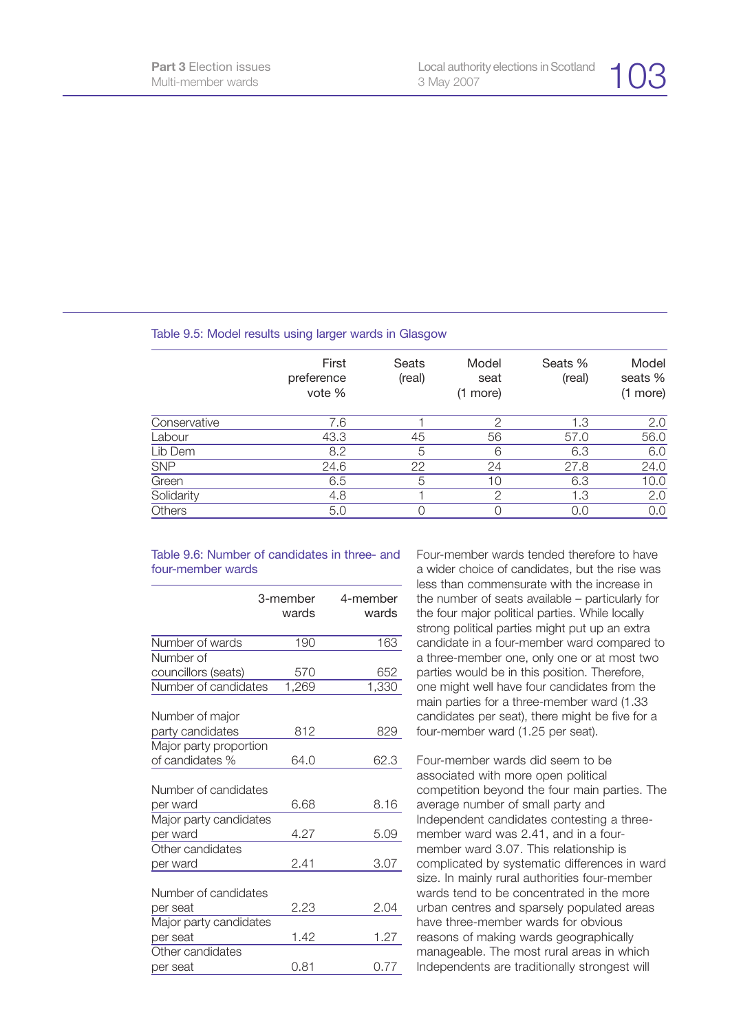Table 9.5: Model results using larger wards in Glasgow

| | First preference vote % | Seats (real) | Model seat (1 more) | Seats % (real) | Model seats % (1 more) |
|---|---|---|---|---|---|
| Conservative | 7.6 | 1 | 2 | 1.3 | 2.0 |
| Labour | 43.3 | 45 | 56 | 57.0 | 56.0 |
| Lib Dem | 8.2 | 5 | 6 | 6.3 | 6.0 |
| SNP | 24.6 | 22 | 24 | 27.8 | 24.0 |
| Green | 6.5 | 5 | 10 | 6.3 | 10.0 |
| Solidarity | 4.8 | 1 | 2 | 1.3 | 2.0 |
| Others | 5.0 | 0 | 0 | 0.0 | 0.0 |

Table 9.6: Number of candidates in three- and four-member wards

| | 3-member wards | 4-member wards |
|---|---|---|
| Number of wards | 190 | 163 |
| Number of councillors (seats) | 570 | 652 |
| Number of candidates | 1,269 | 1,330 |
| Number of major party candidates | 812 | 829 |
| Major party proportion of candidates % | 64.0 | 62.3 |
| Number of candidates per ward | 6.68 | 8.16 |
| Major party candidates per ward | 4.27 | 5.09 |
| Other candidates per ward | 2.41 | 3.07 |
| Number of candidates per seat | 2.23 | 2.04 |
| Major party candidates per seat | 1.42 | 1.27 |
| Other candidates per seat | 0.81 | 0.77 |

Four-member wards tended therefore to have a wider choice of candidates, but the rise was less than commensurate with the increase in the number of seats available – particularly for the four major political parties. While locally strong political parties might put up an extra candidate in a four-member ward compared to a three-member one, only one or at most two parties would be in this position. Therefore, one might well have four candidates from the main parties for a three-member ward (1.33 candidates per seat), there might be five for a four-member ward (1.25 per seat).

Four-member wards did seem to be associated with more open political competition beyond the four main parties. The average number of small party and Independent candidates contesting a three-member ward was 2.41, and in a four-member ward 3.07. This relationship is complicated by systematic differences in ward size. In mainly rural authorities four-member wards tend to be concentrated in the more urban centres and sparsely populated areas have three-member wards for obvious reasons of making wards geographically manageable. The most rural areas in which Independents are traditionally strongest will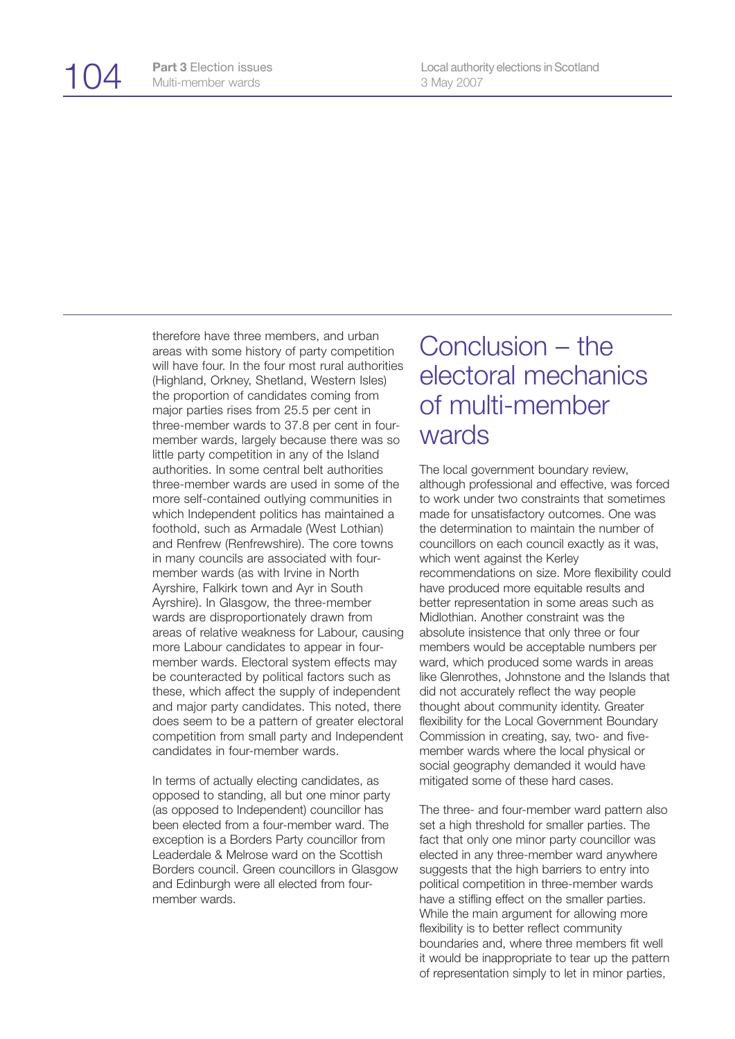therefore have three members, and urban areas with some history of party competition will have four. In the four most rural authorities (Highland, Orkney, Shetland, Western Isles) the proportion of candidates coming from major parties rises from 25.5 per cent in three-member wards to 37.8 per cent in four-member wards, largely because there was so little party competition in any of the Island authorities. In some central belt authorities three-member wards are used in some of the more self-contained outlying communities in which Independent politics has maintained a foothold, such as Armadale (West Lothian) and Renfrew (Renfrewshire). The core towns in many councils are associated with four-member wards (as with Irvine in North Ayrshire, Falkirk town and Ayr in South Ayrshire). In Glasgow, the three-member wards are disproportionately drawn from areas of relative weakness for Labour, causing more Labour candidates to appear in four-member wards. Electoral system effects may be counteracted by political factors such as these, which affect the supply of independent and major party candidates. This noted, there does seem to be a pattern of greater electoral competition from small party and Independent candidates in four-member wards.

In terms of actually electing candidates, as opposed to standing, all but one minor party (as opposed to Independent) councillor has been elected from a four-member ward. The exception is a Borders Party councillor from Leaderdale & Melrose ward on the Scottish Borders council. Green councillors in Glasgow and Edinburgh were all elected from four-member wards.

## Conclusion – the electoral mechanics of multi-member wards

The local government boundary review, although professional and effective, was forced to work under two constraints that sometimes made for unsatisfactory outcomes. One was the determination to maintain the number of councillors on each council exactly as it was, which went against the Kerley recommendations on size. More flexibility could have produced more equitable results and better representation in some areas such as Midlothian. Another constraint was the absolute insistence that only three or four members would be acceptable numbers per ward, which produced some wards in areas like Glenrothes, Johnstone and the Islands that did not accurately reflect the way people thought about community identity. Greater flexibility for the Local Government Boundary Commission in creating, say, two- and five-member wards where the local physical or social geography demanded it would have mitigated some of these hard cases.

The three- and four-member ward pattern also set a high threshold for smaller parties. The fact that only one minor party councillor was elected in any three-member ward anywhere suggests that the high barriers to entry into political competition in three-member wards have a stifling effect on the smaller parties. While the main argument for allowing more flexibility is to better reflect community boundaries and, where three members fit well it would be inappropriate to tear up the pattern of representation simply to let in minor parties,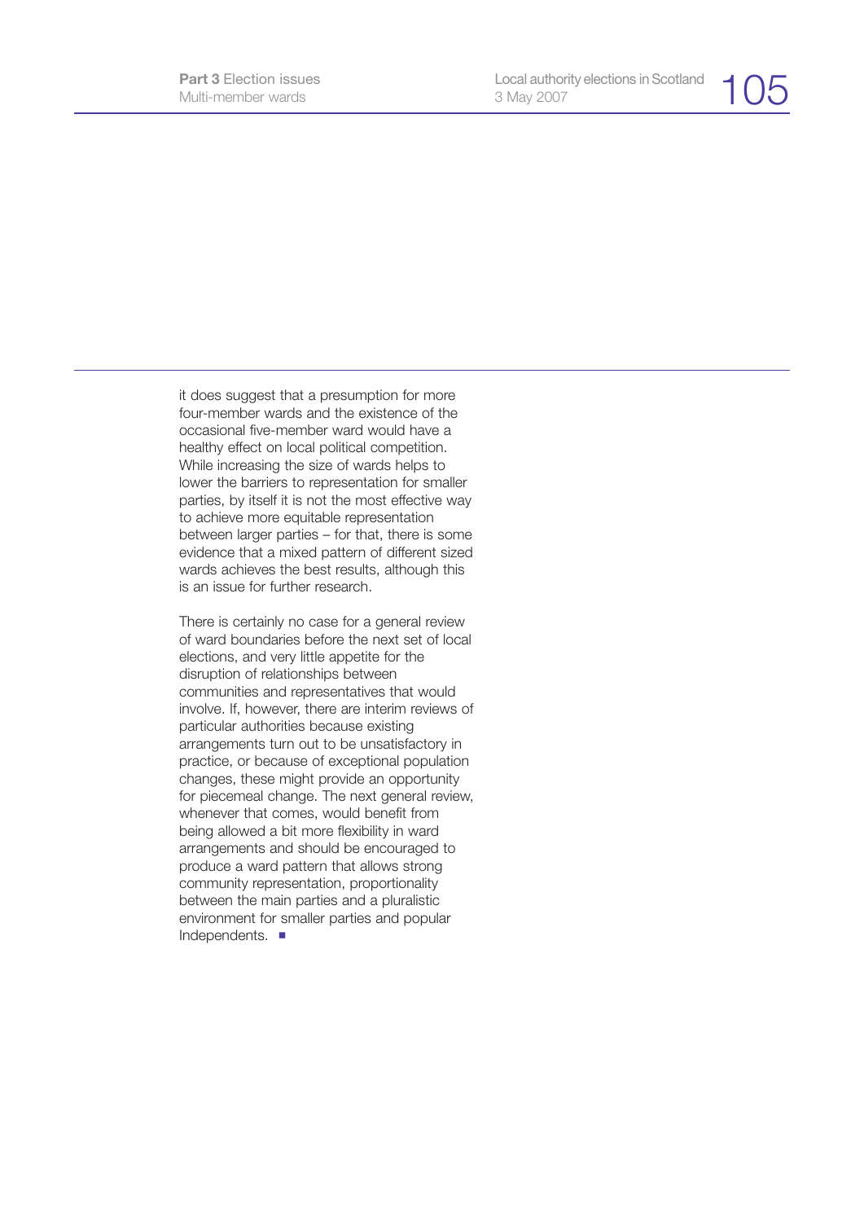it does suggest that a presumption for more four-member wards and the existence of the occasional five-member ward would have a healthy effect on local political competition. While increasing the size of wards helps to lower the barriers to representation for smaller parties, by itself it is not the most effective way to achieve more equitable representation between larger parties – for that, there is some evidence that a mixed pattern of different sized wards achieves the best results, although this is an issue for further research.

There is certainly no case for a general review of ward boundaries before the next set of local elections, and very little appetite for the disruption of relationships between communities and representatives that would involve. If, however, there are interim reviews of particular authorities because existing arrangements turn out to be unsatisfactory in practice, or because of exceptional population changes, these might provide an opportunity for piecemeal change. The next general review, whenever that comes, would benefit from being allowed a bit more flexibility in ward arrangements and should be encouraged to produce a ward pattern that allows strong community representation, proportionality between the main parties and a pluralistic environment for smaller parties and popular Independents. ■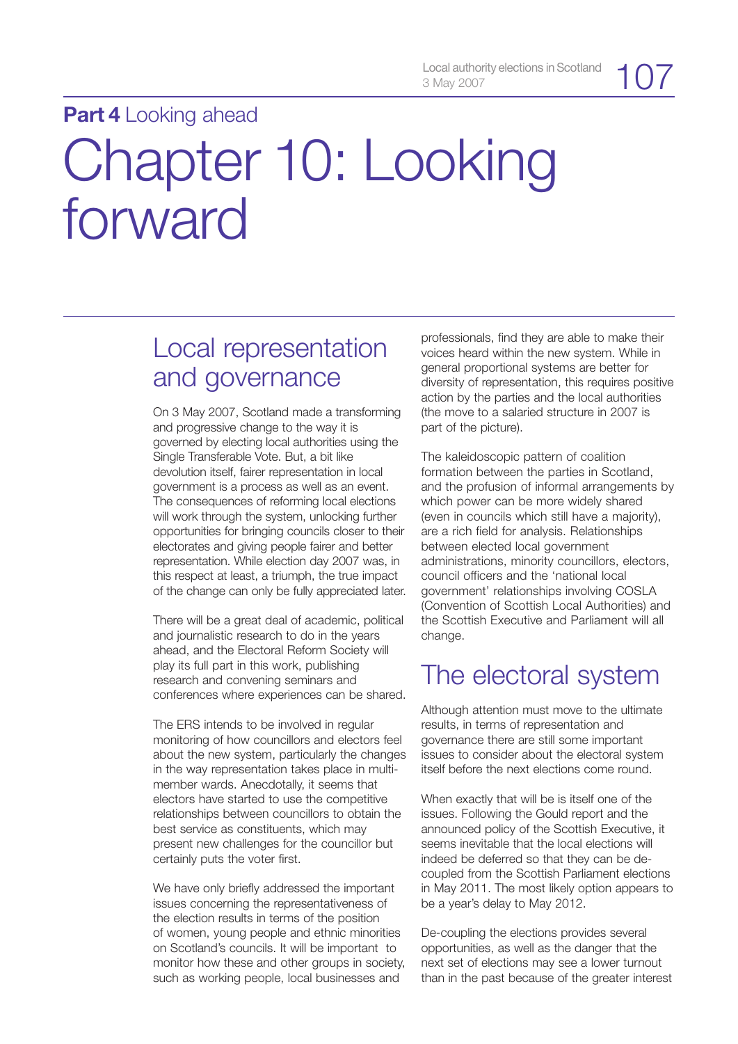**Part 4** Looking ahead

# Chapter 10: Looking forward

## Local representation and governance

On 3 May 2007, Scotland made a transforming and progressive change to the way it is governed by electing local authorities using the Single Transferable Vote. But, a bit like devolution itself, fairer representation in local government is a process as well as an event. The consequences of reforming local elections will work through the system, unlocking further opportunities for bringing councils closer to their electorates and giving people fairer and better representation. While election day 2007 was, in this respect at least, a triumph, the true impact of the change can only be fully appreciated later.

There will be a great deal of academic, political and journalistic research to do in the years ahead, and the Electoral Reform Society will play its full part in this work, publishing research and convening seminars and conferences where experiences can be shared.

The ERS intends to be involved in regular monitoring of how councillors and electors feel about the new system, particularly the changes in the way representation takes place in multi-member wards. Anecdotally, it seems that electors have started to use the competitive relationships between councillors to obtain the best service as constituents, which may present new challenges for the councillor but certainly puts the voter first.

We have only briefly addressed the important issues concerning the representativeness of the election results in terms of the position of women, young people and ethnic minorities on Scotland's councils. It will be important to monitor how these and other groups in society, such as working people, local businesses and professionals, find they are able to make their voices heard within the new system. While in general proportional systems are better for diversity of representation, this requires positive action by the parties and the local authorities (the move to a salaried structure in 2007 is part of the picture).

The kaleidoscopic pattern of coalition formation between the parties in Scotland, and the profusion of informal arrangements by which power can be more widely shared (even in councils which still have a majority), are a rich field for analysis. Relationships between elected local government administrations, minority councillors, electors, council officers and the 'national local government' relationships involving COSLA (Convention of Scottish Local Authorities) and the Scottish Executive and Parliament will all change.

## The electoral system

Although attention must move to the ultimate results, in terms of representation and governance there are still some important issues to consider about the electoral system itself before the next elections come round.

When exactly that will be is itself one of the issues. Following the Gould report and the announced policy of the Scottish Executive, it seems inevitable that the local elections will indeed be deferred so that they can be de-coupled from the Scottish Parliament elections in May 2011. The most likely option appears to be a year's delay to May 2012.

De-coupling the elections provides several opportunities, as well as the danger that the next set of elections may see a lower turnout than in the past because of the greater interest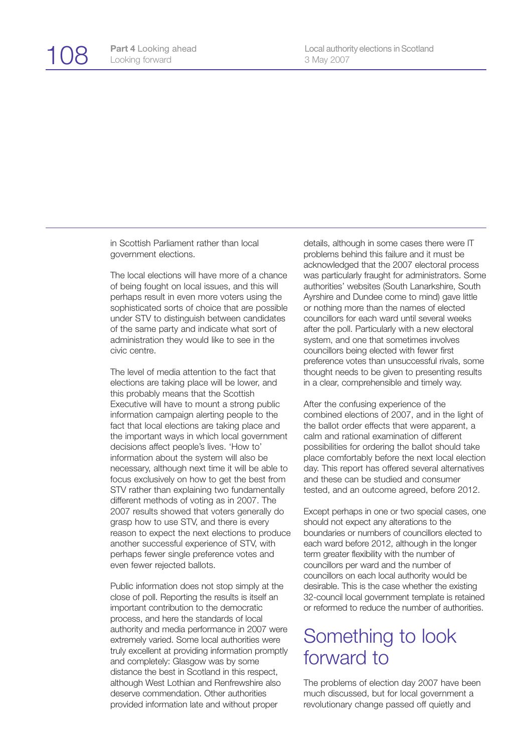in Scottish Parliament rather than local government elections.

The local elections will have more of a chance of being fought on local issues, and this will perhaps result in even more voters using the sophisticated sorts of choice that are possible under STV to distinguish between candidates of the same party and indicate what sort of administration they would like to see in the civic centre.

The level of media attention to the fact that elections are taking place will be lower, and this probably means that the Scottish Executive will have to mount a strong public information campaign alerting people to the fact that local elections are taking place and the important ways in which local government decisions affect people's lives. 'How to' information about the system will also be necessary, although next time it will be able to focus exclusively on how to get the best from STV rather than explaining two fundamentally different methods of voting as in 2007. The 2007 results showed that voters generally do grasp how to use STV, and there is every reason to expect the next elections to produce another successful experience of STV, with perhaps fewer single preference votes and even fewer rejected ballots.

Public information does not stop simply at the close of poll. Reporting the results is itself an important contribution to the democratic process, and here the standards of local authority and media performance in 2007 were extremely varied. Some local authorities were truly excellent at providing information promptly and completely: Glasgow was by some distance the best in Scotland in this respect, although West Lothian and Renfrewshire also deserve commendation. Other authorities provided information late and without proper details, although in some cases there were IT problems behind this failure and it must be acknowledged that the 2007 electoral process was particularly fraught for administrators. Some authorities' websites (South Lanarkshire, South Ayrshire and Dundee come to mind) gave little or nothing more than the names of elected councillors for each ward until several weeks after the poll. Particularly with a new electoral system, and one that sometimes involves councillors being elected with fewer first preference votes than unsuccessful rivals, some thought needs to be given to presenting results in a clear, comprehensible and timely way.

After the confusing experience of the combined elections of 2007, and in the light of the ballot order effects that were apparent, a calm and rational examination of different possibilities for ordering the ballot should take place comfortably before the next local election day. This report has offered several alternatives and these can be studied and consumer tested, and an outcome agreed, before 2012.

Except perhaps in one or two special cases, one should not expect any alterations to the boundaries or numbers of councillors elected to each ward before 2012, although in the longer term greater flexibility with the number of councillors per ward and the number of councillors on each local authority would be desirable. This is the case whether the existing 32-council local government template is retained or reformed to reduce the number of authorities.

## Something to look forward to

The problems of election day 2007 have been much discussed, but for local government a revolutionary change passed off quietly and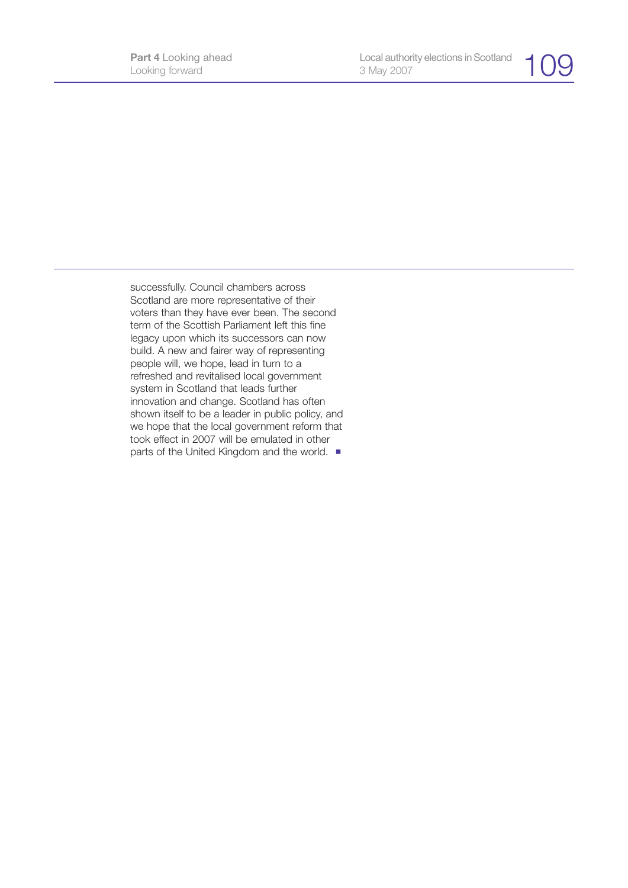successfully. Council chambers across Scotland are more representative of their voters than they have ever been. The second term of the Scottish Parliament left this fine legacy upon which its successors can now build. A new and fairer way of representing people will, we hope, lead in turn to a refreshed and revitalised local government system in Scotland that leads further innovation and change. Scotland has often shown itself to be a leader in public policy, and we hope that the local government reform that took effect in 2007 will be emulated in other parts of the United Kingdom and the world. ■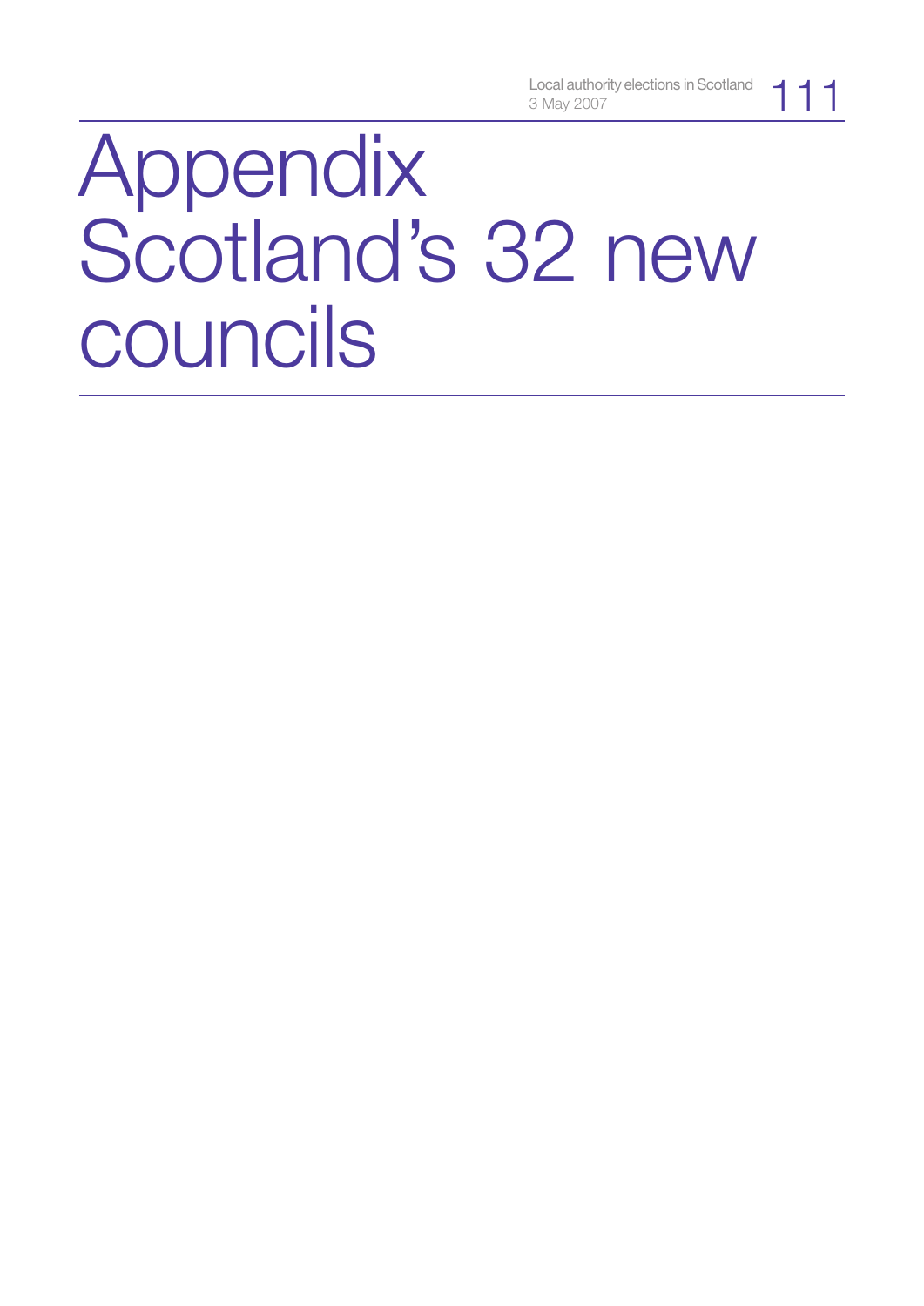# Appendix
# Scotland's 32 new councils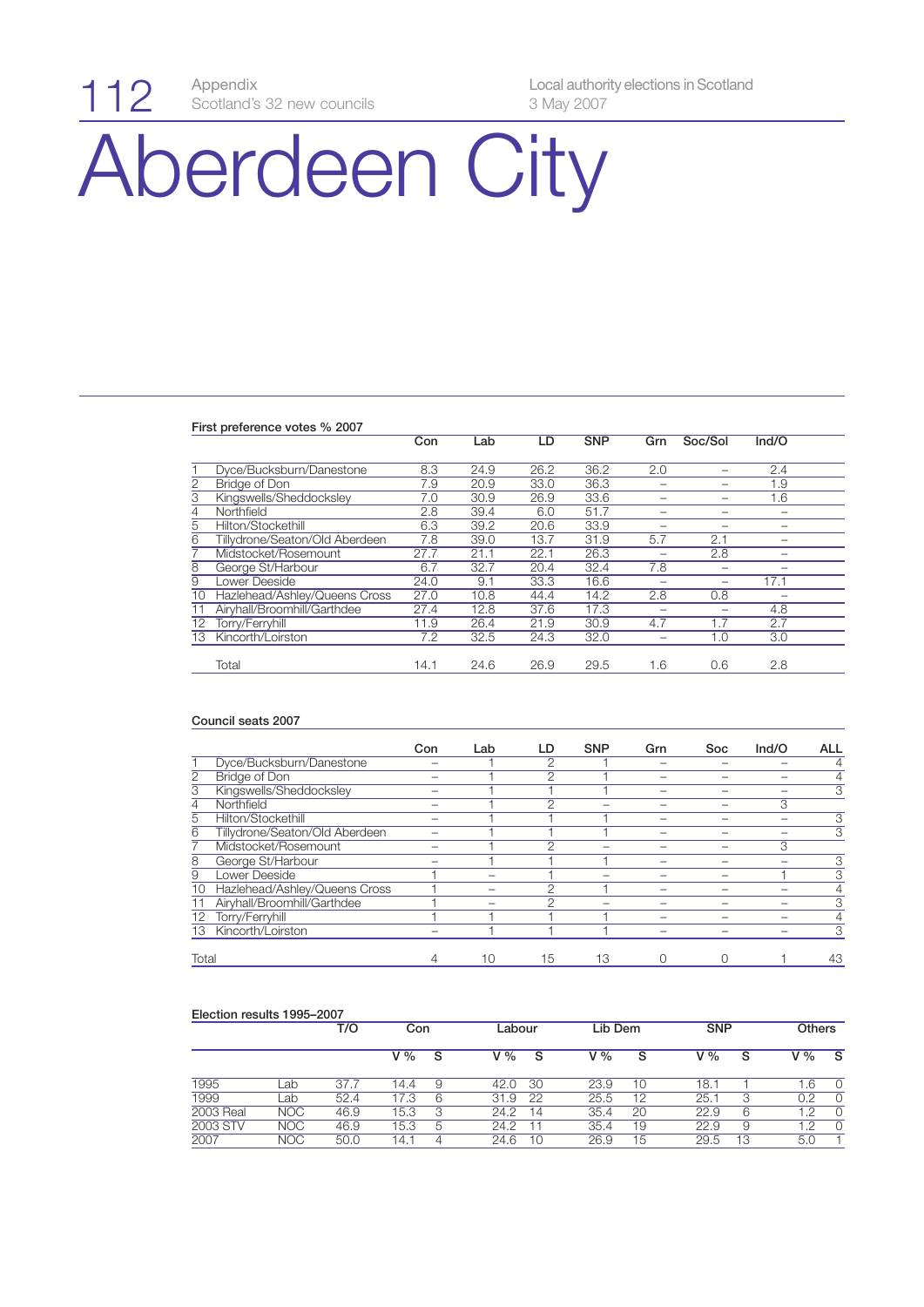# Aberdeen City

### First preference votes % 2007

| | | Con | Lab | LD | SNP | Grn | Soc/Sol | Ind/O |
|---|---|---|---|---|---|---|---|---|
| 1 | Dyce/Bucksburn/Danestone | 8.3 | 24.9 | 26.2 | 36.2 | 2.0 | – | 2.4 |
| 2 | Bridge of Don | 7.9 | 20.9 | 33.0 | 36.3 | – | – | 1.9 |
| 3 | Kingswells/Sheddocksley | 7.0 | 30.9 | 26.9 | 33.6 | – | – | 1.6 |
| 4 | Northfield | 2.8 | 39.4 | 6.0 | 51.7 | – | – | – |
| 5 | Hilton/Stockethill | 6.3 | 39.2 | 20.6 | 33.9 | – | – | – |
| 6 | Tillydrone/Seaton/Old Aberdeen | 7.8 | 39.0 | 13.7 | 31.9 | 5.7 | 2.1 | – |
| 7 | Midstocket/Rosemount | 27.7 | 21.1 | 22.1 | 26.3 | – | 2.8 | – |
| 8 | George St/Harbour | 6.7 | 32.7 | 20.4 | 32.4 | 7.8 | – | – |
| 9 | Lower Deeside | 24.0 | 9.1 | 33.3 | 16.6 | – | – | 17.1 |
| 10 | Hazlehead/Ashley/Queens Cross | 27.0 | 10.8 | 44.4 | 14.2 | 2.8 | 0.8 | – |
| 11 | Airyhall/Broomhill/Garthdee | 27.4 | 12.8 | 37.6 | 17.3 | – | – | 4.8 |
| 12 | Torry/Ferryhill | 11.9 | 26.4 | 21.9 | 30.9 | 4.7 | 1.7 | 2.7 |
| 13 | Kincorth/Loirston | 7.2 | 32.5 | 24.3 | 32.0 | – | 1.0 | 3.0 |
| | Total | 14.1 | 24.6 | 26.9 | 29.5 | 1.6 | 0.6 | 2.8 |

### Council seats 2007

| | | Con | Lab | LD | SNP | Grn | Soc | Ind/O | ALL |
|---|---|---|---|---|---|---|---|---|---|
| 1 | Dyce/Bucksburn/Danestone | – | 1 | 2 | 1 | – | – | – | 4 |
| 2 | Bridge of Don | – | 1 | 2 | 1 | – | – | – | 4 |
| 3 | Kingswells/Sheddocksley | – | 1 | 1 | 1 | – | – | – | 3 |
| 4 | Northfield | – | 1 | 2 | – | – | – | 3 | |
| 5 | Hilton/Stockethill | – | 1 | 1 | 1 | – | – | – | 3 |
| 6 | Tillydrone/Seaton/Old Aberdeen | – | 1 | 1 | 1 | – | – | – | 3 |
| 7 | Midstocket/Rosemount | – | 1 | 2 | – | – | – | 3 | |
| 8 | George St/Harbour | – | 1 | 1 | 1 | – | – | – | 3 |
| 9 | Lower Deeside | 1 | – | 1 | – | – | – | 1 | 3 |
| 10 | Hazlehead/Ashley/Queens Cross | 1 | – | 2 | 1 | – | – | – | 4 |
| 11 | Airyhall/Broomhill/Garthdee | 1 | – | 2 | – | – | – | – | 3 |
| 12 | Torry/Ferryhill | 1 | 1 | 1 | 1 | – | – | – | 4 |
| 13 | Kincorth/Loirston | – | 1 | 1 | 1 | – | – | – | 3 |
| Total | | 4 | 10 | 15 | 13 | 0 | 0 | 1 | 43 |

### Election results 1995–2007

| | | T/O | Con | | Labour | | Lib Dem | | SNP | | Others | |
|---|---|---|---|---|---|---|---|---|---|---|---|---|
| | | | V % | S | V % | S | V % | S | V % | S | V % | S |
| 1995 | Lab | 37.7 | 14.4 | 9 | 42.0 | 30 | 23.9 | 10 | 18.1 | 1 | 1.6 | 0 |
| 1999 | Lab | 52.4 | 17.3 | 6 | 31.9 | 22 | 25.5 | 12 | 25.1 | 3 | 0.2 | 0 |
| 2003 Real | NOC | 46.9 | 15.3 | 3 | 24.2 | 14 | 35.4 | 20 | 22.9 | 6 | 1.2 | 0 |
| 2003 STV | NOC | 46.9 | 15.3 | 5 | 24.2 | 11 | 35.4 | 19 | 22.9 | 9 | 1.2 | 0 |
| 2007 | NOC | 50.0 | 14.1 | 4 | 24.6 | 10 | 26.9 | 15 | 29.5 | 13 | 5.0 | 1 |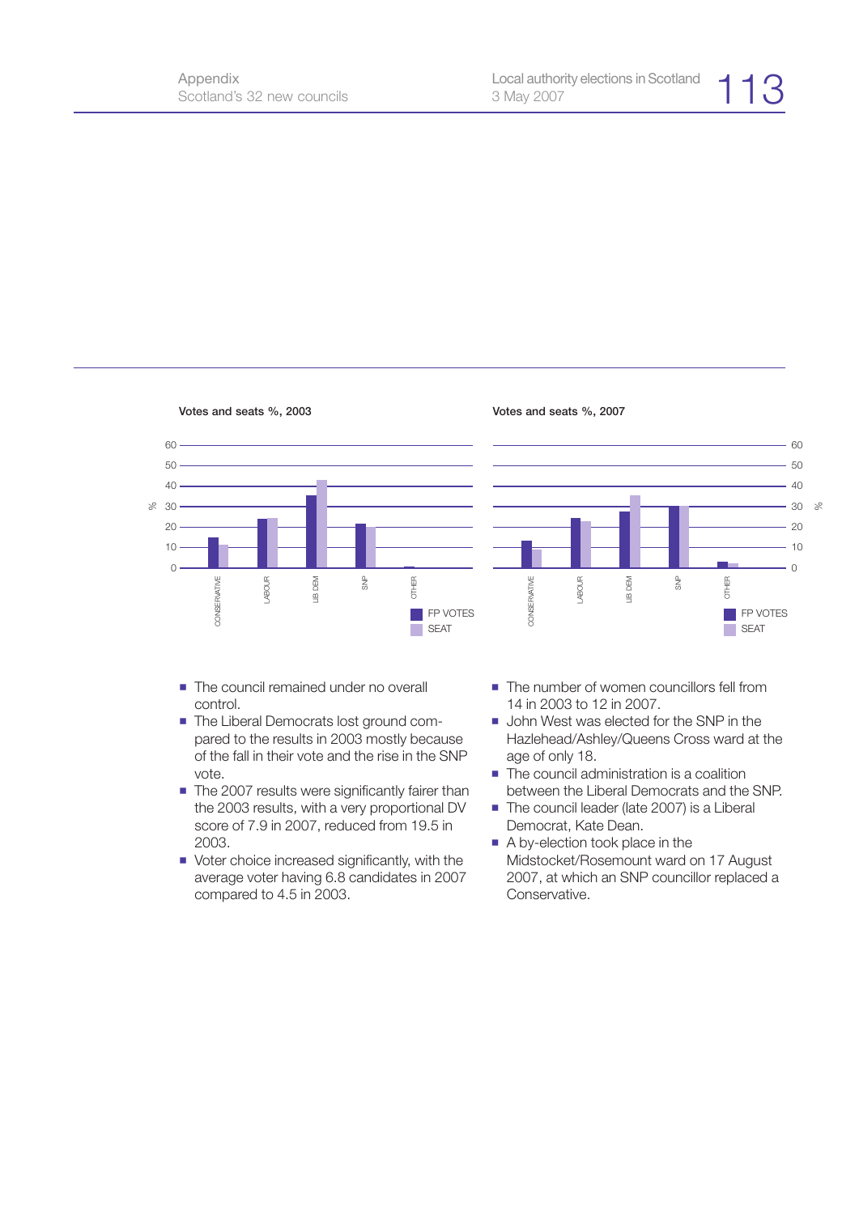**Votes and seats %, 2003**

**Votes and seats %, 2007**

- The council remained under no overall control.
- The Liberal Democrats lost ground compared to the results in 2003 mostly because of the fall in their vote and the rise in the SNP vote.
- The 2007 results were significantly fairer than the 2003 results, with a very proportional DV score of 7.9 in 2007, reduced from 19.5 in 2003.
- Voter choice increased significantly, with the average voter having 6.8 candidates in 2007 compared to 4.5 in 2003.
- The number of women councillors fell from 14 in 2003 to 12 in 2007.
- John West was elected for the SNP in the Hazlehead/Ashley/Queens Cross ward at the age of only 18.
- The council administration is a coalition between the Liberal Democrats and the SNP.
- The council leader (late 2007) is a Liberal Democrat, Kate Dean.
- A by-election took place in the Midstocket/Rosemount ward on 17 August 2007, at which an SNP councillor replaced a Conservative.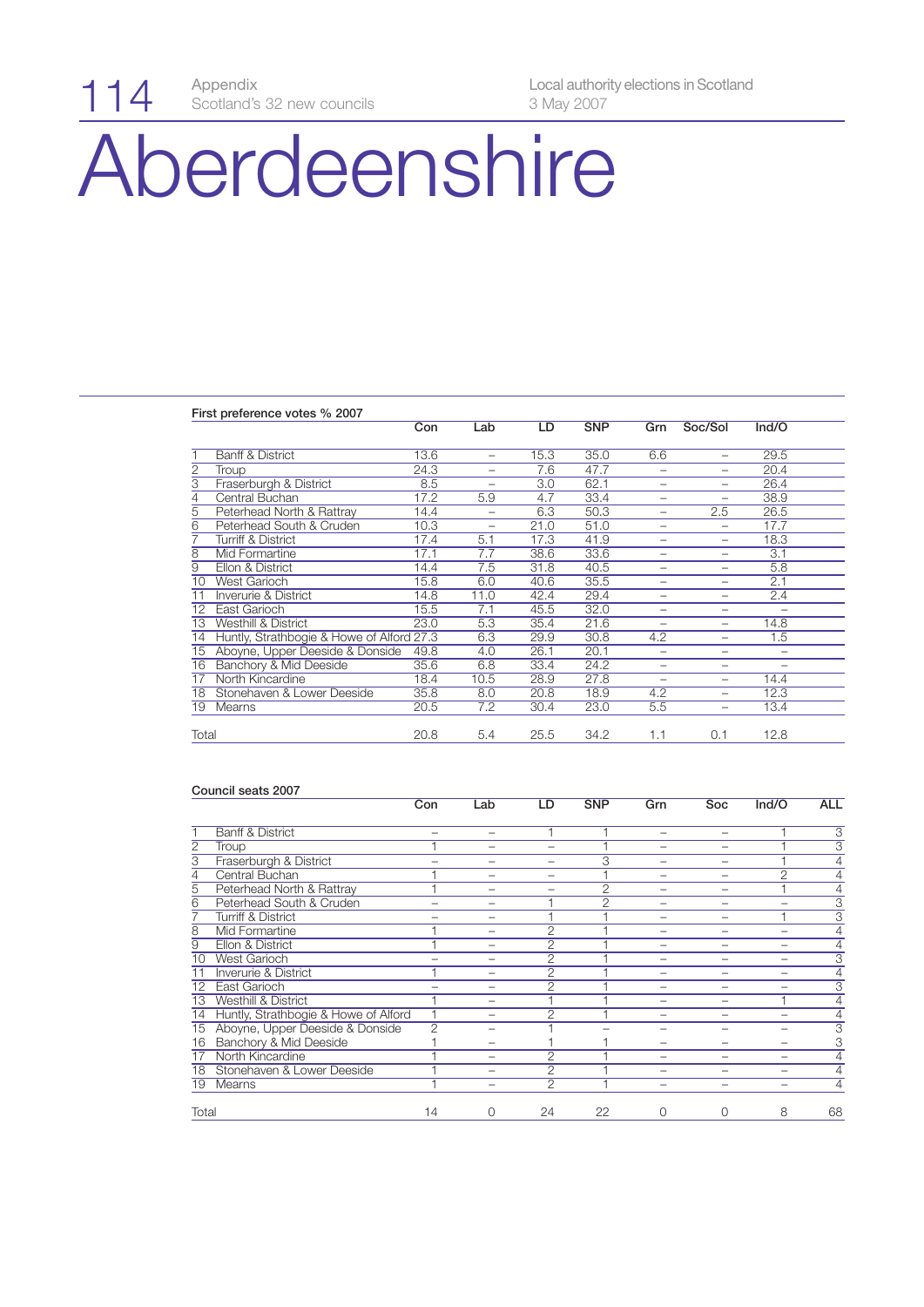# Aberdeenshire

**First preference votes % 2007**

| | | Con | Lab | LD | SNP | Grn | Soc/Sol | Ind/O |
|---|---|---|---|---|---|---|---|---|
| 1 | Banff & District | 13.6 | – | 15.3 | 35.0 | 6.6 | – | 29.5 |
| 2 | Troup | 24.3 | – | 7.6 | 47.7 | – | – | 20.4 |
| 3 | Fraserburgh & District | 8.5 | – | 3.0 | 62.1 | – | – | 26.4 |
| 4 | Central Buchan | 17.2 | 5.9 | 4.7 | 33.4 | – | – | 38.9 |
| 5 | Peterhead North & Rattray | 14.4 | – | 6.3 | 50.3 | – | 2.5 | 26.5 |
| 6 | Peterhead South & Cruden | 10.3 | – | 21.0 | 51.0 | – | – | 17.7 |
| 7 | Turriff & District | 17.4 | 5.1 | 17.3 | 41.9 | – | – | 18.3 |
| 8 | Mid Formartine | 17.1 | 7.7 | 38.6 | 33.6 | – | – | 3.1 |
| 9 | Ellon & District | 14.4 | 7.5 | 31.8 | 40.5 | – | – | 5.8 |
| 10 | West Garioch | 15.8 | 6.0 | 40.6 | 35.5 | – | – | 2.1 |
| 11 | Inverurie & District | 14.8 | 11.0 | 42.4 | 29.4 | – | – | 2.4 |
| 12 | East Garioch | 15.5 | 7.1 | 45.5 | 32.0 | – | – | – |
| 13 | Westhill & District | 23.0 | 5.3 | 35.4 | 21.6 | – | – | 14.8 |
| 14 | Huntly, Strathbogie & Howe of Alford | 27.3 | 6.3 | 29.9 | 30.8 | 4.2 | – | 1.5 |
| 15 | Aboyne, Upper Deeside & Donside | 49.8 | 4.0 | 26.1 | 20.1 | – | – | – |
| 16 | Banchory & Mid Deeside | 35.6 | 6.8 | 33.4 | 24.2 | – | – | – |
| 17 | North Kincardine | 18.4 | 10.5 | 28.9 | 27.8 | – | – | 14.4 |
| 18 | Stonehaven & Lower Deeside | 35.8 | 8.0 | 20.8 | 18.9 | 4.2 | – | 12.3 |
| 19 | Mearns | 20.5 | 7.2 | 30.4 | 23.0 | 5.5 | – | 13.4 |
| | Total | 20.8 | 5.4 | 25.5 | 34.2 | 1.1 | 0.1 | 12.8 |

**Council seats 2007**

| | | Con | Lab | LD | SNP | Grn | Soc | Ind/O | ALL |
|---|---|---|---|---|---|---|---|---|---|
| 1 | Banff & District | – | – | 1 | 1 | – | – | 1 | 3 |
| 2 | Troup | 1 | – | – | 1 | – | – | 1 | 3 |
| 3 | Fraserburgh & District | – | – | – | 3 | – | – | 1 | 4 |
| 4 | Central Buchan | 1 | – | – | 1 | – | – | 2 | 4 |
| 5 | Peterhead North & Rattray | 1 | – | – | 2 | – | – | 1 | 4 |
| 6 | Peterhead South & Cruden | – | – | 1 | 2 | – | – | – | 3 |
| 7 | Turriff & District | – | – | 1 | 1 | – | – | 1 | 3 |
| 8 | Mid Formartine | 1 | – | 2 | 1 | – | – | – | 4 |
| 9 | Ellon & District | 1 | – | 2 | 1 | – | – | – | 4 |
| 10 | West Garioch | – | – | 2 | 1 | – | – | – | 3 |
| 11 | Inverurie & District | 1 | – | 2 | 1 | – | – | – | 4 |
| 12 | East Garioch | – | – | 2 | 1 | – | – | – | 3 |
| 13 | Westhill & District | 1 | – | 1 | 1 | – | – | 1 | 4 |
| 14 | Huntly, Strathbogie & Howe of Alford | 1 | – | 2 | 1 | – | – | – | 4 |
| 15 | Aboyne, Upper Deeside & Donside | 2 | – | 1 | – | – | – | – | 3 |
| 16 | Banchory & Mid Deeside | 1 | – | 1 | 1 | – | – | – | 3 |
| 17 | North Kincardine | 1 | – | 2 | 1 | – | – | – | 4 |
| 18 | Stonehaven & Lower Deeside | 1 | – | 2 | 1 | – | – | – | 4 |
| 19 | Mearns | 1 | – | 2 | 1 | – | – | – | 4 |
| | Total | 14 | 0 | 24 | 22 | 0 | 0 | 8 | 68 |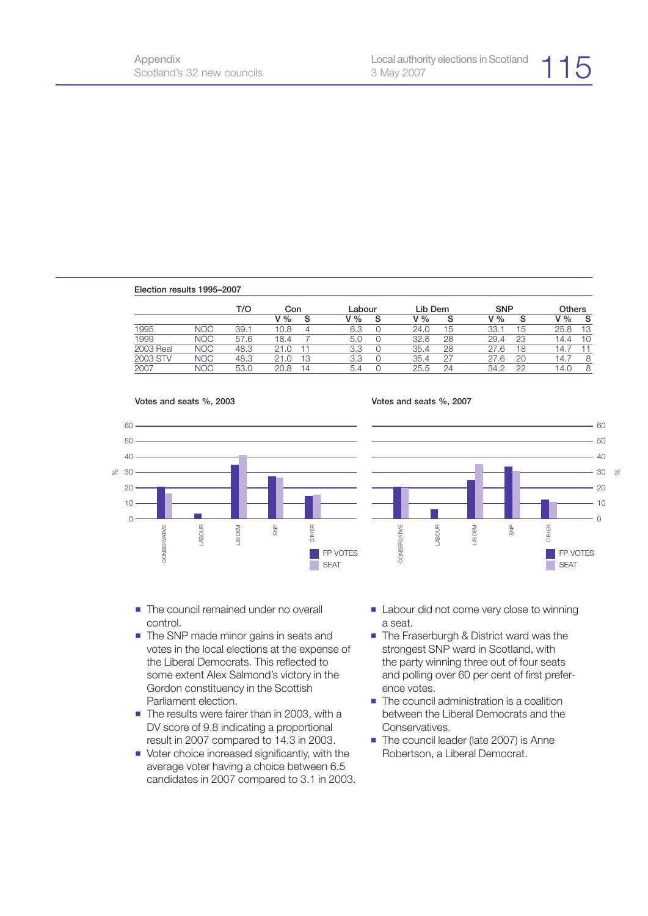**Election results 1995–2007**

| | | T/O | Con | | Labour | | Lib Dem | | SNP | | Others | |
|---|---|---|---|---|---|---|---|---|---|---|---|---|
| | | | V % | S | V % | S | V % | S | V % | S | V % | S |
| 1995 | NOC | 39.1 | 10.8 | 4 | 6.3 | 0 | 24.0 | 15 | 33.1 | 15 | 25.8 | 13 |
| 1999 | NOC | 57.6 | 18.4 | 7 | 5.0 | 0 | 32.8 | 28 | 29.4 | 23 | 14.4 | 10 |
| 2003 Real | NOC | 48.3 | 21.0 | 11 | 3.3 | 0 | 35.4 | 28 | 27.6 | 18 | 14.7 | 11 |
| 2003 STV | NOC | 48.3 | 21.0 | 13 | 3.3 | 0 | 35.4 | 27 | 27.6 | 20 | 14.7 | 8 |
| 2007 | NOC | 53.0 | 20.8 | 14 | 5.4 | 0 | 25.5 | 24 | 34.2 | 22 | 14.0 | 8 |

**Votes and seats %, 2003**

**Votes and seats %, 2007**

- The council remained under no overall control.
- The SNP made minor gains in seats and votes in the local elections at the expense of the Liberal Democrats. This reflected to some extent Alex Salmond's victory in the Gordon constituency in the Scottish Parliament election.
- The results were fairer than in 2003, with a DV score of 9.8 indicating a proportional result in 2007 compared to 14.3 in 2003.
- Voter choice increased significantly, with the average voter having a choice between 6.5 candidates in 2007 compared to 3.1 in 2003.
- Labour did not come very close to winning a seat.
- The Fraserburgh & District ward was the strongest SNP ward in Scotland, with the party winning three out of four seats and polling over 60 per cent of first preference votes.
- The council administration is a coalition between the Liberal Democrats and the Conservatives.
- The council leader (late 2007) is Anne Robertson, a Liberal Democrat.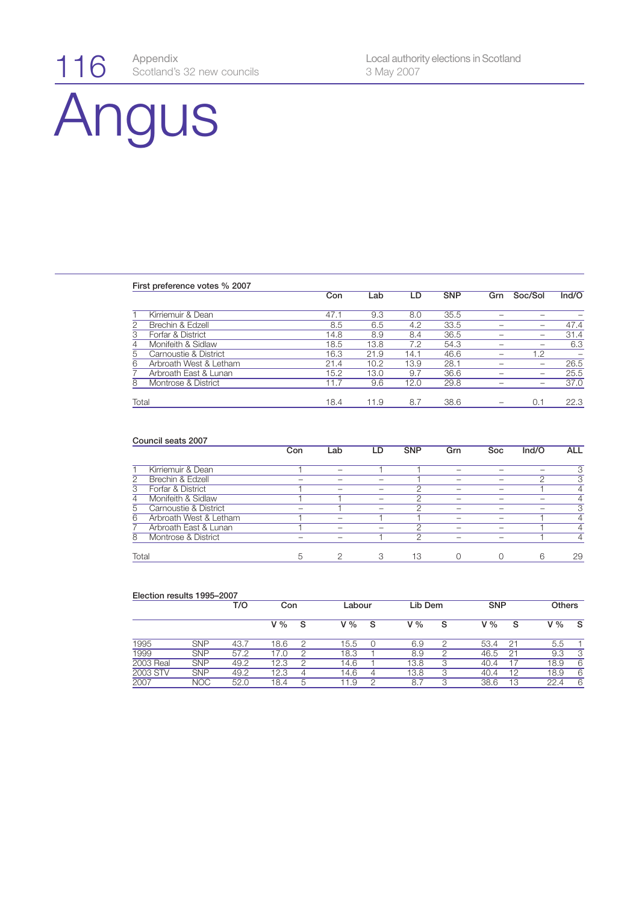# Angus

**First preference votes % 2007**

| | | Con | Lab | LD | SNP | Grn | Soc/Sol | Ind/O |
|---|---|---|---|---|---|---|---|---|
| 1 | Kirriemuir & Dean | 47.1 | 9.3 | 8.0 | 35.5 | – | – | – |
| 2 | Brechin & Edzell | 8.5 | 6.5 | 4.2 | 33.5 | – | – | 47.4 |
| 3 | Forfar & District | 14.8 | 8.9 | 8.4 | 36.5 | – | – | 31.4 |
| 4 | Monifeith & Sidlaw | 18.5 | 13.8 | 7.2 | 54.3 | – | – | 6.3 |
| 5 | Carnoustie & District | 16.3 | 21.9 | 14.1 | 46.6 | – | 1.2 | – |
| 6 | Arbroath West & Letham | 21.4 | 10.2 | 13.9 | 28.1 | – | – | 26.5 |
| 7 | Arbroath East & Lunan | 15.2 | 13.0 | 9.7 | 36.6 | – | – | 25.5 |
| 8 | Montrose & District | 11.7 | 9.6 | 12.0 | 29.8 | – | – | 37.0 |
| Total | | 18.4 | 11.9 | 8.7 | 38.6 | – | 0.1 | 22.3 |

**Council seats 2007**

| | | Con | Lab | LD | SNP | Grn | Soc | Ind/O | ALL |
|---|---|---|---|---|---|---|---|---|---|
| 1 | Kirriemuir & Dean | 1 | – | 1 | 1 | – | – | – | 3 |
| 2 | Brechin & Edzell | – | – | – | 1 | – | – | 2 | 3 |
| 3 | Forfar & District | 1 | – | – | 2 | – | – | 1 | 4 |
| 4 | Monifeith & Sidlaw | 1 | 1 | – | 2 | – | – | – | 4 |
| 5 | Carnoustie & District | – | 1 | – | 2 | – | – | – | 3 |
| 6 | Arbroath West & Letham | 1 | – | 1 | 1 | – | – | 1 | 4 |
| 7 | Arbroath East & Lunan | 1 | – | – | 2 | – | – | 1 | 4 |
| 8 | Montrose & District | – | – | 1 | 2 | – | – | 1 | 4 |
| Total | | 5 | 2 | 3 | 13 | 0 | 0 | 6 | 29 |

**Election results 1995–2007**

| | | T/O | Con | | Labour | | Lib Dem | | SNP | | Others | |
|---|---|---|---|---|---|---|---|---|---|---|---|---|
| | | | V % | S | V % | S | V % | S | V % | S | V % | S |
| 1995 | SNP | 43.7 | 18.6 | 2 | 15.5 | 0 | 6.9 | 2 | 53.4 | 21 | 5.5 | 1 |
| 1999 | SNP | 57.2 | 17.0 | 2 | 18.3 | 1 | 8.9 | 2 | 46.5 | 21 | 9.3 | 3 |
| 2003 Real | SNP | 49.2 | 12.3 | 2 | 14.6 | 1 | 13.8 | 3 | 40.4 | 17 | 18.9 | 6 |
| 2003 STV | SNP | 49.2 | 12.3 | 4 | 14.6 | 4 | 13.8 | 3 | 40.4 | 12 | 18.9 | 6 |
| 2007 | NOC | 52.0 | 18.4 | 5 | 11.9 | 2 | 8.7 | 3 | 38.6 | 13 | 22.4 | 6 |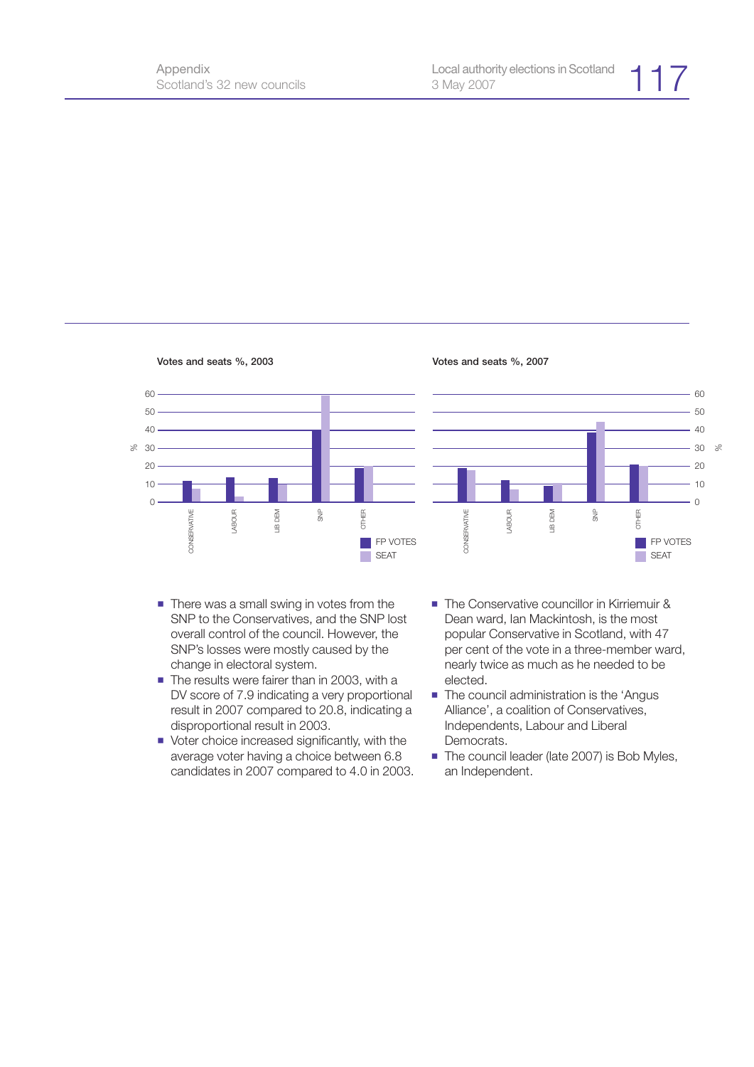**Votes and seats %, 2003**

**Votes and seats %, 2007**

- There was a small swing in votes from the SNP to the Conservatives, and the SNP lost overall control of the council. However, the SNP's losses were mostly caused by the change in electoral system.
- The results were fairer than in 2003, with a DV score of 7.9 indicating a very proportional result in 2007 compared to 20.8, indicating a disproportional result in 2003.
- Voter choice increased significantly, with the average voter having a choice between 6.8 candidates in 2007 compared to 4.0 in 2003.
- The Conservative councillor in Kirriemuir & Dean ward, Ian Mackintosh, is the most popular Conservative in Scotland, with 47 per cent of the vote in a three-member ward, nearly twice as much as he needed to be elected.
- The council administration is the 'Angus Alliance', a coalition of Conservatives, Independents, Labour and Liberal Democrats.
- The council leader (late 2007) is Bob Myles, an Independent.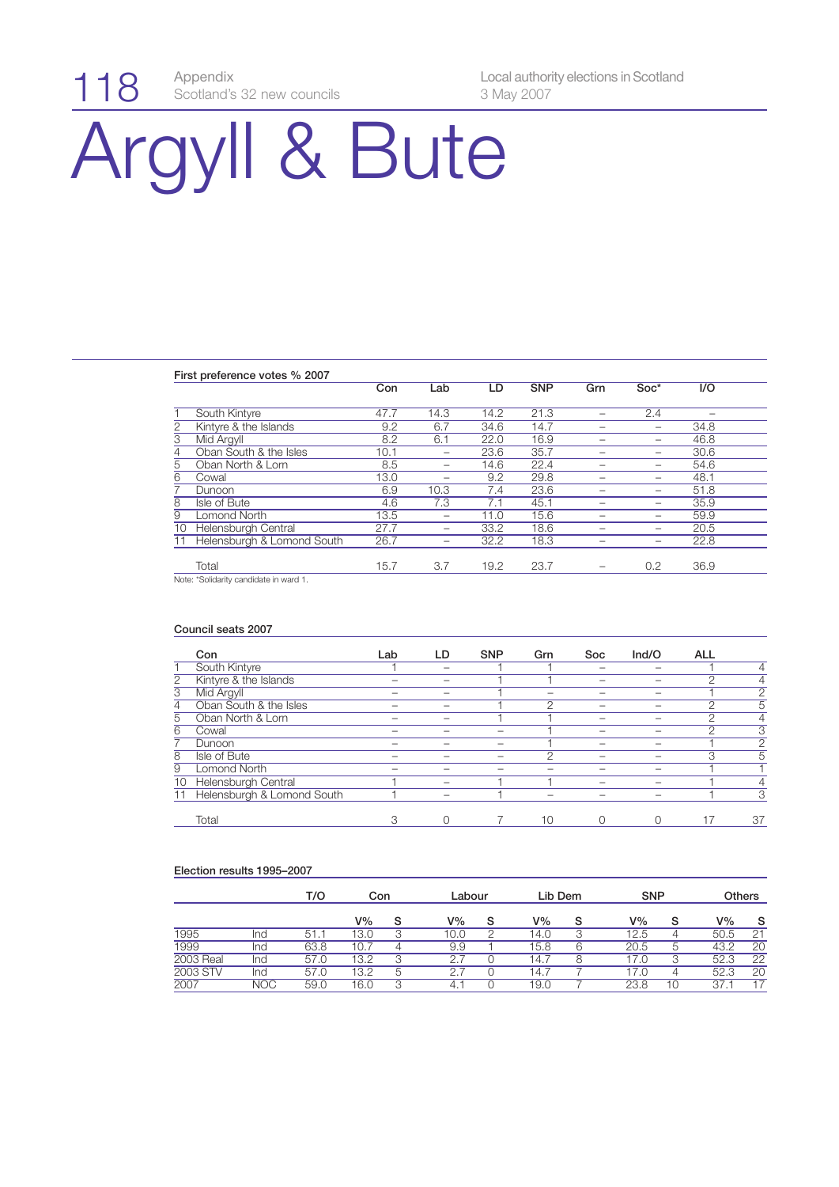# Argyll & Bute

### First preference votes % 2007

| | | Con | Lab | LD | SNP | Grn | Soc* | I/O |
|---|---|---|---|---|---|---|---|---|
| 1 | South Kintyre | 47.7 | 14.3 | 14.2 | 21.3 | – | 2.4 | – |
| 2 | Kintyre & the Islands | 9.2 | 6.7 | 34.6 | 14.7 | – | – | 34.8 |
| 3 | Mid Argyll | 8.2 | 6.1 | 22.0 | 16.9 | – | – | 46.8 |
| 4 | Oban South & the Isles | 10.1 | – | 23.6 | 35.7 | – | – | 30.6 |
| 5 | Oban North & Lorn | 8.5 | – | 14.6 | 22.4 | – | – | 54.6 |
| 6 | Cowal | 13.0 | – | 9.2 | 29.8 | – | – | 48.1 |
| 7 | Dunoon | 6.9 | 10.3 | 7.4 | 23.6 | – | – | 51.8 |
| 8 | Isle of Bute | 4.6 | 7.3 | 7.1 | 45.1 | – | – | 35.9 |
| 9 | Lomond North | 13.5 | – | 11.0 | 15.6 | – | – | 59.9 |
| 10 | Helensburgh Central | 27.7 | – | 33.2 | 18.6 | – | – | 20.5 |
| 11 | Helensburgh & Lomond South | 26.7 | – | 32.2 | 18.3 | – | – | 22.8 |
| | Total | 15.7 | 3.7 | 19.2 | 23.7 | – | 0.2 | 36.9 |

Note: *Solidarity candidate in ward 1.

### Council seats 2007

| | | Con | Lab | LD | SNP | Grn | Soc | Ind/O | ALL |
|---|---|---|---|---|---|---|---|---|---|
| 1 | South Kintyre | 1 | – | 1 | 1 | – | – | 1 | 4 |
| 2 | Kintyre & the Islands | – | – | 1 | 1 | – | – | 2 | 4 |
| 3 | Mid Argyll | – | – | 1 | – | – | – | 1 | 2 |
| 4 | Oban South & the Isles | – | – | 1 | 2 | – | – | 2 | 5 |
| 5 | Oban North & Lorn | – | – | 1 | 1 | – | – | 2 | 4 |
| 6 | Cowal | – | – | – | 1 | – | – | 2 | 3 |
| 7 | Dunoon | – | – | – | 1 | – | – | 1 | 2 |
| 8 | Isle of Bute | – | – | – | 2 | – | – | 3 | 5 |
| 9 | Lomond North | – | – | – | – | – | – | 1 | 1 |
| 10 | Helensburgh Central | 1 | – | 1 | 1 | – | – | 1 | 4 |
| 11 | Helensburgh & Lomond South | 1 | – | 1 | – | – | – | 1 | 3 |
| | Total | 3 | 0 | 7 | 10 | 0 | 0 | 17 | 37 |

### Election results 1995–2007

| | | T/O | Con | | Labour | | Lib Dem | | SNP | | Others | |
|---|---|---|---|---|---|---|---|---|---|---|---|---|
| | | | V% | S | V% | S | V% | S | V% | S | V% | S |
| 1995 | Ind | 51.1 | 13.0 | 3 | 10.0 | 2 | 14.0 | 3 | 12.5 | 4 | 50.5 | 21 |
| 1999 | Ind | 63.8 | 10.7 | 4 | 9.9 | 1 | 15.8 | 6 | 20.5 | 5 | 43.2 | 20 |
| 2003 Real | Ind | 57.0 | 13.2 | 3 | 2.7 | 0 | 14.7 | 8 | 17.0 | 3 | 52.3 | 22 |
| 2003 STV | Ind | 57.0 | 13.2 | 5 | 2.7 | 0 | 14.7 | 7 | 17.0 | 4 | 52.3 | 20 |
| 2007 | NOC | 59.0 | 16.0 | 3 | 4.1 | 0 | 19.0 | 7 | 23.8 | 10 | 37.1 | 17 |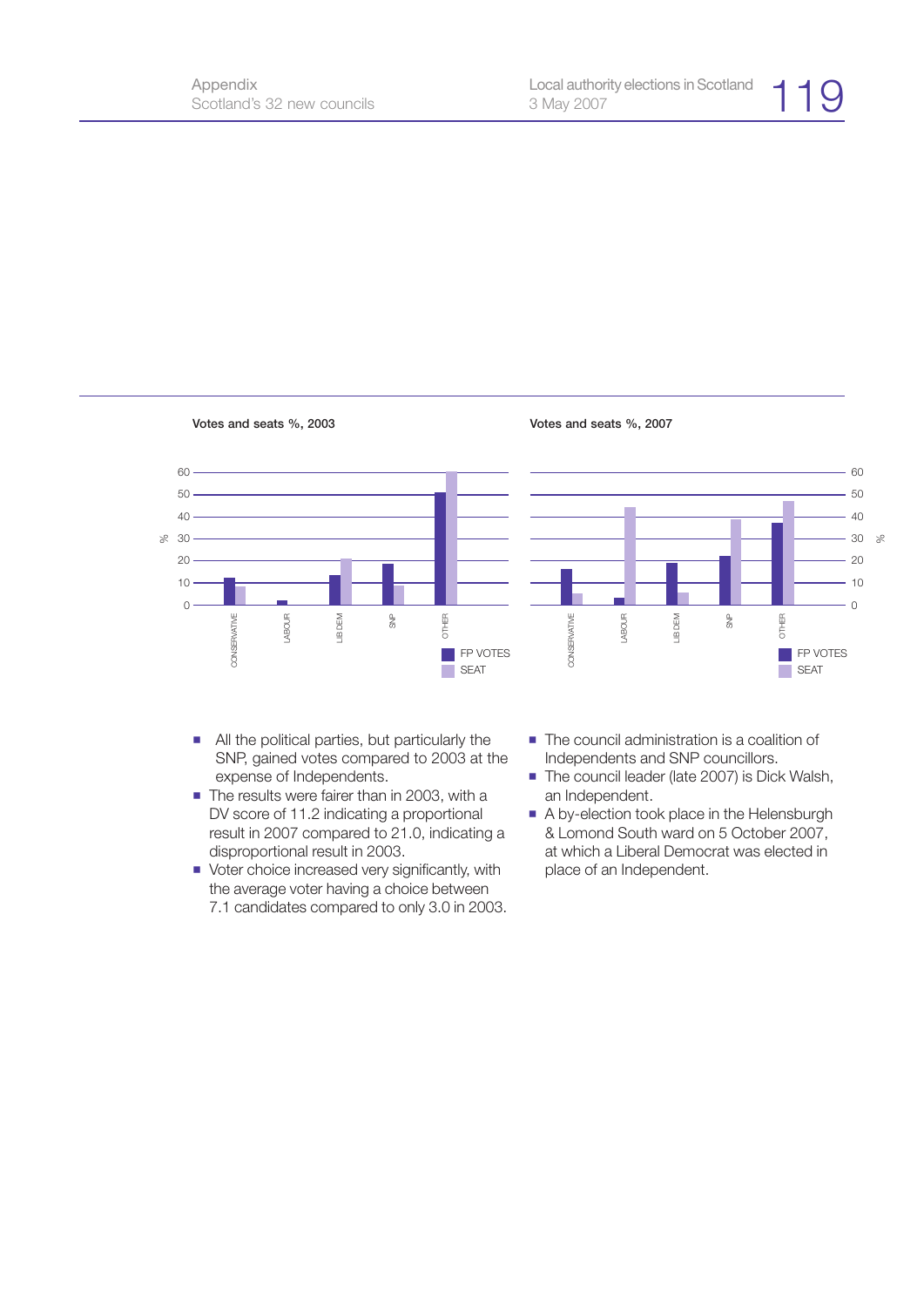**Votes and seats %, 2003**

**Votes and seats %, 2007**

- All the political parties, but particularly the SNP, gained votes compared to 2003 at the expense of Independents.
- The results were fairer than in 2003, with a DV score of 11.2 indicating a proportional result in 2007 compared to 21.0, indicating a disproportional result in 2003.
- Voter choice increased very significantly, with the average voter having a choice between 7.1 candidates compared to only 3.0 in 2003.
- The council administration is a coalition of Independents and SNP councillors.
- The council leader (late 2007) is Dick Walsh, an Independent.
- A by-election took place in the Helensburgh & Lomond South ward on 5 October 2007, at which a Liberal Democrat was elected in place of an Independent.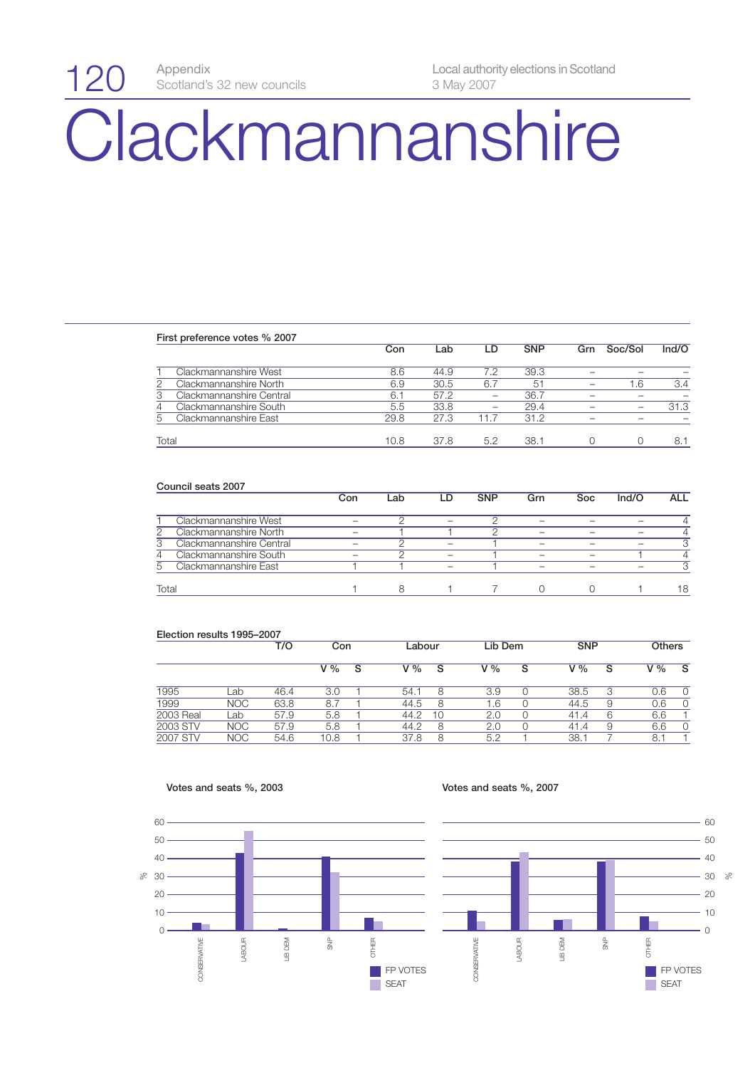# Clackmannanshire

**First preference votes % 2007**

| | | Con | Lab | LD | SNP | Grn | Soc/Sol | Ind/O |
|---|---|---|---|---|---|---|---|---|
| 1 | Clackmannanshire West | 8.6 | 44.9 | 7.2 | 39.3 | – | – | – |
| 2 | Clackmannanshire North | 6.9 | 30.5 | 6.7 | 51 | – | 1.6 | 3.4 |
| 3 | Clackmannanshire Central | 6.1 | 57.2 | – | 36.7 | – | – | – |
| 4 | Clackmannanshire South | 5.5 | 33.8 | – | 29.4 | – | – | 31.3 |
| 5 | Clackmannanshire East | 29.8 | 27.3 | 11.7 | 31.2 | – | – | – |
| Total | | 10.8 | 37.8 | 5.2 | 38.1 | 0 | 0 | 8.1 |

**Council seats 2007**

| | | Con | Lab | LD | SNP | Grn | Soc | Ind/O | ALL |
|---|---|---|---|---|---|---|---|---|---|
| 1 | Clackmannanshire West | – | 2 | – | 2 | – | – | – | 4 |
| 2 | Clackmannanshire North | – | 1 | 1 | 2 | – | – | – | 4 |
| 3 | Clackmannanshire Central | – | 2 | – | 1 | – | – | – | 3 |
| 4 | Clackmannanshire South | – | 2 | – | 1 | – | – | 1 | 4 |
| 5 | Clackmannanshire East | 1 | 1 | – | 1 | – | – | – | 3 |
| Total | | 1 | 8 | 1 | 7 | 0 | 0 | 1 | 18 |

**Election results 1995–2007**

| | | T/O | Con | | Labour | | Lib Dem | | SNP | | Others | |
|---|---|---|---|---|---|---|---|---|---|---|---|---|
| | | | V % | S | V % | S | V % | S | V % | S | V % | S |
| 1995 | Lab | 46.4 | 3.0 | 1 | 54.1 | 8 | 3.9 | 0 | 38.5 | 3 | 0.6 | 0 |
| 1999 | NOC | 63.8 | 8.7 | 1 | 44.5 | 8 | 1.6 | 0 | 44.5 | 9 | 0.6 | 0 |
| 2003 Real | Lab | 57.9 | 5.8 | 1 | 44.2 | 10 | 2.0 | 0 | 41.4 | 6 | 6.6 | 1 |
| 2003 STV | NOC | 57.9 | 5.8 | 1 | 44.2 | 8 | 2.0 | 0 | 41.4 | 9 | 6.6 | 0 |
| 2007 STV | NOC | 54.6 | 10.8 | 1 | 37.8 | 8 | 5.2 | 1 | 38.1 | 7 | 8.1 | 1 |

**Votes and seats %, 2003**

**Votes and seats %, 2007**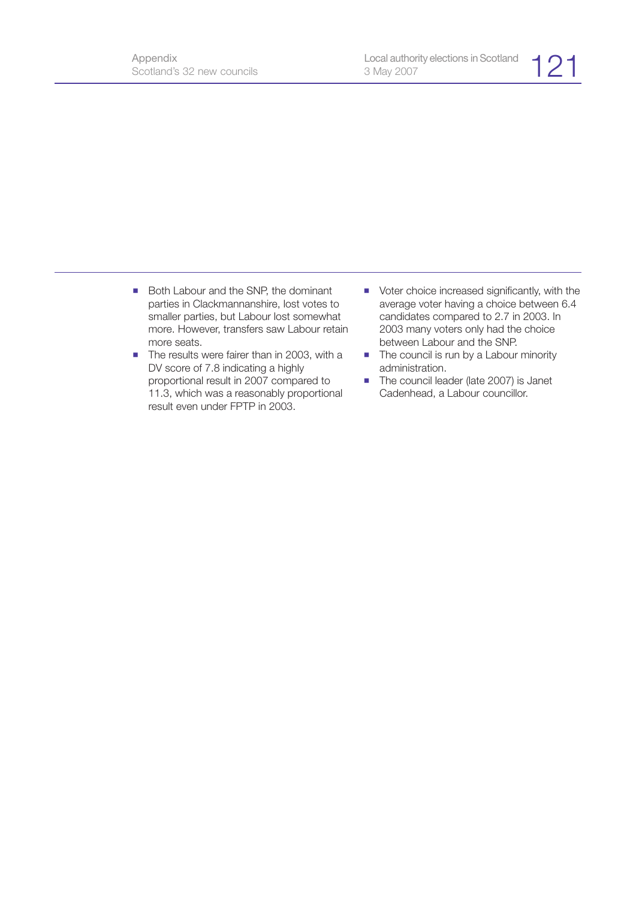- Both Labour and the SNP, the dominant parties in Clackmannanshire, lost votes to smaller parties, but Labour lost somewhat more. However, transfers saw Labour retain more seats.
- The results were fairer than in 2003, with a DV score of 7.8 indicating a highly proportional result in 2007 compared to 11.3, which was a reasonably proportional result even under FPTP in 2003.
- Voter choice increased significantly, with the average voter having a choice between 6.4 candidates compared to 2.7 in 2003. In 2003 many voters only had the choice between Labour and the SNP.
- The council is run by a Labour minority administration.
- The council leader (late 2007) is Janet Cadenhead, a Labour councillor.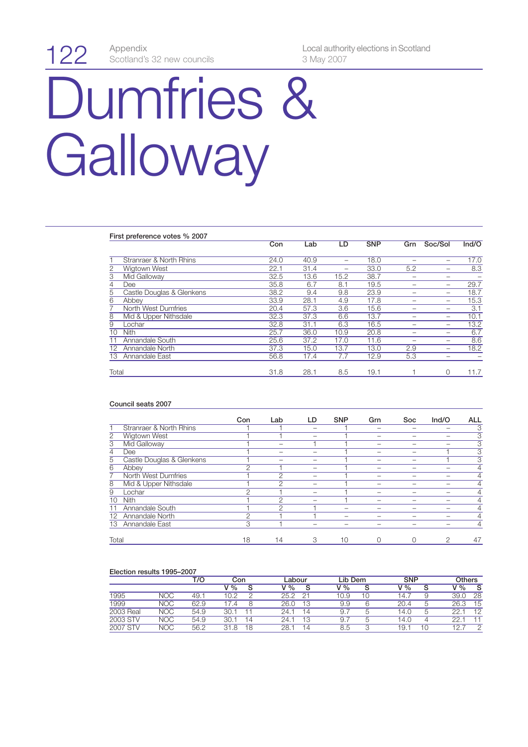# Dumfries & Galloway

### First preference votes % 2007

| | | Con | Lab | LD | SNP | Grn | Soc/Sol | Ind/O |
|---|---|---|---|---|---|---|---|---|
| 1 | Stranraer & North Rhins | 24.0 | 40.9 | – | 18.0 | – | – | 17.0 |
| 2 | Wigtown West | 22.1 | 31.4 | – | 33.0 | 5.2 | – | 8.3 |
| 3 | Mid Galloway | 32.5 | 13.6 | 15.2 | 38.7 | – | – | – |
| 4 | Dee | 35.8 | 6.7 | 8.1 | 19.5 | – | – | 29.7 |
| 5 | Castle Douglas & Glenkens | 38.2 | 9.4 | 9.8 | 23.9 | – | – | 18.7 |
| 6 | Abbey | 33.9 | 28.1 | 4.9 | 17.8 | – | – | 15.3 |
| 7 | North West Dumfries | 20.4 | 57.3 | 3.6 | 15.6 | – | – | 3.1 |
| 8 | Mid & Upper Nithsdale | 32.3 | 37.3 | 6.6 | 13.7 | – | – | 10.1 |
| 9 | Lochar | 32.8 | 31.1 | 6.3 | 16.5 | – | – | 13.2 |
| 10 | Nith | 25.7 | 36.0 | 10.9 | 20.8 | – | – | 6.7 |
| 11 | Annandale South | 25.6 | 37.2 | 17.0 | 11.6 | – | – | 8.6 |
| 12 | Annandale North | 37.3 | 15.0 | 13.7 | 13.0 | 2.9 | – | 18.2 |
| 13 | Annandale East | 56.8 | 17.4 | 7.7 | 12.9 | 5.3 | – | – |
| Total | | 31.8 | 28.1 | 8.5 | 19.1 | 1 | 0 | 11.7 |

### Council seats 2007

| | | Con | Lab | LD | SNP | Grn | Soc | Ind/O | ALL |
|---|---|---|---|---|---|---|---|---|---|
| 1 | Stranraer & North Rhins | 1 | 1 | – | 1 | – | – | – | 3 |
| 2 | Wigtown West | 1 | 1 | – | 1 | – | – | – | 3 |
| 3 | Mid Galloway | 1 | – | 1 | 1 | – | – | – | 3 |
| 4 | Dee | 1 | – | – | 1 | – | – | 1 | 3 |
| 5 | Castle Douglas & Glenkens | 1 | – | – | 1 | – | – | 1 | 3 |
| 6 | Abbey | 2 | 1 | – | 1 | – | – | – | 4 |
| 7 | North West Dumfries | 1 | 2 | – | 1 | – | – | – | 4 |
| 8 | Mid & Upper Nithsdale | 1 | 2 | – | 1 | – | – | – | 4 |
| 9 | Lochar | 2 | 1 | – | 1 | – | – | – | 4 |
| 10 | Nith | 1 | 2 | – | 1 | – | – | – | 4 |
| 11 | Annandale South | 1 | 2 | 1 | – | – | – | – | 4 |
| 12 | Annandale North | 2 | 1 | 1 | – | – | – | – | 4 |
| 13 | Annandale East | 3 | 1 | – | – | – | – | – | 4 |
| Total | | 18 | 14 | 3 | 10 | 0 | 0 | 2 | 47 |

### Election results 1995–2007

| | | T/O | Con | | Labour | | Lib Dem | | SNP | | Others | |
|---|---|---|---|---|---|---|---|---|---|---|---|---|
| | | | V % | S | V % | S | V % | S | V % | S | V % | S |
| 1995 | NOC | 49.1 | 10.2 | 2 | 25.2 | 21 | 10.9 | 10 | 14.7 | 9 | 39.0 | 28 |
| 1999 | NOC | 62.9 | 17.4 | 8 | 26.0 | 13 | 9.9 | 6 | 20.4 | 5 | 26.3 | 15 |
| 2003 Real | NOC | 54.9 | 30.1 | 11 | 24.1 | 14 | 9.7 | 5 | 14.0 | 5 | 22.1 | 12 |
| 2003 STV | NOC | 54.9 | 30.1 | 14 | 24.1 | 13 | 9.7 | 5 | 14.0 | 4 | 22.1 | 11 |
| 2007 STV | NOC | 56.2 | 31.8 | 18 | 28.1 | 14 | 8.5 | 3 | 19.1 | 10 | 12.7 | 2 |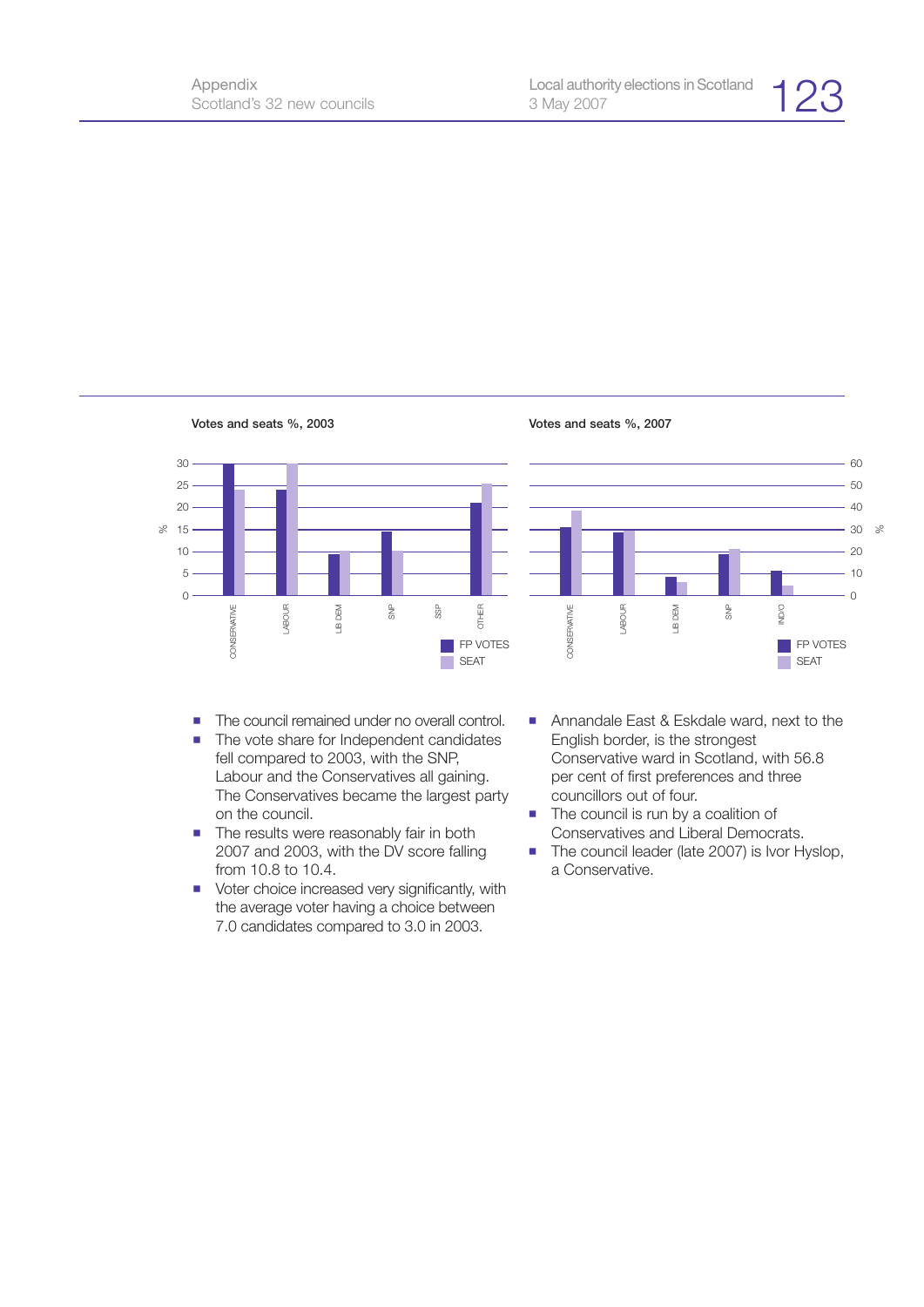**Votes and seats %, 2003**

**Votes and seats %, 2007**

- The council remained under no overall control.
- The vote share for Independent candidates fell compared to 2003, with the SNP, Labour and the Conservatives all gaining. The Conservatives became the largest party on the council.
- The results were reasonably fair in both 2007 and 2003, with the DV score falling from 10.8 to 10.4.
- Voter choice increased very significantly, with the average voter having a choice between 7.0 candidates compared to 3.0 in 2003.
- Annandale East & Eskdale ward, next to the English border, is the strongest Conservative ward in Scotland, with 56.8 per cent of first preferences and three councillors out of four.
- The council is run by a coalition of Conservatives and Liberal Democrats.
- The council leader (late 2007) is Ivor Hyslop, a Conservative.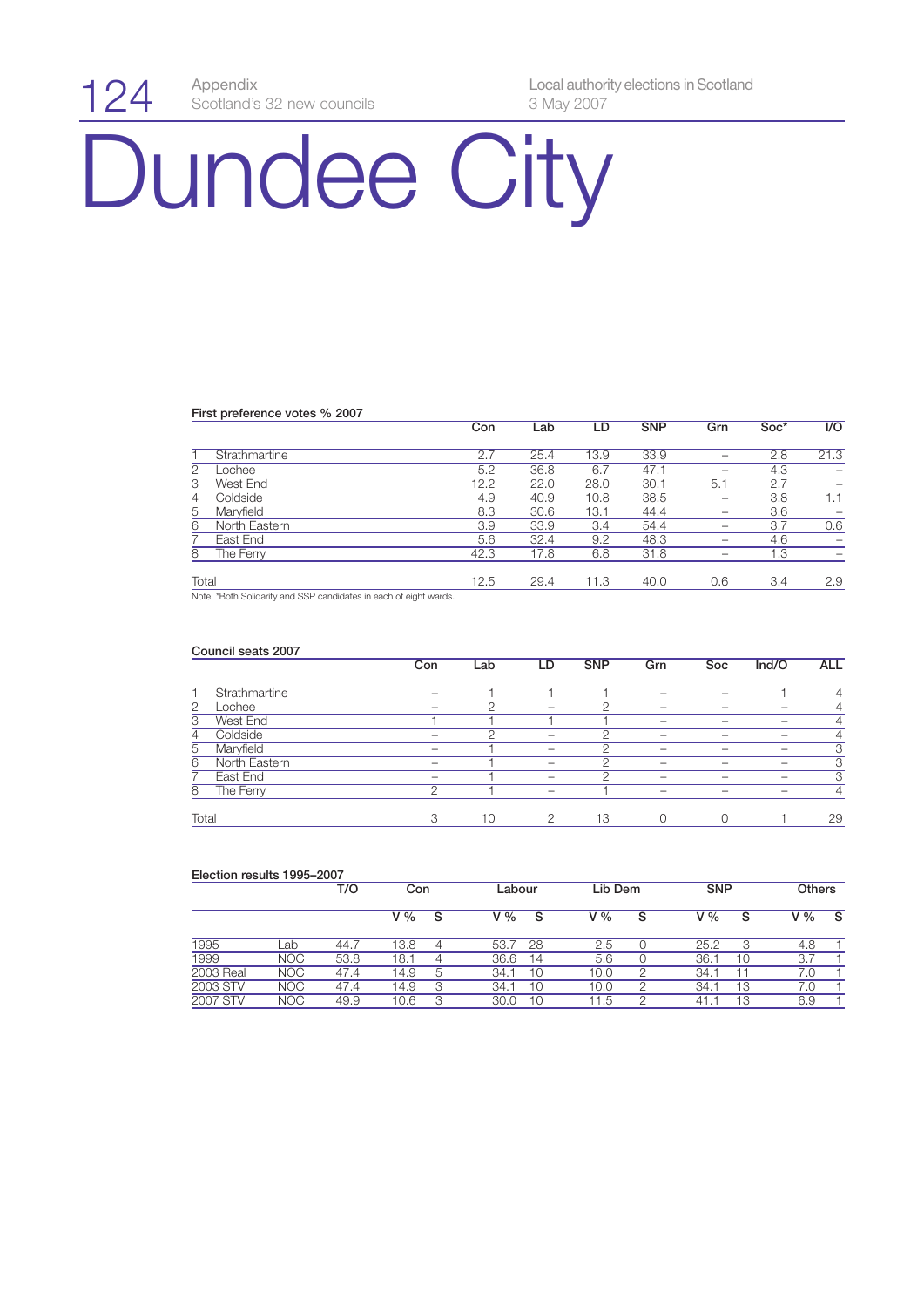# Dundee City

### First preference votes % 2007

| | | Con | Lab | LD | SNP | Grn | Soc* | I/O |
|---|---|---|---|---|---|---|---|---|
| 1 | Strathmartine | 2.7 | 25.4 | 13.9 | 33.9 | – | 2.8 | 21.3 |
| 2 | Lochee | 5.2 | 36.8 | 6.7 | 47.1 | – | 4.3 | – |
| 3 | West End | 12.2 | 22.0 | 28.0 | 30.1 | 5.1 | 2.7 | – |
| 4 | Coldside | 4.9 | 40.9 | 10.8 | 38.5 | – | 3.8 | 1.1 |
| 5 | Maryfield | 8.3 | 30.6 | 13.1 | 44.4 | – | 3.6 | – |
| 6 | North Eastern | 3.9 | 33.9 | 3.4 | 54.4 | – | 3.7 | 0.6 |
| 7 | East End | 5.6 | 32.4 | 9.2 | 48.3 | – | 4.6 | – |
| 8 | The Ferry | 42.3 | 17.8 | 6.8 | 31.8 | – | 1.3 | – |
| Total | | 12.5 | 29.4 | 11.3 | 40.0 | 0.6 | 3.4 | 2.9 |

Note: *Both Solidarity and SSP candidates in each of eight wards.

### Council seats 2007

| | | Con | Lab | LD | SNP | Grn | Soc | Ind/O | ALL |
|---|---|---|---|---|---|---|---|---|---|
| 1 | Strathmartine | – | 1 | 1 | 1 | – | – | 1 | 4 |
| 2 | Lochee | – | 2 | – | 2 | – | – | – | 4 |
| 3 | West End | 1 | 1 | 1 | 1 | – | – | – | 4 |
| 4 | Coldside | – | 2 | – | 2 | – | – | – | 4 |
| 5 | Maryfield | – | 1 | – | 2 | – | – | – | 3 |
| 6 | North Eastern | – | 1 | – | 2 | – | – | – | 3 |
| 7 | East End | – | 1 | – | 2 | – | – | – | 3 |
| 8 | The Ferry | 2 | 1 | – | 1 | – | – | – | 4 |
| Total | | 3 | 10 | 2 | 13 | 0 | 0 | 1 | 29 |

### Election results 1995–2007

| | | T/O | Con | | Labour | | Lib Dem | | SNP | | Others | |
|---|---|---|---|---|---|---|---|---|---|---|---|---|
| | | | V % | S | V % | S | V % | S | V % | S | V % | S |
| 1995 | Lab | 44.7 | 13.8 | 4 | 53.7 | 28 | 2.5 | 0 | 25.2 | 3 | 4.8 | 1 |
| 1999 | NOC | 53.8 | 18.1 | 4 | 36.6 | 14 | 5.6 | 0 | 36.1 | 10 | 3.7 | 1 |
| 2003 Real | NOC | 47.4 | 14.9 | 5 | 34.1 | 10 | 10.0 | 2 | 34.1 | 11 | 7.0 | 1 |
| 2003 STV | NOC | 47.4 | 14.9 | 3 | 34.1 | 10 | 10.0 | 2 | 34.1 | 13 | 7.0 | 1 |
| 2007 STV | NOC | 49.9 | 10.6 | 3 | 30.0 | 10 | 11.5 | 2 | 41.1 | 13 | 6.9 | 1 |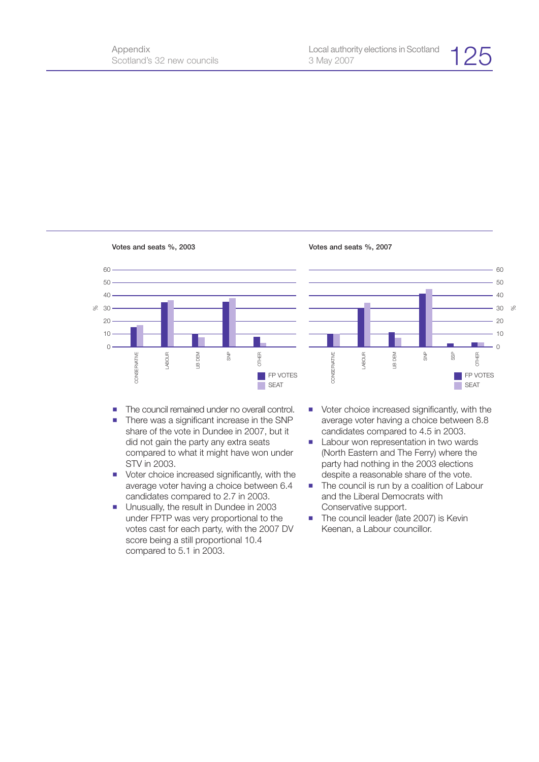**Votes and seats %, 2003**

**Votes and seats %, 2007**

- The council remained under no overall control.
- There was a significant increase in the SNP share of the vote in Dundee in 2007, but it did not gain the party any extra seats compared to what it might have won under STV in 2003.
- Voter choice increased significantly, with the average voter having a choice between 6.4 candidates compared to 2.7 in 2003.
- Unusually, the result in Dundee in 2003 under FPTP was very proportional to the votes cast for each party, with the 2007 DV score being a still proportional 10.4 compared to 5.1 in 2003.
- Voter choice increased significantly, with the average voter having a choice between 8.8 candidates compared to 4.5 in 2003.
- Labour won representation in two wards (North Eastern and The Ferry) where the party had nothing in the 2003 elections despite a reasonable share of the vote.
- The council is run by a coalition of Labour and the Liberal Democrats with Conservative support.
- The council leader (late 2007) is Kevin Keenan, a Labour councillor.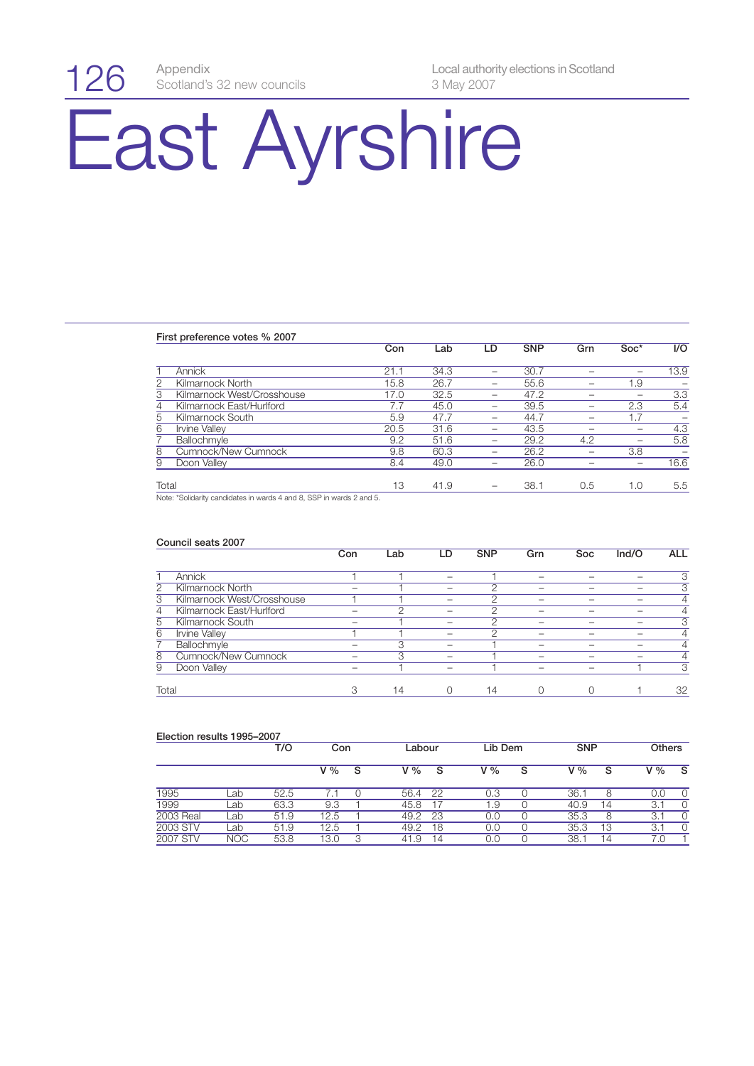# East Ayrshire

**First preference votes % 2007**

| | | Con | Lab | LD | SNP | Grn | Soc* | I/O |
|---|---|---|---|---|---|---|---|---|
| 1 | Annick | 21.1 | 34.3 | – | 30.7 | – | – | 13.9 |
| 2 | Kilmarnock North | 15.8 | 26.7 | – | 55.6 | – | 1.9 | – |
| 3 | Kilmarnock West/Crosshouse | 17.0 | 32.5 | – | 47.2 | – | – | 3.3 |
| 4 | Kilmarnock East/Hurlford | 7.7 | 45.0 | – | 39.5 | – | 2.3 | 5.4 |
| 5 | Kilmarnock South | 5.9 | 47.7 | – | 44.7 | – | 1.7 | – |
| 6 | Irvine Valley | 20.5 | 31.6 | – | 43.5 | – | – | 4.3 |
| 7 | Ballochmyle | 9.2 | 51.6 | – | 29.2 | 4.2 | – | 5.8 |
| 8 | Cumnock/New Cumnock | 9.8 | 60.3 | – | 26.2 | – | 3.8 | – |
| 9 | Doon Valley | 8.4 | 49.0 | – | 26.0 | – | – | 16.6 |
| Total | | 13 | 41.9 | – | 38.1 | 0.5 | 1.0 | 5.5 |

Note: *Solidarity candidates in wards 4 and 8, SSP in wards 2 and 5.

**Council seats 2007**

| | | Con | Lab | LD | SNP | Grn | Soc | Ind/O | ALL |
|---|---|---|---|---|---|---|---|---|---|
| 1 | Annick | 1 | 1 | – | 1 | – | – | – | 3 |
| 2 | Kilmarnock North | – | 1 | – | 2 | – | – | – | 3 |
| 3 | Kilmarnock West/Crosshouse | 1 | 1 | – | 2 | – | – | – | 4 |
| 4 | Kilmarnock East/Hurlford | – | 2 | – | 2 | – | – | – | 4 |
| 5 | Kilmarnock South | – | 1 | – | 2 | – | – | – | 3 |
| 6 | Irvine Valley | 1 | 1 | – | 2 | – | – | – | 4 |
| 7 | Ballochmyle | – | 3 | – | 1 | – | – | – | 4 |
| 8 | Cumnock/New Cumnock | – | 3 | – | 1 | – | – | – | 4 |
| 9 | Doon Valley | – | 1 | – | 1 | – | – | 1 | 3 |
| Total | | 3 | 14 | 0 | 14 | 0 | 0 | 1 | 32 |

**Election results 1995–2007**

| | | T/O | Con | | Labour | | Lib Dem | | SNP | | Others | |
|---|---|---|---|---|---|---|---|---|---|---|---|---|
| | | | V % | S | V % | S | V % | S | V % | S | V % | S |
| 1995 | Lab | 52.5 | 7.1 | 0 | 56.4 | 22 | 0.3 | 0 | 36.1 | 8 | 0.0 | 0 |
| 1999 | Lab | 63.3 | 9.3 | 1 | 45.8 | 17 | 1.9 | 0 | 40.9 | 14 | 3.1 | 0 |
| 2003 Real | Lab | 51.9 | 12.5 | 1 | 49.2 | 23 | 0.0 | 0 | 35.3 | 8 | 3.1 | 0 |
| 2003 STV | Lab | 51.9 | 12.5 | 1 | 49.2 | 18 | 0.0 | 0 | 35.3 | 13 | 3.1 | 0 |
| 2007 STV | NOC | 53.8 | 13.0 | 3 | 41.9 | 14 | 0.0 | 0 | 38.1 | 14 | 7.0 | 1 |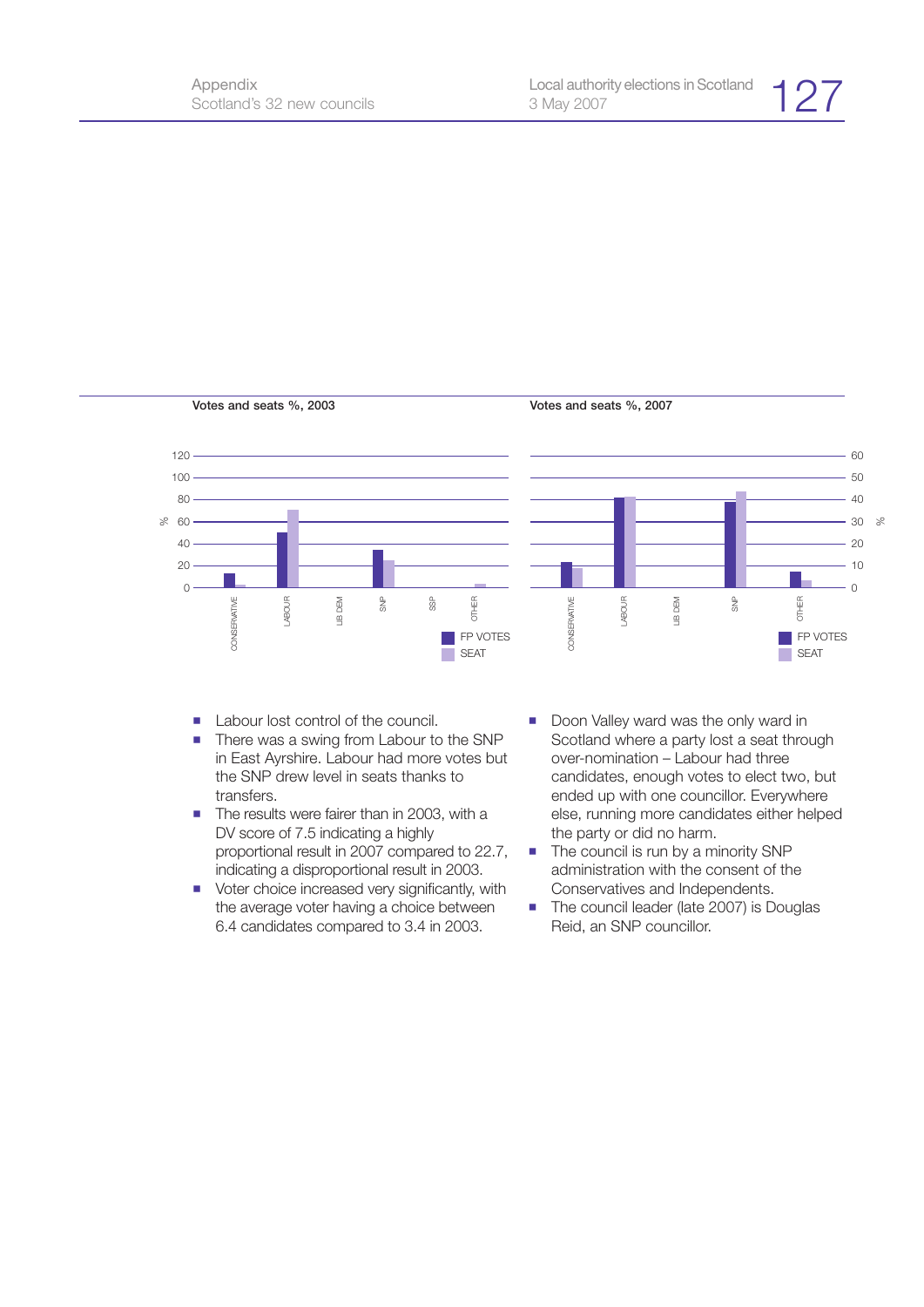Votes and seats %, 2003

Votes and seats %, 2007

- Labour lost control of the council.
- There was a swing from Labour to the SNP in East Ayrshire. Labour had more votes but the SNP drew level in seats thanks to transfers.
- The results were fairer than in 2003, with a DV score of 7.5 indicating a highly proportional result in 2007 compared to 22.7, indicating a disproportional result in 2003.
- Voter choice increased very significantly, with the average voter having a choice between 6.4 candidates compared to 3.4 in 2003.
- Doon Valley ward was the only ward in Scotland where a party lost a seat through over-nomination – Labour had three candidates, enough votes to elect two, but ended up with one councillor. Everywhere else, running more candidates either helped the party or did no harm.
- The council is run by a minority SNP administration with the consent of the Conservatives and Independents.
- The council leader (late 2007) is Douglas Reid, an SNP councillor.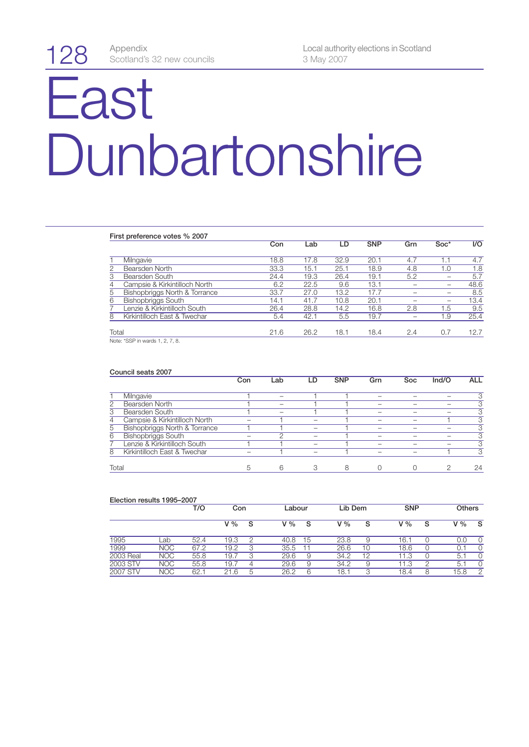# East Dunbartonshire

**First preference votes % 2007**

| | | Con | Lab | LD | SNP | Grn | Soc* | I/O |
|---|---|---|---|---|---|---|---|---|
| 1 | Milngavie | 18.8 | 17.8 | 32.9 | 20.1 | 4.7 | 1.1 | 4.7 |
| 2 | Bearsden North | 33.3 | 15.1 | 25.1 | 18.9 | 4.8 | 1.0 | 1.8 |
| 3 | Bearsden South | 24.4 | 19.3 | 26.4 | 19.1 | 5.2 | – | 5.7 |
| 4 | Campsie & Kirkintilloch North | 6.2 | 22.5 | 9.6 | 13.1 | – | – | 48.6 |
| 5 | Bishopbriggs North & Torrance | 33.7 | 27.0 | 13.2 | 17.7 | – | – | 8.5 |
| 6 | Bishopbriggs South | 14.1 | 41.7 | 10.8 | 20.1 | – | – | 13.4 |
| 7 | Lenzie & Kirkintilloch South | 26.4 | 28.8 | 14.2 | 16.8 | 2.8 | 1.5 | 9.5 |
| 8 | Kirkintilloch East & Twechar | 5.4 | 42.1 | 5.5 | 19.7 | – | 1.9 | 25.4 |
| Total | | 21.6 | 26.2 | 18.1 | 18.4 | 2.4 | 0.7 | 12.7 |

Note: *SSP in wards 1, 2, 7, 8.

**Council seats 2007**

| | | Con | Lab | LD | SNP | Grn | Soc | Ind/O | ALL |
|---|---|---|---|---|---|---|---|---|---|
| 1 | Milngavie | 1 | – | 1 | 1 | – | – | – | 3 |
| 2 | Bearsden North | 1 | – | 1 | 1 | – | – | – | 3 |
| 3 | Bearsden South | 1 | – | 1 | 1 | – | – | – | 3 |
| 4 | Campsie & Kirkintilloch North | – | 1 | – | 1 | – | – | 1 | 3 |
| 5 | Bishopbriggs North & Torrance | 1 | 1 | – | 1 | – | – | – | 3 |
| 6 | Bishopbriggs South | – | 2 | – | 1 | – | – | – | 3 |
| 7 | Lenzie & Kirkintilloch South | 1 | 1 | – | 1 | – | – | – | 3 |
| 8 | Kirkintilloch East & Twechar | – | 1 | – | 1 | – | – | 1 | 3 |
| Total | | 5 | 6 | 3 | 8 | 0 | 0 | 2 | 24 |

**Election results 1995–2007**

| | | T/O | Con | | Labour | | Lib Dem | | SNP | | Others | |
|---|---|---|---|---|---|---|---|---|---|---|---|---|
| | | | V % | S | V % | S | V % | S | V % | S | V % | S |
| 1995 | Lab | 52.4 | 19.3 | 2 | 40.8 | 15 | 23.8 | 9 | 16.1 | 0 | 0.0 | 0 |
| 1999 | NOC | 67.2 | 19.2 | 3 | 35.5 | 11 | 26.6 | 10 | 18.6 | 0 | 0.1 | 0 |
| 2003 Real | NOC | 55.8 | 19.7 | 3 | 29.6 | 9 | 34.2 | 12 | 11.3 | 0 | 5.1 | 0 |
| 2003 STV | NOC | 55.8 | 19.7 | 4 | 29.6 | 9 | 34.2 | 9 | 11.3 | 2 | 5.1 | 0 |
| 2007 STV | NOC | 62.1 | 21.6 | 5 | 26.2 | 6 | 18.1 | 3 | 18.4 | 8 | 15.8 | 2 |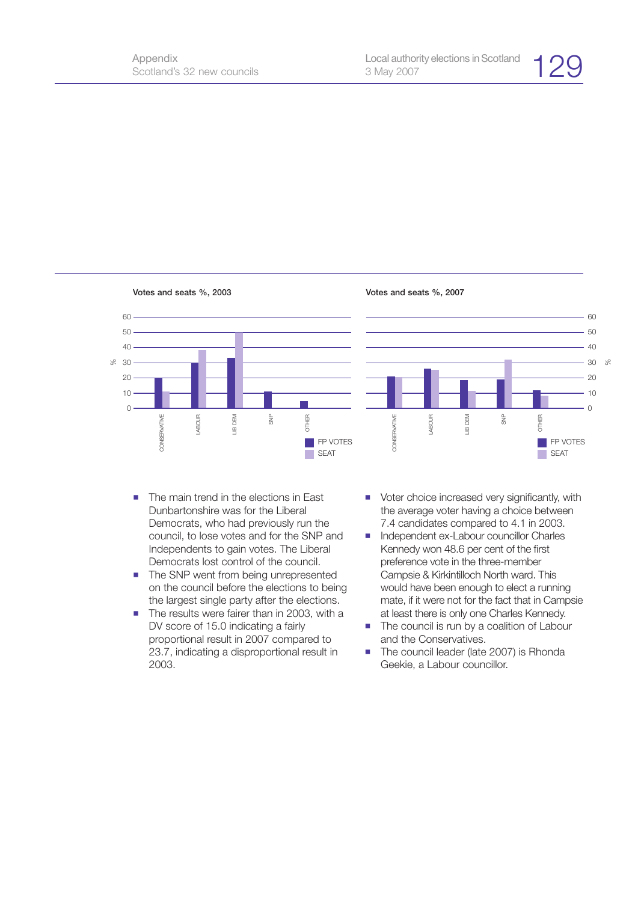**Votes and seats %, 2003**

**Votes and seats %, 2007**

- The main trend in the elections in East Dunbartonshire was for the Liberal Democrats, who had previously run the council, to lose votes and for the SNP and Independents to gain votes. The Liberal Democrats lost control of the council.
- The SNP went from being unrepresented on the council before the elections to being the largest single party after the elections.
- The results were fairer than in 2003, with a DV score of 15.0 indicating a fairly proportional result in 2007 compared to 23.7, indicating a disproportional result in 2003.
- Voter choice increased very significantly, with the average voter having a choice between 7.4 candidates compared to 4.1 in 2003.
- Independent ex-Labour councillor Charles Kennedy won 48.6 per cent of the first preference vote in the three-member Campsie & Kirkintilloch North ward. This would have been enough to elect a running mate, if it were not for the fact that in Campsie at least there is only one Charles Kennedy.
- The council is run by a coalition of Labour and the Conservatives.
- The council leader (late 2007) is Rhonda Geekie, a Labour councillor.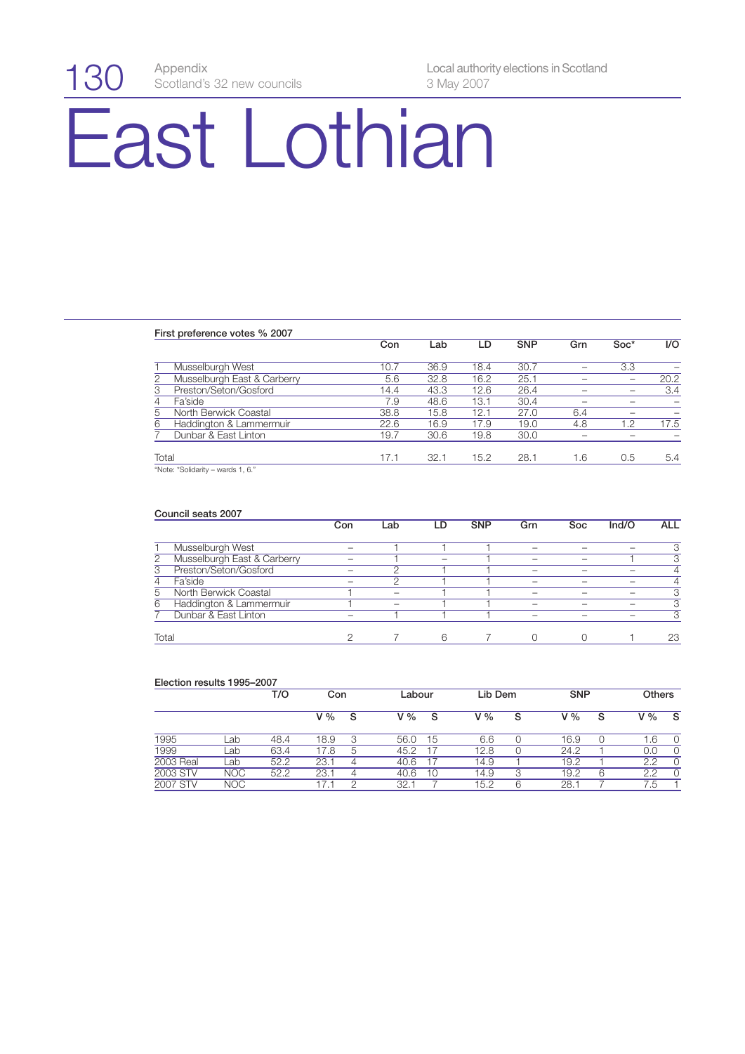# East Lothian

### First preference votes % 2007

| | | Con | Lab | LD | SNP | Grn | Soc* | I/O |
|---|---|---|---|---|---|---|---|---|
| 1 | Musselburgh West | 10.7 | 36.9 | 18.4 | 30.7 | – | 3.3 | – |
| 2 | Musselburgh East & Carberry | 5.6 | 32.8 | 16.2 | 25.1 | – | – | 20.2 |
| 3 | Preston/Seton/Gosford | 14.4 | 43.3 | 12.6 | 26.4 | – | – | 3.4 |
| 4 | Fa'side | 7.9 | 48.6 | 13.1 | 30.4 | – | – | – |
| 5 | North Berwick Coastal | 38.8 | 15.8 | 12.1 | 27.0 | 6.4 | – | – |
| 6 | Haddington & Lammermuir | 22.6 | 16.9 | 17.9 | 19.0 | 4.8 | 1.2 | 17.5 |
| 7 | Dunbar & East Linton | 19.7 | 30.6 | 19.8 | 30.0 | – | – | – |
| Total | | 17.1 | 32.1 | 15.2 | 28.1 | 1.6 | 0.5 | 5.4 |

*Note: "Solidarity – wards 1, 6."

### Council seats 2007

| | | Con | Lab | LD | SNP | Grn | Soc | Ind/O | ALL |
|---|---|---|---|---|---|---|---|---|---|
| 1 | Musselburgh West | – | 1 | 1 | 1 | – | – | – | 3 |
| 2 | Musselburgh East & Carberry | – | 1 | – | 1 | – | – | 1 | 3 |
| 3 | Preston/Seton/Gosford | – | 2 | 1 | 1 | – | – | – | 4 |
| 4 | Fa'side | – | 2 | 1 | 1 | – | – | – | 4 |
| 5 | North Berwick Coastal | 1 | – | 1 | 1 | – | – | – | 3 |
| 6 | Haddington & Lammermuir | 1 | – | 1 | 1 | – | – | – | 3 |
| 7 | Dunbar & East Linton | – | 1 | 1 | 1 | – | – | – | 3 |
| Total | | 2 | 7 | 6 | 7 | 0 | 0 | 1 | 23 |

### Election results 1995–2007

| | | T/O | Con | | Labour | | Lib Dem | | SNP | | Others | |
|---|---|---|---|---|---|---|---|---|---|---|---|---|
| | | | V % | S | V % | S | V % | S | V % | S | V % | S |
| 1995 | Lab | 48.4 | 18.9 | 3 | 56.0 | 15 | 6.6 | 0 | 16.9 | 0 | 1.6 | 0 |
| 1999 | Lab | 63.4 | 17.8 | 5 | 45.2 | 17 | 12.8 | 0 | 24.2 | 1 | 0.0 | 0 |
| 2003 Real | Lab | 52.2 | 23.1 | 4 | 40.6 | 17 | 14.9 | 1 | 19.2 | 1 | 2.2 | 0 |
| 2003 STV | NOC | 52.2 | 23.1 | 4 | 40.6 | 10 | 14.9 | 3 | 19.2 | 6 | 2.2 | 0 |
| 2007 STV | NOC | | 17.1 | 2 | 32.1 | 7 | 15.2 | 6 | 28.1 | 7 | 7.5 | 1 |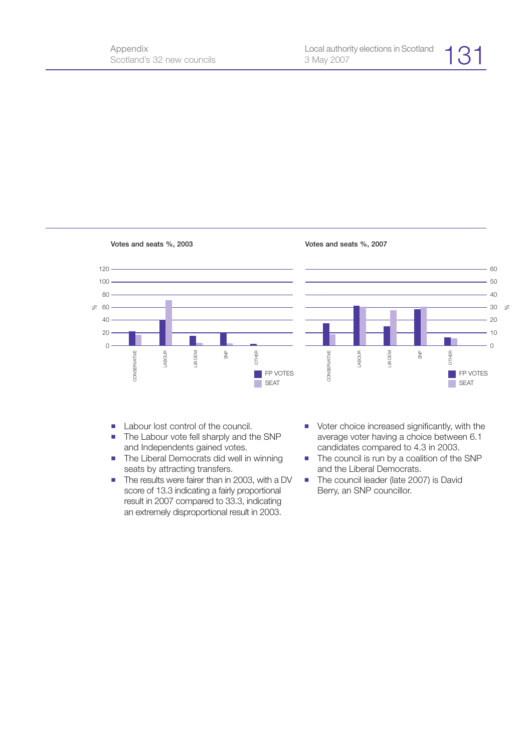Votes and seats %, 2003

Votes and seats %, 2007

- Labour lost control of the council.
- The Labour vote fell sharply and the SNP and Independents gained votes.
- The Liberal Democrats did well in winning seats by attracting transfers.
- The results were fairer than in 2003, with a DV score of 13.3 indicating a fairly proportional result in 2007 compared to 33.3, indicating an extremely disproportional result in 2003.
- Voter choice increased significantly, with the average voter having a choice between 6.1 candidates compared to 4.3 in 2003.
- The council is run by a coalition of the SNP and the Liberal Democrats.
- The council leader (late 2007) is David Berry, an SNP councillor.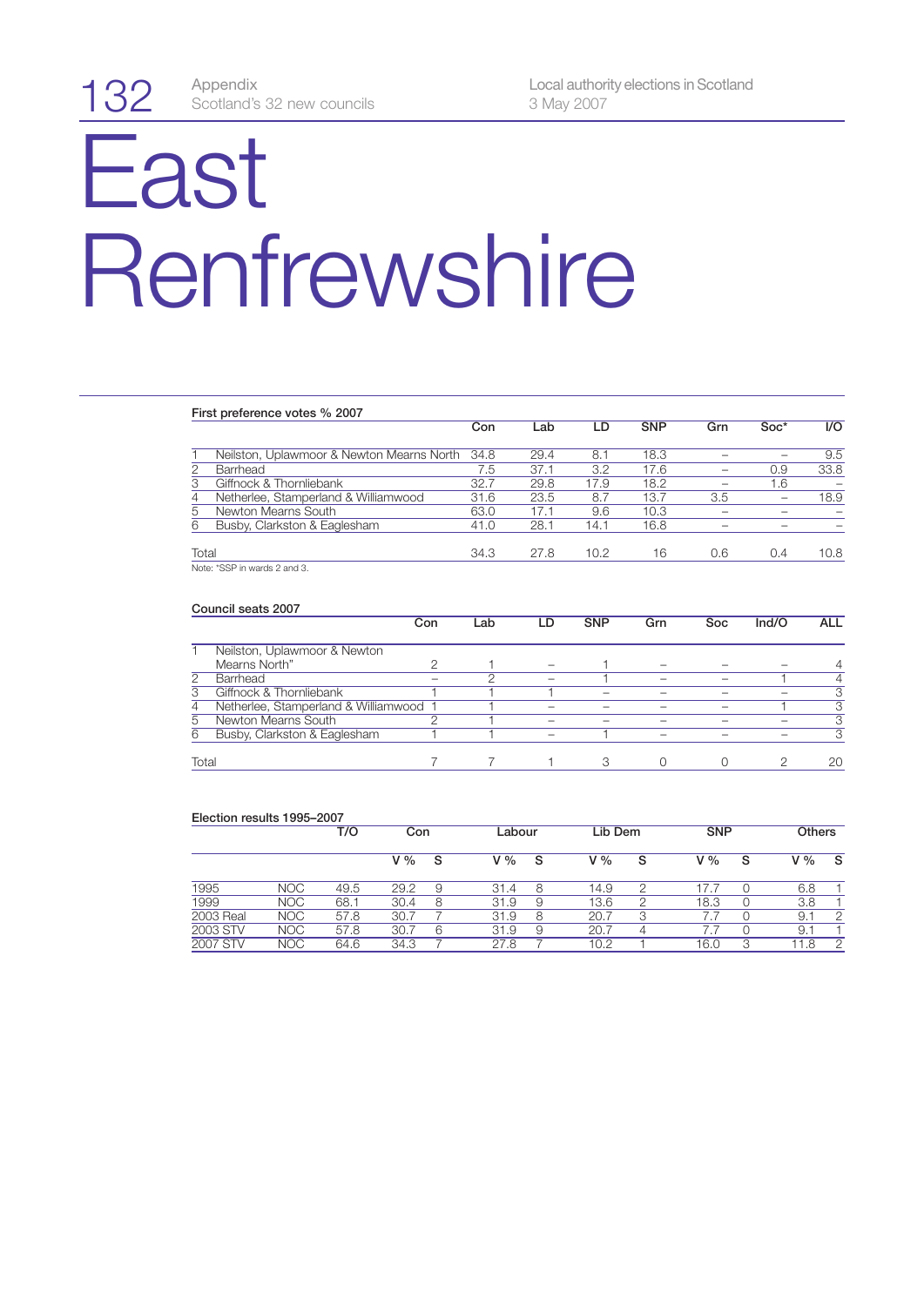# East Renfrewshire

### First preference votes % 2007

| | | Con | Lab | LD | SNP | Grn | Soc* | I/O |
|---|---|---|---|---|---|---|---|---|
| 1 | Neilston, Uplawmoor & Newton Mearns North | 34.8 | 29.4 | 8.1 | 18.3 | – | – | 9.5 |
| 2 | Barrhead | 7.5 | 37.1 | 3.2 | 17.6 | – | 0.9 | 33.8 |
| 3 | Giffnock & Thornliebank | 32.7 | 29.8 | 17.9 | 18.2 | – | 1.6 | – |
| 4 | Netherlee, Stamperland & Williamwood | 31.6 | 23.5 | 8.7 | 13.7 | 3.5 | – | 18.9 |
| 5 | Newton Mearns South | 63.0 | 17.1 | 9.6 | 10.3 | – | – | – |
| 6 | Busby, Clarkston & Eaglesham | 41.0 | 28.1 | 14.1 | 16.8 | – | – | – |
| Total | | 34.3 | 27.8 | 10.2 | 16 | 0.6 | 0.4 | 10.8 |

Note: *SSP in wards 2 and 3.

### Council seats 2007

| | | Con | Lab | LD | SNP | Grn | Soc | Ind/O | ALL |
|---|---|---|---|---|---|---|---|---|---|
| 1 | Neilston, Uplawmoor & Newton Mearns North" | 2 | 1 | – | 1 | – | – | – | 4 |
| 2 | Barrhead | – | 2 | – | 1 | – | – | 1 | 4 |
| 3 | Giffnock & Thornliebank | 1 | 1 | 1 | – | – | – | – | 3 |
| 4 | Netherlee, Stamperland & Williamwood | 1 | 1 | – | – | – | – | 1 | 3 |
| 5 | Newton Mearns South | 2 | 1 | – | – | – | – | – | 3 |
| 6 | Busby, Clarkston & Eaglesham | 1 | 1 | – | 1 | – | – | – | 3 |
| Total | | 7 | 7 | 1 | 3 | 0 | 0 | 2 | 20 |

### Election results 1995–2007

| | | T/O | Con | | Labour | | Lib Dem | | SNP | | Others | |
|---|---|---|---|---|---|---|---|---|---|---|---|---|
| | | | V % | S | V % | S | V % | S | V % | S | V % | S |
| 1995 | NOC | 49.5 | 29.2 | 9 | 31.4 | 8 | 14.9 | 2 | 17.7 | 0 | 6.8 | 1 |
| 1999 | NOC | 68.1 | 30.4 | 8 | 31.9 | 9 | 13.6 | 2 | 18.3 | 0 | 3.8 | 1 |
| 2003 Real | NOC | 57.8 | 30.7 | 7 | 31.9 | 8 | 20.7 | 3 | 7.7 | 0 | 9.1 | 2 |
| 2003 STV | NOC | 57.8 | 30.7 | 6 | 31.9 | 9 | 20.7 | 4 | 7.7 | 0 | 9.1 | 1 |
| 2007 STV | NOC | 64.6 | 34.3 | 7 | 27.8 | 7 | 10.2 | 1 | 16.0 | 3 | 11.8 | 2 |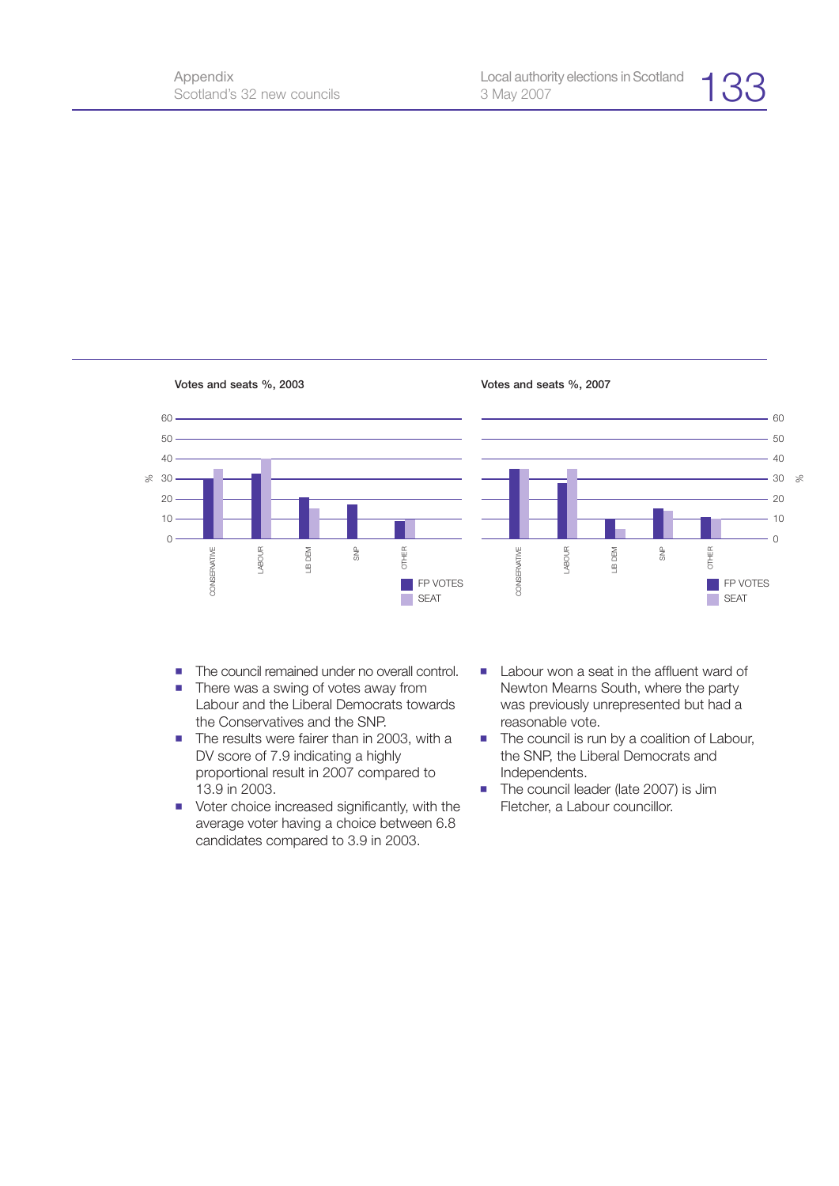**Votes and seats %, 2003**

**Votes and seats %, 2007**

- The council remained under no overall control.
- There was a swing of votes away from Labour and the Liberal Democrats towards the Conservatives and the SNP.
- The results were fairer than in 2003, with a DV score of 7.9 indicating a highly proportional result in 2007 compared to 13.9 in 2003.
- Voter choice increased significantly, with the average voter having a choice between 6.8 candidates compared to 3.9 in 2003.
- Labour won a seat in the affluent ward of Newton Mearns South, where the party was previously unrepresented but had a reasonable vote.
- The council is run by a coalition of Labour, the SNP, the Liberal Democrats and Independents.
- The council leader (late 2007) is Jim Fletcher, a Labour councillor.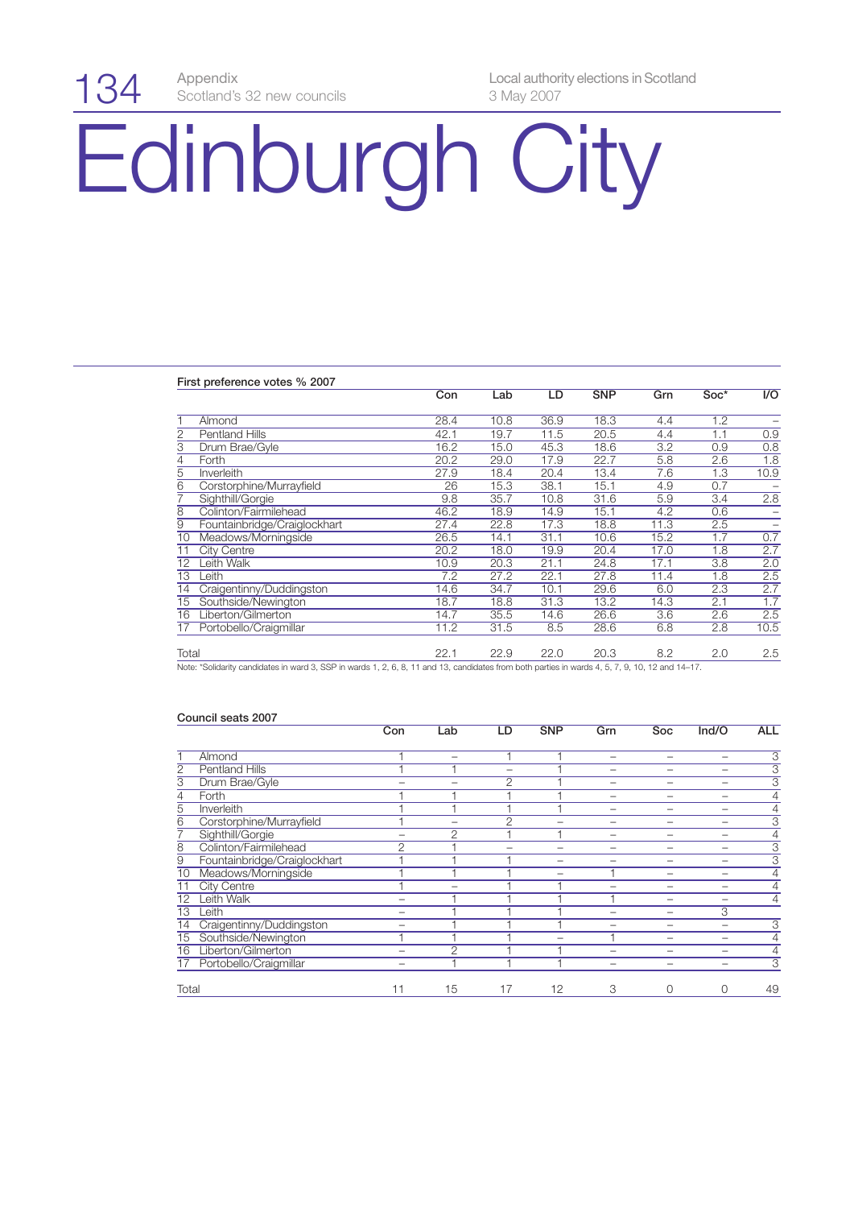# Edinburgh City

**First preference votes % 2007**

| | | Con | Lab | LD | SNP | Grn | Soc* | I/O |
|---|---|---|---|---|---|---|---|---|
| 1 | Almond | 28.4 | 10.8 | 36.9 | 18.3 | 4.4 | 1.2 | – |
| 2 | Pentland Hills | 42.1 | 19.7 | 11.5 | 20.5 | 4.4 | 1.1 | 0.9 |
| 3 | Drum Brae/Gyle | 16.2 | 15.0 | 45.3 | 18.6 | 3.2 | 0.9 | 0.8 |
| 4 | Forth | 20.2 | 29.0 | 17.9 | 22.7 | 5.8 | 2.6 | 1.8 |
| 5 | Inverleith | 27.9 | 18.4 | 20.4 | 13.4 | 7.6 | 1.3 | 10.9 |
| 6 | Corstorphine/Murrayfield | 26 | 15.3 | 38.1 | 15.1 | 4.9 | 0.7 | – |
| 7 | Sighthill/Gorgie | 9.8 | 35.7 | 10.8 | 31.6 | 5.9 | 3.4 | 2.8 |
| 8 | Colinton/Fairmilehead | 46.2 | 18.9 | 14.9 | 15.1 | 4.2 | 0.6 | – |
| 9 | Fountainbridge/Craiglockhart | 27.4 | 22.8 | 17.3 | 18.8 | 11.3 | 2.5 | – |
| 10 | Meadows/Morningside | 26.5 | 14.1 | 31.1 | 10.6 | 15.2 | 1.7 | 0.7 |
| 11 | City Centre | 20.2 | 18.0 | 19.9 | 20.4 | 17.0 | 1.8 | 2.7 |
| 12 | Leith Walk | 10.9 | 20.3 | 21.1 | 24.8 | 17.1 | 3.8 | 2.0 |
| 13 | Leith | 7.2 | 27.2 | 22.1 | 27.8 | 11.4 | 1.8 | 2.5 |
| 14 | Craigentinny/Duddingston | 14.6 | 34.7 | 10.1 | 29.6 | 6.0 | 2.3 | 2.7 |
| 15 | Southside/Newington | 18.7 | 18.8 | 31.3 | 13.2 | 14.3 | 2.1 | 1.7 |
| 16 | Liberton/Gilmerton | 14.7 | 35.5 | 14.6 | 26.6 | 3.6 | 2.6 | 2.5 |
| 17 | Portobello/Craigmillar | 11.2 | 31.5 | 8.5 | 28.6 | 6.8 | 2.8 | 10.5 |
| Total | | 22.1 | 22.9 | 22.0 | 20.3 | 8.2 | 2.0 | 2.5 |

Note: *Solidarity candidates in ward 3, SSP in wards 1, 2, 6, 8, 11 and 13, candidates from both parties in wards 4, 5, 7, 9, 10, 12 and 14–17.

**Council seats 2007**

| | | Con | Lab | LD | SNP | Grn | Soc | Ind/O | ALL |
|---|---|---|---|---|---|---|---|---|---|
| 1 | Almond | 1 | – | 1 | 1 | – | – | – | 3 |
| 2 | Pentland Hills | 1 | 1 | – | 1 | – | – | – | 3 |
| 3 | Drum Brae/Gyle | – | – | 2 | 1 | – | – | – | 3 |
| 4 | Forth | 1 | 1 | 1 | 1 | – | – | – | 4 |
| 5 | Inverleith | 1 | 1 | 1 | 1 | – | – | – | 4 |
| 6 | Corstorphine/Murrayfield | 1 | – | 2 | – | – | – | – | 3 |
| 7 | Sighthill/Gorgie | – | 2 | 1 | 1 | – | – | – | 4 |
| 8 | Colinton/Fairmilehead | 2 | 1 | – | – | – | – | – | 3 |
| 9 | Fountainbridge/Craiglockhart | 1 | 1 | 1 | – | – | – | – | 3 |
| 10 | Meadows/Morningside | 1 | 1 | 1 | – | 1 | – | – | 4 |
| 11 | City Centre | 1 | – | 1 | 1 | – | – | – | 4 |
| 12 | Leith Walk | – | 1 | 1 | 1 | 1 | – | – | 4 |
| 13 | Leith | – | 1 | 1 | 1 | – | – | 3 | |
| 14 | Craigentinny/Duddingston | – | 1 | 1 | 1 | – | – | – | 3 |
| 15 | Southside/Newington | 1 | 1 | 1 | – | 1 | – | – | 4 |
| 16 | Liberton/Gilmerton | – | 2 | 1 | 1 | – | – | – | 4 |
| 17 | Portobello/Craigmillar | – | 1 | 1 | 1 | – | – | – | 3 |
| Total | | 11 | 15 | 17 | 12 | 3 | 0 | 0 | 49 |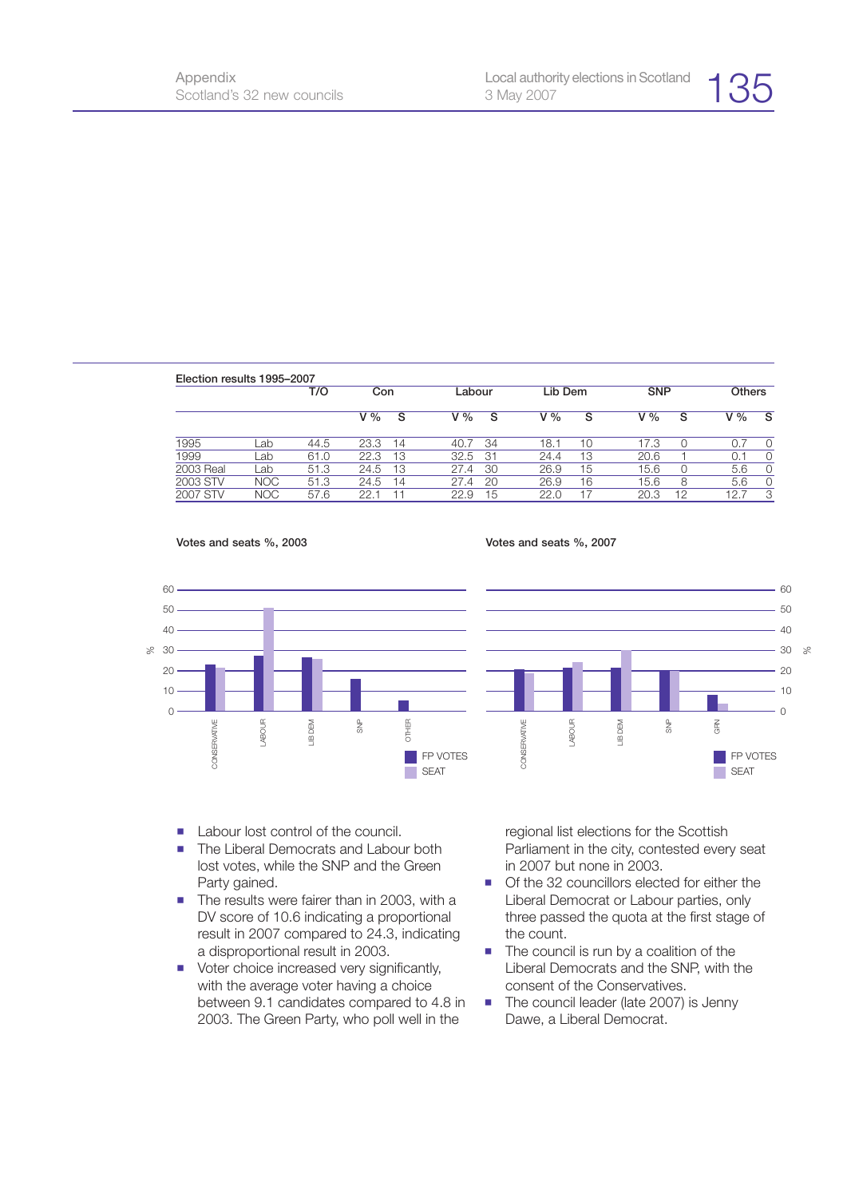**Election results 1995–2007**

| | | T/O | Con | | Labour | | Lib Dem | | SNP | | Others | |
|---|---|---|---|---|---|---|---|---|---|---|---|---|
| | | | V % | S | V % | S | V % | S | V % | S | V % | S |
| 1995 | Lab | 44.5 | 23.3 | 14 | 40.7 | 34 | 18.1 | 10 | 17.3 | 0 | 0.7 | 0 |
| 1999 | Lab | 61.0 | 22.3 | 13 | 32.5 | 31 | 24.4 | 13 | 20.6 | 1 | 0.1 | 0 |
| 2003 Real | Lab | 51.3 | 24.5 | 13 | 27.4 | 30 | 26.9 | 15 | 15.6 | 0 | 5.6 | 0 |
| 2003 STV | NOC | 51.3 | 24.5 | 14 | 27.4 | 20 | 26.9 | 16 | 15.6 | 8 | 5.6 | 0 |
| 2007 STV | NOC | 57.6 | 22.1 | 11 | 22.9 | 15 | 22.0 | 17 | 20.3 | 12 | 12.7 | 3 |

**Votes and seats %, 2003**

**Votes and seats %, 2007**

- Labour lost control of the council.
- The Liberal Democrats and Labour both lost votes, while the SNP and the Green Party gained.
- The results were fairer than in 2003, with a DV score of 10.6 indicating a proportional result in 2007 compared to 24.3, indicating a disproportional result in 2003.
- Voter choice increased very significantly, with the average voter having a choice between 9.1 candidates compared to 4.8 in 2003. The Green Party, who poll well in the regional list elections for the Scottish Parliament in the city, contested every seat in 2007 but none in 2003.
- Of the 32 councillors elected for either the Liberal Democrat or Labour parties, only three passed the quota at the first stage of the count.
- The council is run by a coalition of the Liberal Democrats and the SNP, with the consent of the Conservatives.
- The council leader (late 2007) is Jenny Dawe, a Liberal Democrat.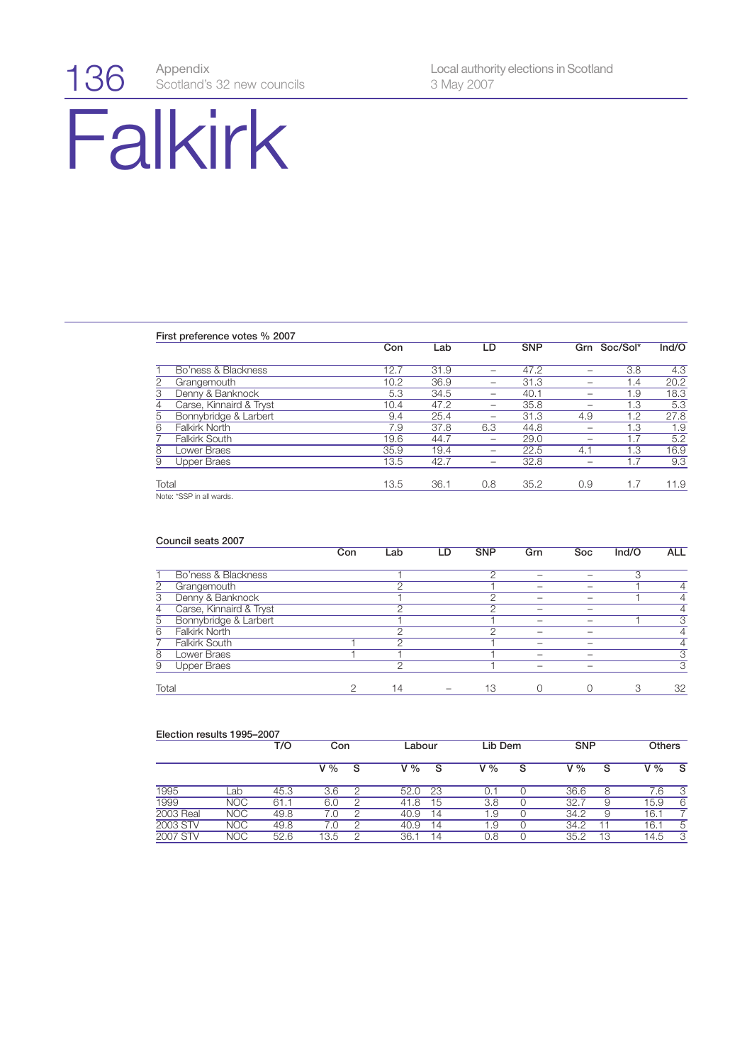# Falkirk

### First preference votes % 2007

| | | Con | Lab | LD | SNP | Grn | Soc/Sol* | Ind/O |
|---|---|---|---|---|---|---|---|---|
| 1 | Bo'ness & Blackness | 12.7 | 31.9 | – | 47.2 | – | 3.8 | 4.3 |
| 2 | Grangemouth | 10.2 | 36.9 | – | 31.3 | – | 1.4 | 20.2 |
| 3 | Denny & Banknock | 5.3 | 34.5 | – | 40.1 | – | 1.9 | 18.3 |
| 4 | Carse, Kinnaird & Tryst | 10.4 | 47.2 | – | 35.8 | – | 1.3 | 5.3 |
| 5 | Bonnybridge & Larbert | 9.4 | 25.4 | – | 31.3 | 4.9 | 1.2 | 27.8 |
| 6 | Falkirk North | 7.9 | 37.8 | 6.3 | 44.8 | – | 1.3 | 1.9 |
| 7 | Falkirk South | 19.6 | 44.7 | – | 29.0 | – | 1.7 | 5.2 |
| 8 | Lower Braes | 35.9 | 19.4 | – | 22.5 | 4.1 | 1.3 | 16.9 |
| 9 | Upper Braes | 13.5 | 42.7 | – | 32.8 | – | 1.7 | 9.3 |
| Total | | 13.5 | 36.1 | 0.8 | 35.2 | 0.9 | 1.7 | 11.9 |

Note: *SSP in all wards.

### Council seats 2007

| | | Con | Lab | LD | SNP | Grn | Soc | Ind/O | ALL |
|---|---|---|---|---|---|---|---|---|---|
| 1 | Bo'ness & Blackness | | 1 | | 2 | – | – | 3 | |
| 2 | Grangemouth | | 2 | | 1 | – | – | 1 | 4 |
| 3 | Denny & Banknock | | 1 | | 2 | – | – | 1 | 4 |
| 4 | Carse, Kinnaird & Tryst | | 2 | | 2 | – | – | | 4 |
| 5 | Bonnybridge & Larbert | | 1 | | 1 | – | – | 1 | 3 |
| 6 | Falkirk North | | 2 | | 2 | – | – | | 4 |
| 7 | Falkirk South | 1 | 2 | | 1 | – | – | | 4 |
| 8 | Lower Braes | 1 | 1 | | 1 | – | – | | 3 |
| 9 | Upper Braes | | 2 | | 1 | – | – | | 3 |
| Total | | 2 | 14 | – | 13 | 0 | 0 | 3 | 32 |

### Election results 1995–2007

| | | T/O | Con | | Labour | | Lib Dem | | SNP | | Others | |
|---|---|---|---|---|---|---|---|---|---|---|---|---|
| | | | V % | S | V % | S | V % | S | V % | S | V % | S |
| 1995 | Lab | 45.3 | 3.6 | 2 | 52.0 | 23 | 0.1 | 0 | 36.6 | 8 | 7.6 | 3 |
| 1999 | NOC | 61.1 | 6.0 | 2 | 41.8 | 15 | 3.8 | 0 | 32.7 | 9 | 15.9 | 6 |
| 2003 Real | NOC | 49.8 | 7.0 | 2 | 40.9 | 14 | 1.9 | 0 | 34.2 | 9 | 16.1 | 7 |
| 2003 STV | NOC | 49.8 | 7.0 | 2 | 40.9 | 14 | 1.9 | 0 | 34.2 | 11 | 16.1 | 5 |
| 2007 STV | NOC | 52.6 | 13.5 | 2 | 36.1 | 14 | 0.8 | 0 | 35.2 | 13 | 14.5 | 3 |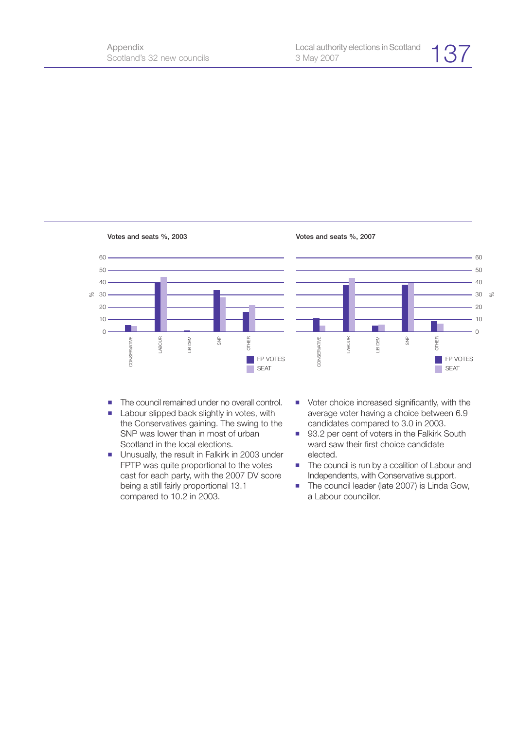**Votes and seats %, 2003**

**Votes and seats %, 2007**

- The council remained under no overall control.
- Labour slipped back slightly in votes, with the Conservatives gaining. The swing to the SNP was lower than in most of urban Scotland in the local elections.
- Unusually, the result in Falkirk in 2003 under FPTP was quite proportional to the votes cast for each party, with the 2007 DV score being a still fairly proportional 13.1 compared to 10.2 in 2003.
- Voter choice increased significantly, with the average voter having a choice between 6.9 candidates compared to 3.0 in 2003.
- 93.2 per cent of voters in the Falkirk South ward saw their first choice candidate elected.
- The council is run by a coalition of Labour and Independents, with Conservative support.
- The council leader (late 2007) is Linda Gow, a Labour councillor.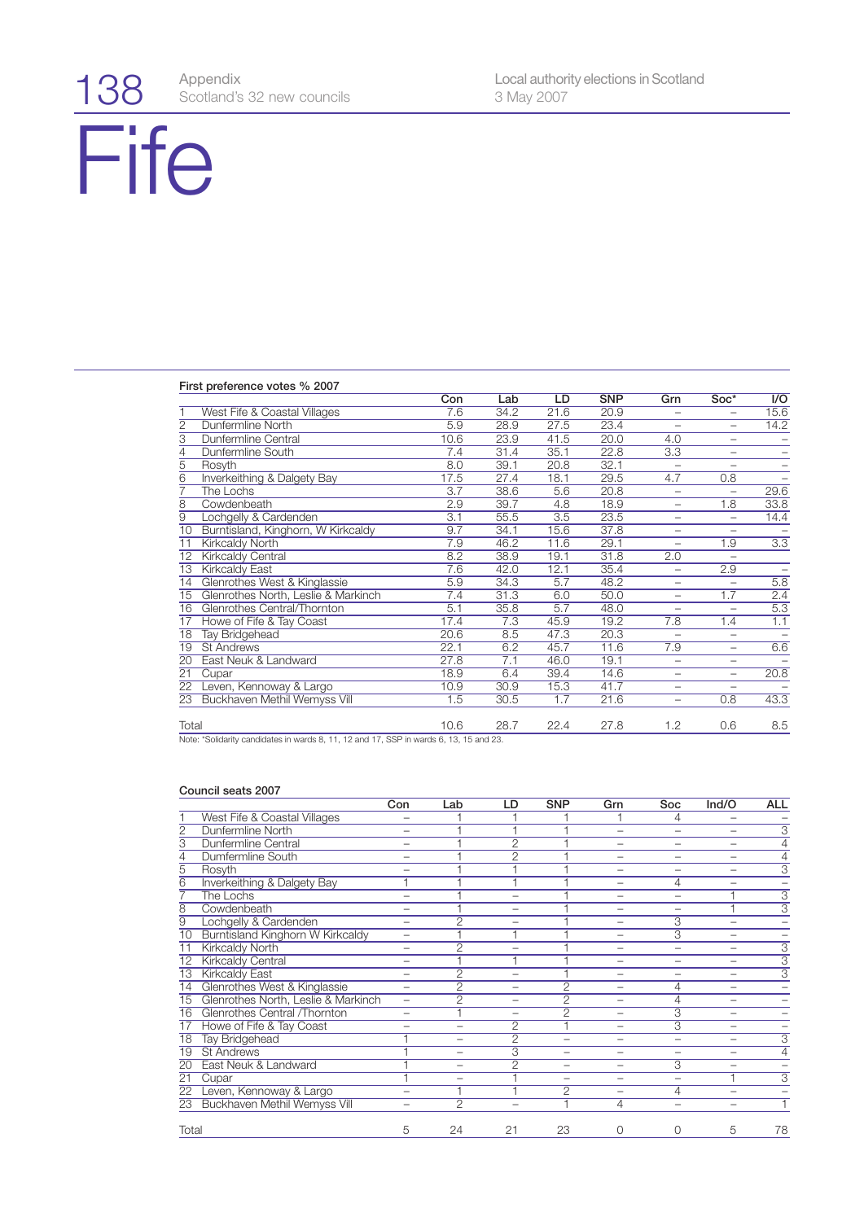# Fife

Appendix
Scotland's 32 new councils

Local authority elections in Scotland
3 May 2007

**First preference votes % 2007**

| | | Con | Lab | LD | SNP | Grn | Soc* | I/O |
|---|---|---|---|---|---|---|---|---|
| 1 | West Fife & Coastal Villages | 7.6 | 34.2 | 21.6 | 20.9 | – | – | 15.6 |
| 2 | Dunfermline North | 5.9 | 28.9 | 27.5 | 23.4 | – | – | 14.2 |
| 3 | Dunfermline Central | 10.6 | 23.9 | 41.5 | 20.0 | 4.0 | – | – |
| 4 | Dunfermline South | 7.4 | 31.4 | 35.1 | 22.8 | 3.3 | – | – |
| 5 | Rosyth | 8.0 | 39.1 | 20.8 | 32.1 | – | – | – |
| 6 | Inverkeithing & Dalgety Bay | 17.5 | 27.4 | 18.1 | 29.5 | 4.7 | 0.8 | – |
| 7 | The Lochs | 3.7 | 38.6 | 5.6 | 20.8 | – | – | 29.6 |
| 8 | Cowdenbeath | 2.9 | 39.7 | 4.8 | 18.9 | – | 1.8 | 33.8 |
| 9 | Lochgelly & Cardenden | 3.1 | 55.5 | 3.5 | 23.5 | – | – | 14.4 |
| 10 | Burntisland, Kinghorn, W Kirkcaldy | 9.7 | 34.1 | 15.6 | 37.8 | – | – | – |
| 11 | Kirkcaldy North | 7.9 | 46.2 | 11.6 | 29.1 | – | 1.9 | 3.3 |
| 12 | Kirkcaldy Central | 8.2 | 38.9 | 19.1 | 31.8 | 2.0 | – | |
| 13 | Kirkcaldy East | 7.6 | 42.0 | 12.1 | 35.4 | – | 2.9 | – |
| 14 | Glenrothes West & Kinglassie | 5.9 | 34.3 | 5.7 | 48.2 | – | – | 5.8 |
| 15 | Glenrothes North, Leslie & Markinch | 7.4 | 31.3 | 6.0 | 50.0 | – | 1.7 | 2.4 |
| 16 | Glenrothes Central/Thornton | 5.1 | 35.8 | 5.7 | 48.0 | – | – | 5.3 |
| 17 | Howe of Fife & Tay Coast | 17.4 | 7.3 | 45.9 | 19.2 | 7.8 | 1.4 | 1.1 |
| 18 | Tay Bridgehead | 20.6 | 8.5 | 47.3 | 20.3 | – | – | – |
| 19 | St Andrews | 22.1 | 6.2 | 45.7 | 11.6 | 7.9 | – | 6.6 |
| 20 | East Neuk & Landward | 27.8 | 7.1 | 46.0 | 19.1 | – | – | – |
| 21 | Cupar | 18.9 | 6.4 | 39.4 | 14.6 | – | – | 20.8 |
| 22 | Leven, Kennoway & Largo | 10.9 | 30.9 | 15.3 | 41.7 | – | – | – |
| 23 | Buckhaven Methil Wemyss Vill | 1.5 | 30.5 | 1.7 | 21.6 | – | 0.8 | 43.3 |
| | Total | 10.6 | 28.7 | 22.4 | 27.8 | 1.2 | 0.6 | 8.5 |

Note: *Solidarity candidates in wards 8, 11, 12 and 17, SSP in wards 6, 13, 15 and 23.

**Council seats 2007**

| | | Con | Lab | LD | SNP | Grn | Soc | Ind/O | ALL |
|---|---|---|---|---|---|---|---|---|---|
| 1 | West Fife & Coastal Villages | – | 1 | 1 | 1 | 1 | 4 | – | – |
| 2 | Dunfermline North | – | 1 | 1 | 1 | – | – | – | 3 |
| 3 | Dunfermline Central | – | 1 | 2 | 1 | – | – | – | 4 |
| 4 | Dumfermline South | – | 1 | 2 | 1 | – | – | – | 4 |
| 5 | Rosyth | – | 1 | 1 | 1 | – | – | – | 3 |
| 6 | Inverkeithing & Dalgety Bay | 1 | 1 | 1 | 1 | – | 4 | – | – |
| 7 | The Lochs | – | 1 | – | 1 | – | – | 1 | 3 |
| 8 | Cowdenbeath | – | 1 | – | 1 | – | – | 1 | 3 |
| 9 | Lochgelly & Cardenden | – | 2 | – | 1 | – | 3 | – | – |
| 10 | Burntisland Kinghorn W Kirkcaldy | – | 1 | 1 | 1 | – | 3 | – | – |
| 11 | Kirkcaldy North | – | 2 | – | 1 | – | – | – | 3 |
| 12 | Kirkcaldy Central | – | 1 | 1 | 1 | – | – | – | 3 |
| 13 | Kirkcaldy East | – | 2 | – | 1 | – | – | – | 3 |
| 14 | Glenrothes West & Kinglassie | – | 2 | – | 2 | – | 4 | – | – |
| 15 | Glenrothes North, Leslie & Markinch | – | 2 | – | 2 | – | 4 | – | – |
| 16 | Glenrothes Central /Thornton | – | 1 | – | 2 | – | 3 | – | – |
| 17 | Howe of Fife & Tay Coast | – | – | 2 | 1 | – | 3 | – | – |
| 18 | Tay Bridgehead | 1 | – | 2 | – | – | – | – | 3 |
| 19 | St Andrews | 1 | – | 3 | – | – | – | – | 4 |
| 20 | East Neuk & Landward | 1 | – | 2 | – | – | 3 | – | – |
| 21 | Cupar | 1 | – | 1 | – | – | – | 1 | 3 |
| 22 | Leven, Kennoway & Largo | – | 1 | 1 | 2 | – | 4 | – | – |
| 23 | Buckhaven Methil Wemyss Vill | – | 2 | – | 1 | 4 | – | – | 1 |
| | Total | 5 | 24 | 21 | 23 | 0 | 0 | 5 | 78 |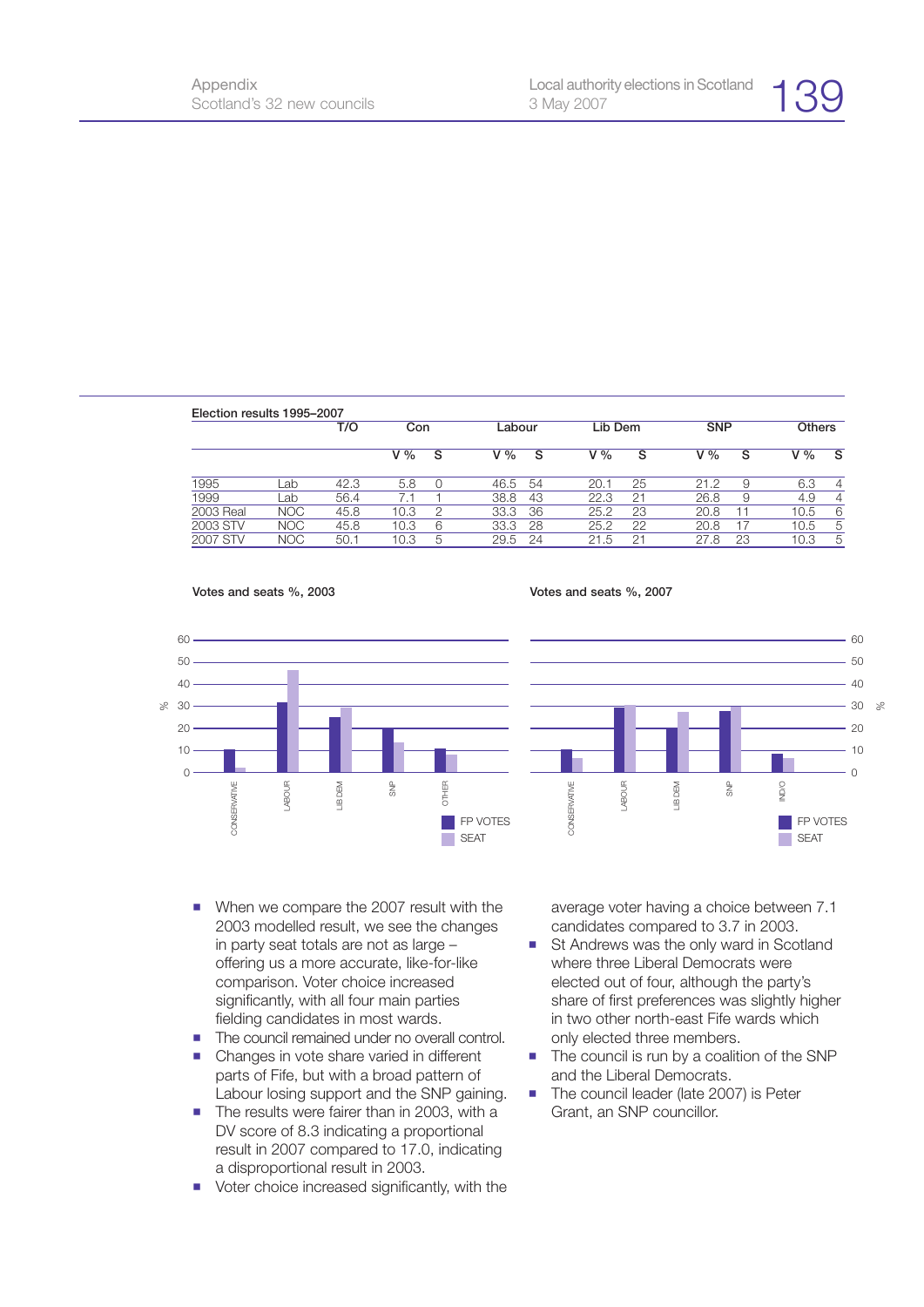**Election results 1995–2007**

| | | T/O | Con | | Labour | | Lib Dem | | SNP | | Others | |
|---|---|---|---|---|---|---|---|---|---|---|---|---|
| | | | V % | S | V % | S | V % | S | V % | S | V % | S |
| 1995 | Lab | 42.3 | 5.8 | 0 | 46.5 | 54 | 20.1 | 25 | 21.2 | 9 | 6.3 | 4 |
| 1999 | Lab | 56.4 | 7.1 | 1 | 38.8 | 43 | 22.3 | 21 | 26.8 | 9 | 4.9 | 4 |
| 2003 Real | NOC | 45.8 | 10.3 | 2 | 33.3 | 36 | 25.2 | 23 | 20.8 | 11 | 10.5 | 6 |
| 2003 STV | NOC | 45.8 | 10.3 | 6 | 33.3 | 28 | 25.2 | 22 | 20.8 | 17 | 10.5 | 5 |
| 2007 STV | NOC | 50.1 | 10.3 | 5 | 29.5 | 24 | 21.5 | 21 | 27.8 | 23 | 10.3 | 5 |

**Votes and seats %, 2003**

**Votes and seats %, 2007**

- When we compare the 2007 result with the 2003 modelled result, we see the changes in party seat totals are not as large – offering us a more accurate, like-for-like comparison. Voter choice increased significantly, with all four main parties fielding candidates in most wards.
- The council remained under no overall control.
- Changes in vote share varied in different parts of Fife, but with a broad pattern of Labour losing support and the SNP gaining.
- The results were fairer than in 2003, with a DV score of 8.3 indicating a proportional result in 2007 compared to 17.0, indicating a disproportional result in 2003.
- Voter choice increased significantly, with the average voter having a choice between 7.1 candidates compared to 3.7 in 2003.
- St Andrews was the only ward in Scotland where three Liberal Democrats were elected out of four, although the party's share of first preferences was slightly higher in two other north-east Fife wards which only elected three members.
- The council is run by a coalition of the SNP and the Liberal Democrats.
- The council leader (late 2007) is Peter Grant, an SNP councillor.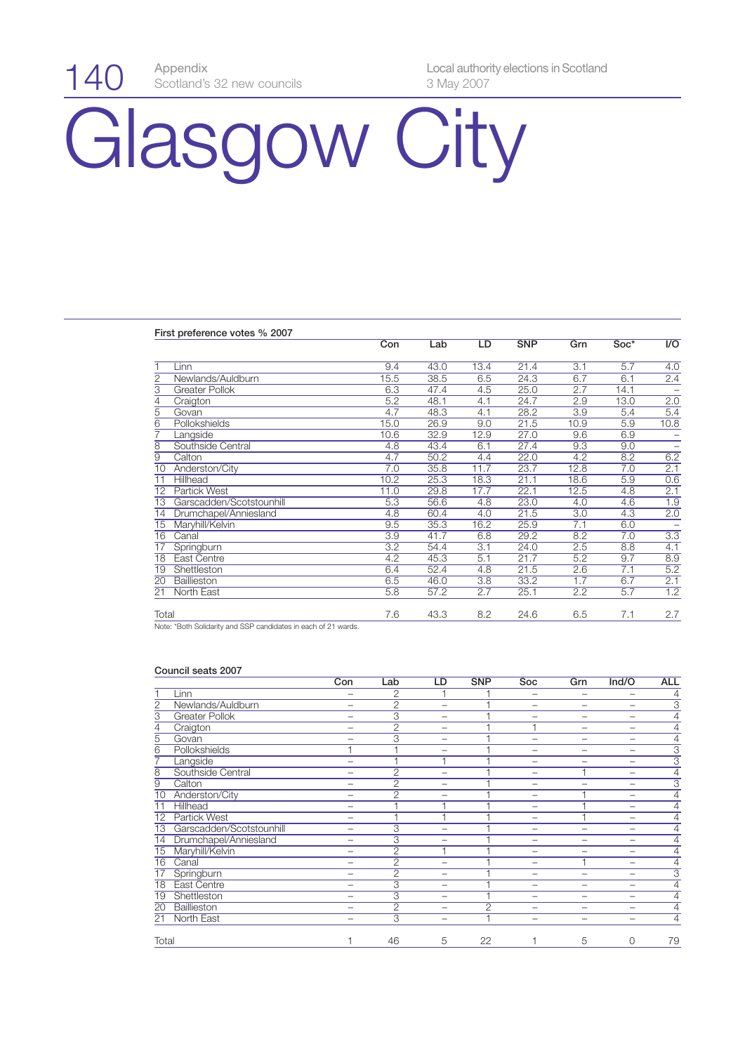# Glasgow City

### First preference votes % 2007

| | | Con | Lab | LD | SNP | Grn | Soc* | I/O |
|---|---|---|---|---|---|---|---|---|
| 1 | Linn | 9.4 | 43.0 | 13.4 | 21.4 | 3.1 | 5.7 | 4.0 |
| 2 | Newlands/Auldburn | 15.5 | 38.5 | 6.5 | 24.3 | 6.7 | 6.1 | 2.4 |
| 3 | Greater Pollok | 6.3 | 47.4 | 4.5 | 25.0 | 2.7 | 14.1 | – |
| 4 | Craigton | 5.2 | 48.1 | 4.1 | 24.7 | 2.9 | 13.0 | 2.0 |
| 5 | Govan | 4.7 | 48.3 | 4.1 | 28.2 | 3.9 | 5.4 | 5.4 |
| 6 | Pollokshields | 15.0 | 26.9 | 9.0 | 21.5 | 10.9 | 5.9 | 10.8 |
| 7 | Langside | 10.6 | 32.9 | 12.9 | 27.0 | 9.6 | 6.9 | – |
| 8 | Southside Central | 4.8 | 43.4 | 6.1 | 27.4 | 9.3 | 9.0 | – |
| 9 | Calton | 4.7 | 50.2 | 4.4 | 22.0 | 4.2 | 8.2 | 6.2 |
| 10 | Anderston/City | 7.0 | 35.8 | 11.7 | 23.7 | 12.8 | 7.0 | 2.1 |
| 11 | Hillhead | 10.2 | 25.3 | 18.3 | 21.1 | 18.6 | 5.9 | 0.6 |
| 12 | Partick West | 11.0 | 29.8 | 17.7 | 22.1 | 12.5 | 4.8 | 2.1 |
| 13 | Garscadden/Scotstounhill | 5.3 | 56.6 | 4.8 | 23.0 | 4.0 | 4.6 | 1.9 |
| 14 | Drumchapel/Anniesland | 4.8 | 60.4 | 4.0 | 21.5 | 3.0 | 4.3 | 2.0 |
| 15 | Maryhill/Kelvin | 9.5 | 35.3 | 16.2 | 25.9 | 7.1 | 6.0 | – |
| 16 | Canal | 3.9 | 41.7 | 6.8 | 29.2 | 8.2 | 7.0 | 3.3 |
| 17 | Springburn | 3.2 | 54.4 | 3.1 | 24.0 | 2.5 | 8.8 | 4.1 |
| 18 | East Centre | 4.2 | 45.3 | 5.1 | 21.7 | 5.2 | 9.7 | 8.9 |
| 19 | Shettleston | 6.4 | 52.4 | 4.8 | 21.5 | 2.6 | 7.1 | 5.2 |
| 20 | Baillieston | 6.5 | 46.0 | 3.8 | 33.2 | 1.7 | 6.7 | 2.1 |
| 21 | North East | 5.8 | 57.2 | 2.7 | 25.1 | 2.2 | 5.7 | 1.2 |
| Total | | 7.6 | 43.3 | 8.2 | 24.6 | 6.5 | 7.1 | 2.7 |

Note: *Both Solidarity and SSP candidates in each of 21 wards.

### Council seats 2007

| | | Con | Lab | LD | SNP | Soc | Grn | Ind/O | ALL |
|---|---|---|---|---|---|---|---|---|---|
| 1 | Linn | – | 2 | 1 | 1 | – | – | – | 4 |
| 2 | Newlands/Auldburn | – | 2 | – | 1 | – | – | – | 3 |
| 3 | Greater Pollok | – | 3 | – | 1 | – | – | – | 4 |
| 4 | Craigton | – | 2 | – | 1 | 1 | – | – | 4 |
| 5 | Govan | – | 3 | – | 1 | – | – | – | 4 |
| 6 | Pollokshields | 1 | 1 | – | 1 | – | – | – | 3 |
| 7 | Langside | – | 1 | 1 | 1 | – | – | – | 3 |
| 8 | Southside Central | – | 2 | – | 1 | – | 1 | – | 4 |
| 9 | Calton | – | 2 | – | 1 | – | – | – | 3 |
| 10 | Anderston/City | – | 2 | – | 1 | – | 1 | – | 4 |
| 11 | Hillhead | – | 1 | 1 | 1 | – | 1 | – | 4 |
| 12 | Partick West | – | 1 | 1 | 1 | – | 1 | – | 4 |
| 13 | Garscadden/Scotstounhill | – | 3 | – | 1 | – | – | – | 4 |
| 14 | Drumchapel/Anniesland | – | 3 | – | 1 | – | – | – | 4 |
| 15 | Maryhill/Kelvin | – | 2 | 1 | 1 | – | – | – | 4 |
| 16 | Canal | – | 2 | – | 1 | – | 1 | – | 4 |
| 17 | Springburn | – | 2 | – | 1 | – | – | – | 3 |
| 18 | East Centre | – | 3 | – | 1 | – | – | – | 4 |
| 19 | Shettleston | – | 3 | – | 1 | – | – | – | 4 |
| 20 | Baillieston | – | 2 | – | 2 | – | – | – | 4 |
| 21 | North East | – | 3 | – | 1 | – | – | – | 4 |
| Total | | 1 | 46 | 5 | 22 | 1 | 5 | 0 | 79 |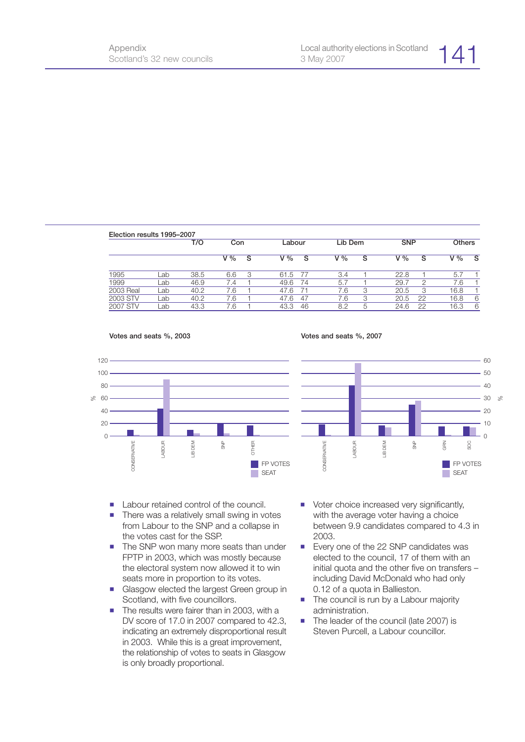**Election results 1995–2007**

| | | T/O | Con | | Labour | | Lib Dem | | SNP | | Others | |
|---|---|---|---|---|---|---|---|---|---|---|---|---|
| | | | V % | S | V % | S | V % | S | V % | S | V % | S |
| 1995 | Lab | 38.5 | 6.6 | 3 | 61.5 | 77 | 3.4 | 1 | 22.8 | 1 | 5.7 | 1 |
| 1999 | Lab | 46.9 | 7.4 | 1 | 49.6 | 74 | 5.7 | 1 | 29.7 | 2 | 7.6 | 1 |
| 2003 Real | Lab | 40.2 | 7.6 | 1 | 47.6 | 71 | 7.6 | 3 | 20.5 | 3 | 16.8 | 1 |
| 2003 STV | Lab | 40.2 | 7.6 | 1 | 47.6 | 47 | 7.6 | 3 | 20.5 | 22 | 16.8 | 6 |
| 2007 STV | Lab | 43.3 | 7.6 | 1 | 43.3 | 46 | 8.2 | 5 | 24.6 | 22 | 16.3 | 6 |

**Votes and seats %, 2003**

**Votes and seats %, 2007**

- Labour retained control of the council.
- There was a relatively small swing in votes from Labour to the SNP and a collapse in the votes cast for the SSP.
- The SNP won many more seats than under FPTP in 2003, which was mostly because the electoral system now allowed it to win seats more in proportion to its votes.
- Glasgow elected the largest Green group in Scotland, with five councillors.
- The results were fairer than in 2003, with a DV score of 17.0 in 2007 compared to 42.3, indicating an extremely disproportional result in 2003. While this is a great improvement, the relationship of votes to seats in Glasgow is only broadly proportional.
- Voter choice increased very significantly, with the average voter having a choice between 9.9 candidates compared to 4.3 in 2003.
- Every one of the 22 SNP candidates was elected to the council, 17 of them with an initial quota and the other five on transfers – including David McDonald who had only 0.12 of a quota in Ballieston.
- The council is run by a Labour majority administration.
- The leader of the council (late 2007) is Steven Purcell, a Labour councillor.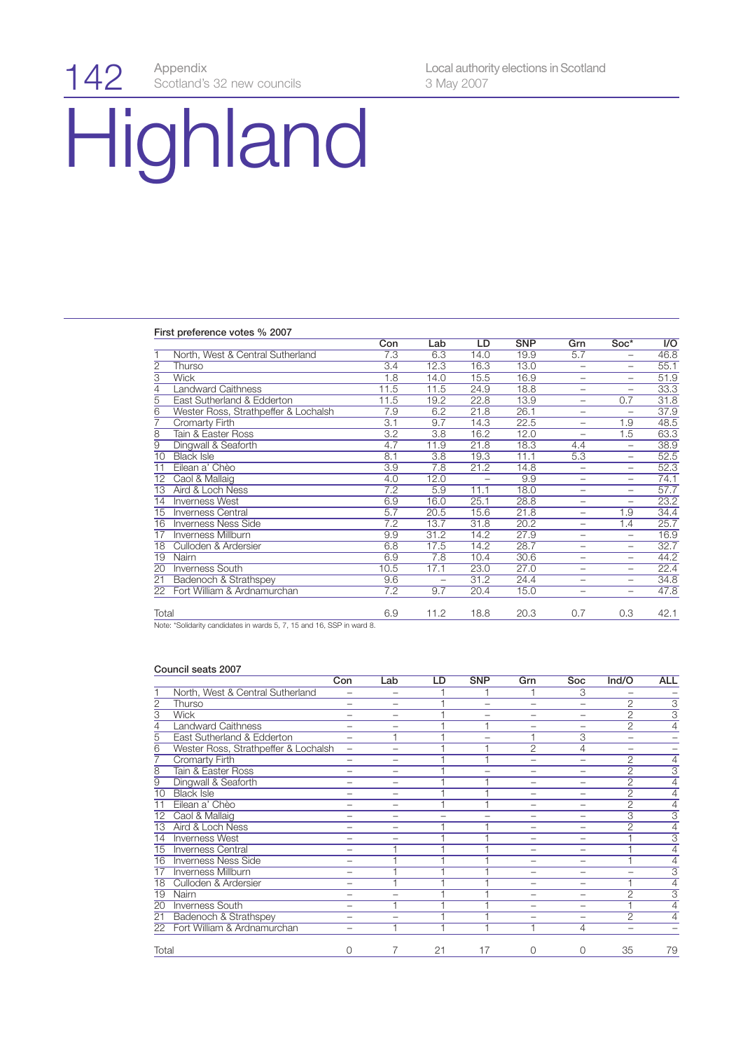Appendix
Scotland's 32 new councils

Local authority elections in Scotland
3 May 2007

# Highland

### First preference votes % 2007

| | | Con | Lab | LD | SNP | Grn | Soc* | I/O |
|---|---|---|---|---|---|---|---|---|
| 1 | North, West & Central Sutherland | 7.3 | 6.3 | 14.0 | 19.9 | 5.7 | – | 46.8 |
| 2 | Thurso | 3.4 | 12.3 | 16.3 | 13.0 | – | – | 55.1 |
| 3 | Wick | 1.8 | 14.0 | 15.5 | 16.9 | – | – | 51.9 |
| 4 | Landward Caithness | 11.5 | 11.5 | 24.9 | 18.8 | – | – | 33.3 |
| 5 | East Sutherland & Edderton | 11.5 | 19.2 | 22.8 | 13.9 | – | 0.7 | 31.8 |
| 6 | Wester Ross, Strathpeffer & Lochalsh | 7.9 | 6.2 | 21.8 | 26.1 | – | – | 37.9 |
| 7 | Cromarty Firth | 3.1 | 9.7 | 14.3 | 22.5 | – | 1.9 | 48.5 |
| 8 | Tain & Easter Ross | 3.2 | 3.8 | 16.2 | 12.0 | – | 1.5 | 63.3 |
| 9 | Dingwall & Seaforth | 4.7 | 11.9 | 21.8 | 18.3 | 4.4 | – | 38.9 |
| 10 | Black Isle | 8.1 | 3.8 | 19.3 | 11.1 | 5.3 | – | 52.5 |
| 11 | Eilean a' Chèo | 3.9 | 7.8 | 21.2 | 14.8 | – | – | 52.3 |
| 12 | Caol & Mallaig | 4.0 | 12.0 | – | 9.9 | – | – | 74.1 |
| 13 | Aird & Loch Ness | 7.2 | 5.9 | 11.1 | 18.0 | – | – | 57.7 |
| 14 | Inverness West | 6.9 | 16.0 | 25.1 | 28.8 | – | – | 23.2 |
| 15 | Inverness Central | 5.7 | 20.5 | 15.6 | 21.8 | – | 1.9 | 34.4 |
| 16 | Inverness Ness Side | 7.2 | 13.7 | 31.8 | 20.2 | – | 1.4 | 25.7 |
| 17 | Inverness Millburn | 9.9 | 31.2 | 14.2 | 27.9 | – | – | 16.9 |
| 18 | Culloden & Ardersier | 6.8 | 17.5 | 14.2 | 28.7 | – | – | 32.7 |
| 19 | Nairn | 6.9 | 7.8 | 10.4 | 30.6 | – | – | 44.2 |
| 20 | Inverness South | 10.5 | 17.1 | 23.0 | 27.0 | – | – | 22.4 |
| 21 | Badenoch & Strathspey | 9.6 | – | 31.2 | 24.4 | – | – | 34.8 |
| 22 | Fort William & Ardnamurchan | 7.2 | 9.7 | 20.4 | 15.0 | – | – | 47.8 |
| Total | | 6.9 | 11.2 | 18.8 | 20.3 | 0.7 | 0.3 | 42.1 |

Note: *Solidarity candidates in wards 5, 7, 15 and 16, SSP in ward 8.

### Council seats 2007

| | | Con | Lab | LD | SNP | Grn | Soc | Ind/O | ALL |
|---|---|---|---|---|---|---|---|---|---|
| 1 | North, West & Central Sutherland | – | – | 1 | 1 | 1 | 3 | – | – |
| 2 | Thurso | – | – | 1 | – | – | – | 2 | 3 |
| 3 | Wick | – | – | 1 | – | – | – | 2 | 3 |
| 4 | Landward Caithness | – | – | 1 | 1 | – | – | 2 | 4 |
| 5 | East Sutherland & Edderton | – | 1 | 1 | – | 1 | 3 | – | – |
| 6 | Wester Ross, Strathpeffer & Lochalsh | – | – | 1 | 1 | 2 | 4 | – | – |
| 7 | Cromarty Firth | – | – | 1 | 1 | – | – | 2 | 4 |
| 8 | Tain & Easter Ross | – | – | 1 | – | – | – | 2 | 3 |
| 9 | Dingwall & Seaforth | – | – | 1 | 1 | – | – | 2 | 4 |
| 10 | Black Isle | – | – | 1 | 1 | – | – | 2 | 4 |
| 11 | Eilean a' Chèo | – | – | 1 | 1 | – | – | 2 | 4 |
| 12 | Caol & Mallaig | – | – | – | – | – | – | 3 | 3 |
| 13 | Aird & Loch Ness | – | – | 1 | 1 | – | – | 2 | 4 |
| 14 | Inverness West | – | – | 1 | 1 | – | – | 1 | 3 |
| 15 | Inverness Central | – | 1 | 1 | 1 | – | – | 1 | 4 |
| 16 | Inverness Ness Side | – | 1 | 1 | 1 | – | – | 1 | 4 |
| 17 | Inverness Millburn | – | 1 | 1 | 1 | – | – | – | 3 |
| 18 | Culloden & Ardersier | – | 1 | 1 | 1 | – | – | 1 | 4 |
| 19 | Nairn | – | – | 1 | 1 | – | – | 2 | 3 |
| 20 | Inverness South | – | 1 | 1 | 1 | – | – | 1 | 4 |
| 21 | Badenoch & Strathspey | – | – | 1 | 1 | – | – | 2 | 4 |
| 22 | Fort William & Ardnamurchan | – | 1 | 1 | 1 | 1 | 4 | – | – |
| Total | | 0 | 7 | 21 | 17 | 0 | 0 | 35 | 79 |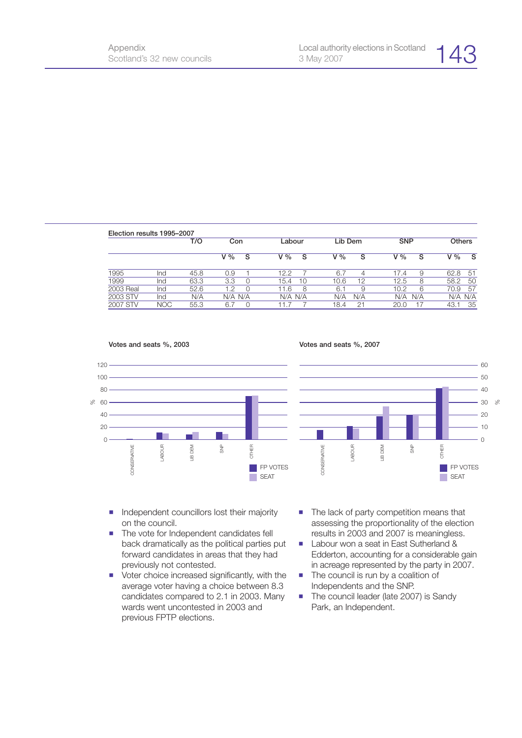**Election results 1995–2007**

| | | T/O | Con | | Labour | | Lib Dem | | SNP | | Others | |
|---|---|---|---|---|---|---|---|---|---|---|---|---|
| | | | V % | S | V % | S | V % | S | V % | S | V % | S |
| 1995 | Ind | 45.8 | 0.9 | 1 | 12.2 | 7 | 6.7 | 4 | 17.4 | 9 | 62.8 | 51 |
| 1999 | Ind | 63.3 | 3.3 | 0 | 15.4 | 10 | 10.6 | 12 | 12.5 | 8 | 58.2 | 50 |
| 2003 Real | Ind | 52.6 | 1.2 | 0 | 11.6 | 8 | 6.1 | 9 | 10.2 | 6 | 70.9 | 57 |
| 2003 STV | Ind | N/A | N/A | N/A | N/A | N/A | N/A | N/A | N/A | N/A | N/A | N/A |
| 2007 STV | NOC | 55.3 | 6.7 | 0 | 11.7 | 7 | 18.4 | 21 | 20.0 | 17 | 43.1 | 35 |

**Votes and seats %, 2003**

**Votes and seats %, 2007**

- Independent councillors lost their majority on the council.
- The vote for Independent candidates fell back dramatically as the political parties put forward candidates in areas that they had previously not contested.
- Voter choice increased significantly, with the average voter having a choice between 8.3 candidates compared to 2.1 in 2003. Many wards went uncontested in 2003 and previous FPTP elections.
- The lack of party competition means that assessing the proportionality of the election results in 2003 and 2007 is meaningless.
- Labour won a seat in East Sutherland & Edderton, accounting for a considerable gain in acreage represented by the party in 2007.
- The council is run by a coalition of Independents and the SNP.
- The council leader (late 2007) is Sandy Park, an Independent.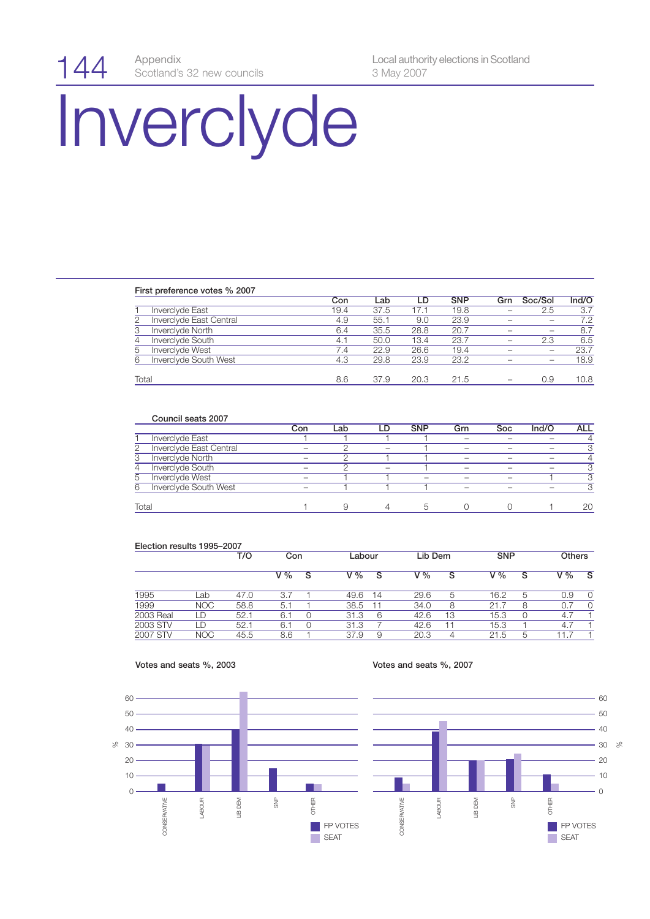# Inverclyde

**First preference votes % 2007**

| | | Con | Lab | LD | SNP | Grn | Soc/Sol | Ind/O |
|---|---|---|---|---|---|---|---|---|
| 1 | Inverclyde East | 19.4 | 37.5 | 17.1 | 19.8 | – | 2.5 | 3.7 |
| 2 | Inverclyde East Central | 4.9 | 55.1 | 9.0 | 23.9 | – | – | 7.2 |
| 3 | Inverclyde North | 6.4 | 35.5 | 28.8 | 20.7 | – | – | 8.7 |
| 4 | Inverclyde South | 4.1 | 50.0 | 13.4 | 23.7 | – | 2.3 | 6.5 |
| 5 | Inverclyde West | 7.4 | 22.9 | 26.6 | 19.4 | – | – | 23.7 |
| 6 | Inverclyde South West | 4.3 | 29.8 | 23.9 | 23.2 | – | – | 18.9 |
| | Total | 8.6 | 37.9 | 20.3 | 21.5 | – | 0.9 | 10.8 |

**Council seats 2007**

| | | Con | Lab | LD | SNP | Grn | Soc | Ind/O | ALL |
|---|---|---|---|---|---|---|---|---|---|
| 1 | Inverclyde East | 1 | 1 | 1 | 1 | – | – | – | 4 |
| 2 | Inverclyde East Central | – | 2 | – | 1 | – | – | – | 3 |
| 3 | Inverclyde North | – | 2 | 1 | 1 | – | – | – | 4 |
| 4 | Inverclyde South | – | 2 | – | 1 | – | – | – | 3 |
| 5 | Inverclyde West | – | 1 | 1 | – | – | – | 1 | 3 |
| 6 | Inverclyde South West | – | 1 | 1 | 1 | – | – | – | 3 |
| | Total | 1 | 9 | 4 | 5 | 0 | 0 | 1 | 20 |

**Election results 1995–2007**

| | | T/O | Con | | Labour | | Lib Dem | | SNP | | Others | |
|---|---|---|---|---|---|---|---|---|---|---|---|---|
| | | | V % | S | V % | S | V % | S | V % | S | V % | S |
| 1995 | Lab | 47.0 | 3.7 | 1 | 49.6 | 14 | 29.6 | 5 | 16.2 | 5 | 0.9 | 0 |
| 1999 | NOC | 58.8 | 5.1 | 1 | 38.5 | 11 | 34.0 | 8 | 21.7 | 8 | 0.7 | 0 |
| 2003 Real | LD | 52.1 | 6.1 | 0 | 31.3 | 6 | 42.6 | 13 | 15.3 | 0 | 4.7 | 1 |
| 2003 STV | LD | 52.1 | 6.1 | 0 | 31.3 | 7 | 42.6 | 11 | 15.3 | 1 | 4.7 | 1 |
| 2007 STV | NOC | 45.5 | 8.6 | 1 | 37.9 | 9 | 20.3 | 4 | 21.5 | 5 | 11.7 | 1 |

**Votes and seats %, 2003**

**Votes and seats %, 2007**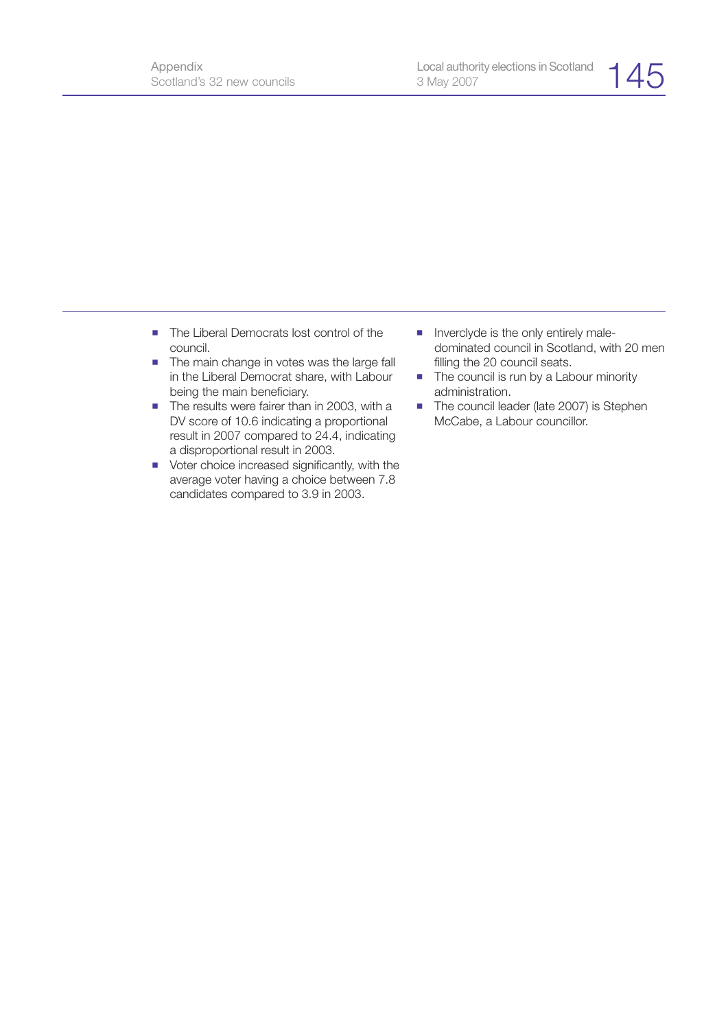- The Liberal Democrats lost control of the council.
- The main change in votes was the large fall in the Liberal Democrat share, with Labour being the main beneficiary.
- The results were fairer than in 2003, with a DV score of 10.6 indicating a proportional result in 2007 compared to 24.4, indicating a disproportional result in 2003.
- Voter choice increased significantly, with the average voter having a choice between 7.8 candidates compared to 3.9 in 2003.
- Inverclyde is the only entirely male-dominated council in Scotland, with 20 men filling the 20 council seats.
- The council is run by a Labour minority administration.
- The council leader (late 2007) is Stephen McCabe, a Labour councillor.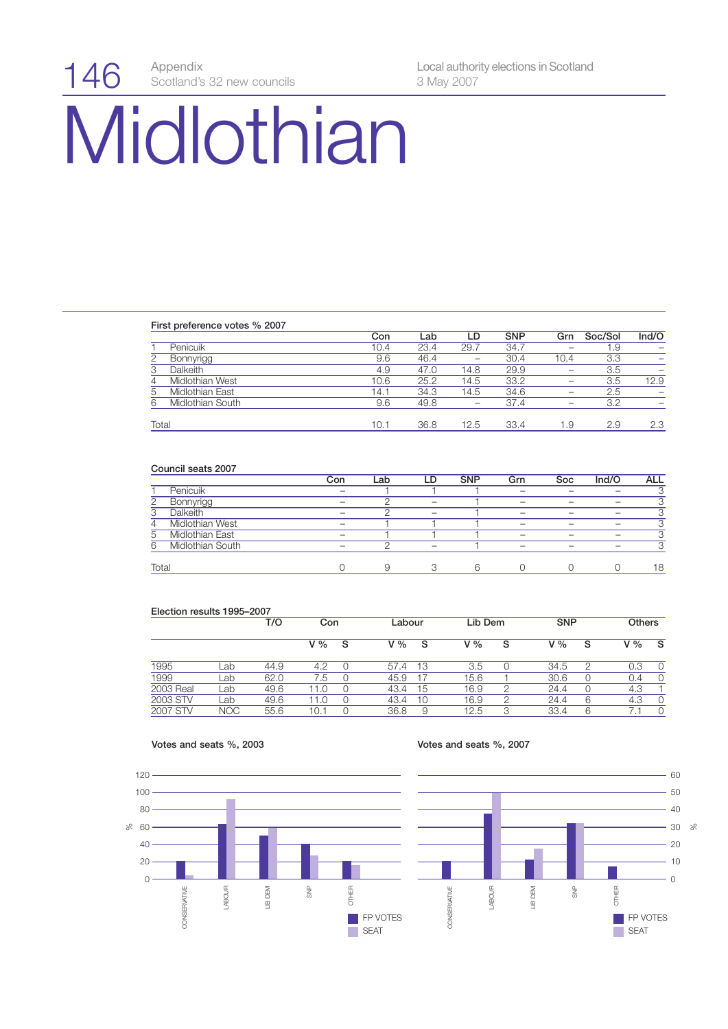# Midlothian

**First preference votes % 2007**

| | | Con | Lab | LD | SNP | Grn | Soc/Sol | Ind/O |
|---|---|---|---|---|---|---|---|---|
| 1 | Penicuik | 10.4 | 23.4 | 29.7 | 34.7 | – | 1.9 | – |
| 2 | Bonnyrigg | 9.6 | 46.4 | – | 30.4 | 10.4 | 3.3 | – |
| 3 | Dalkeith | 4.9 | 47.0 | 14.8 | 29.9 | – | 3.5 | – |
| 4 | Midlothian West | 10.6 | 25.2 | 14.5 | 33.2 | – | 3.5 | 12.9 |
| 5 | Midlothian East | 14.1 | 34.3 | 14.5 | 34.6 | – | 2.5 | – |
| 6 | Midlothian South | 9.6 | 49.8 | – | 37.4 | – | 3.2 | – |
| Total | | 10.1 | 36.8 | 12.5 | 33.4 | 1.9 | 2.9 | 2.3 |

**Council seats 2007**

| | | Con | Lab | LD | SNP | Grn | Soc | Ind/O | ALL |
|---|---|---|---|---|---|---|---|---|---|
| 1 | Penicuik | – | 1 | 1 | 1 | – | – | – | 3 |
| 2 | Bonnyrigg | – | 2 | – | 1 | – | – | – | 3 |
| 3 | Dalkeith | – | 2 | – | 1 | – | – | – | 3 |
| 4 | Midlothian West | – | 1 | 1 | 1 | – | – | – | 3 |
| 5 | Midlothian East | – | 1 | 1 | 1 | – | – | – | 3 |
| 6 | Midlothian South | – | 2 | – | 1 | – | – | – | 3 |
| Total | | 0 | 9 | 3 | 6 | 0 | 0 | 0 | 18 |

**Election results 1995–2007**

| | | T/O | Con | | Labour | | Lib Dem | | SNP | | Others | |
|---|---|---|---|---|---|---|---|---|---|---|---|---|
| | | | V % | S | V % | S | V % | S | V % | S | V % | S |
| 1995 | Lab | 44.9 | 4.2 | 0 | 57.4 | 13 | 3.5 | 0 | 34.5 | 2 | 0.3 | 0 |
| 1999 | Lab | 62.0 | 7.5 | 0 | 45.9 | 17 | 15.6 | 1 | 30.6 | 0 | 0.4 | 0 |
| 2003 Real | Lab | 49.6 | 11.0 | 0 | 43.4 | 15 | 16.9 | 2 | 24.4 | 0 | 4.3 | 1 |
| 2003 STV | Lab | 49.6 | 11.0 | 0 | 43.4 | 10 | 16.9 | 2 | 24.4 | 6 | 4.3 | 0 |
| 2007 STV | NOC | 55.6 | 10.1 | 0 | 36.8 | 9 | 12.5 | 3 | 33.4 | 6 | 7.1 | 0 |

**Votes and seats %, 2003**

**Votes and seats %, 2007**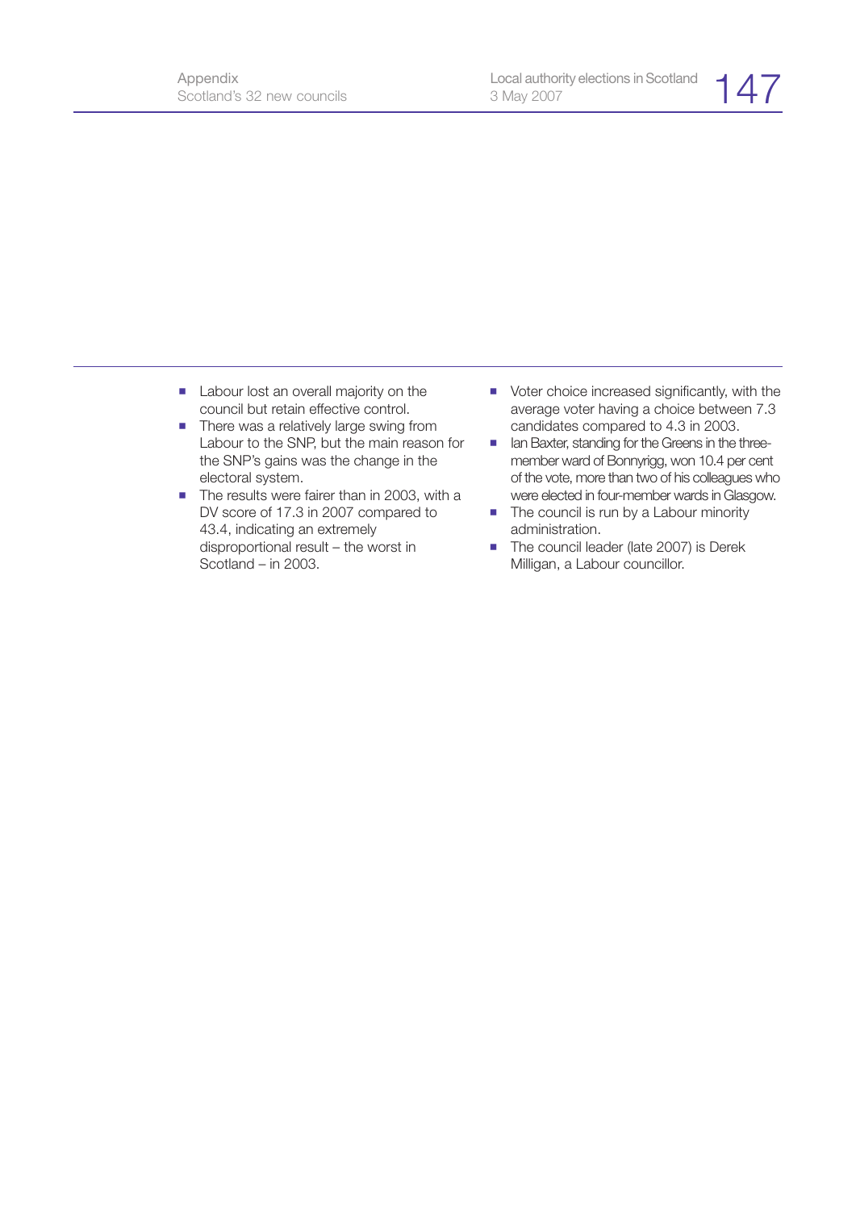- Labour lost an overall majority on the council but retain effective control.
- There was a relatively large swing from Labour to the SNP, but the main reason for the SNP's gains was the change in the electoral system.
- The results were fairer than in 2003, with a DV score of 17.3 in 2007 compared to 43.4, indicating an extremely disproportional result – the worst in Scotland – in 2003.
- Voter choice increased significantly, with the average voter having a choice between 7.3 candidates compared to 4.3 in 2003.
- Ian Baxter, standing for the Greens in the three-member ward of Bonnyrigg, won 10.4 per cent of the vote, more than two of his colleagues who were elected in four-member wards in Glasgow.
- The council is run by a Labour minority administration.
- The council leader (late 2007) is Derek Milligan, a Labour councillor.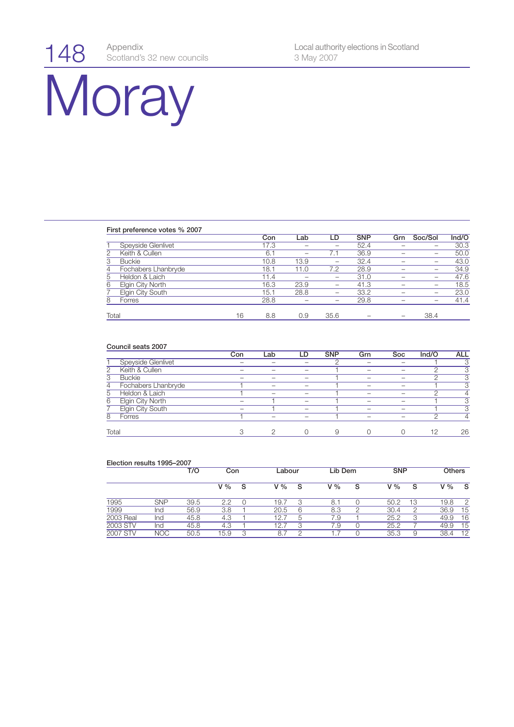# Moray

**First preference votes % 2007**

| | | | Con | Lab | LD | SNP | Grn | Soc/Sol | Ind/O |
|---|---|---|---|---|---|---|---|---|---|
| 1 | Speyside Glenlivet | | 17.3 | – | – | 52.4 | – | – | 30.3 |
| 2 | Keith & Cullen | | 6.1 | – | 7.1 | 36.9 | – | – | 50.0 |
| 3 | Buckie | | 10.8 | 13.9 | – | 32.4 | – | – | 43.0 |
| 4 | Fochabers Lhanbryde | | 18.1 | 11.0 | 7.2 | 28.9 | – | – | 34.9 |
| 5 | Heldon & Laich | | 11.4 | – | – | 31.0 | – | – | 47.6 |
| 6 | Elgin City North | | 16.3 | 23.9 | – | 41.3 | – | – | 18.5 |
| 7 | Elgin City South | | 15.1 | 28.8 | – | 33.2 | – | – | 23.0 |
| 8 | Forres | | 28.8 | – | – | 29.8 | – | – | 41.4 |
| Total | | 16 | 8.8 | 0.9 | 35.6 | – | – | 38.4 | |

**Council seats 2007**

| | | Con | Lab | LD | SNP | Grn | Soc | Ind/O | ALL |
|---|---|---|---|---|---|---|---|---|---|
| 1 | Speyside Glenlivet | – | – | – | 2 | – | – | 1 | 3 |
| 2 | Keith & Cullen | – | – | – | 1 | – | – | 2 | 3 |
| 3 | Buckie | – | – | – | 1 | – | – | 2 | 3 |
| 4 | Fochabers Lhanbryde | 1 | – | – | 1 | – | – | 1 | 3 |
| 5 | Heldon & Laich | 1 | – | – | 1 | – | – | 2 | 4 |
| 6 | Elgin City North | – | 1 | – | 1 | – | – | 1 | 3 |
| 7 | Elgin City South | – | 1 | – | 1 | – | – | 1 | 3 |
| 8 | Forres | 1 | – | – | 1 | – | – | 2 | 4 |
| Total | | 3 | 2 | 0 | 9 | 0 | 0 | 12 | 26 |

**Election results 1995–2007**

| | | T/O | Con | | Labour | | Lib Dem | | SNP | | Others | |
|---|---|---|---|---|---|---|---|---|---|---|---|---|
| | | | V % | S | V % | S | V % | S | V % | S | V % | S |
| 1995 | SNP | 39.5 | 2.2 | 0 | 19.7 | 3 | 8.1 | 0 | 50.2 | 13 | 19.8 | 2 |
| 1999 | Ind | 56.9 | 3.8 | 1 | 20.5 | 6 | 8.3 | 2 | 30.4 | 2 | 36.9 | 15 |
| 2003 Real | Ind | 45.8 | 4.3 | 1 | 12.7 | 5 | 7.9 | 1 | 25.2 | 3 | 49.9 | 16 |
| 2003 STV | Ind | 45.8 | 4.3 | 1 | 12.7 | 3 | 7.9 | 0 | 25.2 | 7 | 49.9 | 15 |
| 2007 STV | NOC | 50.5 | 15.9 | 3 | 8.7 | 2 | 1.7 | 0 | 35.3 | 9 | 38.4 | 12 |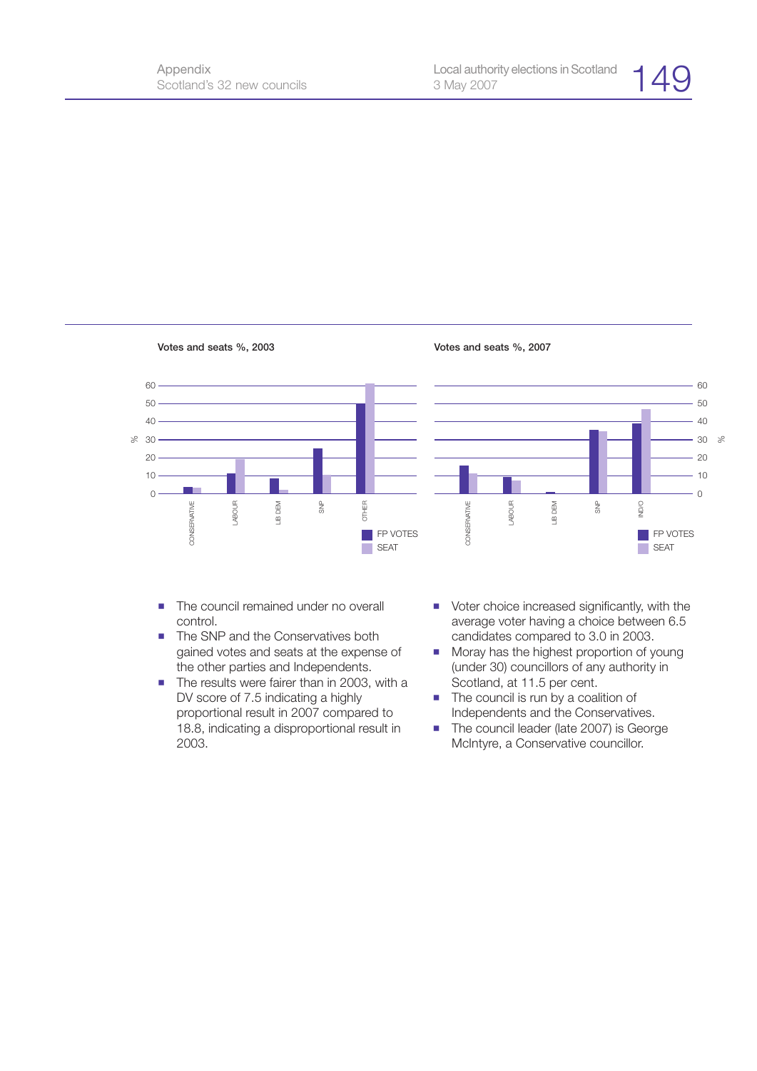**Votes and seats %, 2003**

**Votes and seats %, 2007**

- The council remained under no overall control.
- The SNP and the Conservatives both gained votes and seats at the expense of the other parties and Independents.
- The results were fairer than in 2003, with a DV score of 7.5 indicating a highly proportional result in 2007 compared to 18.8, indicating a disproportional result in 2003.
- Voter choice increased significantly, with the average voter having a choice between 6.5 candidates compared to 3.0 in 2003.
- Moray has the highest proportion of young (under 30) councillors of any authority in Scotland, at 11.5 per cent.
- The council is run by a coalition of Independents and the Conservatives.
- The council leader (late 2007) is George McIntyre, a Conservative councillor.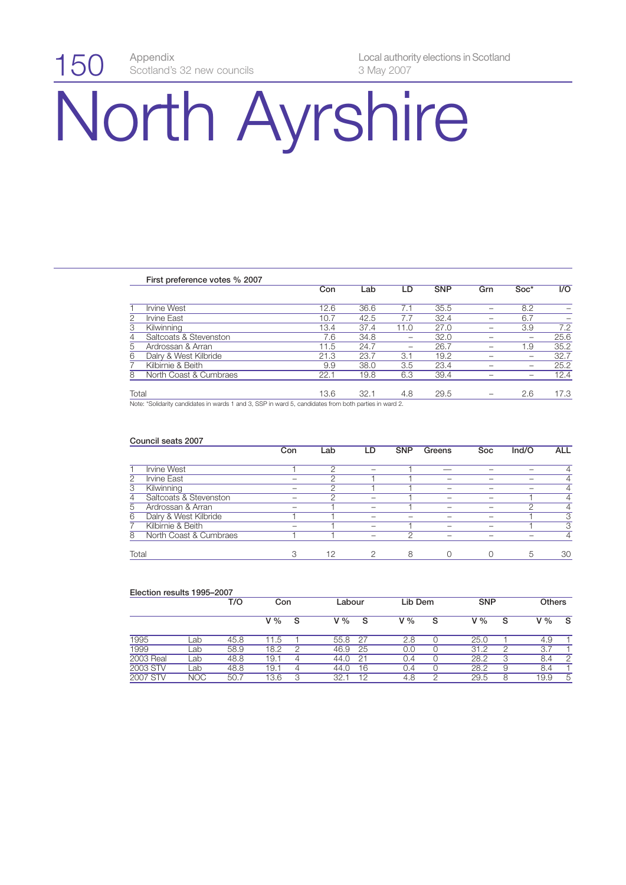# North Ayrshire

**First preference votes % 2007**

| | | Con | Lab | LD | SNP | Grn | Soc* | I/O |
|---|---|---|---|---|---|---|---|---|
| 1 | Irvine West | 12.6 | 36.6 | 7.1 | 35.5 | – | 8.2 | – |
| 2 | Irvine East | 10.7 | 42.5 | 7.7 | 32.4 | – | 6.7 | – |
| 3 | Kilwinning | 13.4 | 37.4 | 11.0 | 27.0 | – | 3.9 | 7.2 |
| 4 | Saltcoats & Stevenston | 7.6 | 34.8 | – | 32.0 | – | – | 25.6 |
| 5 | Ardrossan & Arran | 11.5 | 24.7 | – | 26.7 | – | 1.9 | 35.2 |
| 6 | Dalry & West Kilbride | 21.3 | 23.7 | 3.1 | 19.2 | – | – | 32.7 |
| 7 | Kilbirnie & Beith | 9.9 | 38.0 | 3.5 | 23.4 | – | – | 25.2 |
| 8 | North Coast & Cumbraes | 22.1 | 19.8 | 6.3 | 39.4 | – | – | 12.4 |
| Total | | 13.6 | 32.1 | 4.8 | 29.5 | – | 2.6 | 17.3 |

Note: *Solidarity candidates in wards 1 and 3, SSP in ward 5, candidates from both parties in ward 2.

**Council seats 2007**

| | | Con | Lab | LD | SNP | Greens | Soc | Ind/O | ALL |
|---|---|---|---|---|---|---|---|---|---|
| 1 | Irvine West | 1 | 2 | – | 1 | — | – | – | 4 |
| 2 | Irvine East | – | 2 | 1 | 1 | – | – | – | 4 |
| 3 | Kilwinning | – | 2 | 1 | 1 | – | – | – | 4 |
| 4 | Saltcoats & Stevenston | – | 2 | – | 1 | – | – | 1 | 4 |
| 5 | Ardrossan & Arran | – | 1 | – | 1 | – | – | 2 | 4 |
| 6 | Dalry & West Kilbride | 1 | 1 | – | – | – | – | 1 | 3 |
| 7 | Kilbirnie & Beith | – | 1 | – | 1 | – | – | 1 | 3 |
| 8 | North Coast & Cumbraes | 1 | 1 | – | 2 | – | – | – | 4 |
| Total | | 3 | 12 | 2 | 8 | 0 | 0 | 5 | 30 |

**Election results 1995–2007**

| | | T/O | Con | | Labour | | Lib Dem | | SNP | | Others | |
|---|---|---|---|---|---|---|---|---|---|---|---|---|
| | | | V % | S | V % | S | V % | S | V % | S | V % | S |
| 1995 | Lab | 45.8 | 11.5 | 1 | 55.8 | 27 | 2.8 | 0 | 25.0 | 1 | 4.9 | 1 |
| 1999 | Lab | 58.9 | 18.2 | 2 | 46.9 | 25 | 0.0 | 0 | 31.2 | 2 | 3.7 | 1 |
| 2003 Real | Lab | 48.8 | 19.1 | 4 | 44.0 | 21 | 0.4 | 0 | 28.2 | 3 | 8.4 | 2 |
| 2003 STV | Lab | 48.8 | 19.1 | 4 | 44.0 | 16 | 0.4 | 0 | 28.2 | 9 | 8.4 | 1 |
| 2007 STV | NOC | 50.7 | 13.6 | 3 | 32.1 | 12 | 4.8 | 2 | 29.5 | 8 | 19.9 | 5 |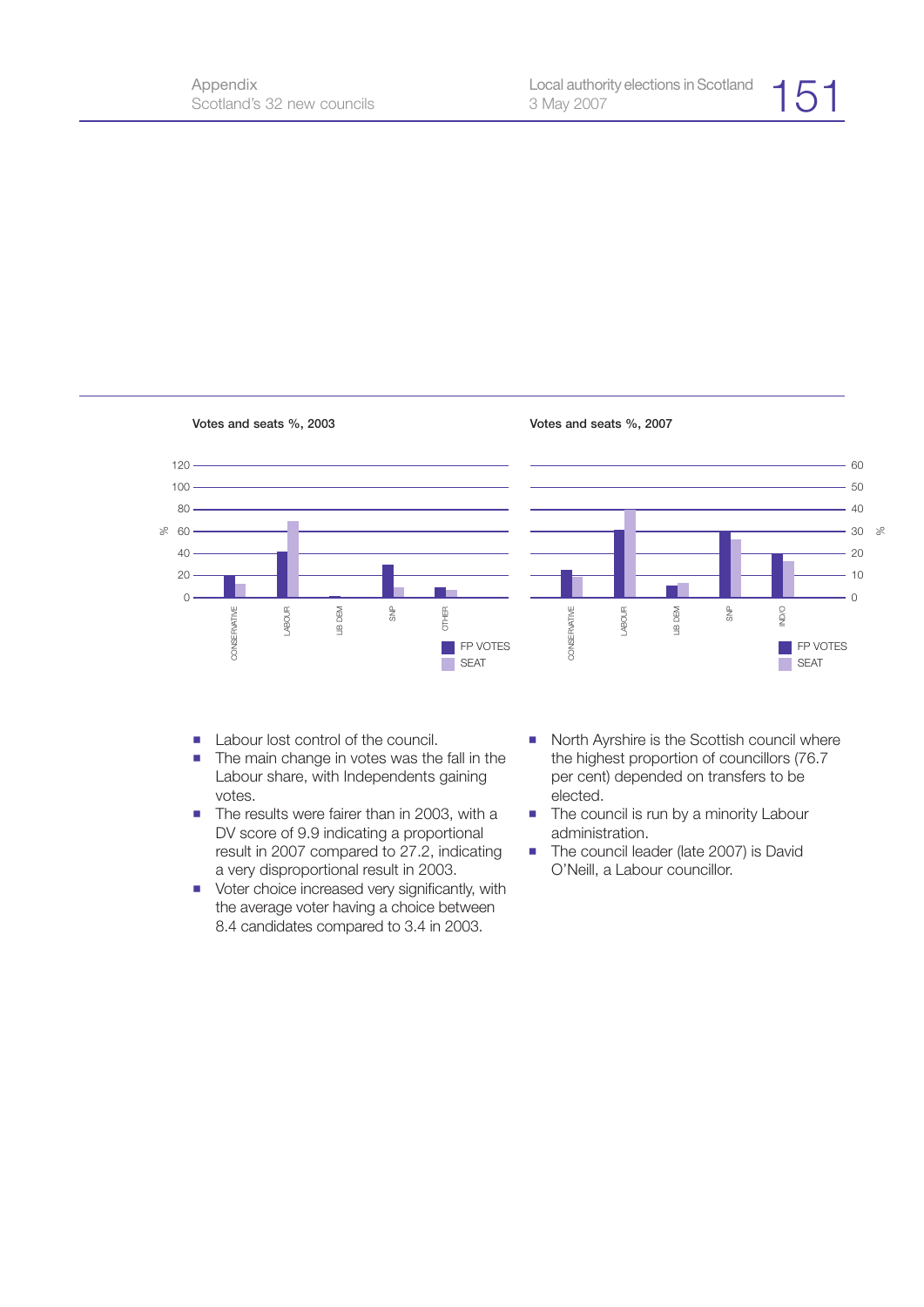**Votes and seats %, 2003**

**Votes and seats %, 2007**

- Labour lost control of the council.
- The main change in votes was the fall in the Labour share, with Independents gaining votes.
- The results were fairer than in 2003, with a DV score of 9.9 indicating a proportional result in 2007 compared to 27.2, indicating a very disproportional result in 2003.
- Voter choice increased very significantly, with the average voter having a choice between 8.4 candidates compared to 3.4 in 2003.
- North Ayrshire is the Scottish council where the highest proportion of councillors (76.7 per cent) depended on transfers to be elected.
- The council is run by a minority Labour administration.
- The council leader (late 2007) is David O'Neill, a Labour councillor.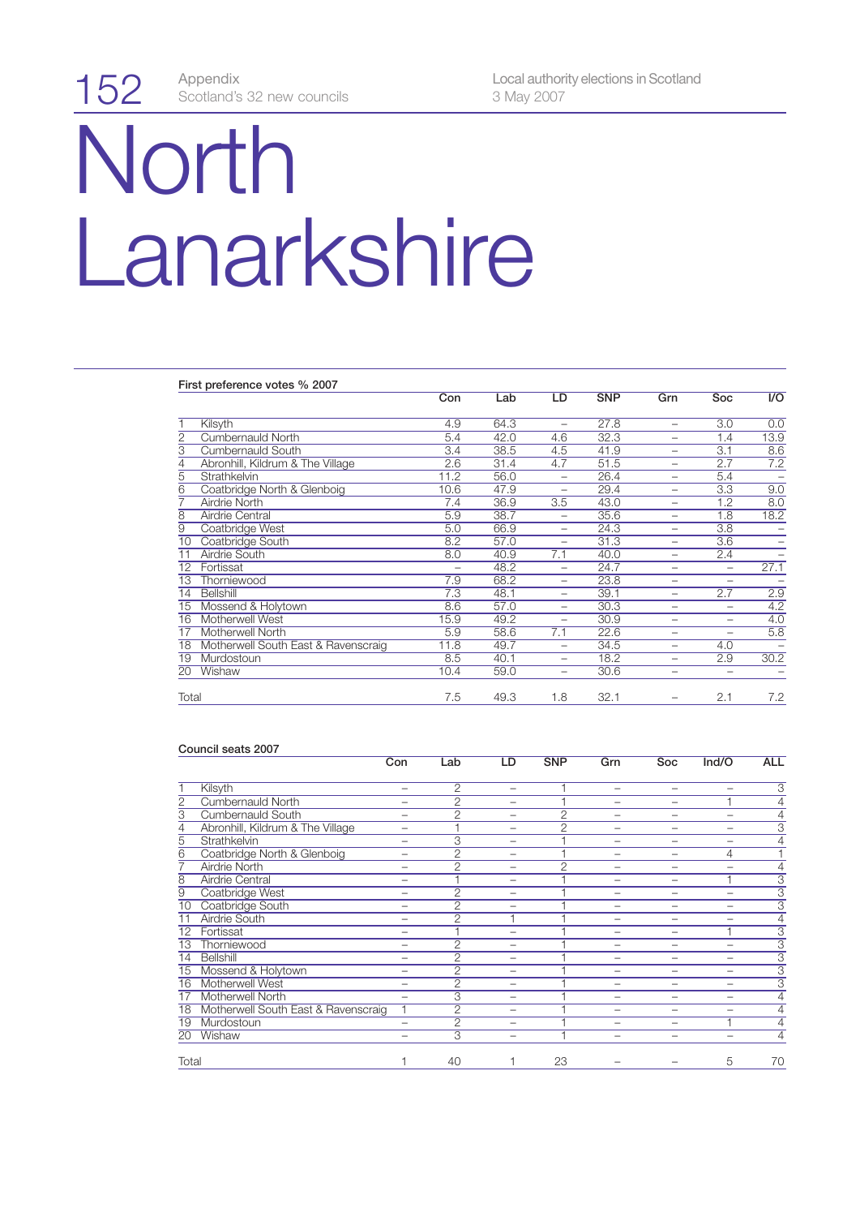// North Lanarkshire — First preference votes % 2007 and Council seats 2007

# North Lanarkshire

**First preference votes % 2007**

| | | Con | Lab | LD | SNP | Grn | Soc | I/O |
|---|---|---|---|---|---|---|---|---|
| 1 | Kilsyth | 4.9 | 64.3 | – | 27.8 | – | 3.0 | 0.0 |
| 2 | Cumbernauld North | 5.4 | 42.0 | 4.6 | 32.3 | – | 1.4 | 13.9 |
| 3 | Cumbernauld South | 3.4 | 38.5 | 4.5 | 41.9 | – | 3.1 | 8.6 |
| 4 | Abronhill, Kildrum & The Village | 2.6 | 31.4 | 4.7 | 51.5 | – | 2.7 | 7.2 |
| 5 | Strathkelvin | 11.2 | 56.0 | – | 26.4 | – | 5.4 | – |
| 6 | Coatbridge North & Glenboig | 10.6 | 47.9 | – | 29.4 | – | 3.3 | 9.0 |
| 7 | Airdrie North | 7.4 | 36.9 | 3.5 | 43.0 | – | 1.2 | 8.0 |
| 8 | Airdrie Central | 5.9 | 38.7 | – | 35.6 | – | 1.8 | 18.2 |
| 9 | Coatbridge West | 5.0 | 66.9 | – | 24.3 | – | 3.8 | – |
| 10 | Coatbridge South | 8.2 | 57.0 | – | 31.3 | – | 3.6 | – |
| 11 | Airdrie South | 8.0 | 40.9 | 7.1 | 40.0 | – | 2.4 | – |
| 12 | Fortissat | – | 48.2 | – | 24.7 | – | – | 27.1 |
| 13 | Thorniewood | 7.9 | 68.2 | – | 23.8 | – | – | – |
| 14 | Bellshill | 7.3 | 48.1 | – | 39.1 | – | 2.7 | 2.9 |
| 15 | Mossend & Holytown | 8.6 | 57.0 | – | 30.3 | – | – | 4.2 |
| 16 | Motherwell West | 15.9 | 49.2 | – | 30.9 | – | – | 4.0 |
| 17 | Motherwell North | 5.9 | 58.6 | 7.1 | 22.6 | – | – | 5.8 |
| 18 | Motherwell South East & Ravenscraig | 11.8 | 49.7 | – | 34.5 | – | 4.0 | – |
| 19 | Murdostoun | 8.5 | 40.1 | – | 18.2 | – | 2.9 | 30.2 |
| 20 | Wishaw | 10.4 | 59.0 | – | 30.6 | – | – | – |
| | Total | 7.5 | 49.3 | 1.8 | 32.1 | – | 2.1 | 7.2 |

**Council seats 2007**

| | | Con | Lab | LD | SNP | Grn | Soc | Ind/O | ALL |
|---|---|---|---|---|---|---|---|---|---|
| 1 | Kilsyth | – | 2 | – | 1 | – | – | – | 3 |
| 2 | Cumbernauld North | – | 2 | – | 1 | – | – | 1 | 4 |
| 3 | Cumbernauld South | – | 2 | – | 2 | – | – | – | 4 |
| 4 | Abronhill, Kildrum & The Village | – | 1 | – | 2 | – | – | – | 3 |
| 5 | Strathkelvin | – | 3 | – | 1 | – | – | – | 4 |
| 6 | Coatbridge North & Glenboig | – | 2 | – | 1 | – | – | 4 | 1 |
| 7 | Airdrie North | – | 2 | – | 2 | – | – | – | 4 |
| 8 | Airdrie Central | – | 1 | – | 1 | – | – | 1 | 3 |
| 9 | Coatbridge West | – | 2 | – | 1 | – | – | – | 3 |
| 10 | Coatbridge South | – | 2 | – | 1 | – | – | – | 3 |
| 11 | Airdrie South | – | 2 | 1 | 1 | – | – | – | 4 |
| 12 | Fortissat | – | 1 | – | 1 | – | – | 1 | 3 |
| 13 | Thorniewood | – | 2 | – | 1 | – | – | – | 3 |
| 14 | Bellshill | – | 2 | – | 1 | – | – | – | 3 |
| 15 | Mossend & Holytown | – | 2 | – | 1 | – | – | – | 3 |
| 16 | Motherwell West | – | 2 | – | 1 | – | – | – | 3 |
| 17 | Motherwell North | – | 3 | – | 1 | – | – | – | 4 |
| 18 | Motherwell South East & Ravenscraig | 1 | 2 | – | 1 | – | – | – | 4 |
| 19 | Murdostoun | – | 2 | – | 1 | – | – | 1 | 4 |
| 20 | Wishaw | – | 3 | – | 1 | – | – | – | 4 |
| | Total | 1 | 40 | 1 | 23 | – | – | 5 | 70 |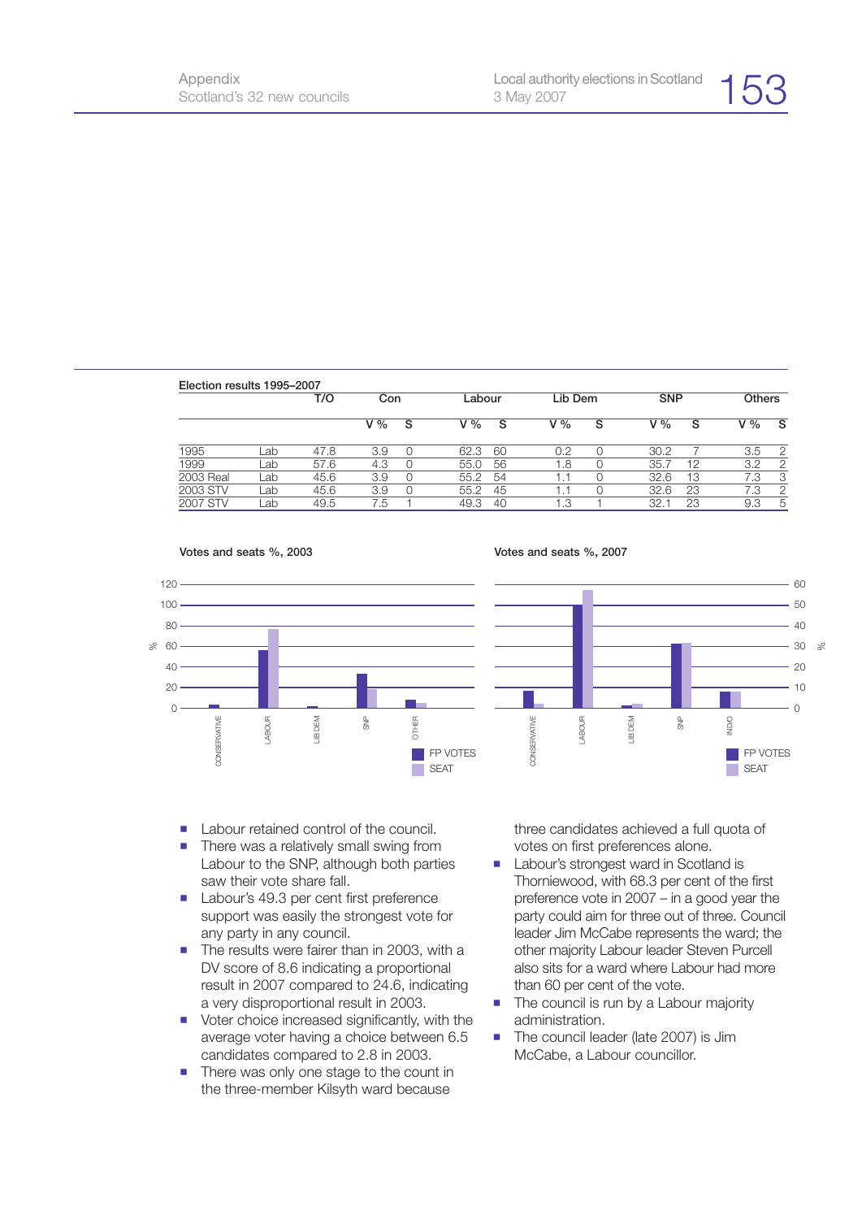**Election results 1995–2007**

| | | T/O | Con | | Labour | | Lib Dem | | SNP | | Others | |
|---|---|---|---|---|---|---|---|---|---|---|---|---|
| | | | V % | S | V % | S | V % | S | V % | S | V % | S |
| 1995 | Lab | 47.8 | 3.9 | 0 | 62.3 | 60 | 0.2 | 0 | 30.2 | 7 | 3.5 | 2 |
| 1999 | Lab | 57.6 | 4.3 | 0 | 55.0 | 56 | 1.8 | 0 | 35.7 | 12 | 3.2 | 2 |
| 2003 Real | Lab | 45.6 | 3.9 | 0 | 55.2 | 54 | 1.1 | 0 | 32.6 | 13 | 7.3 | 3 |
| 2003 STV | Lab | 45.6 | 3.9 | 0 | 55.2 | 45 | 1.1 | 0 | 32.6 | 23 | 7.3 | 2 |
| 2007 STV | Lab | 49.5 | 7.5 | 1 | 49.3 | 40 | 1.3 | 1 | 32.1 | 23 | 9.3 | 5 |

**Votes and seats %, 2003**

**Votes and seats %, 2007**

- Labour retained control of the council.
- There was a relatively small swing from Labour to the SNP, although both parties saw their vote share fall.
- Labour's 49.3 per cent first preference support was easily the strongest vote for any party in any council.
- The results were fairer than in 2003, with a DV score of 8.6 indicating a proportional result in 2007 compared to 24.6, indicating a very disproportional result in 2003.
- Voter choice increased significantly, with the average voter having a choice between 6.5 candidates compared to 2.8 in 2003.
- There was only one stage to the count in the three-member Kilsyth ward because three candidates achieved a full quota of votes on first preferences alone.
- Labour's strongest ward in Scotland is Thorniewood, with 68.3 per cent of the first preference vote in 2007 – in a good year the party could aim for three out of three. Council leader Jim McCabe represents the ward; the other majority Labour leader Steven Purcell also sits for a ward where Labour had more than 60 per cent of the vote.
- The council is run by a Labour majority administration.
- The council leader (late 2007) is Jim McCabe, a Labour councillor.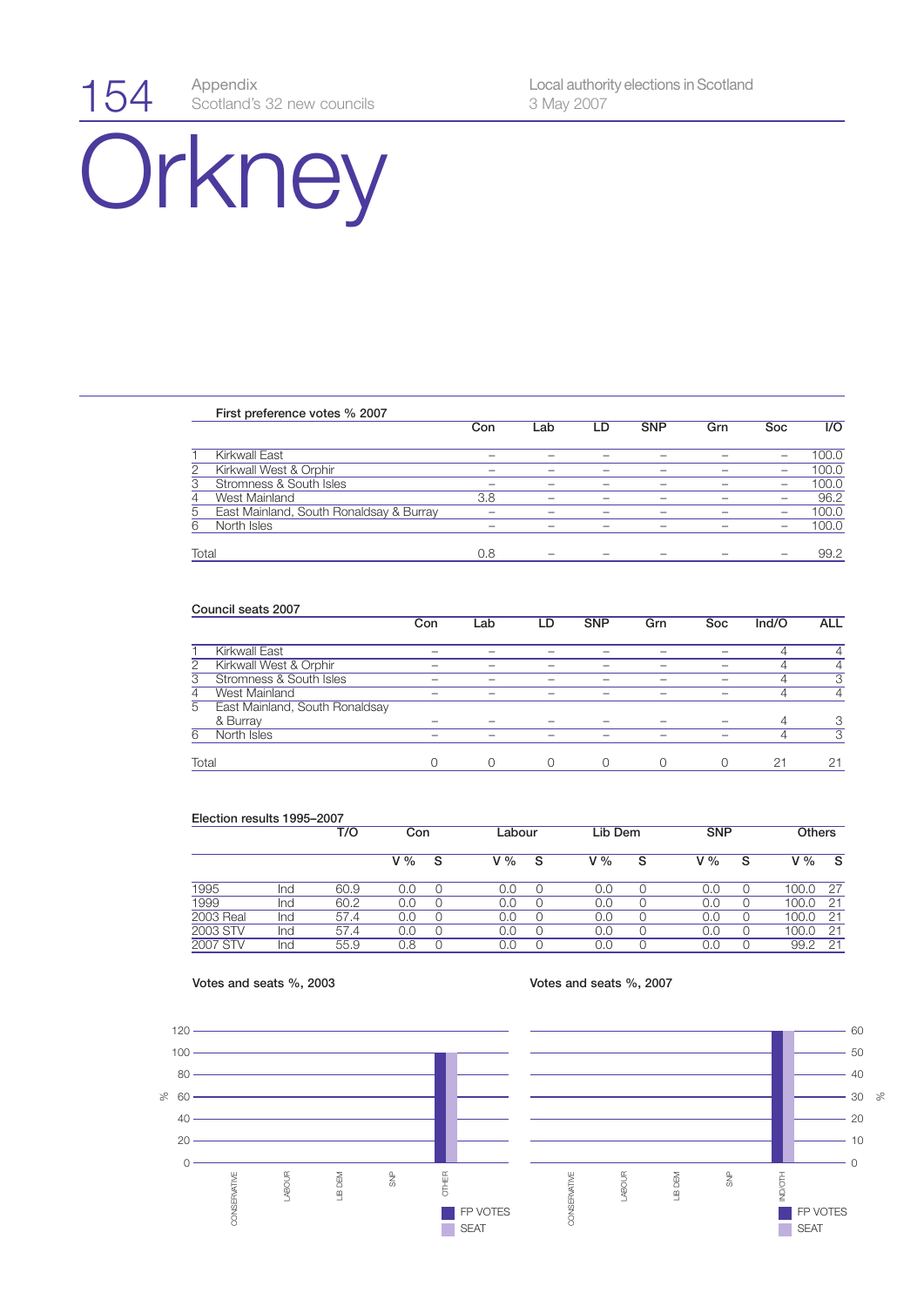# Orkney

### First preference votes % 2007

| | | Con | Lab | LD | SNP | Grn | Soc | I/O |
|---|---|---|---|---|---|---|---|---|
| 1 | Kirkwall East | – | – | – | – | – | – | 100.0 |
| 2 | Kirkwall West & Orphir | – | – | – | – | – | – | 100.0 |
| 3 | Stromness & South Isles | – | – | – | – | – | – | 100.0 |
| 4 | West Mainland | 3.8 | – | – | – | – | – | 96.2 |
| 5 | East Mainland, South Ronaldsay & Burray | – | – | – | – | – | – | 100.0 |
| 6 | North Isles | – | – | – | – | – | – | 100.0 |
| | Total | 0.8 | – | – | – | – | – | 99.2 |

### Council seats 2007

| | | Con | Lab | LD | SNP | Grn | Soc | Ind/O | ALL |
|---|---|---|---|---|---|---|---|---|---|
| 1 | Kirkwall East | – | – | – | – | – | – | 4 | 4 |
| 2 | Kirkwall West & Orphir | – | – | – | – | – | – | 4 | 4 |
| 3 | Stromness & South Isles | – | – | – | – | – | – | 4 | 3 |
| 4 | West Mainland | – | – | – | – | – | – | 4 | 4 |
| 5 | East Mainland, South Ronaldsay & Burray | – | – | – | – | – | – | 4 | 3 |
| 6 | North Isles | – | – | – | – | – | – | 4 | 3 |
| | Total | 0 | 0 | 0 | 0 | 0 | 0 | 21 | 21 |

### Election results 1995–2007

| | | T/O | Con | | Labour | | Lib Dem | | SNP | | Others | |
|---|---|---|---|---|---|---|---|---|---|---|---|---|
| | | | V % | S | V % | S | V % | S | V % | S | V % | S |
| 1995 | Ind | 60.9 | 0.0 | 0 | 0.0 | 0 | 0.0 | 0 | 0.0 | 0 | 100.0 | 27 |
| 1999 | Ind | 60.2 | 0.0 | 0 | 0.0 | 0 | 0.0 | 0 | 0.0 | 0 | 100.0 | 21 |
| 2003 Real | Ind | 57.4 | 0.0 | 0 | 0.0 | 0 | 0.0 | 0 | 0.0 | 0 | 100.0 | 21 |
| 2003 STV | Ind | 57.4 | 0.0 | 0 | 0.0 | 0 | 0.0 | 0 | 0.0 | 0 | 100.0 | 21 |
| 2007 STV | Ind | 55.9 | 0.8 | 0 | 0.0 | 0 | 0.0 | 0 | 0.0 | 0 | 99.2 | 21 |

### Votes and seats %, 2003

### Votes and seats %, 2007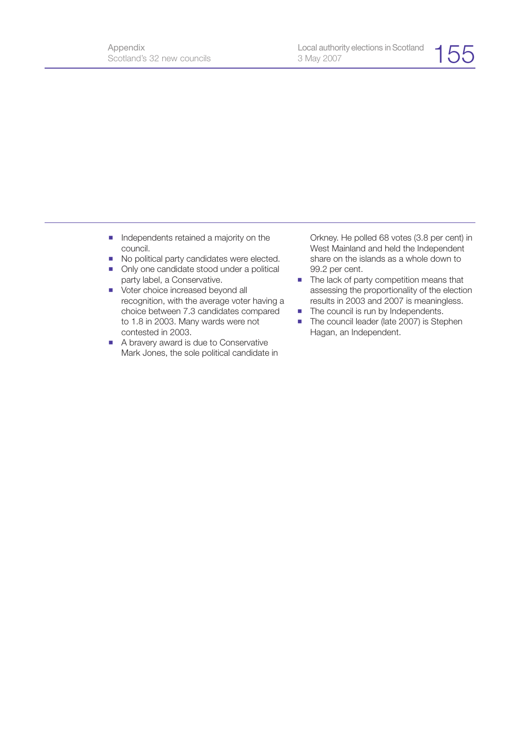- Independents retained a majority on the council.
- No political party candidates were elected.
- Only one candidate stood under a political party label, a Conservative.
- Voter choice increased beyond all recognition, with the average voter having a choice between 7.3 candidates compared to 1.8 in 2003. Many wards were not contested in 2003.
- A bravery award is due to Conservative Mark Jones, the sole political candidate in Orkney. He polled 68 votes (3.8 per cent) in West Mainland and held the Independent share on the islands as a whole down to 99.2 per cent.
- The lack of party competition means that assessing the proportionality of the election results in 2003 and 2007 is meaningless.
- The council is run by Independents.
- The council leader (late 2007) is Stephen Hagan, an Independent.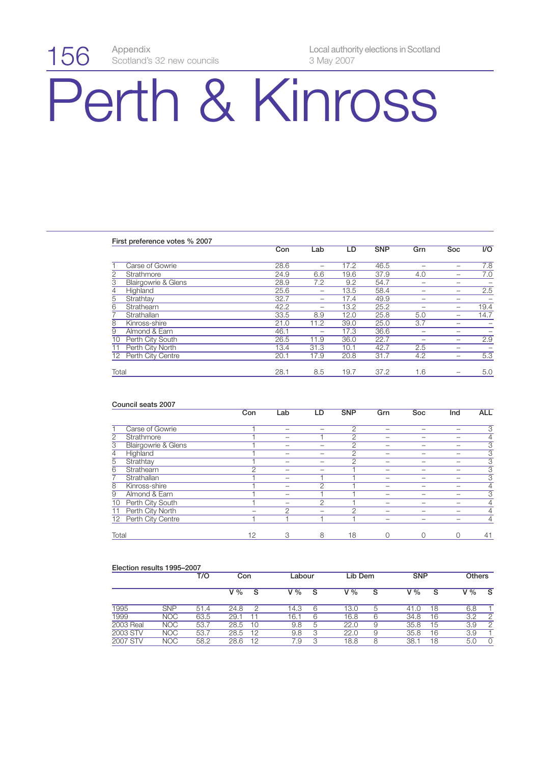# Perth & Kinross

### First preference votes % 2007

| | | Con | Lab | LD | SNP | Grn | Soc | I/O |
|---|---|---|---|---|---|---|---|---|
| 1 | Carse of Gowrie | 28.6 | – | 17.2 | 46.5 | – | – | 7.8 |
| 2 | Strathmore | 24.9 | 6.6 | 19.6 | 37.9 | 4.0 | – | 7.0 |
| 3 | Blairgowrie & Glens | 28.9 | 7.2 | 9.2 | 54.7 | – | – | – |
| 4 | Highland | 25.6 | – | 13.5 | 58.4 | – | – | 2.5 |
| 5 | Strathtay | 32.7 | – | 17.4 | 49.9 | – | – | – |
| 6 | Strathearn | 42.2 | – | 13.2 | 25.2 | – | – | 19.4 |
| 7 | Strathallan | 33.5 | 8.9 | 12.0 | 25.8 | 5.0 | – | 14.7 |
| 8 | Kinross-shire | 21.0 | 11.2 | 39.0 | 25.0 | 3.7 | – | – |
| 9 | Almond & Earn | 46.1 | – | 17.3 | 36.6 | – | – | – |
| 10 | Perth City South | 26.5 | 11.9 | 36.0 | 22.7 | – | – | 2.9 |
| 11 | Perth City North | 13.4 | 31.3 | 10.1 | 42.7 | 2.5 | – | – |
| 12 | Perth City Centre | 20.1 | 17.9 | 20.8 | 31.7 | 4.2 | – | 5.3 |
| Total | | 28.1 | 8.5 | 19.7 | 37.2 | 1.6 | – | 5.0 |

### Council seats 2007

| | | Con | Lab | LD | SNP | Grn | Soc | Ind | ALL |
|---|---|---|---|---|---|---|---|---|---|
| 1 | Carse of Gowrie | 1 | – | – | 2 | – | – | – | 3 |
| 2 | Strathmore | 1 | – | 1 | 2 | – | – | – | 4 |
| 3 | Blairgowrie & Glens | 1 | – | – | 2 | – | – | – | 3 |
| 4 | Highland | 1 | – | – | 2 | – | – | – | 3 |
| 5 | Strathtay | 1 | – | – | 2 | – | – | – | 3 |
| 6 | Strathearn | 2 | – | – | 1 | – | – | – | 3 |
| 7 | Strathallan | 1 | – | 1 | 1 | – | – | – | 3 |
| 8 | Kinross-shire | 1 | – | 2 | 1 | – | – | – | 4 |
| 9 | Almond & Earn | 1 | – | 1 | 1 | – | – | – | 3 |
| 10 | Perth City South | 1 | – | 2 | 1 | – | – | – | 4 |
| 11 | Perth City North | – | 2 | – | 2 | – | – | – | 4 |
| 12 | Perth City Centre | 1 | 1 | 1 | 1 | – | – | – | 4 |
| Total | | 12 | 3 | 8 | 18 | 0 | 0 | 0 | 41 |

### Election results 1995–2007

| | | T/O | Con | | Labour | | Lib Dem | | SNP | | Others | |
|---|---|---|---|---|---|---|---|---|---|---|---|---|
| | | | V % | S | V % | S | V % | S | V % | S | V % | S |
| 1995 | SNP | 51.4 | 24.8 | 2 | 14.3 | 6 | 13.0 | 5 | 41.0 | 18 | 6.8 | 1 |
| 1999 | NOC | 63.5 | 29.1 | 11 | 16.1 | 6 | 16.8 | 6 | 34.8 | 16 | 3.2 | 2 |
| 2003 Real | NOC | 53.7 | 28.5 | 10 | 9.8 | 5 | 22.0 | 9 | 35.8 | 15 | 3.9 | 2 |
| 2003 STV | NOC | 53.7 | 28.5 | 12 | 9.8 | 3 | 22.0 | 9 | 35.8 | 16 | 3.9 | 1 |
| 2007 STV | NOC | 58.2 | 28.6 | 12 | 7.9 | 3 | 18.8 | 8 | 38.1 | 18 | 5.0 | 0 |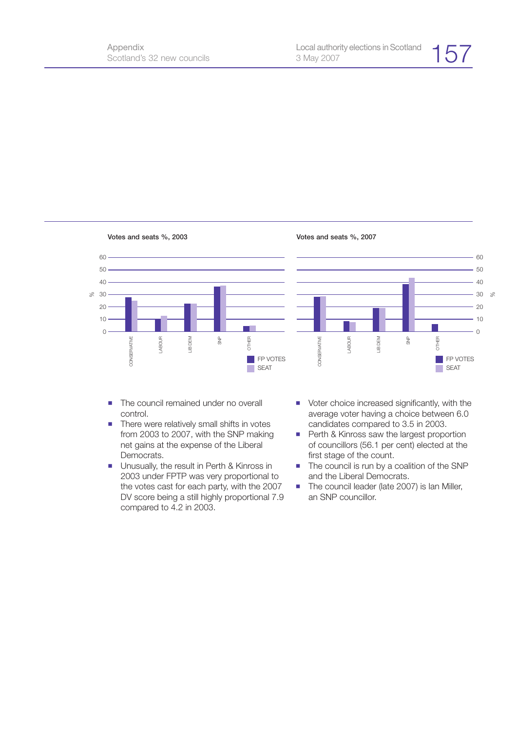**Votes and seats %, 2003**

**Votes and seats %, 2007**

- The council remained under no overall control.
- There were relatively small shifts in votes from 2003 to 2007, with the SNP making net gains at the expense of the Liberal Democrats.
- Unusually, the result in Perth & Kinross in 2003 under FPTP was very proportional to the votes cast for each party, with the 2007 DV score being a still highly proportional 7.9 compared to 4.2 in 2003.
- Voter choice increased significantly, with the average voter having a choice between 6.0 candidates compared to 3.5 in 2003.
- Perth & Kinross saw the largest proportion of councillors (56.1 per cent) elected at the first stage of the count.
- The council is run by a coalition of the SNP and the Liberal Democrats.
- The council leader (late 2007) is Ian Miller, an SNP councillor.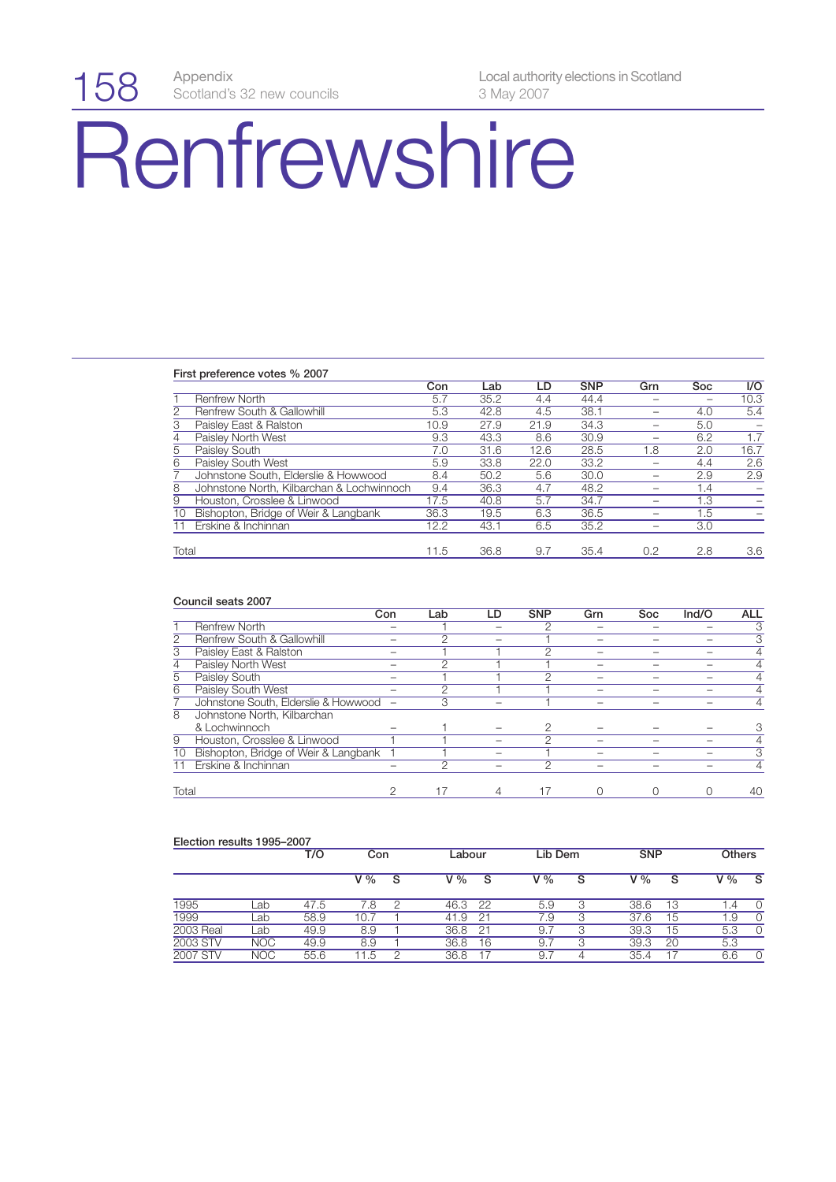# Renfrewshire

### First preference votes % 2007

| | | Con | Lab | LD | SNP | Grn | Soc | I/O |
|---|---|---|---|---|---|---|---|---|
| 1 | Renfrew North | 5.7 | 35.2 | 4.4 | 44.4 | – | – | 10.3 |
| 2 | Renfrew South & Gallowhill | 5.3 | 42.8 | 4.5 | 38.1 | – | 4.0 | 5.4 |
| 3 | Paisley East & Ralston | 10.9 | 27.9 | 21.9 | 34.3 | – | 5.0 | – |
| 4 | Paisley North West | 9.3 | 43.3 | 8.6 | 30.9 | – | 6.2 | 1.7 |
| 5 | Paisley South | 7.0 | 31.6 | 12.6 | 28.5 | 1.8 | 2.0 | 16.7 |
| 6 | Paisley South West | 5.9 | 33.8 | 22.0 | 33.2 | – | 4.4 | 2.6 |
| 7 | Johnstone South, Elderslie & Howwood | 8.4 | 50.2 | 5.6 | 30.0 | – | 2.9 | 2.9 |
| 8 | Johnstone North, Kilbarchan & Lochwinnoch | 9.4 | 36.3 | 4.7 | 48.2 | – | 1.4 | – |
| 9 | Houston, Crosslee & Linwood | 17.5 | 40.8 | 5.7 | 34.7 | – | 1.3 | – |
| 10 | Bishopton, Bridge of Weir & Langbank | 36.3 | 19.5 | 6.3 | 36.5 | – | 1.5 | – |
| 11 | Erskine & Inchinnan | 12.2 | 43.1 | 6.5 | 35.2 | – | 3.0 | |
| Total | | 11.5 | 36.8 | 9.7 | 35.4 | 0.2 | 2.8 | 3.6 |

### Council seats 2007

| | | Con | Lab | LD | SNP | Grn | Soc | Ind/O | ALL |
|---|---|---|---|---|---|---|---|---|---|
| 1 | Renfrew North | – | 1 | – | 2 | – | – | – | 3 |
| 2 | Renfrew South & Gallowhill | – | 2 | – | 1 | – | – | – | 3 |
| 3 | Paisley East & Ralston | – | 1 | 1 | 2 | – | – | – | 4 |
| 4 | Paisley North West | – | 2 | 1 | 1 | – | – | – | 4 |
| 5 | Paisley South | – | 1 | 1 | 2 | – | – | – | 4 |
| 6 | Paisley South West | – | 2 | 1 | 1 | – | – | – | 4 |
| 7 | Johnstone South, Elderslie & Howwood | – | 3 | – | 1 | – | – | – | 4 |
| 8 | Johnstone North, Kilbarchan & Lochwinnoch | – | 1 | – | 2 | – | – | – | 3 |
| 9 | Houston, Crosslee & Linwood | 1 | 1 | – | 2 | – | – | – | 4 |
| 10 | Bishopton, Bridge of Weir & Langbank | 1 | 1 | – | 1 | – | – | – | 3 |
| 11 | Erskine & Inchinnan | – | 2 | – | 2 | – | – | – | 4 |
| Total | | 2 | 17 | 4 | 17 | 0 | 0 | 0 | 40 |

### Election results 1995–2007

| | | T/O | Con | | Labour | | Lib Dem | | SNP | | Others | |
|---|---|---|---|---|---|---|---|---|---|---|---|---|
| | | | V % | S | V % | S | V % | S | V % | S | V % | S |
| 1995 | Lab | 47.5 | 7.8 | 2 | 46.3 | 22 | 5.9 | 3 | 38.6 | 13 | 1.4 | 0 |
| 1999 | Lab | 58.9 | 10.7 | 1 | 41.9 | 21 | 7.9 | 3 | 37.6 | 15 | 1.9 | 0 |
| 2003 Real | Lab | 49.9 | 8.9 | 1 | 36.8 | 21 | 9.7 | 3 | 39.3 | 15 | 5.3 | 0 |
| 2003 STV | NOC | 49.9 | 8.9 | 1 | 36.8 | 16 | 9.7 | 3 | 39.3 | 20 | 5.3 | |
| 2007 STV | NOC | 55.6 | 11.5 | 2 | 36.8 | 17 | 9.7 | 4 | 35.4 | 17 | 6.6 | 0 |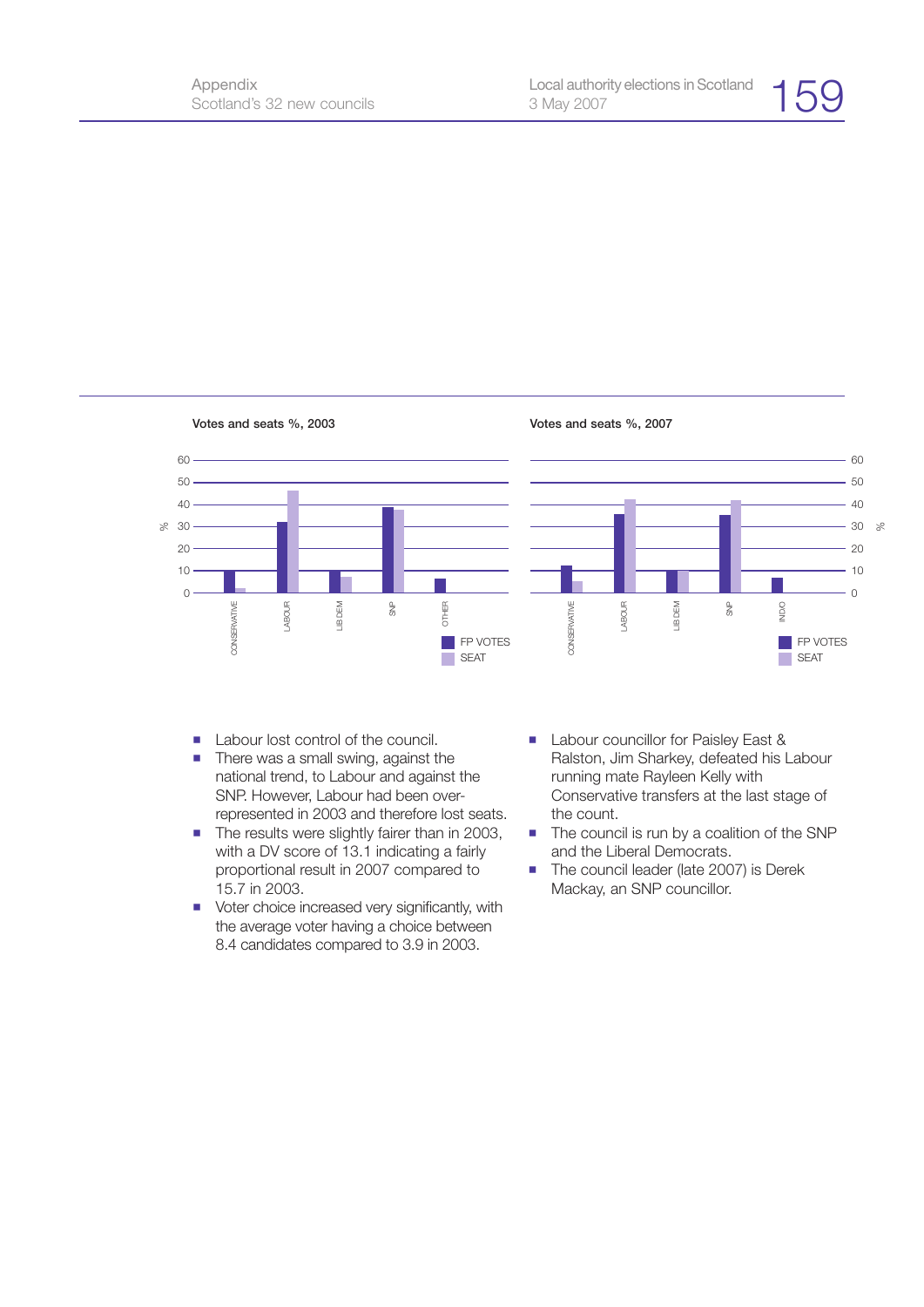**Votes and seats %, 2003**

| | FP VOTES | SEAT |
|---|---|---|
| CONSERVATIVE | 10 | 2 |
| LABOUR | 32 | 46 |
| LIB DEM | 10 | 7 |
| SNP | 39 | 38 |
| OTHER | 6 | |

**Votes and seats %, 2007**

| | FP VOTES | SEAT |
|---|---|---|
| CONSERVATIVE | 12 | 5 |
| LABOUR | 35 | 42 |
| LIB DEM | 10 | 10 |
| SNP | 35 | 42 |
| INDO | 7 | |

- Labour lost control of the council.
- There was a small swing, against the national trend, to Labour and against the SNP. However, Labour had been over-represented in 2003 and therefore lost seats.
- The results were slightly fairer than in 2003, with a DV score of 13.1 indicating a fairly proportional result in 2007 compared to 15.7 in 2003.
- Voter choice increased very significantly, with the average voter having a choice between 8.4 candidates compared to 3.9 in 2003.
- Labour councillor for Paisley East & Ralston, Jim Sharkey, defeated his Labour running mate Rayleen Kelly with Conservative transfers at the last stage of the count.
- The council is run by a coalition of the SNP and the Liberal Democrats.
- The council leader (late 2007) is Derek Mackay, an SNP councillor.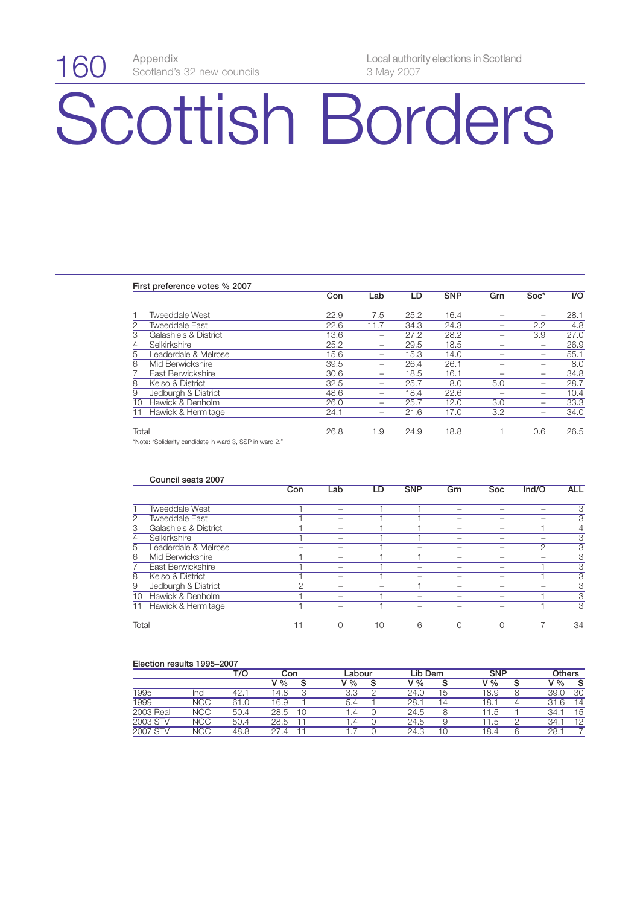# Scottish Borders

**First preference votes % 2007**

| | | Con | Lab | LD | SNP | Grn | Soc* | I/O |
|---|---|---|---|---|---|---|---|---|
| 1 | Tweeddale West | 22.9 | 7.5 | 25.2 | 16.4 | – | – | 28.1 |
| 2 | Tweeddale East | 22.6 | 11.7 | 34.3 | 24.3 | – | 2.2 | 4.8 |
| 3 | Galashiels & District | 13.6 | – | 27.2 | 28.2 | – | 3.9 | 27.0 |
| 4 | Selkirkshire | 25.2 | – | 29.5 | 18.5 | – | – | 26.9 |
| 5 | Leaderdale & Melrose | 15.6 | – | 15.3 | 14.0 | – | – | 55.1 |
| 6 | Mid Berwickshire | 39.5 | – | 26.4 | 26.1 | – | – | 8.0 |
| 7 | East Berwickshire | 30.6 | – | 18.5 | 16.1 | – | – | 34.8 |
| 8 | Kelso & District | 32.5 | – | 25.7 | 8.0 | 5.0 | – | 28.7 |
| 9 | Jedburgh & District | 48.6 | – | 18.4 | 22.6 | – | – | 10.4 |
| 10 | Hawick & Denholm | 26.0 | – | 25.7 | 12.0 | 3.0 | – | 33.3 |
| 11 | Hawick & Hermitage | 24.1 | – | 21.6 | 17.0 | 3.2 | – | 34.0 |
| Total | | 26.8 | 1.9 | 24.9 | 18.8 | 1 | 0.6 | 26.5 |

*Note: "Solidarity candidate in ward 3, SSP in ward 2."

**Council seats 2007**

| | | Con | Lab | LD | SNP | Grn | Soc | Ind/O | ALL |
|---|---|---|---|---|---|---|---|---|---|
| 1 | Tweeddale West | 1 | – | 1 | 1 | – | – | – | 3 |
| 2 | Tweeddale East | 1 | – | 1 | 1 | – | – | – | 3 |
| 3 | Galashiels & District | 1 | – | 1 | 1 | – | – | 1 | 4 |
| 4 | Selkirkshire | 1 | – | 1 | 1 | – | – | – | 3 |
| 5 | Leaderdale & Melrose | – | – | 1 | – | – | – | 2 | 3 |
| 6 | Mid Berwickshire | 1 | – | 1 | 1 | – | – | – | 3 |
| 7 | East Berwickshire | 1 | – | 1 | – | – | – | 1 | 3 |
| 8 | Kelso & District | 1 | – | 1 | – | – | – | 1 | 3 |
| 9 | Jedburgh & District | 2 | – | – | 1 | – | – | – | 3 |
| 10 | Hawick & Denholm | 1 | – | 1 | – | – | – | 1 | 3 |
| 11 | Hawick & Hermitage | 1 | – | 1 | – | – | – | 1 | 3 |
| Total | | 11 | 0 | 10 | 6 | 0 | 0 | 7 | 34 |

**Election results 1995–2007**

| | | T/O | Con | | Labour | | Lib Dem | | SNP | | Others | |
|---|---|---|---|---|---|---|---|---|---|---|---|---|
| | | | V % | S | V % | S | V % | S | V % | S | V % | S |
| 1995 | Ind | 42.1 | 14.8 | 3 | 3.3 | 2 | 24.0 | 15 | 18.9 | 8 | 39.0 | 30 |
| 1999 | NOC | 61.0 | 16.9 | 1 | 5.4 | 1 | 28.1 | 14 | 18.1 | 4 | 31.6 | 14 |
| 2003 Real | NOC | 50.4 | 28.5 | 10 | 1.4 | 0 | 24.5 | 8 | 11.5 | 1 | 34.1 | 15 |
| 2003 STV | NOC | 50.4 | 28.5 | 11 | 1.4 | 0 | 24.5 | 9 | 11.5 | 2 | 34.1 | 12 |
| 2007 STV | NOC | 48.8 | 27.4 | 11 | 1.7 | 0 | 24.3 | 10 | 18.4 | 6 | 28.1 | 7 |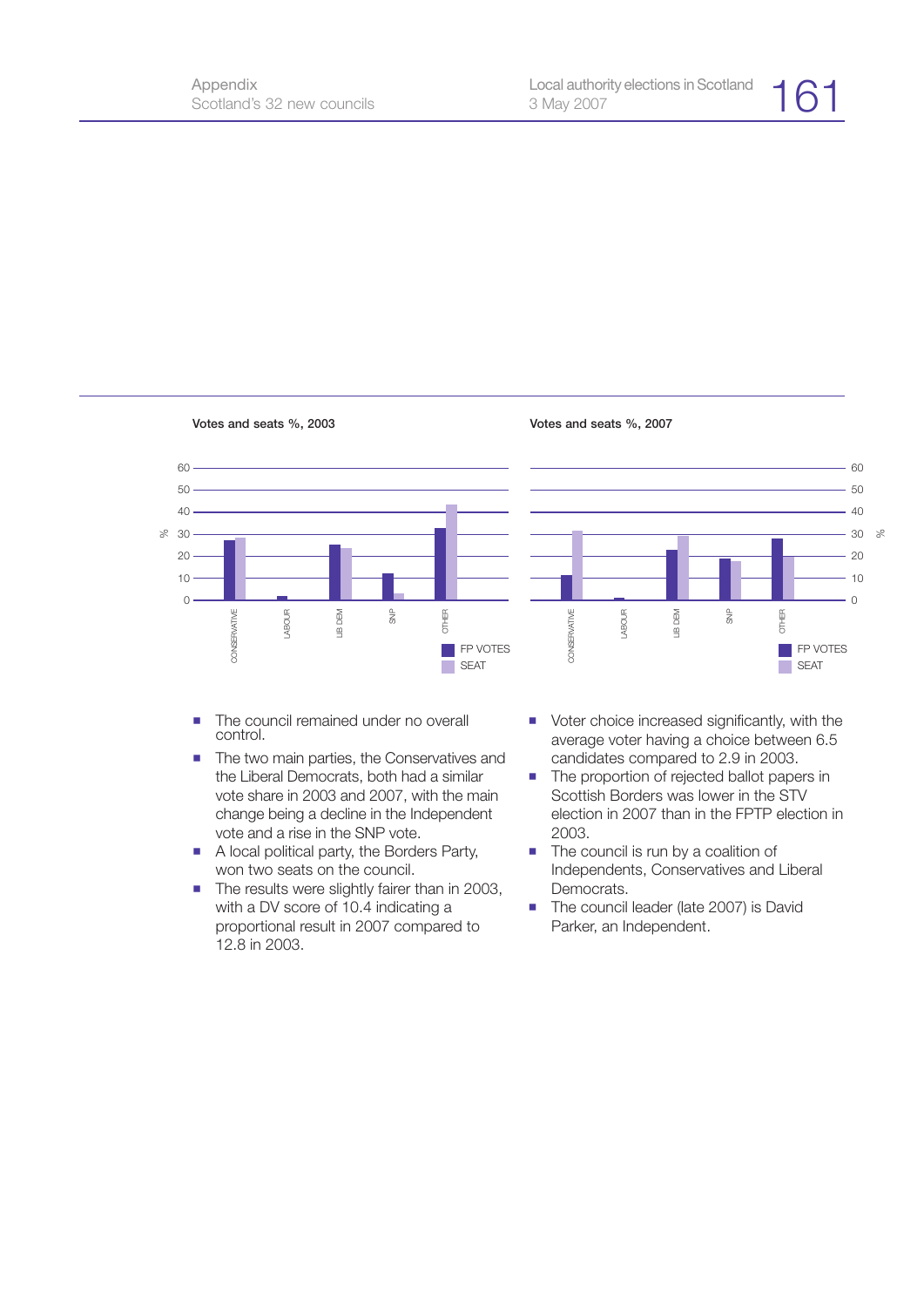**Votes and seats %, 2003**

**Votes and seats %, 2007**

- The council remained under no overall control.
- The two main parties, the Conservatives and the Liberal Democrats, both had a similar vote share in 2003 and 2007, with the main change being a decline in the Independent vote and a rise in the SNP vote.
- A local political party, the Borders Party, won two seats on the council.
- The results were slightly fairer than in 2003, with a DV score of 10.4 indicating a proportional result in 2007 compared to 12.8 in 2003.
- Voter choice increased significantly, with the average voter having a choice between 6.5 candidates compared to 2.9 in 2003.
- The proportion of rejected ballot papers in Scottish Borders was lower in the STV election in 2007 than in the FPTP election in 2003.
- The council is run by a coalition of Independents, Conservatives and Liberal Democrats.
- The council leader (late 2007) is David Parker, an Independent.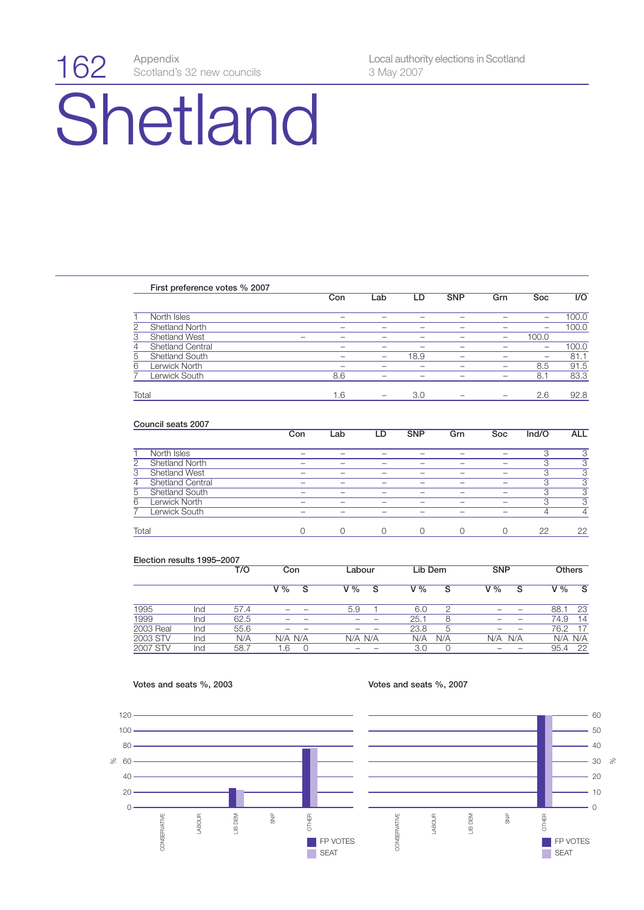# Shetland

**First preference votes % 2007**

| | | Con | Lab | LD | SNP | Grn | Soc | I/O |
|---|---|---|---|---|---|---|---|---|
| 1 | North Isles | – | – | – | – | – | – | 100.0 |
| 2 | Shetland North | – | – | – | – | – | – | 100.0 |
| 3 | Shetland West | – | – | – | – | – | – | 100.0 |
| 4 | Shetland Central | – | – | – | – | – | – | 100.0 |
| 5 | Shetland South | – | – | 18.9 | – | – | – | 81.1 |
| 6 | Lerwick North | – | – | – | – | – | 8.5 | 91.5 |
| 7 | Lerwick South | 8.6 | – | – | – | – | 8.1 | 83.3 |
| | Total | 1.6 | – | 3.0 | – | – | 2.6 | 92.8 |

**Council seats 2007**

| | | Con | Lab | LD | SNP | Grn | Soc | Ind/O | ALL |
|---|---|---|---|---|---|---|---|---|---|
| 1 | North Isles | – | – | – | – | – | – | 3 | 3 |
| 2 | Shetland North | – | – | – | – | – | – | 3 | 3 |
| 3 | Shetland West | – | – | – | – | – | – | 3 | 3 |
| 4 | Shetland Central | – | – | – | – | – | – | 3 | 3 |
| 5 | Shetland South | – | – | – | – | – | – | 3 | 3 |
| 6 | Lerwick North | – | – | – | – | – | – | 3 | 3 |
| 7 | Lerwick South | – | – | – | – | – | – | 4 | 4 |
| | Total | 0 | 0 | 0 | 0 | 0 | 0 | 22 | 22 |

**Election results 1995–2007**

| | | T/O | Con | | Labour | | Lib Dem | | SNP | | Others | |
|---|---|---|---|---|---|---|---|---|---|---|---|---|
| | | | V % | S | V % | S | V % | S | V % | S | V % | S |
| 1995 | Ind | 57.4 | – | – | 5.9 | 1 | 6.0 | 2 | – | – | 88.1 | 23 |
| 1999 | Ind | 62.5 | – | – | – | – | 25.1 | 8 | – | – | 74.9 | 14 |
| 2003 Real | Ind | 55.6 | – | – | – | – | 23.8 | 5 | – | – | 76.2 | 17 |
| 2003 STV | Ind | N/A | N/A | N/A | N/A | N/A | N/A | N/A | N/A | N/A | N/A | N/A |
| 2007 STV | Ind | 58.7 | 1.6 | 0 | – | – | 3.0 | 0 | – | – | 95.4 | 22 |

**Votes and seats %, 2003**

**Votes and seats %, 2007**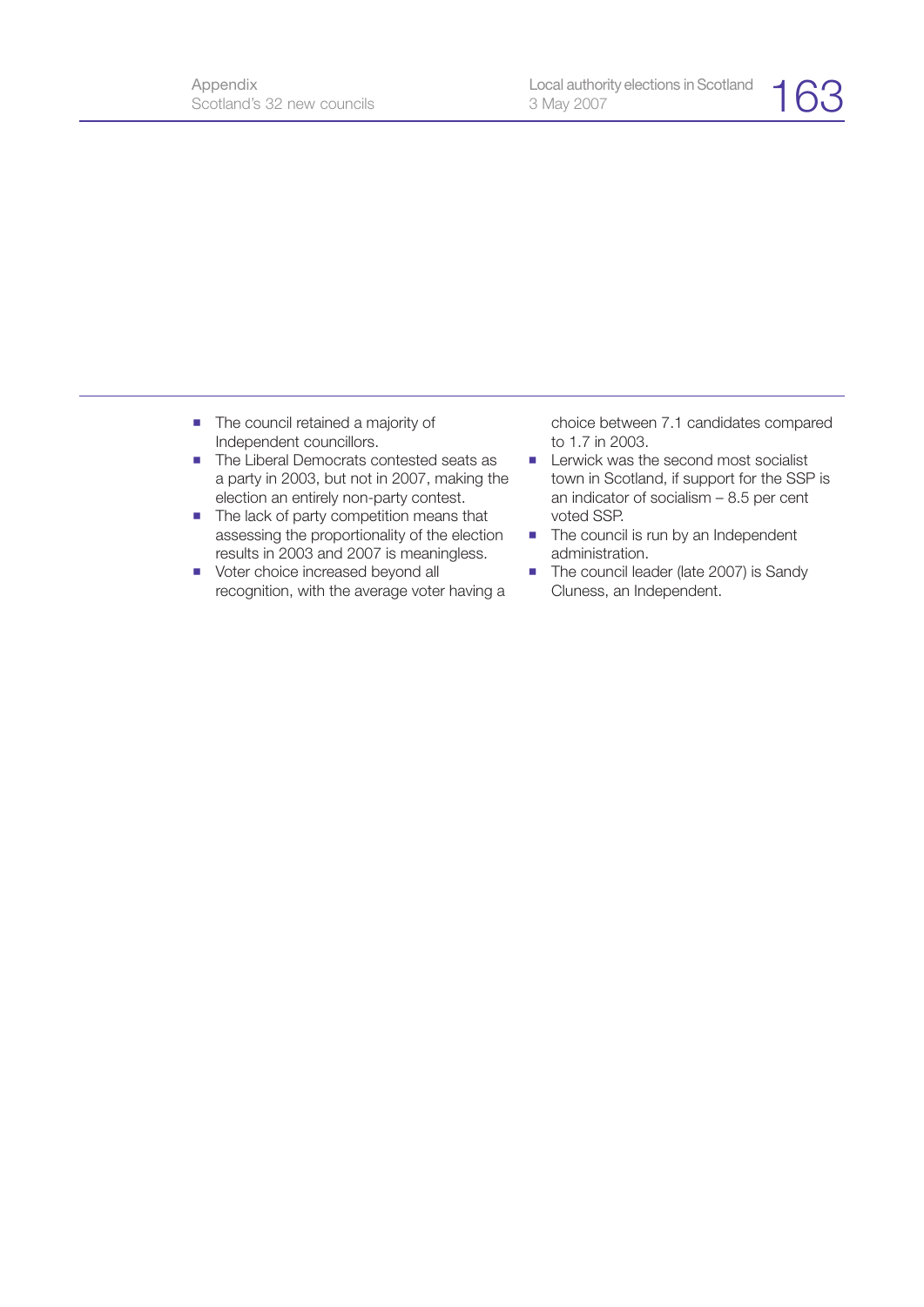- The council retained a majority of Independent councillors.
- The Liberal Democrats contested seats as a party in 2003, but not in 2007, making the election an entirely non-party contest.
- The lack of party competition means that assessing the proportionality of the election results in 2003 and 2007 is meaningless.
- Voter choice increased beyond all recognition, with the average voter having a choice between 7.1 candidates compared to 1.7 in 2003.
- Lerwick was the second most socialist town in Scotland, if support for the SSP is an indicator of socialism – 8.5 per cent voted SSP.
- The council is run by an Independent administration.
- The council leader (late 2007) is Sandy Cluness, an Independent.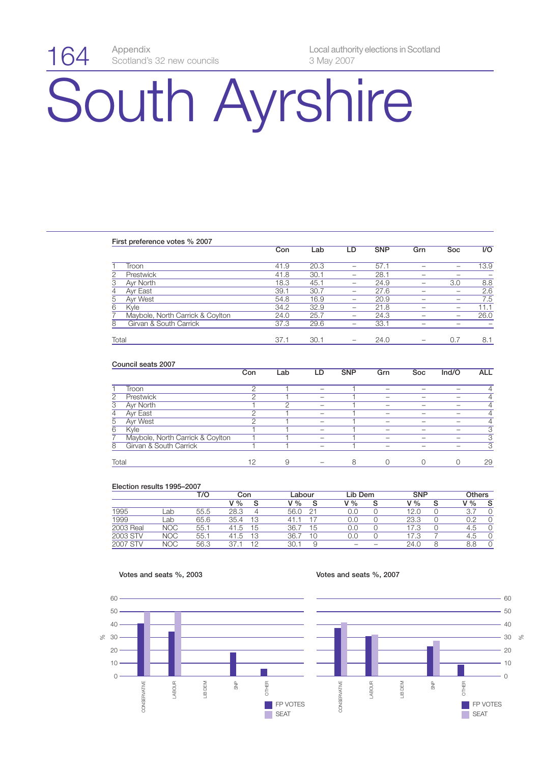# South Ayrshire

**First preference votes % 2007**

| | | Con | Lab | LD | SNP | Grn | Soc | I/O |
|---|---|---|---|---|---|---|---|---|
| 1 | Troon | 41.9 | 20.3 | – | 57.1 | – | – | 13.9 |
| 2 | Prestwick | 41.8 | 30.1 | – | 28.1 | – | – | – |
| 3 | Ayr North | 18.3 | 45.1 | – | 24.9 | – | 3.0 | 8.8 |
| 4 | Ayr East | 39.1 | 30.7 | – | 27.6 | – | – | 2.6 |
| 5 | Ayr West | 54.8 | 16.9 | – | 20.9 | – | – | 7.5 |
| 6 | Kyle | 34.2 | 32.9 | – | 21.8 | – | – | 11.1 |
| 7 | Maybole, North Carrick & Coylton | 24.0 | 25.7 | – | 24.3 | – | – | 26.0 |
| 8 | Girvan & South Carrick | 37.3 | 29.6 | – | 33.1 | – | – | – |
| | Total | 37.1 | 30.1 | – | 24.0 | – | 0.7 | 8.1 |

**Council seats 2007**

| | | Con | Lab | LD | SNP | Grn | Soc | Ind/O | ALL |
|---|---|---|---|---|---|---|---|---|---|
| 1 | Troon | 2 | 1 | – | 1 | – | – | – | 4 |
| 2 | Prestwick | 2 | 1 | – | 1 | – | – | – | 4 |
| 3 | Ayr North | 1 | 2 | – | 1 | – | – | – | 4 |
| 4 | Ayr East | 2 | 1 | – | 1 | – | – | – | 4 |
| 5 | Ayr West | 2 | 1 | – | 1 | – | – | – | 4 |
| 6 | Kyle | 1 | 1 | – | 1 | – | – | – | 3 |
| 7 | Maybole, North Carrick & Coylton | 1 | 1 | – | 1 | – | – | – | 3 |
| 8 | Girvan & South Carrick | 1 | 1 | – | 1 | – | – | – | 3 |
| | Total | 12 | 9 | – | 8 | 0 | 0 | 0 | 29 |

**Election results 1995–2007**

| | | T/O | Con | | Labour | | Lib Dem | | SNP | | Others | |
|---|---|---|---|---|---|---|---|---|---|---|---|---|
| | | | V % | S | V % | S | V % | S | V % | S | V % | S |
| 1995 | Lab | 55.5 | 28.3 | 4 | 56.0 | 21 | 0.0 | 0 | 12.0 | 0 | 3.7 | 0 |
| 1999 | Lab | 65.6 | 35.4 | 13 | 41.1 | 17 | 0.0 | 0 | 23.3 | 0 | 0.2 | 0 |
| 2003 Real | NOC | 55.1 | 41.5 | 15 | 36.7 | 15 | 0.0 | 0 | 17.3 | 0 | 4.5 | 0 |
| 2003 STV | NOC | 55.1 | 41.5 | 13 | 36.7 | 10 | 0.0 | 0 | 17.3 | 7 | 4.5 | 0 |
| 2007 STV | NOC | 56.3 | 37.1 | 12 | 30.1 | 9 | – | – | 24.0 | 8 | 8.8 | 0 |

**Votes and seats %, 2003**

**Votes and seats %, 2007**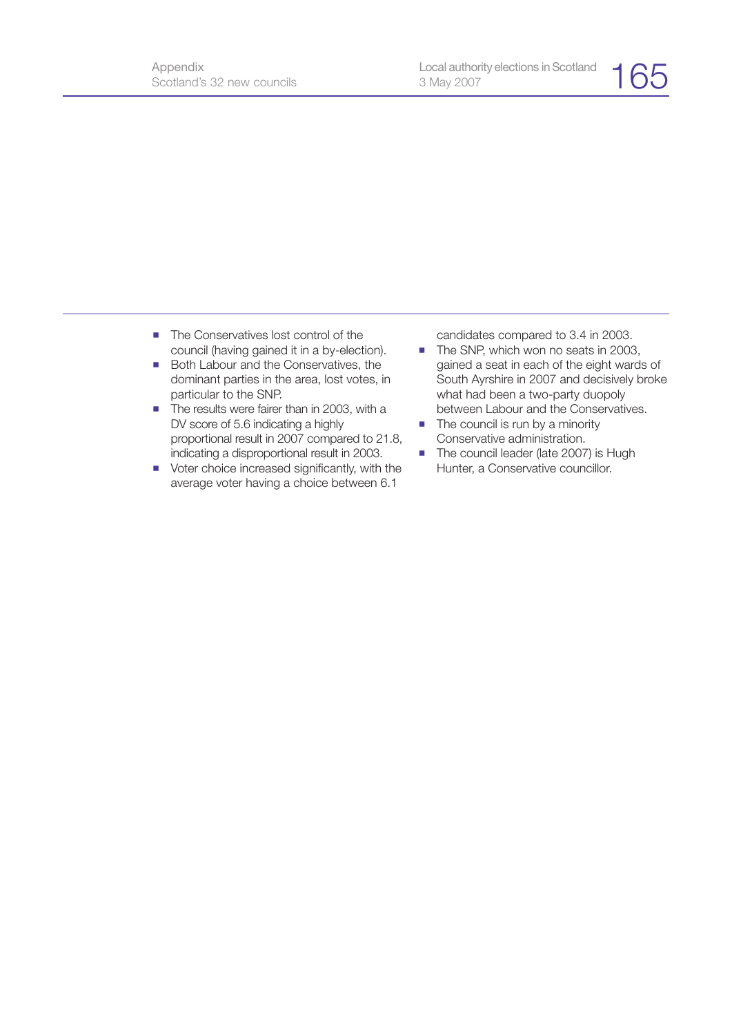- The Conservatives lost control of the council (having gained it in a by-election).
- Both Labour and the Conservatives, the dominant parties in the area, lost votes, in particular to the SNP.
- The results were fairer than in 2003, with a DV score of 5.6 indicating a highly proportional result in 2007 compared to 21.8, indicating a disproportional result in 2003.
- Voter choice increased significantly, with the average voter having a choice between 6.1 candidates compared to 3.4 in 2003.
- The SNP, which won no seats in 2003, gained a seat in each of the eight wards of South Ayrshire in 2007 and decisively broke what had been a two-party duopoly between Labour and the Conservatives.
- The council is run by a minority Conservative administration.
- The council leader (late 2007) is Hugh Hunter, a Conservative councillor.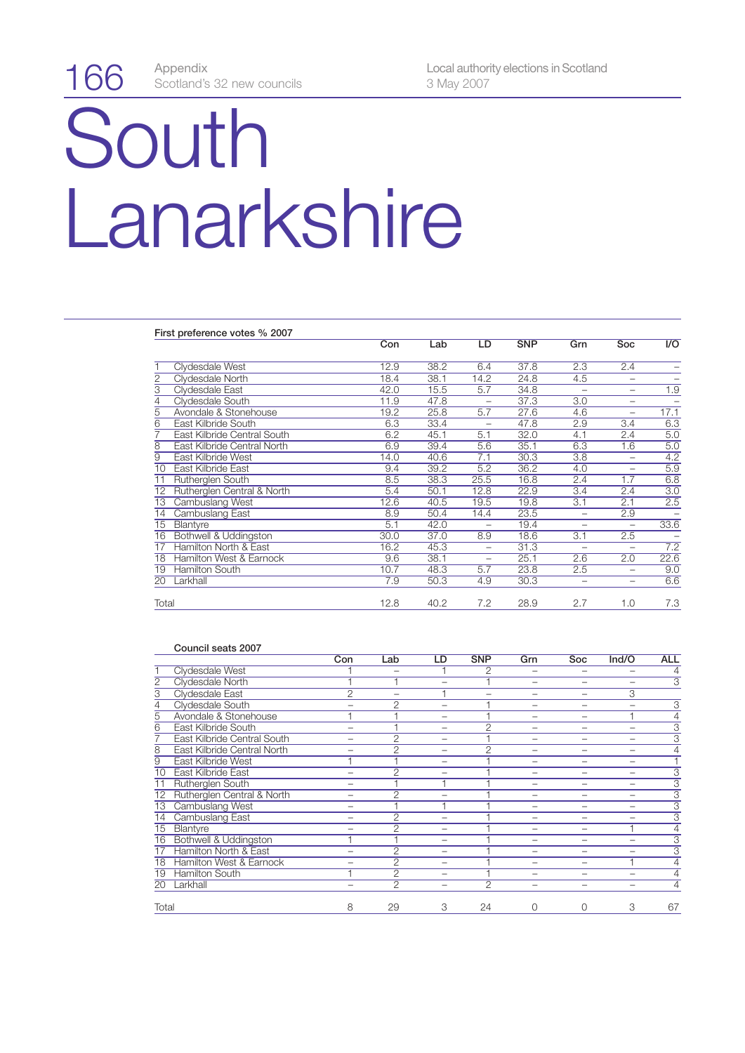# South Lanarkshire

**First preference votes % 2007**

| | | Con | Lab | LD | SNP | Grn | Soc | I/O |
|---|---|---|---|---|---|---|---|---|
| 1 | Clydesdale West | 12.9 | 38.2 | 6.4 | 37.8 | 2.3 | 2.4 | – |
| 2 | Clydesdale North | 18.4 | 38.1 | 14.2 | 24.8 | 4.5 | – | – |
| 3 | Clydesdale East | 42.0 | 15.5 | 5.7 | 34.8 | – | – | 1.9 |
| 4 | Clydesdale South | 11.9 | 47.8 | – | 37.3 | 3.0 | – | – |
| 5 | Avondale & Stonehouse | 19.2 | 25.8 | 5.7 | 27.6 | 4.6 | – | 17.1 |
| 6 | East Kilbride South | 6.3 | 33.4 | – | 47.8 | 2.9 | 3.4 | 6.3 |
| 7 | East Kilbride Central South | 6.2 | 45.1 | 5.1 | 32.0 | 4.1 | 2.4 | 5.0 |
| 8 | East Kilbride Central North | 6.9 | 39.4 | 5.6 | 35.1 | 6.3 | 1.6 | 5.0 |
| 9 | East Kilbride West | 14.0 | 40.6 | 7.1 | 30.3 | 3.8 | – | 4.2 |
| 10 | East Kilbride East | 9.4 | 39.2 | 5.2 | 36.2 | 4.0 | – | 5.9 |
| 11 | Rutherglen South | 8.5 | 38.3 | 25.5 | 16.8 | 2.4 | 1.7 | 6.8 |
| 12 | Rutherglen Central & North | 5.4 | 50.1 | 12.8 | 22.9 | 3.4 | 2.4 | 3.0 |
| 13 | Cambuslang West | 12.6 | 40.5 | 19.5 | 19.8 | 3.1 | 2.1 | 2.5 |
| 14 | Cambuslang East | 8.9 | 50.4 | 14.4 | 23.5 | – | 2.9 | – |
| 15 | Blantyre | 5.1 | 42.0 | – | 19.4 | – | – | 33.6 |
| 16 | Bothwell & Uddingston | 30.0 | 37.0 | 8.9 | 18.6 | 3.1 | 2.5 | – |
| 17 | Hamilton North & East | 16.2 | 45.3 | – | 31.3 | – | – | 7.2 |
| 18 | Hamilton West & Earnock | 9.6 | 38.1 | – | 25.1 | 2.6 | 2.0 | 22.6 |
| 19 | Hamilton South | 10.7 | 48.3 | 5.7 | 23.8 | 2.5 | – | 9.0 |
| 20 | Larkhall | 7.9 | 50.3 | 4.9 | 30.3 | – | – | 6.6 |
| Total | | 12.8 | 40.2 | 7.2 | 28.9 | 2.7 | 1.0 | 7.3 |

**Council seats 2007**

| | | Con | Lab | LD | SNP | Grn | Soc | Ind/O | ALL |
|---|---|---|---|---|---|---|---|---|---|
| 1 | Clydesdale West | 1 | – | 1 | 2 | – | – | – | 4 |
| 2 | Clydesdale North | 1 | 1 | – | 1 | – | – | – | 3 |
| 3 | Clydesdale East | 2 | – | 1 | – | – | – | 3 | |
| 4 | Clydesdale South | – | 2 | – | 1 | – | – | – | 3 |
| 5 | Avondale & Stonehouse | 1 | 1 | – | 1 | – | – | 1 | 4 |
| 6 | East Kilbride South | – | 1 | – | 2 | – | – | – | 3 |
| 7 | East Kilbride Central South | – | 2 | – | 1 | – | – | – | 3 |
| 8 | East Kilbride Central North | – | 2 | – | 2 | – | – | – | 4 |
| 9 | East Kilbride West | 1 | 1 | – | 1 | – | – | – | 1 |
| 10 | East Kilbride East | – | 2 | – | 1 | – | – | – | 3 |
| 11 | Rutherglen South | – | 1 | 1 | 1 | – | – | – | 3 |
| 12 | Rutherglen Central & North | – | 2 | – | 1 | – | – | – | 3 |
| 13 | Cambuslang West | – | 1 | 1 | 1 | – | – | – | 3 |
| 14 | Cambuslang East | – | 2 | – | 1 | – | – | – | 3 |
| 15 | Blantyre | – | 2 | – | 1 | – | – | 1 | 4 |
| 16 | Bothwell & Uddingston | 1 | 1 | – | 1 | – | – | – | 3 |
| 17 | Hamilton North & East | – | 2 | – | 1 | – | – | – | 3 |
| 18 | Hamilton West & Earnock | – | 2 | – | 1 | – | – | 1 | 4 |
| 19 | Hamilton South | 1 | 2 | – | 1 | – | – | – | 4 |
| 20 | Larkhall | – | 2 | – | 2 | – | – | – | 4 |
| Total | | 8 | 29 | 3 | 24 | 0 | 0 | 3 | 67 |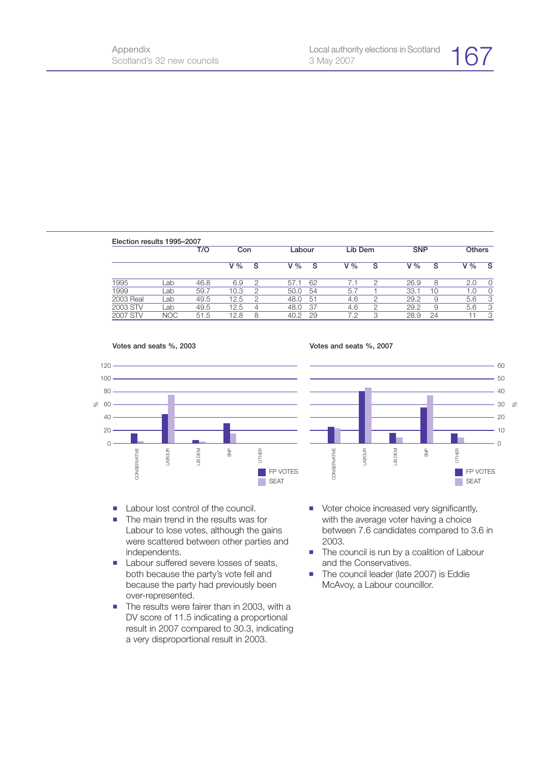**Election results 1995–2007**

| | | T/O | Con | | Labour | | Lib Dem | | SNP | | Others | |
|---|---|---|---|---|---|---|---|---|---|---|---|---|
| | | | V % | S | V % | S | V % | S | V % | S | V % | S |
| 1995 | Lab | 46.8 | 6.9 | 2 | 57.1 | 62 | 7.1 | 2 | 26.9 | 8 | 2.0 | 0 |
| 1999 | Lab | 59.7 | 10.3 | 2 | 50.0 | 54 | 5.7 | 1 | 33.1 | 10 | 1.0 | 0 |
| 2003 Real | Lab | 49.5 | 12.5 | 2 | 48.0 | 51 | 4.6 | 2 | 29.2 | 9 | 5.6 | 3 |
| 2003 STV | Lab | 49.5 | 12.5 | 4 | 48.0 | 37 | 4.6 | 2 | 29.2 | 9 | 5.6 | 3 |
| 2007 STV | NOC | 51.5 | 12.8 | 8 | 40.2 | 29 | 7.2 | 3 | 28.9 | 24 | 11 | 3 |

**Votes and seats %, 2003**

**Votes and seats %, 2007**

- Labour lost control of the council.
- The main trend in the results was for Labour to lose votes, although the gains were scattered between other parties and independents.
- Labour suffered severe losses of seats, both because the party's vote fell and because the party had previously been over-represented.
- The results were fairer than in 2003, with a DV score of 11.5 indicating a proportional result in 2007 compared to 30.3, indicating a very disproportional result in 2003.
- Voter choice increased very significantly, with the average voter having a choice between 7.6 candidates compared to 3.6 in 2003.
- The council is run by a coalition of Labour and the Conservatives.
- The council leader (late 2007) is Eddie McAvoy, a Labour councillor.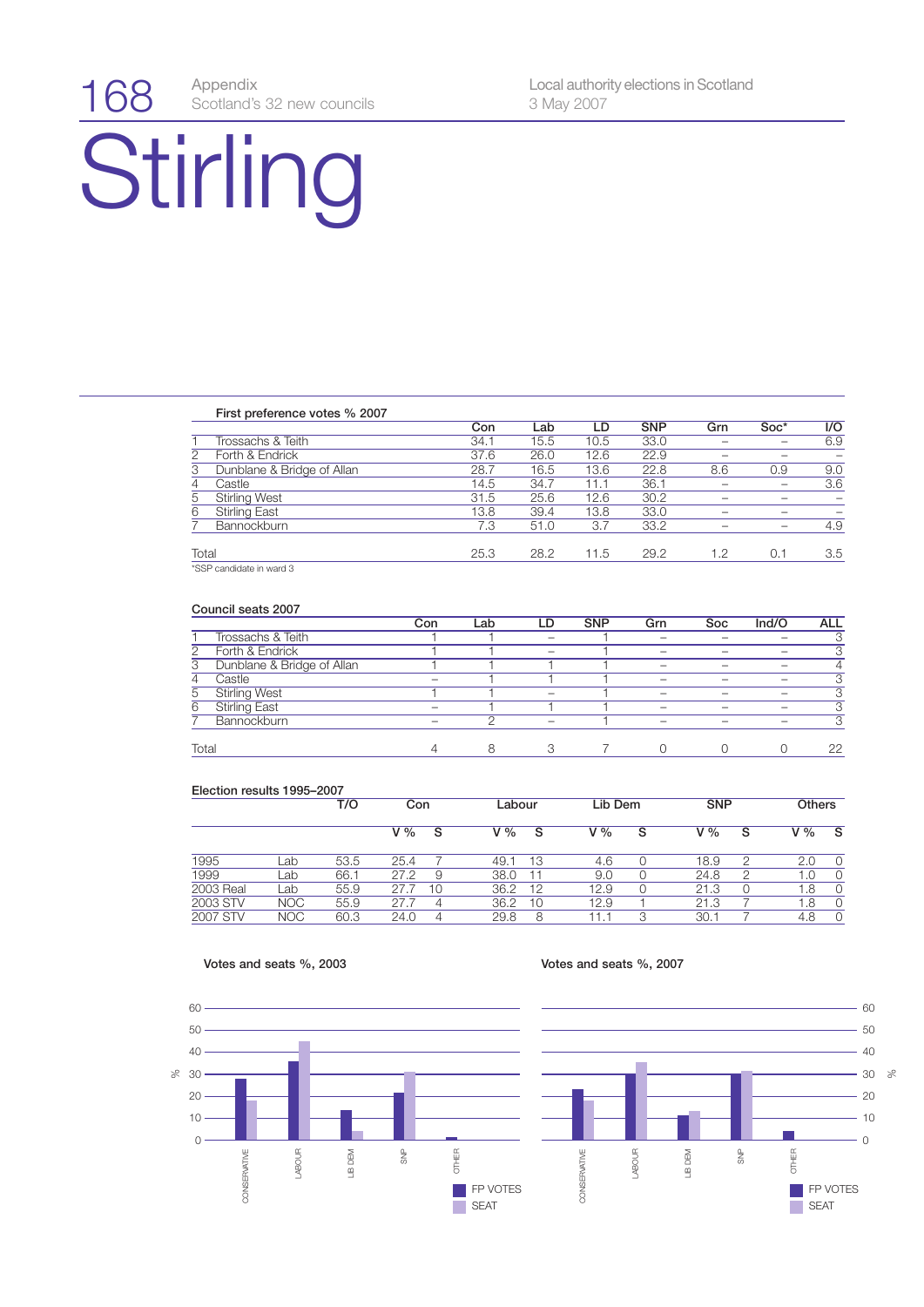# Stirling

### First preference votes % 2007

| | | Con | Lab | LD | SNP | Grn | Soc* | I/O |
|---|---|---|---|---|---|---|---|---|
| 1 | Trossachs & Teith | 34.1 | 15.5 | 10.5 | 33.0 | – | – | 6.9 |
| 2 | Forth & Endrick | 37.6 | 26.0 | 12.6 | 22.9 | – | – | – |
| 3 | Dunblane & Bridge of Allan | 28.7 | 16.5 | 13.6 | 22.8 | 8.6 | 0.9 | 9.0 |
| 4 | Castle | 14.5 | 34.7 | 11.1 | 36.1 | – | – | 3.6 |
| 5 | Stirling West | 31.5 | 25.6 | 12.6 | 30.2 | – | – | – |
| 6 | Stirling East | 13.8 | 39.4 | 13.8 | 33.0 | – | – | – |
| 7 | Bannockburn | 7.3 | 51.0 | 3.7 | 33.2 | – | – | 4.9 |
| Total | | 25.3 | 28.2 | 11.5 | 29.2 | 1.2 | 0.1 | 3.5 |

*SSP candidate in ward 3

### Council seats 2007

| | | Con | Lab | LD | SNP | Grn | Soc | Ind/O | ALL |
|---|---|---|---|---|---|---|---|---|---|
| 1 | Trossachs & Teith | 1 | 1 | – | 1 | – | – | – | 3 |
| 2 | Forth & Endrick | 1 | 1 | – | 1 | – | – | – | 3 |
| 3 | Dunblane & Bridge of Allan | 1 | 1 | 1 | 1 | – | – | – | 4 |
| 4 | Castle | – | 1 | 1 | 1 | – | – | – | 3 |
| 5 | Stirling West | 1 | 1 | – | 1 | – | – | – | 3 |
| 6 | Stirling East | – | 1 | 1 | 1 | – | – | – | 3 |
| 7 | Bannockburn | – | 2 | – | 1 | – | – | – | 3 |
| Total | | 4 | 8 | 3 | 7 | 0 | 0 | 0 | 22 |

### Election results 1995–2007

| | | T/O | Con | | Labour | | Lib Dem | | SNP | | Others | |
|---|---|---|---|---|---|---|---|---|---|---|---|---|
| | | | V % | S | V % | S | V % | S | V % | S | V % | S |
| 1995 | Lab | 53.5 | 25.4 | 7 | 49.1 | 13 | 4.6 | 0 | 18.9 | 2 | 2.0 | 0 |
| 1999 | Lab | 66.1 | 27.2 | 9 | 38.0 | 11 | 9.0 | 0 | 24.8 | 2 | 1.0 | 0 |
| 2003 Real | Lab | 55.9 | 27.7 | 10 | 36.2 | 12 | 12.9 | 0 | 21.3 | 0 | 1.8 | 0 |
| 2003 STV | NOC | 55.9 | 27.7 | 4 | 36.2 | 10 | 12.9 | 1 | 21.3 | 7 | 1.8 | 0 |
| 2007 STV | NOC | 60.3 | 24.0 | 4 | 29.8 | 8 | 11.1 | 3 | 30.1 | 7 | 4.8 | 0 |

Votes and seats %, 2003

Votes and seats %, 2007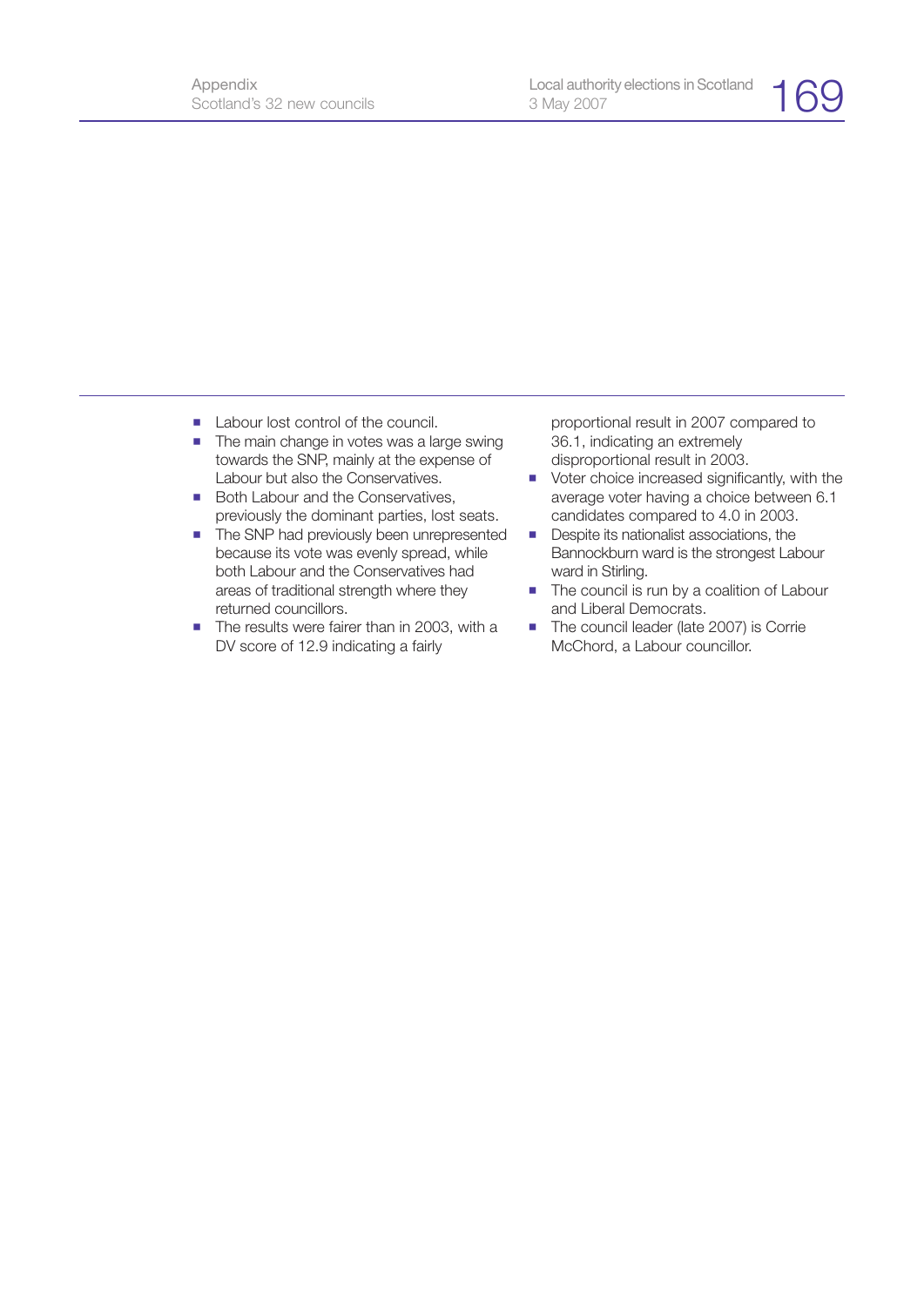- Labour lost control of the council.
- The main change in votes was a large swing towards the SNP, mainly at the expense of Labour but also the Conservatives.
- Both Labour and the Conservatives, previously the dominant parties, lost seats.
- The SNP had previously been unrepresented because its vote was evenly spread, while both Labour and the Conservatives had areas of traditional strength where they returned councillors.
- The results were fairer than in 2003, with a DV score of 12.9 indicating a fairly proportional result in 2007 compared to 36.1, indicating an extremely disproportional result in 2003.
- Voter choice increased significantly, with the average voter having a choice between 6.1 candidates compared to 4.0 in 2003.
- Despite its nationalist associations, the Bannockburn ward is the strongest Labour ward in Stirling.
- The council is run by a coalition of Labour and Liberal Democrats.
- The council leader (late 2007) is Corrie McChord, a Labour councillor.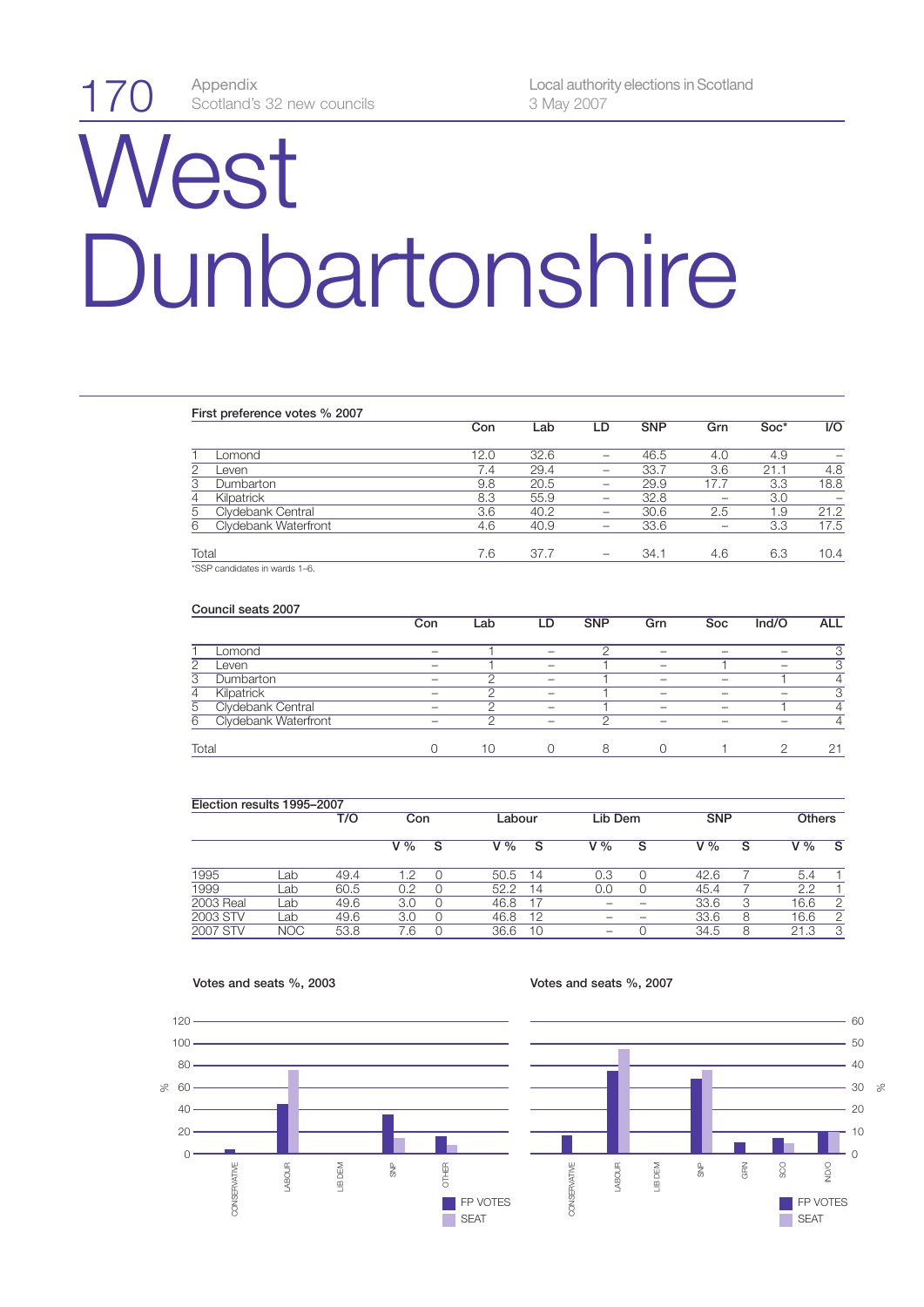# West Dunbartonshire

### First preference votes % 2007

| | | Con | Lab | LD | SNP | Grn | Soc* | I/O |
|---|---|---|---|---|---|---|---|---|
| 1 | Lomond | 12.0 | 32.6 | – | 46.5 | 4.0 | 4.9 | – |
| 2 | Leven | 7.4 | 29.4 | – | 33.7 | 3.6 | 21.1 | 4.8 |
| 3 | Dumbarton | 9.8 | 20.5 | – | 29.9 | 17.7 | 3.3 | 18.8 |
| 4 | Kilpatrick | 8.3 | 55.9 | – | 32.8 | – | 3.0 | – |
| 5 | Clydebank Central | 3.6 | 40.2 | – | 30.6 | 2.5 | 1.9 | 21.2 |
| 6 | Clydebank Waterfront | 4.6 | 40.9 | – | 33.6 | – | 3.3 | 17.5 |
| Total | | 7.6 | 37.7 | – | 34.1 | 4.6 | 6.3 | 10.4 |

*SSP candidates in wards 1–6.

### Council seats 2007

| | | Con | Lab | LD | SNP | Grn | Soc | Ind/O | ALL |
|---|---|---|---|---|---|---|---|---|---|
| 1 | Lomond | – | 1 | – | 2 | – | – | – | 3 |
| 2 | Leven | – | 1 | – | 1 | – | 1 | – | 3 |
| 3 | Dumbarton | – | 2 | – | 1 | – | – | 1 | 4 |
| 4 | Kilpatrick | – | 2 | – | 1 | – | – | – | 3 |
| 5 | Clydebank Central | – | 2 | – | 1 | – | – | 1 | 4 |
| 6 | Clydebank Waterfront | – | 2 | – | 2 | – | – | – | 4 |
| Total | | 0 | 10 | 0 | 8 | 0 | 1 | 2 | 21 |

### Election results 1995–2007

| | | T/O | Con | | Labour | | Lib Dem | | SNP | | Others | |
|---|---|---|---|---|---|---|---|---|---|---|---|---|
| | | | V % | S | V % | S | V % | S | V % | S | V % | S |
| 1995 | Lab | 49.4 | 1.2 | 0 | 50.5 | 14 | 0.3 | 0 | 42.6 | 7 | 5.4 | 1 |
| 1999 | Lab | 60.5 | 0.2 | 0 | 52.2 | 14 | 0.0 | 0 | 45.4 | 7 | 2.2 | 1 |
| 2003 Real | Lab | 49.6 | 3.0 | 0 | 46.8 | 17 | – | – | 33.6 | 3 | 16.6 | 2 |
| 2003 STV | Lab | 49.6 | 3.0 | 0 | 46.8 | 12 | – | – | 33.6 | 8 | 16.6 | 2 |
| 2007 STV | NOC | 53.8 | 7.6 | 0 | 36.6 | 10 | – | 0 | 34.5 | 8 | 21.3 | 3 |

Votes and seats %, 2003

Votes and seats %, 2007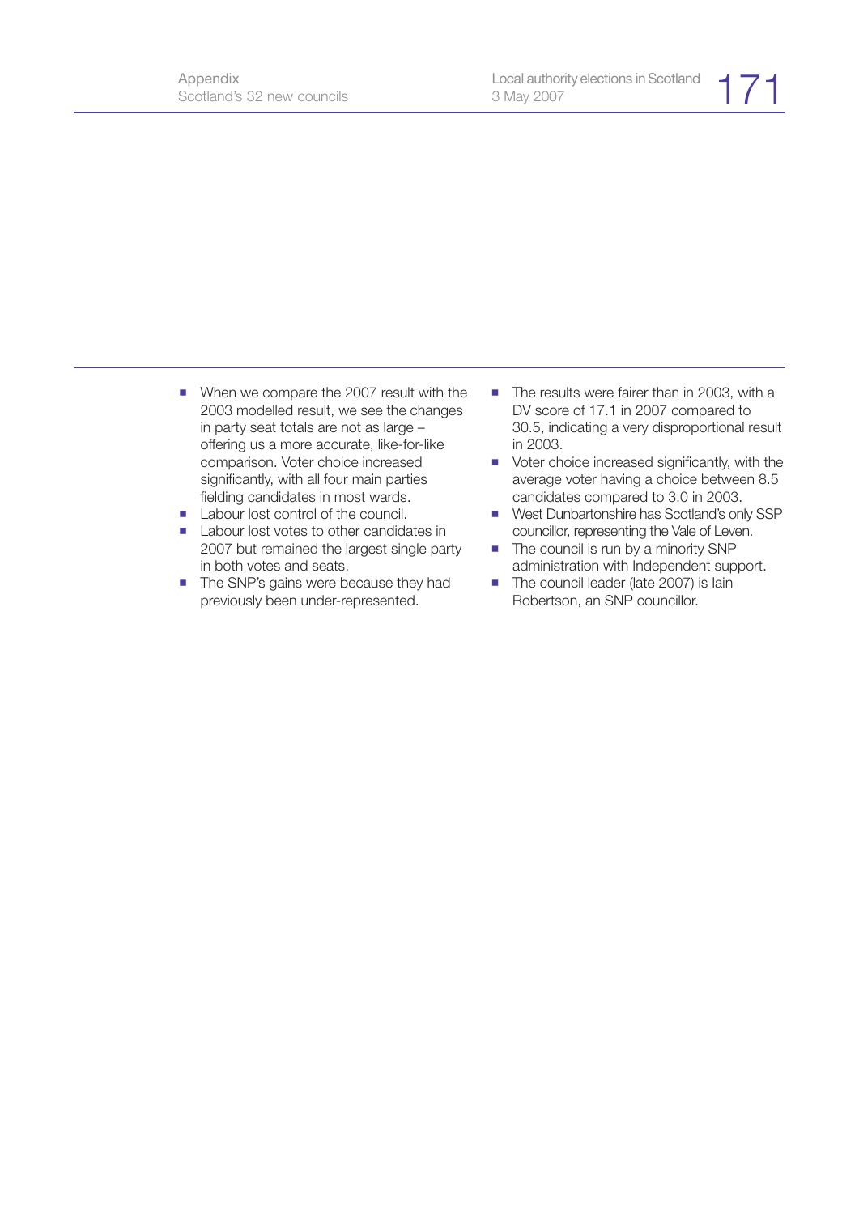- When we compare the 2007 result with the 2003 modelled result, we see the changes in party seat totals are not as large – offering us a more accurate, like-for-like comparison. Voter choice increased significantly, with all four main parties fielding candidates in most wards.
- Labour lost control of the council.
- Labour lost votes to other candidates in 2007 but remained the largest single party in both votes and seats.
- The SNP's gains were because they had previously been under-represented.
- The results were fairer than in 2003, with a DV score of 17.1 in 2007 compared to 30.5, indicating a very disproportional result in 2003.
- Voter choice increased significantly, with the average voter having a choice between 8.5 candidates compared to 3.0 in 2003.
- West Dunbartonshire has Scotland's only SSP councillor, representing the Vale of Leven.
- The council is run by a minority SNP administration with Independent support.
- The council leader (late 2007) is Iain Robertson, an SNP councillor.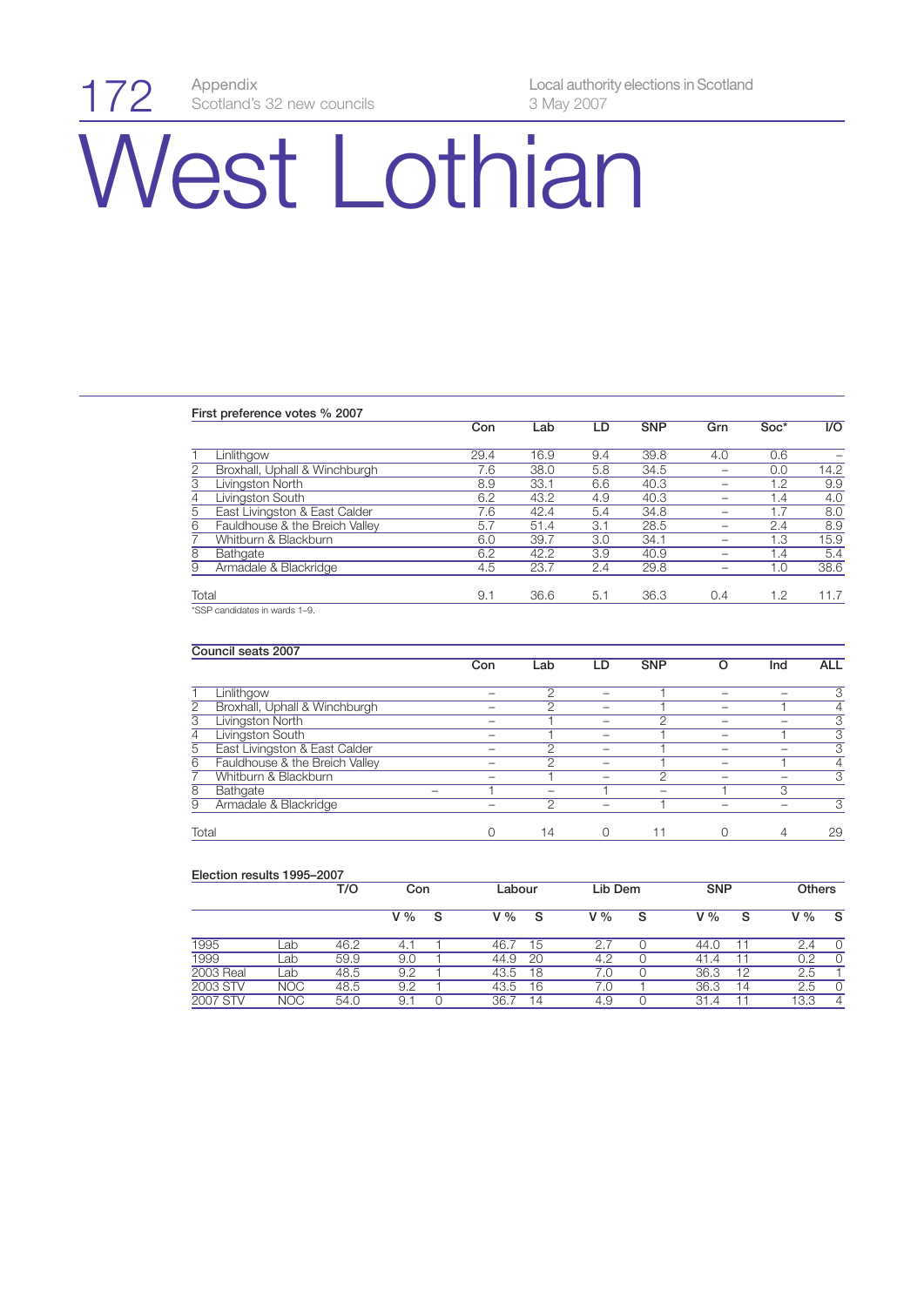# West Lothian

**First preference votes % 2007**

| | | Con | Lab | LD | SNP | Grn | Soc* | I/O |
|---|---|---|---|---|---|---|---|---|
| 1 | Linlithgow | 29.4 | 16.9 | 9.4 | 39.8 | 4.0 | 0.6 | – |
| 2 | Broxhall, Uphall & Winchburgh | 7.6 | 38.0 | 5.8 | 34.5 | – | 0.0 | 14.2 |
| 3 | Livingston North | 8.9 | 33.1 | 6.6 | 40.3 | – | 1.2 | 9.9 |
| 4 | Livingston South | 6.2 | 43.2 | 4.9 | 40.3 | – | 1.4 | 4.0 |
| 5 | East Livingston & East Calder | 7.6 | 42.4 | 5.4 | 34.8 | – | 1.7 | 8.0 |
| 6 | Fauldhouse & the Breich Valley | 5.7 | 51.4 | 3.1 | 28.5 | – | 2.4 | 8.9 |
| 7 | Whitburn & Blackburn | 6.0 | 39.7 | 3.0 | 34.1 | – | 1.3 | 15.9 |
| 8 | Bathgate | 6.2 | 42.2 | 3.9 | 40.9 | – | 1.4 | 5.4 |
| 9 | Armadale & Blackridge | 4.5 | 23.7 | 2.4 | 29.8 | – | 1.0 | 38.6 |
| | Total | 9.1 | 36.6 | 5.1 | 36.3 | 0.4 | 1.2 | 11.7 |

*SSP candidates in wards 1–9.

**Council seats 2007**

| | | Con | Lab | LD | SNP | O | Ind | ALL |
|---|---|---|---|---|---|---|---|---|
| 1 | Linlithgow | – | 2 | – | 1 | – | – | 3 |
| 2 | Broxhall, Uphall & Winchburgh | – | 2 | – | 1 | – | 1 | 4 |
| 3 | Livingston North | – | 1 | – | 2 | – | – | 3 |
| 4 | Livingston South | – | 1 | – | 1 | – | 1 | 3 |
| 5 | East Livingston & East Calder | – | 2 | – | 1 | – | – | 3 |
| 6 | Fauldhouse & the Breich Valley | – | 2 | – | 1 | – | 1 | 4 |
| 7 | Whitburn & Blackburn | – | 1 | – | 2 | – | – | 3 |
| 8 | Bathgate – | 1 | – | 1 | – | 1 | 3 | |
| 9 | Armadale & Blackridge | – | 2 | – | 1 | – | – | 3 |
| | Total | 0 | 14 | 0 | 11 | 0 | 4 | 29 |

**Election results 1995–2007**

| | | T/O | Con | | Labour | | Lib Dem | | SNP | | Others | |
|---|---|---|---|---|---|---|---|---|---|---|---|---|
| | | | V % | S | V % | S | V % | S | V % | S | V % | S |
| 1995 | Lab | 46.2 | 4.1 | 1 | 46.7 | 15 | 2.7 | 0 | 44.0 | 11 | 2.4 | 0 |
| 1999 | Lab | 59.9 | 9.0 | 1 | 44.9 | 20 | 4.2 | 0 | 41.4 | 11 | 0.2 | 0 |
| 2003 Real | Lab | 48.5 | 9.2 | 1 | 43.5 | 18 | 7.0 | 0 | 36.3 | 12 | 2.5 | 1 |
| 2003 STV | NOC | 48.5 | 9.2 | 1 | 43.5 | 16 | 7.0 | 1 | 36.3 | 14 | 2.5 | 0 |
| 2007 STV | NOC | 54.0 | 9.1 | 0 | 36.7 | 14 | 4.9 | 0 | 31.4 | 11 | 13.3 | 4 |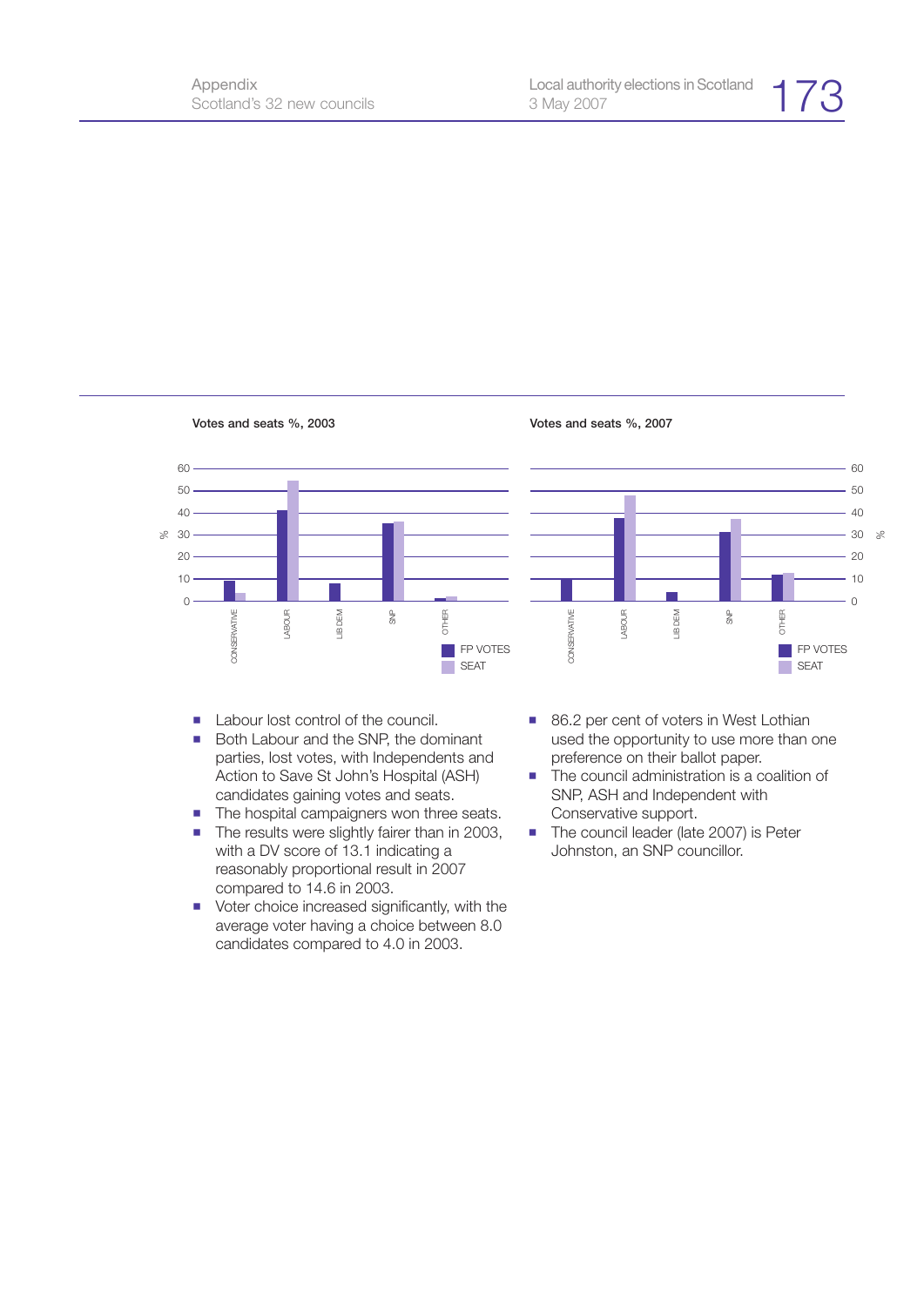**Votes and seats %, 2003**

**Votes and seats %, 2007**

- Labour lost control of the council.
- Both Labour and the SNP, the dominant parties, lost votes, with Independents and Action to Save St John's Hospital (ASH) candidates gaining votes and seats.
- The hospital campaigners won three seats.
- The results were slightly fairer than in 2003, with a DV score of 13.1 indicating a reasonably proportional result in 2007 compared to 14.6 in 2003.
- Voter choice increased significantly, with the average voter having a choice between 8.0 candidates compared to 4.0 in 2003.
- 86.2 per cent of voters in West Lothian used the opportunity to use more than one preference on their ballot paper.
- The council administration is a coalition of SNP, ASH and Independent with Conservative support.
- The council leader (late 2007) is Peter Johnston, an SNP councillor.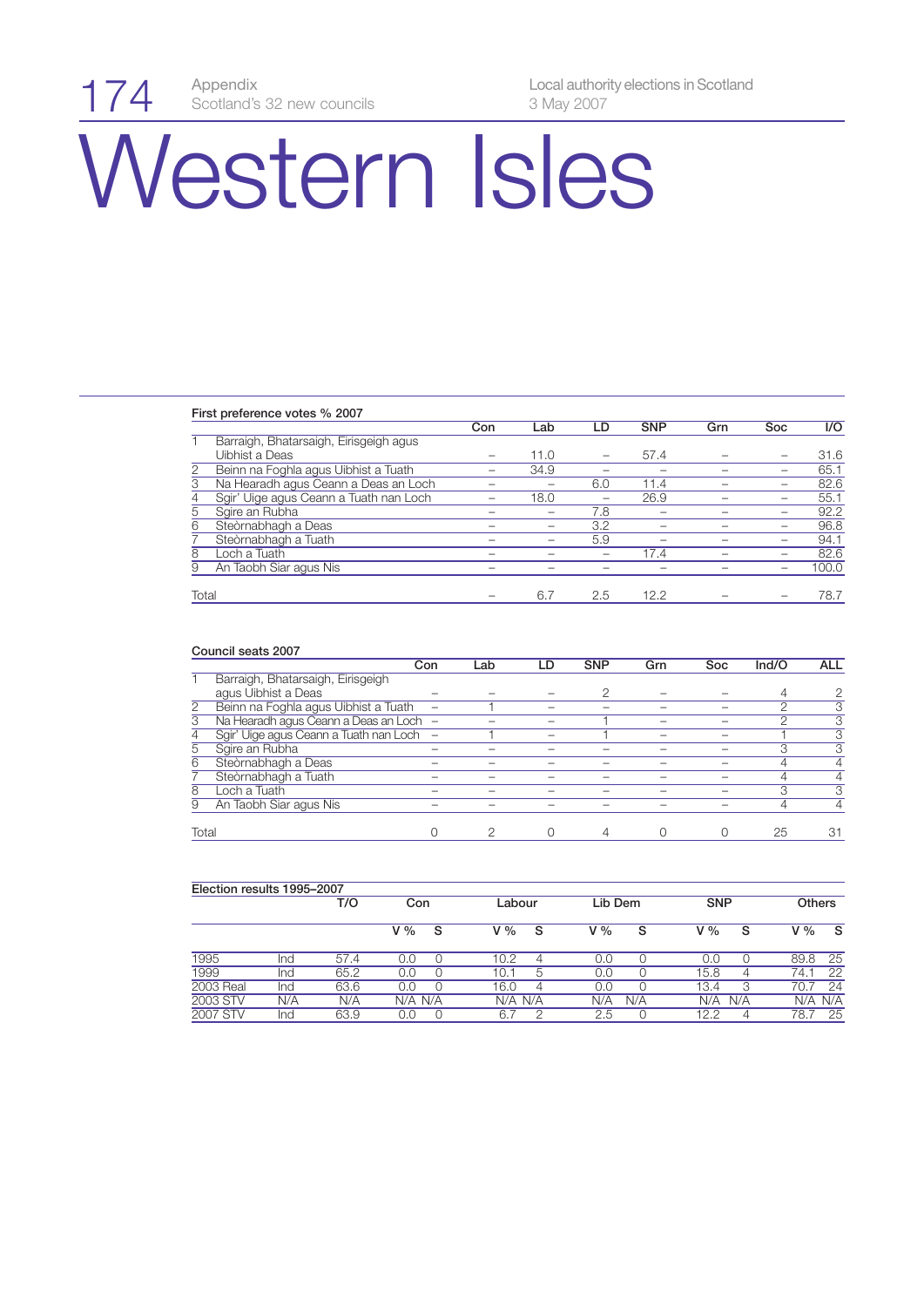# Western Isles

**First preference votes % 2007**

| | | Con | Lab | LD | SNP | Grn | Soc | I/O |
|---|---|---|---|---|---|---|---|---|
| 1 | Barraigh, Bhatarsaigh, Eirisgeigh agus Uibhist a Deas | – | 11.0 | – | 57.4 | – | – | 31.6 |
| 2 | Beinn na Foghla agus Uibhist a Tuath | – | 34.9 | – | – | – | – | 65.1 |
| 3 | Na Hearadh agus Ceann a Deas an Loch | – | – | 6.0 | 11.4 | – | – | 82.6 |
| 4 | Sgir' Uige agus Ceann a Tuath nan Loch | – | 18.0 | – | 26.9 | – | – | 55.1 |
| 5 | Sgire an Rubha | – | – | 7.8 | – | – | – | 92.2 |
| 6 | Steòrnabhagh a Deas | – | – | 3.2 | – | – | – | 96.8 |
| 7 | Steòrnabhagh a Tuath | – | – | 5.9 | – | – | – | 94.1 |
| 8 | Loch a Tuath | – | – | – | 17.4 | – | – | 82.6 |
| 9 | An Taobh Siar agus Nis | – | – | – | – | – | – | 100.0 |
| | Total | – | 6.7 | 2.5 | 12.2 | – | – | 78.7 |

**Council seats 2007**

| | | Con | Lab | LD | SNP | Grn | Soc | Ind/O | ALL |
|---|---|---|---|---|---|---|---|---|---|
| 1 | Barraigh, Bhatarsaigh, Eirisgeigh agus Uibhist a Deas | – | – | – | 2 | – | – | 4 | 2 |
| 2 | Beinn na Foghla agus Uibhist a Tuath | – | 1 | – | – | – | – | 2 | 3 |
| 3 | Na Hearadh agus Ceann a Deas an Loch | – | – | – | 1 | – | – | 2 | 3 |
| 4 | Sgir' Uige agus Ceann a Tuath nan Loch | – | 1 | – | 1 | – | – | 1 | 3 |
| 5 | Sgire an Rubha | – | – | – | – | – | – | 3 | 3 |
| 6 | Steòrnabhagh a Deas | – | – | – | – | – | – | 4 | 4 |
| 7 | Steòrnabhagh a Tuath | – | – | – | – | – | – | 4 | 4 |
| 8 | Loch a Tuath | – | – | – | – | – | – | 3 | 3 |
| 9 | An Taobh Siar agus Nis | – | – | – | – | – | – | 4 | 4 |
| | Total | 0 | 2 | 0 | 4 | 0 | 0 | 25 | 31 |

**Election results 1995–2007**

| | | T/O | Con | | Labour | | Lib Dem | | SNP | | Others | |
|---|---|---|---|---|---|---|---|---|---|---|---|---|
| | | | V % | S | V % | S | V % | S | V % | S | V % | S |
| 1995 | Ind | 57.4 | 0.0 | 0 | 10.2 | 4 | 0.0 | 0 | 0.0 | 0 | 89.8 | 25 |
| 1999 | Ind | 65.2 | 0.0 | 0 | 10.1 | 5 | 0.0 | 0 | 15.8 | 4 | 74.1 | 22 |
| 2003 Real | Ind | 63.6 | 0.0 | 0 | 16.0 | 4 | 0.0 | 0 | 13.4 | 3 | 70.7 | 24 |
| 2003 STV | N/A | N/A | N/A | N/A | N/A | N/A | N/A | N/A | N/A | N/A | N/A | N/A |
| 2007 STV | Ind | 63.9 | 0.0 | 0 | 6.7 | 2 | 2.5 | 0 | 12.2 | 4 | 78.7 | 25 |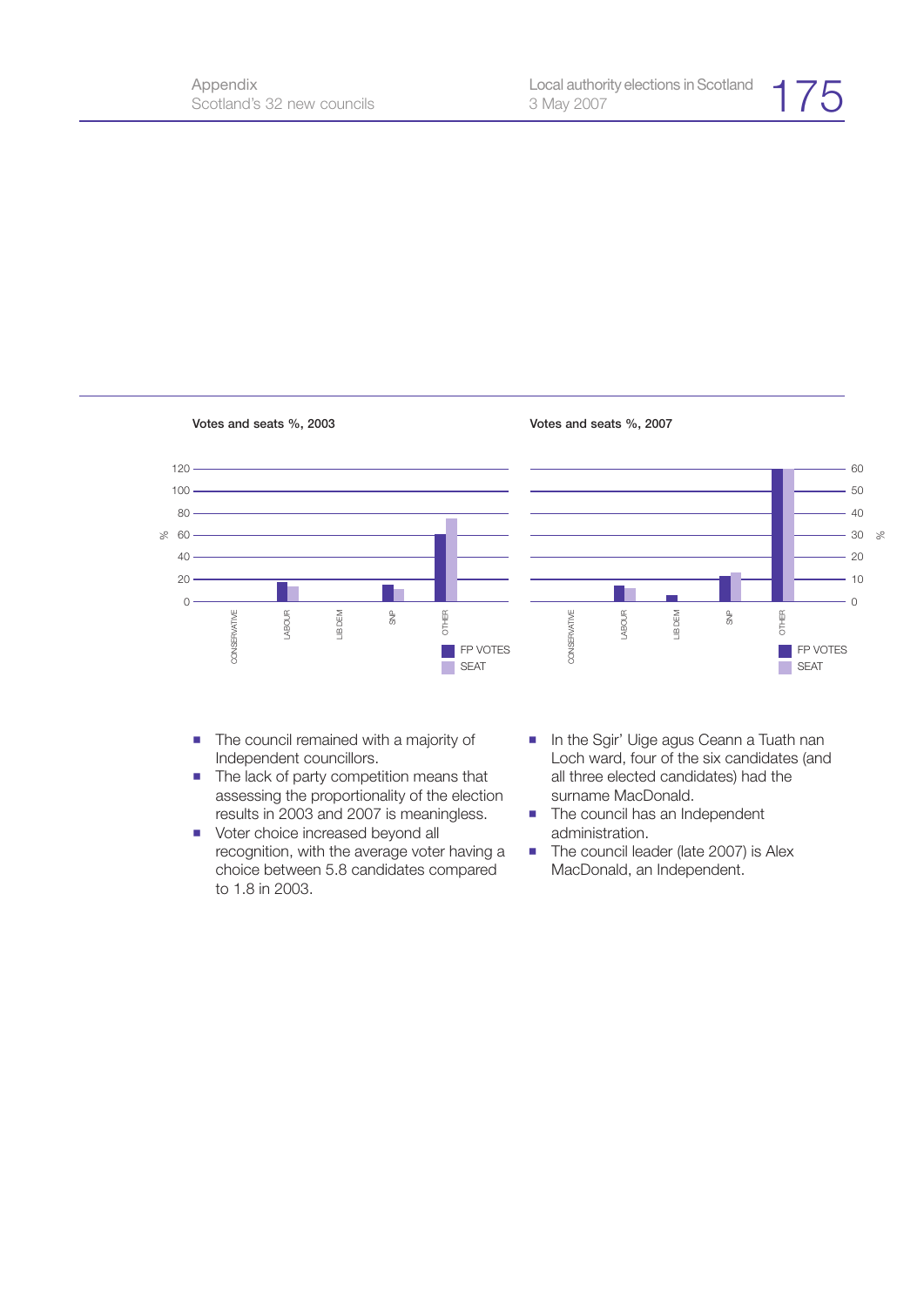Votes and seats %, 2003

Votes and seats %, 2007

- The council remained with a majority of Independent councillors.
- The lack of party competition means that assessing the proportionality of the election results in 2003 and 2007 is meaningless.
- Voter choice increased beyond all recognition, with the average voter having a choice between 5.8 candidates compared to 1.8 in 2003.
- In the Sgir' Uige agus Ceann a Tuath nan Loch ward, four of the six candidates (and all three elected candidates) had the surname MacDonald.
- The council has an Independent administration.
- The council leader (late 2007) is Alex MacDonald, an Independent.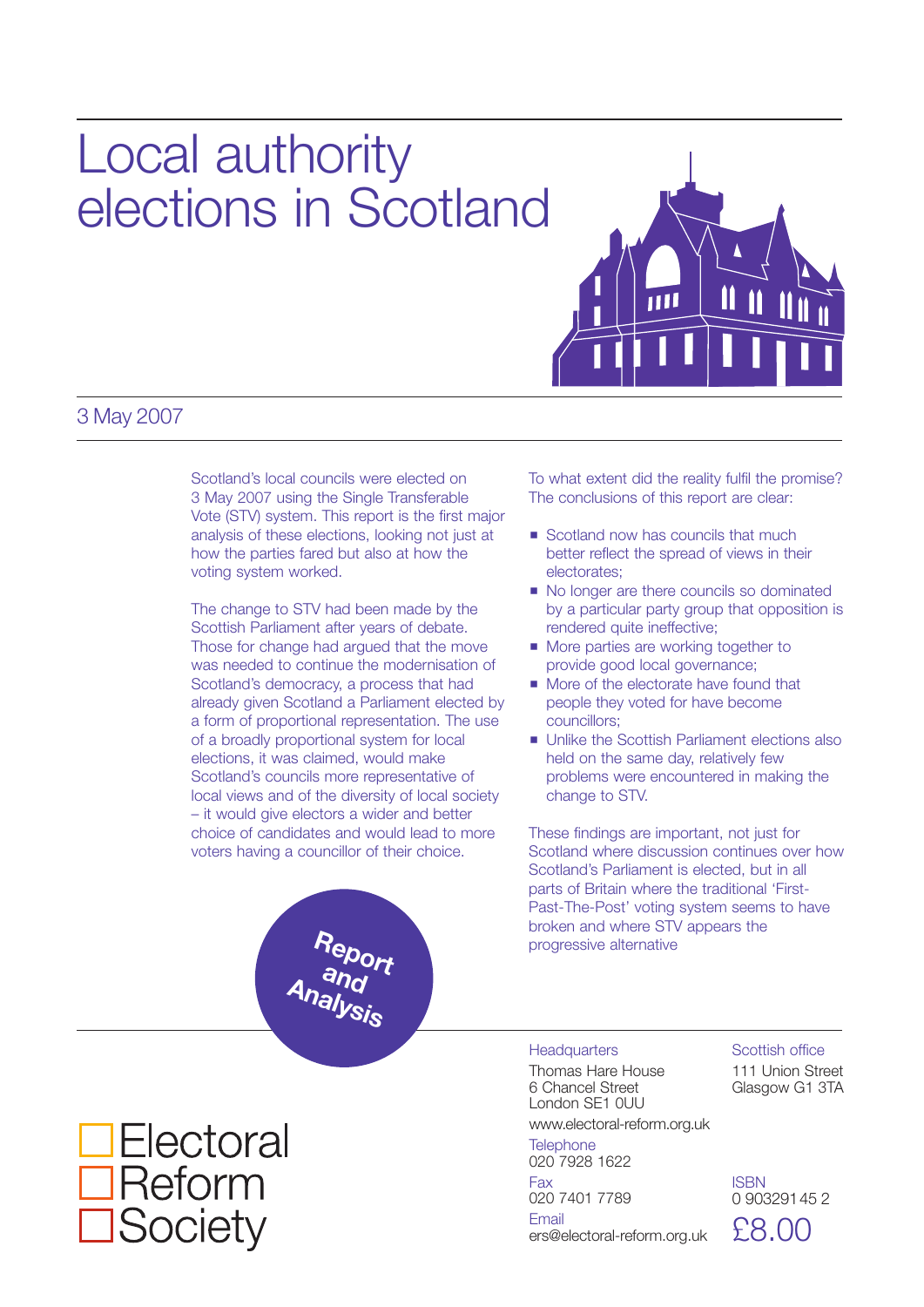# Local authority elections in Scotland

3 May 2007

Scotland's local councils were elected on 3 May 2007 using the Single Transferable Vote (STV) system. This report is the first major analysis of these elections, looking not just at how the parties fared but also at how the voting system worked.

The change to STV had been made by the Scottish Parliament after years of debate. Those for change had argued that the move was needed to continue the modernisation of Scotland's democracy, a process that had already given Scotland a Parliament elected by a form of proportional representation. The use of a broadly proportional system for local elections, it was claimed, would make Scotland's councils more representative of local views and of the diversity of local society – it would give electors a wider and better choice of candidates and would lead to more voters having a councillor of their choice.

To what extent did the reality fulfil the promise? The conclusions of this report are clear:

- Scotland now has councils that much better reflect the spread of views in their electorates;
- No longer are there councils so dominated by a particular party group that opposition is rendered quite ineffective;
- More parties are working together to provide good local governance;
- More of the electorate have found that people they voted for have become councillors;
- Unlike the Scottish Parliament elections also held on the same day, relatively few problems were encountered in making the change to STV.

These findings are important, not just for Scotland where discussion continues over how Scotland's Parliament is elected, but in all parts of Britain where the traditional 'First-Past-The-Post' voting system seems to have broken and where STV appears the progressive alternative

Report and Analysis

Electoral Reform Society

Headquarters
Thomas Hare House
6 Chancel Street
London SE1 0UU
www.electoral-reform.org.uk

Telephone
020 7928 1622

Fax
020 7401 7789

Email
ers@electoral-reform.org.uk

Scottish office
111 Union Street
Glasgow G1 3TA

ISBN
0 903291 45 2

£8.00